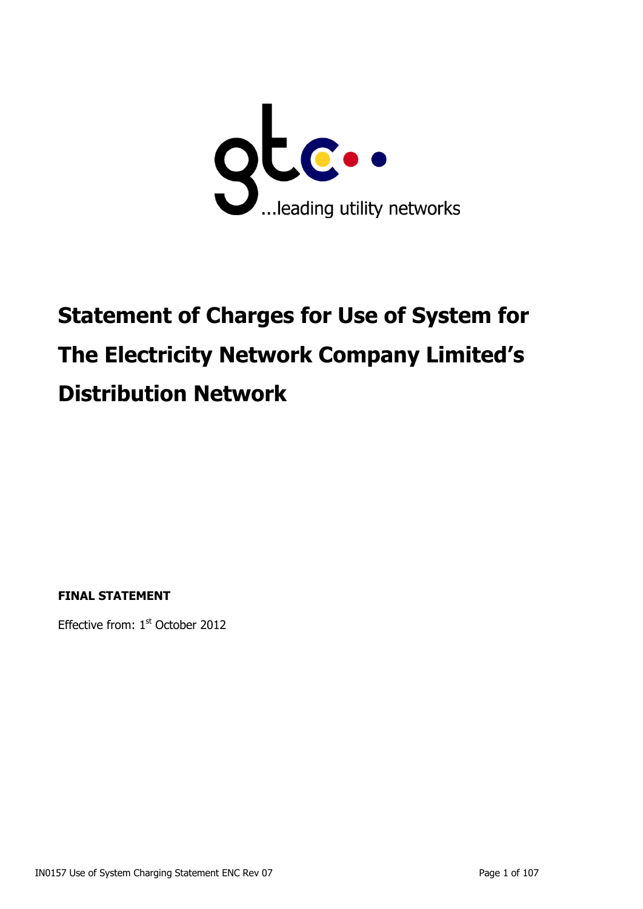# Statement of Charges for Use of System for The Electricity Network Company Limited's Distribution Network

**FINAL STATEMENT**

Effective from: 1st October 2012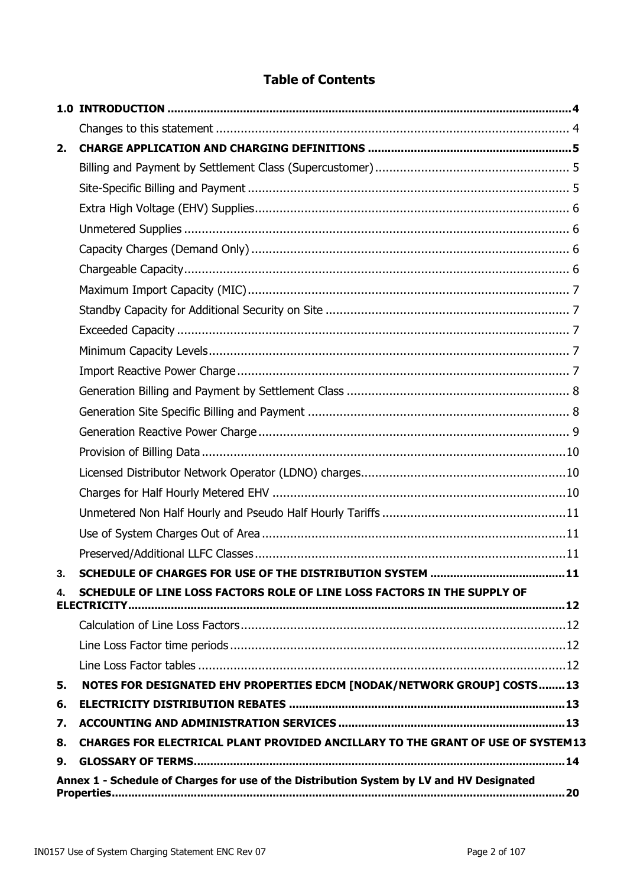# Table of Contents

| | | |
|---|---|---|
| **1.0** | **INTRODUCTION** | **4** |
| | Changes to this statement | 4 |
| **2.** | **CHARGE APPLICATION AND CHARGING DEFINITIONS** | **5** |
| | Billing and Payment by Settlement Class (Supercustomer) | 5 |
| | Site-Specific Billing and Payment | 5 |
| | Extra High Voltage (EHV) Supplies | 6 |
| | Unmetered Supplies | 6 |
| | Capacity Charges (Demand Only) | 6 |
| | Chargeable Capacity | 6 |
| | Maximum Import Capacity (MIC) | 7 |
| | Standby Capacity for Additional Security on Site | 7 |
| | Exceeded Capacity | 7 |
| | Minimum Capacity Levels | 7 |
| | Import Reactive Power Charge | 7 |
| | Generation Billing and Payment by Settlement Class | 8 |
| | Generation Site Specific Billing and Payment | 8 |
| | Generation Reactive Power Charge | 9 |
| | Provision of Billing Data | 10 |
| | Licensed Distributor Network Operator (LDNO) charges | 10 |
| | Charges for Half Hourly Metered EHV | 10 |
| | Unmetered Non Half Hourly and Pseudo Half Hourly Tariffs | 11 |
| | Use of System Charges Out of Area | 11 |
| | Preserved/Additional LLFC Classes | 11 |
| **3.** | **SCHEDULE OF CHARGES FOR USE OF THE DISTRIBUTION SYSTEM** | **11** |
| **4.** | **SCHEDULE OF LINE LOSS FACTORS ROLE OF LINE LOSS FACTORS IN THE SUPPLY OF ELECTRICITY** | **12** |
| | Calculation of Line Loss Factors | 12 |
| | Line Loss Factor time periods | 12 |
| | Line Loss Factor tables | 12 |
| **5.** | **NOTES FOR DESIGNATED EHV PROPERTIES EDCM [NODAK/NETWORK GROUP] COSTS** | **13** |
| **6.** | **ELECTRICITY DISTRIBUTION REBATES** | **13** |
| **7.** | **ACCOUNTING AND ADMINISTRATION SERVICES** | **13** |
| **8.** | **CHARGES FOR ELECTRICAL PLANT PROVIDED ANCILLARY TO THE GRANT OF USE OF SYSTEM** | **13** |
| **9.** | **GLOSSARY OF TERMS** | **14** |
| | **Annex 1 - Schedule of Charges for use of the Distribution System by LV and HV Designated Properties** | **20** |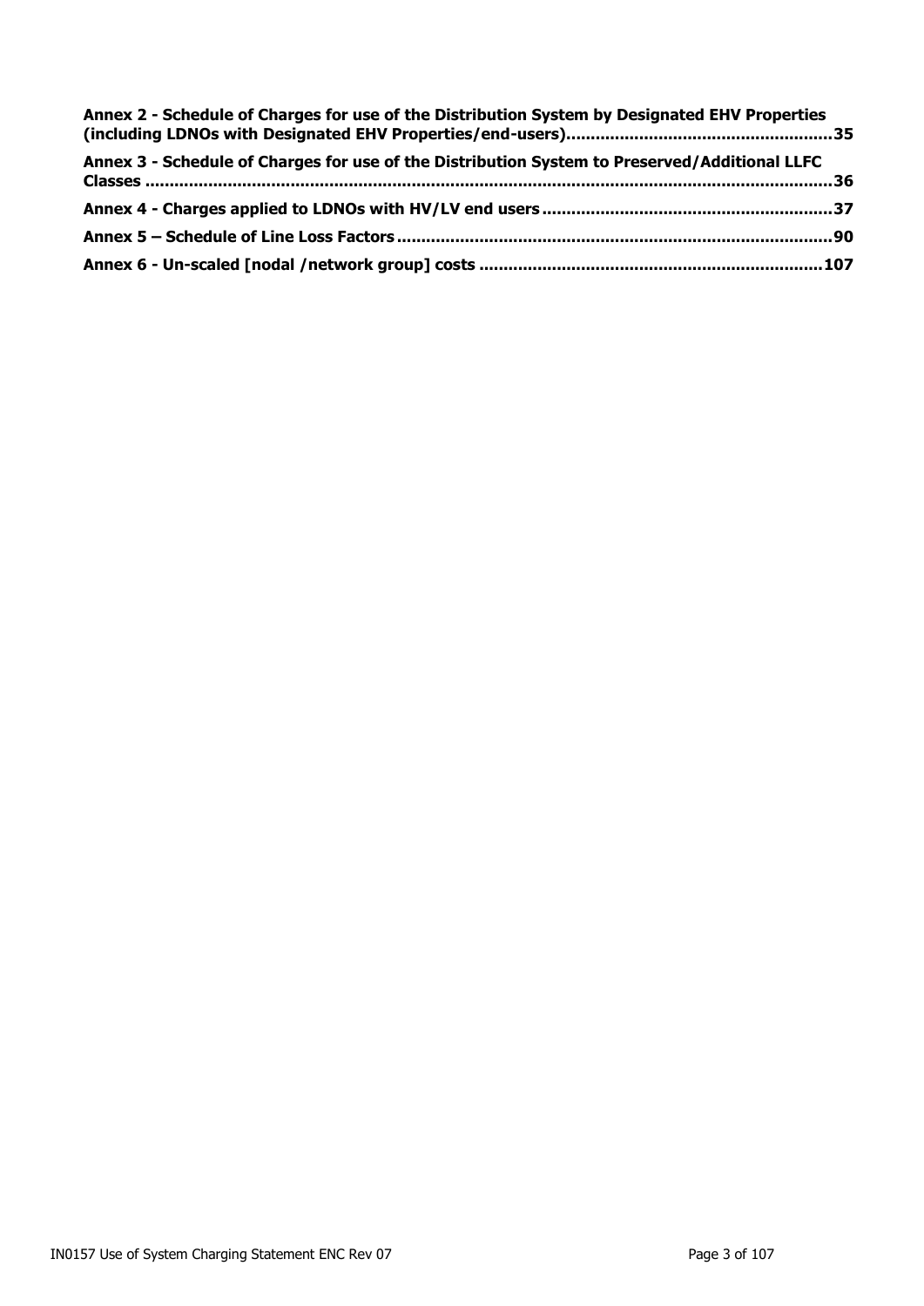**Annex 2 - Schedule of Charges for use of the Distribution System by Designated EHV Properties (including LDNOs with Designated EHV Properties/end-users)......................................................35**

**Annex 3 - Schedule of Charges for use of the Distribution System to Preserved/Additional LLFC Classes ..........................................................................................................................................36**

**Annex 4 - Charges applied to LDNOs with HV/LV end users...........................................................37**

**Annex 5 – Schedule of Line Loss Factors.........................................................................................90**

**Annex 6 - Un-scaled [nodal /network group] costs ......................................................................107**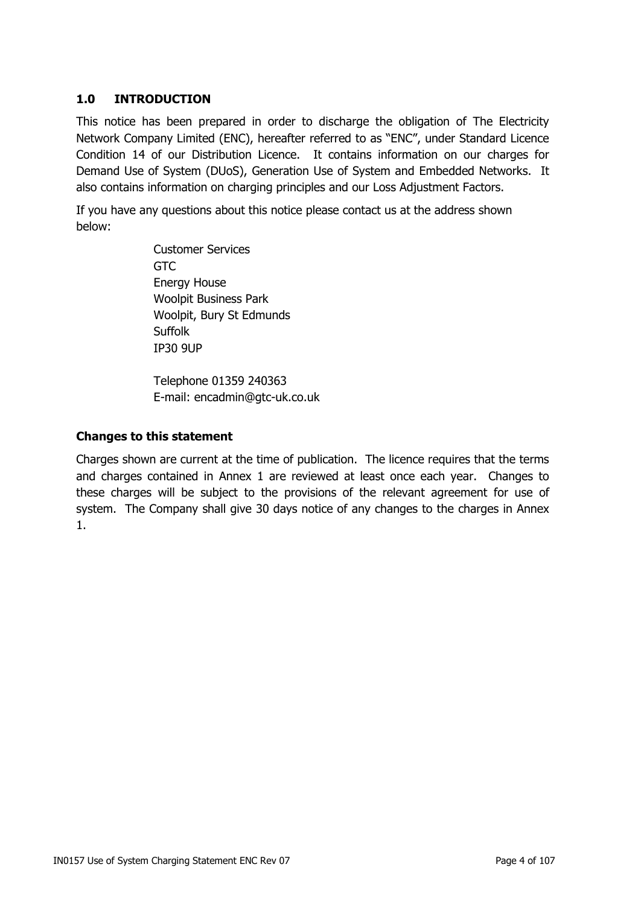## 1.0 INTRODUCTION

This notice has been prepared in order to discharge the obligation of The Electricity Network Company Limited (ENC), hereafter referred to as "ENC", under Standard Licence Condition 14 of our Distribution Licence. It contains information on our charges for Demand Use of System (DUoS), Generation Use of System and Embedded Networks. It also contains information on charging principles and our Loss Adjustment Factors.

If you have any questions about this notice please contact us at the address shown below:

Customer Services
GTC
Energy House
Woolpit Business Park
Woolpit, Bury St Edmunds
Suffolk
IP30 9UP

Telephone 01359 240363
E-mail: encadmin@gtc-uk.co.uk

### Changes to this statement

Charges shown are current at the time of publication. The licence requires that the terms and charges contained in Annex 1 are reviewed at least once each year. Changes to these charges will be subject to the provisions of the relevant agreement for use of system. The Company shall give 30 days notice of any changes to the charges in Annex 1.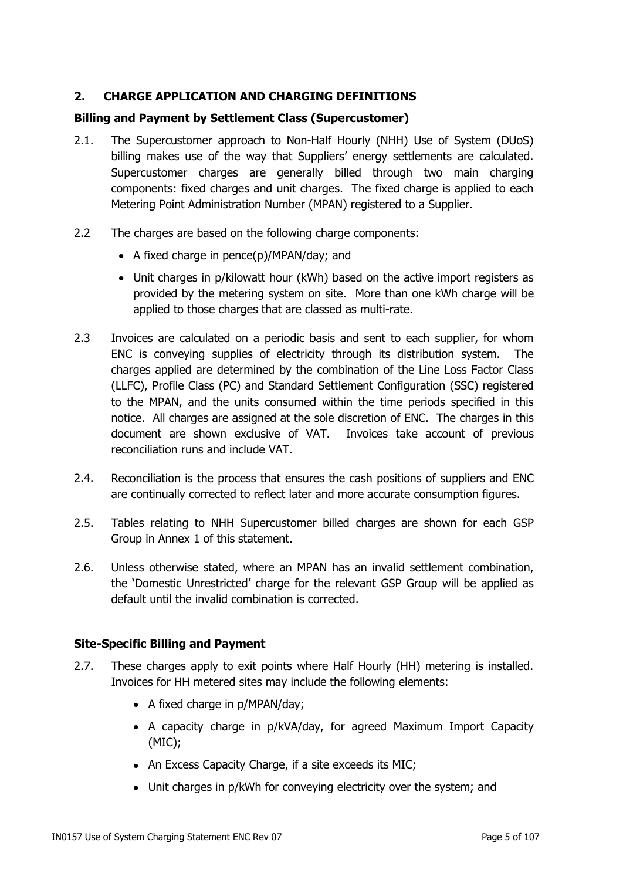## 2. CHARGE APPLICATION AND CHARGING DEFINITIONS

### Billing and Payment by Settlement Class (Supercustomer)

2.1. The Supercustomer approach to Non-Half Hourly (NHH) Use of System (DUoS) billing makes use of the way that Suppliers' energy settlements are calculated. Supercustomer charges are generally billed through two main charging components: fixed charges and unit charges. The fixed charge is applied to each Metering Point Administration Number (MPAN) registered to a Supplier.

2.2 The charges are based on the following charge components:

- A fixed charge in pence(p)/MPAN/day; and
- Unit charges in p/kilowatt hour (kWh) based on the active import registers as provided by the metering system on site. More than one kWh charge will be applied to those charges that are classed as multi-rate.

2.3 Invoices are calculated on a periodic basis and sent to each supplier, for whom ENC is conveying supplies of electricity through its distribution system. The charges applied are determined by the combination of the Line Loss Factor Class (LLFC), Profile Class (PC) and Standard Settlement Configuration (SSC) registered to the MPAN, and the units consumed within the time periods specified in this notice. All charges are assigned at the sole discretion of ENC. The charges in this document are shown exclusive of VAT. Invoices take account of previous reconciliation runs and include VAT.

2.4. Reconciliation is the process that ensures the cash positions of suppliers and ENC are continually corrected to reflect later and more accurate consumption figures.

2.5. Tables relating to NHH Supercustomer billed charges are shown for each GSP Group in Annex 1 of this statement.

2.6. Unless otherwise stated, where an MPAN has an invalid settlement combination, the 'Domestic Unrestricted' charge for the relevant GSP Group will be applied as default until the invalid combination is corrected.

### Site-Specific Billing and Payment

2.7. These charges apply to exit points where Half Hourly (HH) metering is installed. Invoices for HH metered sites may include the following elements:

- A fixed charge in p/MPAN/day;
- A capacity charge in p/kVA/day, for agreed Maximum Import Capacity (MIC);
- An Excess Capacity Charge, if a site exceeds its MIC;
- Unit charges in p/kWh for conveying electricity over the system; and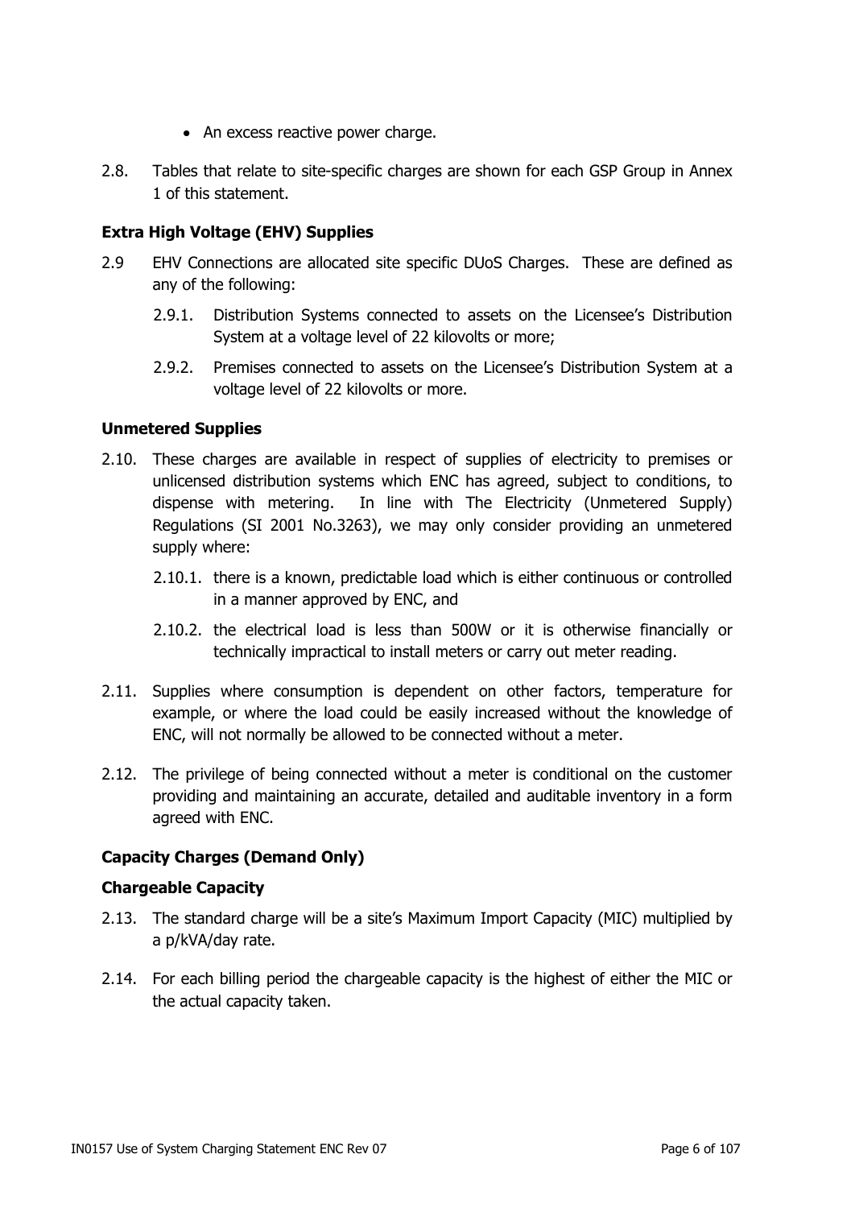- An excess reactive power charge.

2.8. Tables that relate to site-specific charges are shown for each GSP Group in Annex 1 of this statement.

**Extra High Voltage (EHV) Supplies**

2.9 EHV Connections are allocated site specific DUoS Charges. These are defined as any of the following:

2.9.1. Distribution Systems connected to assets on the Licensee's Distribution System at a voltage level of 22 kilovolts or more;

2.9.2. Premises connected to assets on the Licensee's Distribution System at a voltage level of 22 kilovolts or more.

**Unmetered Supplies**

2.10. These charges are available in respect of supplies of electricity to premises or unlicensed distribution systems which ENC has agreed, subject to conditions, to dispense with metering. In line with The Electricity (Unmetered Supply) Regulations (SI 2001 No.3263), we may only consider providing an unmetered supply where:

2.10.1. there is a known, predictable load which is either continuous or controlled in a manner approved by ENC, and

2.10.2. the electrical load is less than 500W or it is otherwise financially or technically impractical to install meters or carry out meter reading.

2.11. Supplies where consumption is dependent on other factors, temperature for example, or where the load could be easily increased without the knowledge of ENC, will not normally be allowed to be connected without a meter.

2.12. The privilege of being connected without a meter is conditional on the customer providing and maintaining an accurate, detailed and auditable inventory in a form agreed with ENC.

**Capacity Charges (Demand Only)**

**Chargeable Capacity**

2.13. The standard charge will be a site's Maximum Import Capacity (MIC) multiplied by a p/kVA/day rate.

2.14. For each billing period the chargeable capacity is the highest of either the MIC or the actual capacity taken.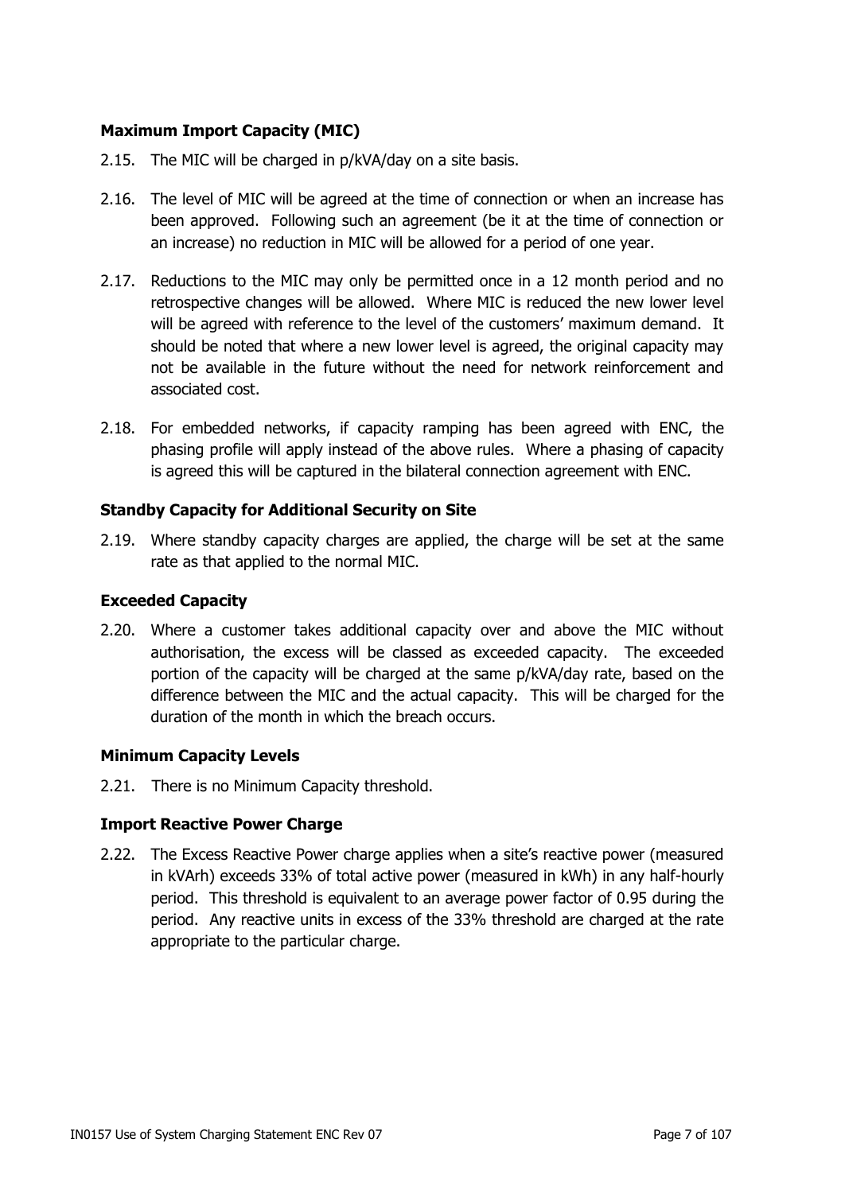**Maximum Import Capacity (MIC)**

2.15. The MIC will be charged in p/kVA/day on a site basis.

2.16. The level of MIC will be agreed at the time of connection or when an increase has been approved. Following such an agreement (be it at the time of connection or an increase) no reduction in MIC will be allowed for a period of one year.

2.17. Reductions to the MIC may only be permitted once in a 12 month period and no retrospective changes will be allowed. Where MIC is reduced the new lower level will be agreed with reference to the level of the customers' maximum demand. It should be noted that where a new lower level is agreed, the original capacity may not be available in the future without the need for network reinforcement and associated cost.

2.18. For embedded networks, if capacity ramping has been agreed with ENC, the phasing profile will apply instead of the above rules. Where a phasing of capacity is agreed this will be captured in the bilateral connection agreement with ENC.

**Standby Capacity for Additional Security on Site**

2.19. Where standby capacity charges are applied, the charge will be set at the same rate as that applied to the normal MIC.

**Exceeded Capacity**

2.20. Where a customer takes additional capacity over and above the MIC without authorisation, the excess will be classed as exceeded capacity. The exceeded portion of the capacity will be charged at the same p/kVA/day rate, based on the difference between the MIC and the actual capacity. This will be charged for the duration of the month in which the breach occurs.

**Minimum Capacity Levels**

2.21. There is no Minimum Capacity threshold.

**Import Reactive Power Charge**

2.22. The Excess Reactive Power charge applies when a site's reactive power (measured in kVArh) exceeds 33% of total active power (measured in kWh) in any half-hourly period. This threshold is equivalent to an average power factor of 0.95 during the period. Any reactive units in excess of the 33% threshold are charged at the rate appropriate to the particular charge.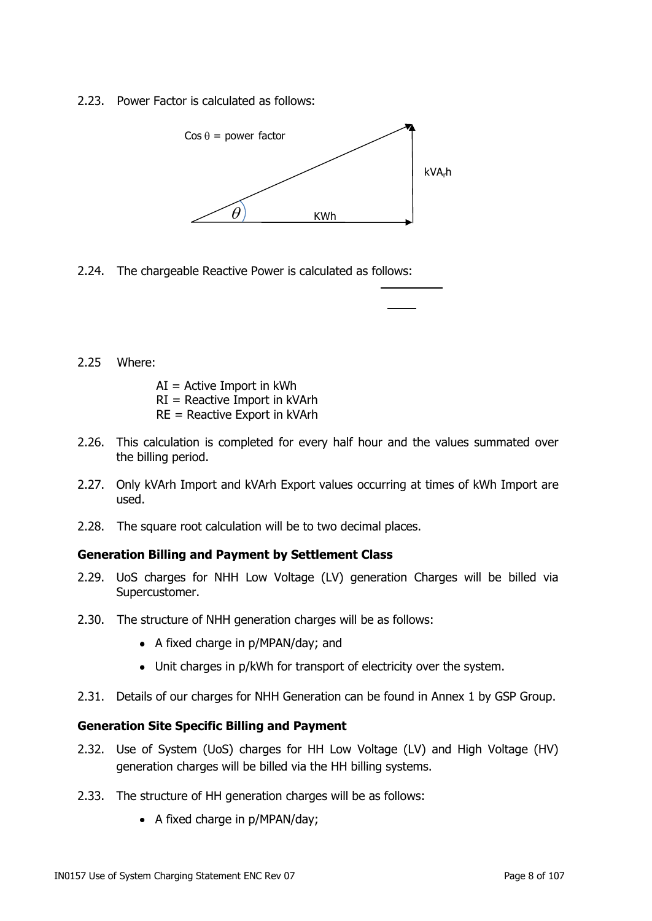2.23. Power Factor is calculated as follows:

Cos θ = power factor

kVA$_r$h

θ

KWh

2.24. The chargeable Reactive Power is calculated as follows:

2.25 Where:

AI = Active Import in kWh
RI = Reactive Import in kVArh
RE = Reactive Export in kVArh

2.26. This calculation is completed for every half hour and the values summated over the billing period.

2.27. Only kVArh Import and kVArh Export values occurring at times of kWh Import are used.

2.28. The square root calculation will be to two decimal places.

**Generation Billing and Payment by Settlement Class**

2.29. UoS charges for NHH Low Voltage (LV) generation Charges will be billed via Supercustomer.

2.30. The structure of NHH generation charges will be as follows:

- A fixed charge in p/MPAN/day; and
- Unit charges in p/kWh for transport of electricity over the system.

2.31. Details of our charges for NHH Generation can be found in Annex 1 by GSP Group.

**Generation Site Specific Billing and Payment**

2.32. Use of System (UoS) charges for HH Low Voltage (LV) and High Voltage (HV) generation charges will be billed via the HH billing systems.

2.33. The structure of HH generation charges will be as follows:

- A fixed charge in p/MPAN/day;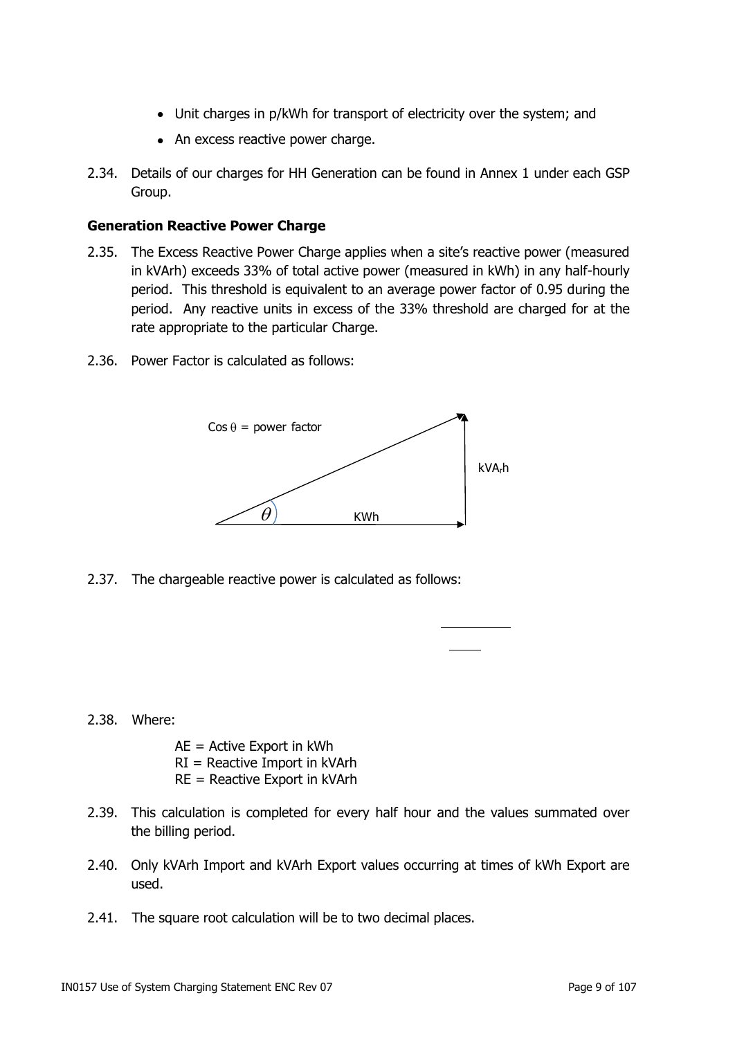- Unit charges in p/kWh for transport of electricity over the system; and
- An excess reactive power charge.

2.34. Details of our charges for HH Generation can be found in Annex 1 under each GSP Group.

**Generation Reactive Power Charge**

2.35. The Excess Reactive Power Charge applies when a site's reactive power (measured in kVArh) exceeds 33% of total active power (measured in kWh) in any half-hourly period. This threshold is equivalent to an average power factor of 0.95 during the period. Any reactive units in excess of the 33% threshold are charged for at the rate appropriate to the particular Charge.

2.36. Power Factor is calculated as follows:

Cos $\theta$ = power factor

kVA$_r$h

$\theta$

KWh

2.37. The chargeable reactive power is calculated as follows:

2.38. Where:

AE = Active Export in kWh
RI = Reactive Import in kVArh
RE = Reactive Export in kVArh

2.39. This calculation is completed for every half hour and the values summated over the billing period.

2.40. Only kVArh Import and kVArh Export values occurring at times of kWh Export are used.

2.41. The square root calculation will be to two decimal places.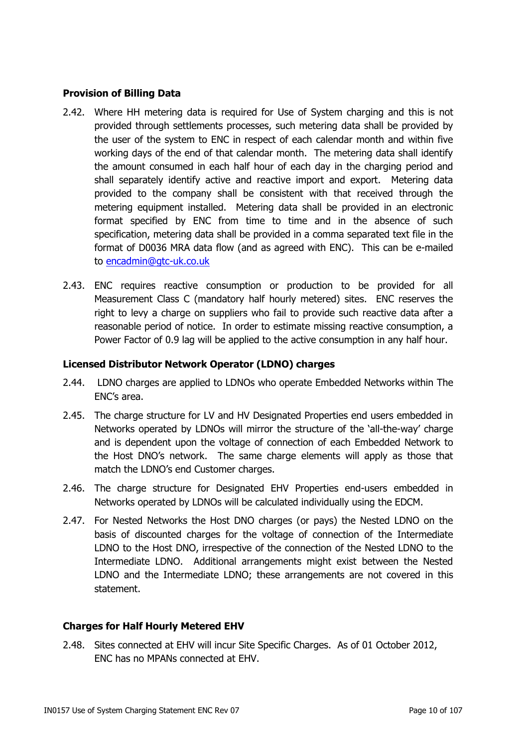**Provision of Billing Data**

2.42. Where HH metering data is required for Use of System charging and this is not provided through settlements processes, such metering data shall be provided by the user of the system to ENC in respect of each calendar month and within five working days of the end of that calendar month. The metering data shall identify the amount consumed in each half hour of each day in the charging period and shall separately identify active and reactive import and export. Metering data provided to the company shall be consistent with that received through the metering equipment installed. Metering data shall be provided in an electronic format specified by ENC from time to time and in the absence of such specification, metering data shall be provided in a comma separated text file in the format of D0036 MRA data flow (and as agreed with ENC). This can be e-mailed to encadmin@gtc-uk.co.uk

2.43. ENC requires reactive consumption or production to be provided for all Measurement Class C (mandatory half hourly metered) sites. ENC reserves the right to levy a charge on suppliers who fail to provide such reactive data after a reasonable period of notice. In order to estimate missing reactive consumption, a Power Factor of 0.9 lag will be applied to the active consumption in any half hour.

**Licensed Distributor Network Operator (LDNO) charges**

2.44. LDNO charges are applied to LDNOs who operate Embedded Networks within The ENC's area.

2.45. The charge structure for LV and HV Designated Properties end users embedded in Networks operated by LDNOs will mirror the structure of the 'all-the-way' charge and is dependent upon the voltage of connection of each Embedded Network to the Host DNO's network. The same charge elements will apply as those that match the LDNO's end Customer charges.

2.46. The charge structure for Designated EHV Properties end-users embedded in Networks operated by LDNOs will be calculated individually using the EDCM.

2.47. For Nested Networks the Host DNO charges (or pays) the Nested LDNO on the basis of discounted charges for the voltage of connection of the Intermediate LDNO to the Host DNO, irrespective of the connection of the Nested LDNO to the Intermediate LDNO. Additional arrangements might exist between the Nested LDNO and the Intermediate LDNO; these arrangements are not covered in this statement.

**Charges for Half Hourly Metered EHV**

2.48. Sites connected at EHV will incur Site Specific Charges. As of 01 October 2012, ENC has no MPANs connected at EHV.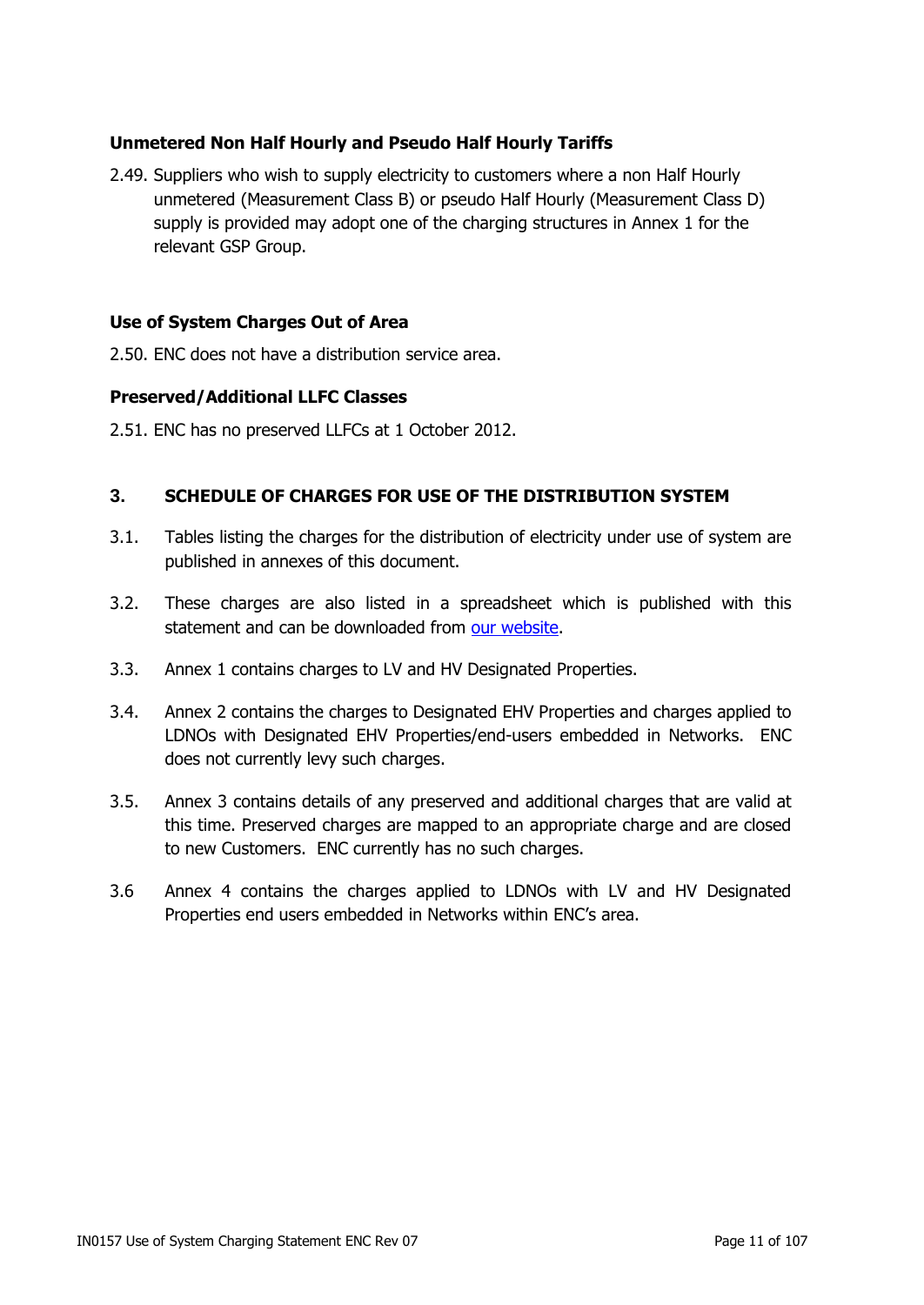### Unmetered Non Half Hourly and Pseudo Half Hourly Tariffs

2.49. Suppliers who wish to supply electricity to customers where a non Half Hourly unmetered (Measurement Class B) or pseudo Half Hourly (Measurement Class D) supply is provided may adopt one of the charging structures in Annex 1 for the relevant GSP Group.

### Use of System Charges Out of Area

2.50. ENC does not have a distribution service area.

### Preserved/Additional LLFC Classes

2.51. ENC has no preserved LLFCs at 1 October 2012.

## 3. SCHEDULE OF CHARGES FOR USE OF THE DISTRIBUTION SYSTEM

3.1. Tables listing the charges for the distribution of electricity under use of system are published in annexes of this document.

3.2. These charges are also listed in a spreadsheet which is published with this statement and can be downloaded from our website.

3.3. Annex 1 contains charges to LV and HV Designated Properties.

3.4. Annex 2 contains the charges to Designated EHV Properties and charges applied to LDNOs with Designated EHV Properties/end-users embedded in Networks. ENC does not currently levy such charges.

3.5. Annex 3 contains details of any preserved and additional charges that are valid at this time. Preserved charges are mapped to an appropriate charge and are closed to new Customers. ENC currently has no such charges.

3.6 Annex 4 contains the charges applied to LDNOs with LV and HV Designated Properties end users embedded in Networks within ENC's area.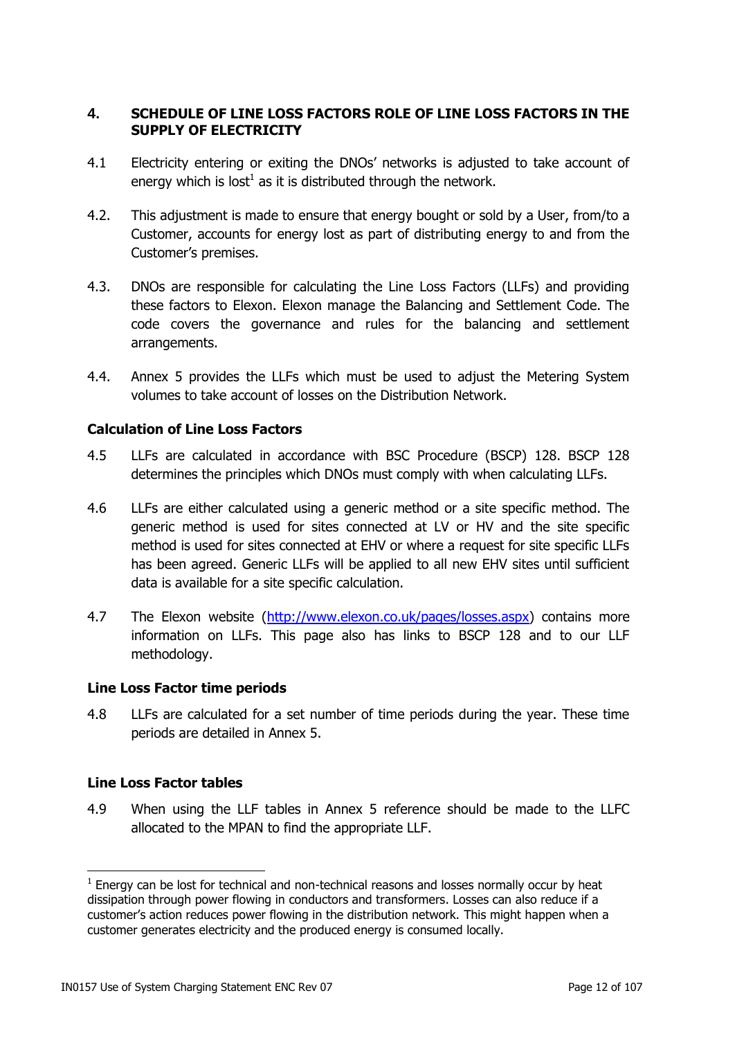## 4. SCHEDULE OF LINE LOSS FACTORS ROLE OF LINE LOSS FACTORS IN THE SUPPLY OF ELECTRICITY

4.1 Electricity entering or exiting the DNOs' networks is adjusted to take account of energy which is lost[1] as it is distributed through the network.

4.2. This adjustment is made to ensure that energy bought or sold by a User, from/to a Customer, accounts for energy lost as part of distributing energy to and from the Customer's premises.

4.3. DNOs are responsible for calculating the Line Loss Factors (LLFs) and providing these factors to Elexon. Elexon manage the Balancing and Settlement Code. The code covers the governance and rules for the balancing and settlement arrangements.

4.4. Annex 5 provides the LLFs which must be used to adjust the Metering System volumes to take account of losses on the Distribution Network.

### Calculation of Line Loss Factors

4.5 LLFs are calculated in accordance with BSC Procedure (BSCP) 128. BSCP 128 determines the principles which DNOs must comply with when calculating LLFs.

4.6 LLFs are either calculated using a generic method or a site specific method. The generic method is used for sites connected at LV or HV and the site specific method is used for sites connected at EHV or where a request for site specific LLFs has been agreed. Generic LLFs will be applied to all new EHV sites until sufficient data is available for a site specific calculation.

4.7 The Elexon website (http://www.elexon.co.uk/pages/losses.aspx) contains more information on LLFs. This page also has links to BSCP 128 and to our LLF methodology.

### Line Loss Factor time periods

4.8 LLFs are calculated for a set number of time periods during the year. These time periods are detailed in Annex 5.

### Line Loss Factor tables

4.9 When using the LLF tables in Annex 5 reference should be made to the LLFC allocated to the MPAN to find the appropriate LLF.

---

[1] Energy can be lost for technical and non-technical reasons and losses normally occur by heat dissipation through power flowing in conductors and transformers. Losses can also reduce if a customer's action reduces power flowing in the distribution network. This might happen when a customer generates electricity and the produced energy is consumed locally.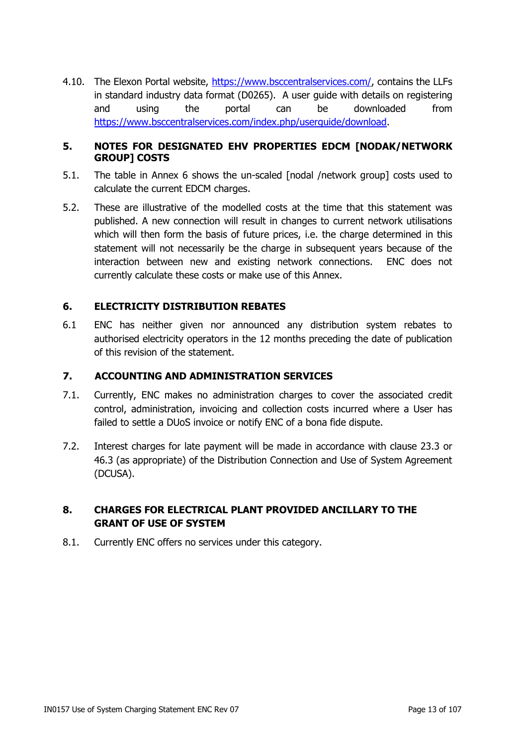4.10. The Elexon Portal website, https://www.bsccentralservices.com/, contains the LLFs in standard industry data format (D0265). A user guide with details on registering and using the portal can be downloaded from https://www.bsccentralservices.com/index.php/userguide/download.

## 5. NOTES FOR DESIGNATED EHV PROPERTIES EDCM [NODAK/NETWORK GROUP] COSTS

5.1. The table in Annex 6 shows the un-scaled [nodal /network group] costs used to calculate the current EDCM charges.

5.2. These are illustrative of the modelled costs at the time that this statement was published. A new connection will result in changes to current network utilisations which will then form the basis of future prices, i.e. the charge determined in this statement will not necessarily be the charge in subsequent years because of the interaction between new and existing network connections. ENC does not currently calculate these costs or make use of this Annex.

## 6. ELECTRICITY DISTRIBUTION REBATES

6.1 ENC has neither given nor announced any distribution system rebates to authorised electricity operators in the 12 months preceding the date of publication of this revision of the statement.

## 7. ACCOUNTING AND ADMINISTRATION SERVICES

7.1. Currently, ENC makes no administration charges to cover the associated credit control, administration, invoicing and collection costs incurred where a User has failed to settle a DUoS invoice or notify ENC of a bona fide dispute.

7.2. Interest charges for late payment will be made in accordance with clause 23.3 or 46.3 (as appropriate) of the Distribution Connection and Use of System Agreement (DCUSA).

## 8. CHARGES FOR ELECTRICAL PLANT PROVIDED ANCILLARY TO THE GRANT OF USE OF SYSTEM

8.1. Currently ENC offers no services under this category.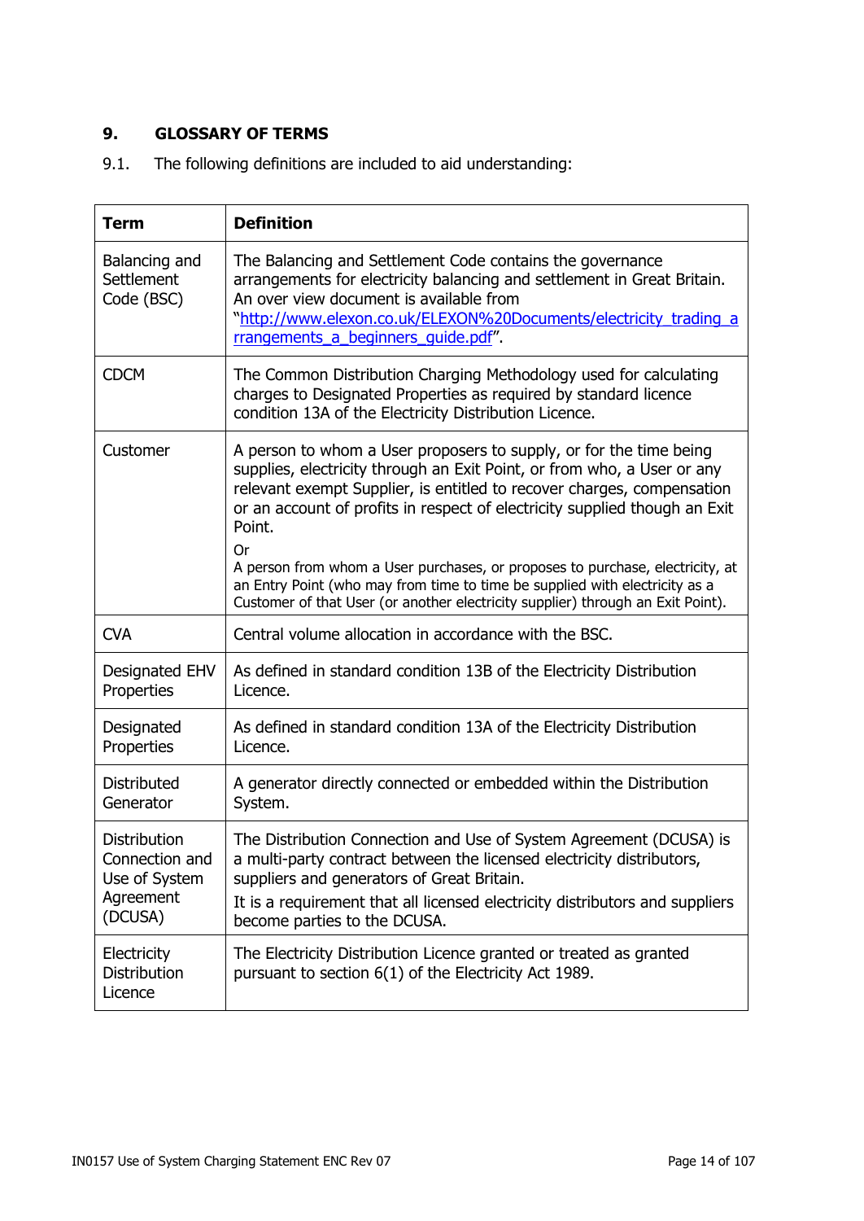## 9. GLOSSARY OF TERMS

9.1. The following definitions are included to aid understanding:

| Term | Definition |
|---|---|
| Balancing and Settlement Code (BSC) | The Balancing and Settlement Code contains the governance arrangements for electricity balancing and settlement in Great Britain. An over view document is available from "http://www.elexon.co.uk/ELEXON%20Documents/electricity_trading_arrangements_a_beginners_guide.pdf". |
| CDCM | The Common Distribution Charging Methodology used for calculating charges to Designated Properties as required by standard licence condition 13A of the Electricity Distribution Licence. |
| Customer | A person to whom a User proposers to supply, or for the time being supplies, electricity through an Exit Point, or from who, a User or any relevant exempt Supplier, is entitled to recover charges, compensation or an account of profits in respect of electricity supplied though an Exit Point.<br>Or<br>A person from whom a User purchases, or proposes to purchase, electricity, at an Entry Point (who may from time to time be supplied with electricity as a Customer of that User (or another electricity supplier) through an Exit Point). |
| CVA | Central volume allocation in accordance with the BSC. |
| Designated EHV Properties | As defined in standard condition 13B of the Electricity Distribution Licence. |
| Designated Properties | As defined in standard condition 13A of the Electricity Distribution Licence. |
| Distributed Generator | A generator directly connected or embedded within the Distribution System. |
| Distribution Connection and Use of System Agreement (DCUSA) | The Distribution Connection and Use of System Agreement (DCUSA) is a multi-party contract between the licensed electricity distributors, suppliers and generators of Great Britain.<br>It is a requirement that all licensed electricity distributors and suppliers become parties to the DCUSA. |
| Electricity Distribution Licence | The Electricity Distribution Licence granted or treated as granted pursuant to section 6(1) of the Electricity Act 1989. |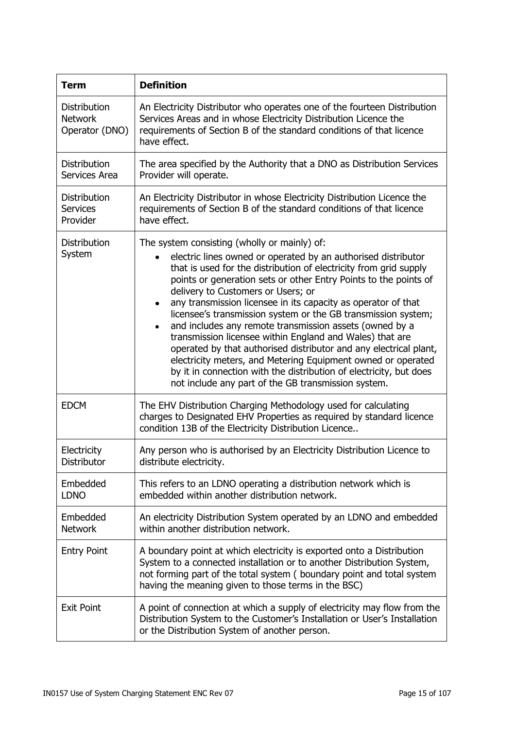| Term | Definition |
|---|---|
| Distribution Network Operator (DNO) | An Electricity Distributor who operates one of the fourteen Distribution Services Areas and in whose Electricity Distribution Licence the requirements of Section B of the standard conditions of that licence have effect. |
| Distribution Services Area | The area specified by the Authority that a DNO as Distribution Services Provider will operate. |
| Distribution Services Provider | An Electricity Distributor in whose Electricity Distribution Licence the requirements of Section B of the standard conditions of that licence have effect. |
| Distribution System | The system consisting (wholly or mainly) of: <br>• electric lines owned or operated by an authorised distributor that is used for the distribution of electricity from grid supply points or generation sets or other Entry Points to the points of delivery to Customers or Users; or <br>• any transmission licensee in its capacity as operator of that licensee's transmission system or the GB transmission system; <br>• and includes any remote transmission assets (owned by a transmission licensee within England and Wales) that are operated by that authorised distributor and any electrical plant, electricity meters, and Metering Equipment owned or operated by it in connection with the distribution of electricity, but does not include any part of the GB transmission system. |
| EDCM | The EHV Distribution Charging Methodology used for calculating charges to Designated EHV Properties as required by standard licence condition 13B of the Electricity Distribution Licence.. |
| Electricity Distributor | Any person who is authorised by an Electricity Distribution Licence to distribute electricity. |
| Embedded LDNO | This refers to an LDNO operating a distribution network which is embedded within another distribution network. |
| Embedded Network | An electricity Distribution System operated by an LDNO and embedded within another distribution network. |
| Entry Point | A boundary point at which electricity is exported onto a Distribution System to a connected installation or to another Distribution System, not forming part of the total system ( boundary point and total system having the meaning given to those terms in the BSC) |
| Exit Point | A point of connection at which a supply of electricity may flow from the Distribution System to the Customer's Installation or User's Installation or the Distribution System of another person. |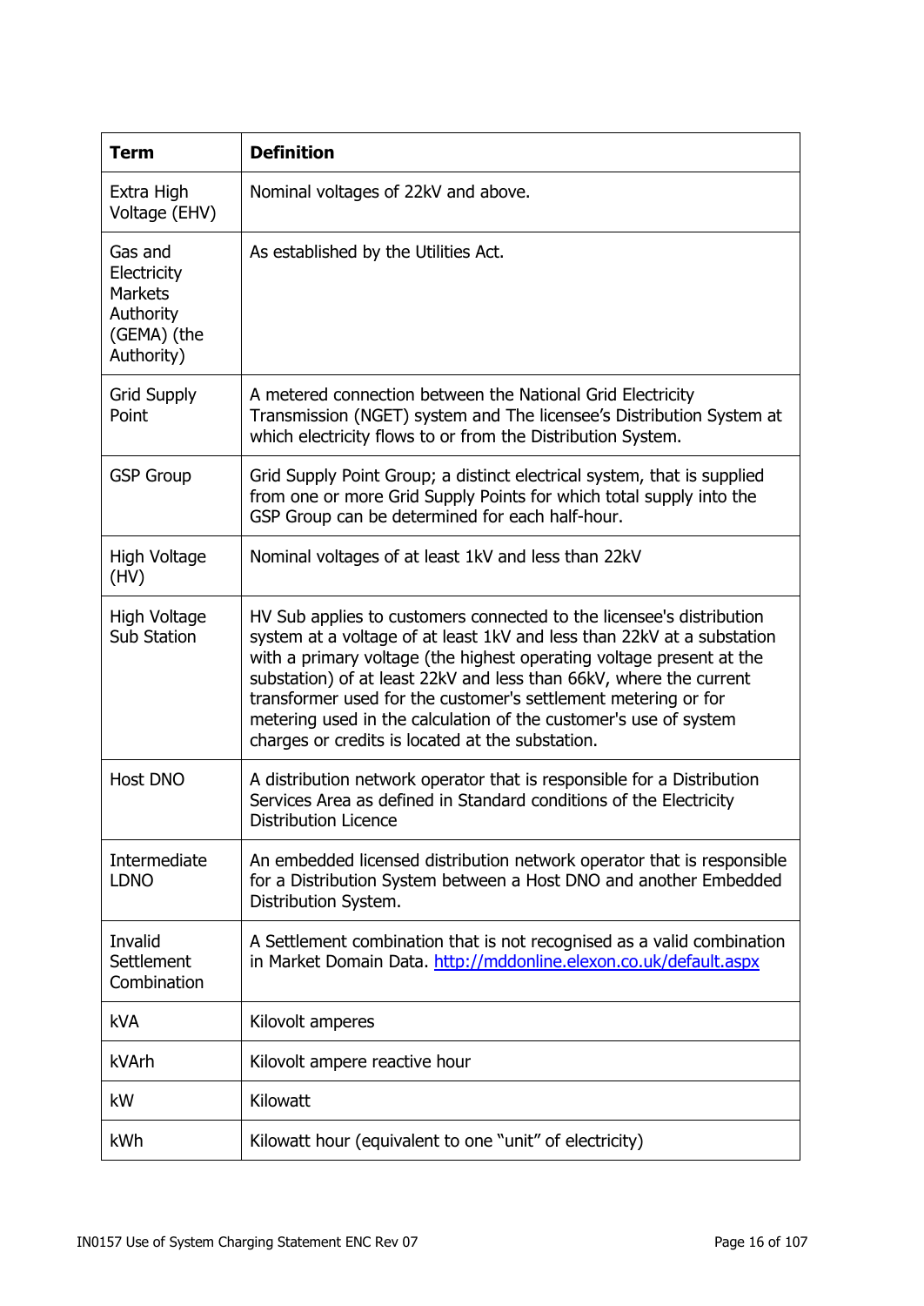| Term | Definition |
|---|---|
| Extra High Voltage (EHV) | Nominal voltages of 22kV and above. |
| Gas and Electricity Markets Authority (GEMA) (the Authority) | As established by the Utilities Act. |
| Grid Supply Point | A metered connection between the National Grid Electricity Transmission (NGET) system and The licensee's Distribution System at which electricity flows to or from the Distribution System. |
| GSP Group | Grid Supply Point Group; a distinct electrical system, that is supplied from one or more Grid Supply Points for which total supply into the GSP Group can be determined for each half-hour. |
| High Voltage (HV) | Nominal voltages of at least 1kV and less than 22kV |
| High Voltage Sub Station | HV Sub applies to customers connected to the licensee's distribution system at a voltage of at least 1kV and less than 22kV at a substation with a primary voltage (the highest operating voltage present at the substation) of at least 22kV and less than 66kV, where the current transformer used for the customer's settlement metering or for metering used in the calculation of the customer's use of system charges or credits is located at the substation. |
| Host DNO | A distribution network operator that is responsible for a Distribution Services Area as defined in Standard conditions of the Electricity Distribution Licence |
| Intermediate LDNO | An embedded licensed distribution network operator that is responsible for a Distribution System between a Host DNO and another Embedded Distribution System. |
| Invalid Settlement Combination | A Settlement combination that is not recognised as a valid combination in Market Domain Data. [http://mddonline.elexon.co.uk/default.aspx](http://mddonline.elexon.co.uk/default.aspx) |
| kVA | Kilovolt amperes |
| kVArh | Kilovolt ampere reactive hour |
| kW | Kilowatt |
| kWh | Kilowatt hour (equivalent to one "unit" of electricity) |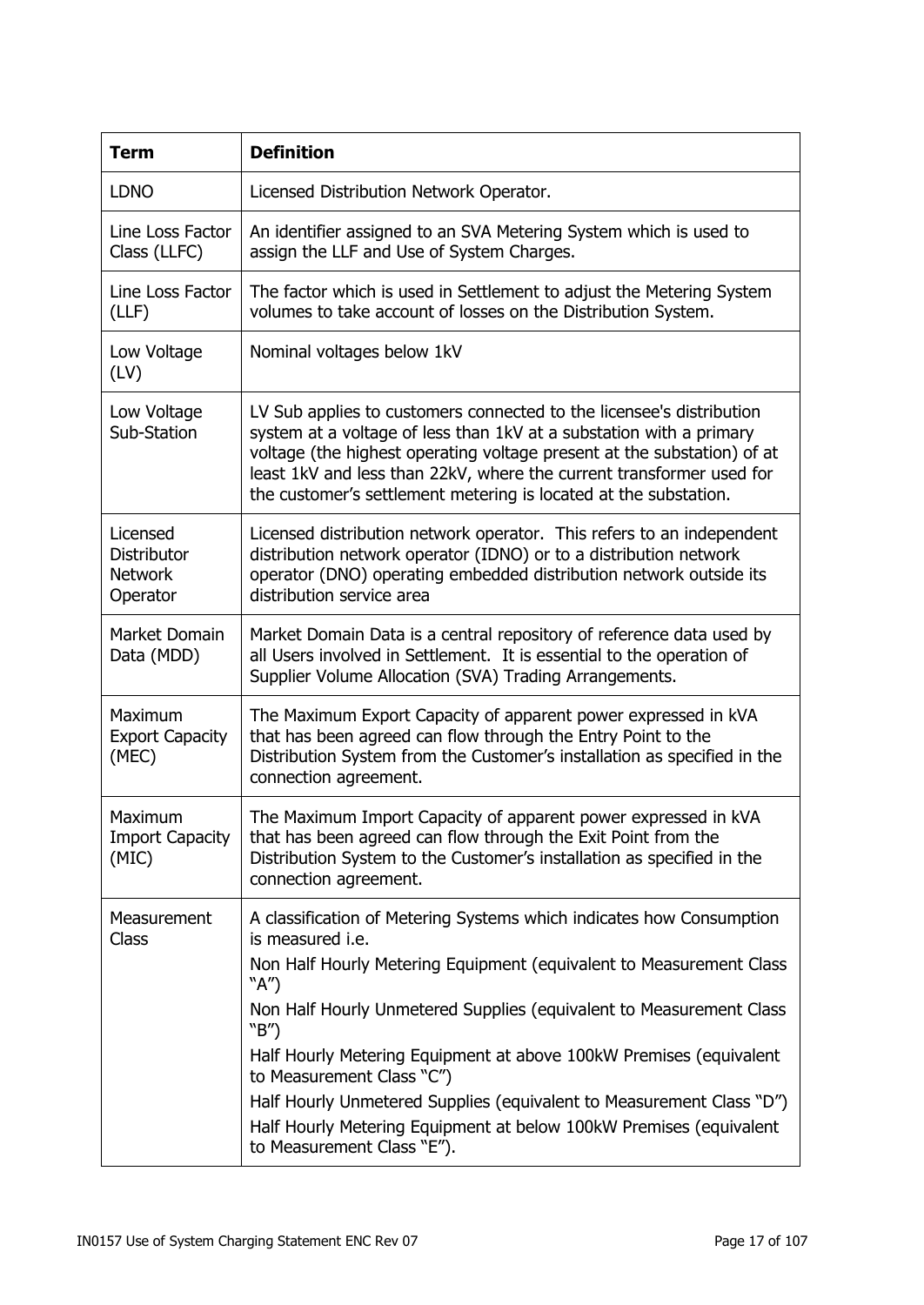| Term | Definition |
|---|---|
| LDNO | Licensed Distribution Network Operator. |
| Line Loss Factor Class (LLFC) | An identifier assigned to an SVA Metering System which is used to assign the LLF and Use of System Charges. |
| Line Loss Factor (LLF) | The factor which is used in Settlement to adjust the Metering System volumes to take account of losses on the Distribution System. |
| Low Voltage (LV) | Nominal voltages below 1kV |
| Low Voltage Sub-Station | LV Sub applies to customers connected to the licensee's distribution system at a voltage of less than 1kV at a substation with a primary voltage (the highest operating voltage present at the substation) of at least 1kV and less than 22kV, where the current transformer used for the customer's settlement metering is located at the substation. |
| Licensed Distributor Network Operator | Licensed distribution network operator. This refers to an independent distribution network operator (IDNO) or to a distribution network operator (DNO) operating embedded distribution network outside its distribution service area |
| Market Domain Data (MDD) | Market Domain Data is a central repository of reference data used by all Users involved in Settlement. It is essential to the operation of Supplier Volume Allocation (SVA) Trading Arrangements. |
| Maximum Export Capacity (MEC) | The Maximum Export Capacity of apparent power expressed in kVA that has been agreed can flow through the Entry Point to the Distribution System from the Customer's installation as specified in the connection agreement. |
| Maximum Import Capacity (MIC) | The Maximum Import Capacity of apparent power expressed in kVA that has been agreed can flow through the Exit Point from the Distribution System to the Customer's installation as specified in the connection agreement. |
| Measurement Class | A classification of Metering Systems which indicates how Consumption is measured i.e.<br>Non Half Hourly Metering Equipment (equivalent to Measurement Class "A")<br>Non Half Hourly Unmetered Supplies (equivalent to Measurement Class "B")<br>Half Hourly Metering Equipment at above 100kW Premises (equivalent to Measurement Class "C")<br>Half Hourly Unmetered Supplies (equivalent to Measurement Class "D")<br>Half Hourly Metering Equipment at below 100kW Premises (equivalent to Measurement Class "E"). |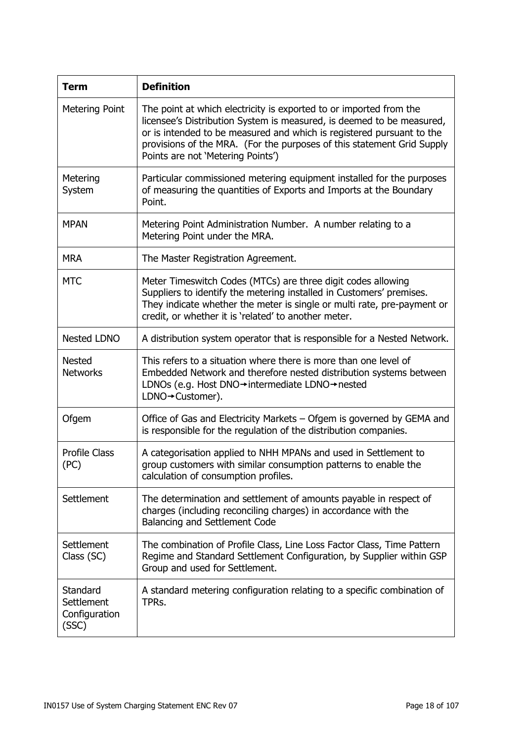| Term | Definition |
| --- | --- |
| Metering Point | The point at which electricity is exported to or imported from the licensee's Distribution System is measured, is deemed to be measured, or is intended to be measured and which is registered pursuant to the provisions of the MRA. (For the purposes of this statement Grid Supply Points are not 'Metering Points') |
| Metering System | Particular commissioned metering equipment installed for the purposes of measuring the quantities of Exports and Imports at the Boundary Point. |
| MPAN | Metering Point Administration Number. A number relating to a Metering Point under the MRA. |
| MRA | The Master Registration Agreement. |
| MTC | Meter Timeswitch Codes (MTCs) are three digit codes allowing Suppliers to identify the metering installed in Customers' premises. They indicate whether the meter is single or multi rate, pre-payment or credit, or whether it is 'related' to another meter. |
| Nested LDNO | A distribution system operator that is responsible for a Nested Network. |
| Nested Networks | This refers to a situation where there is more than one level of Embedded Network and therefore nested distribution systems between LDNOs (e.g. Host DNO→intermediate LDNO→nested LDNO→Customer). |
| Ofgem | Office of Gas and Electricity Markets – Ofgem is governed by GEMA and is responsible for the regulation of the distribution companies. |
| Profile Class (PC) | A categorisation applied to NHH MPANs and used in Settlement to group customers with similar consumption patterns to enable the calculation of consumption profiles. |
| Settlement | The determination and settlement of amounts payable in respect of charges (including reconciling charges) in accordance with the Balancing and Settlement Code |
| Settlement Class (SC) | The combination of Profile Class, Line Loss Factor Class, Time Pattern Regime and Standard Settlement Configuration, by Supplier within GSP Group and used for Settlement. |
| Standard Settlement Configuration (SSC) | A standard metering configuration relating to a specific combination of TPRs. |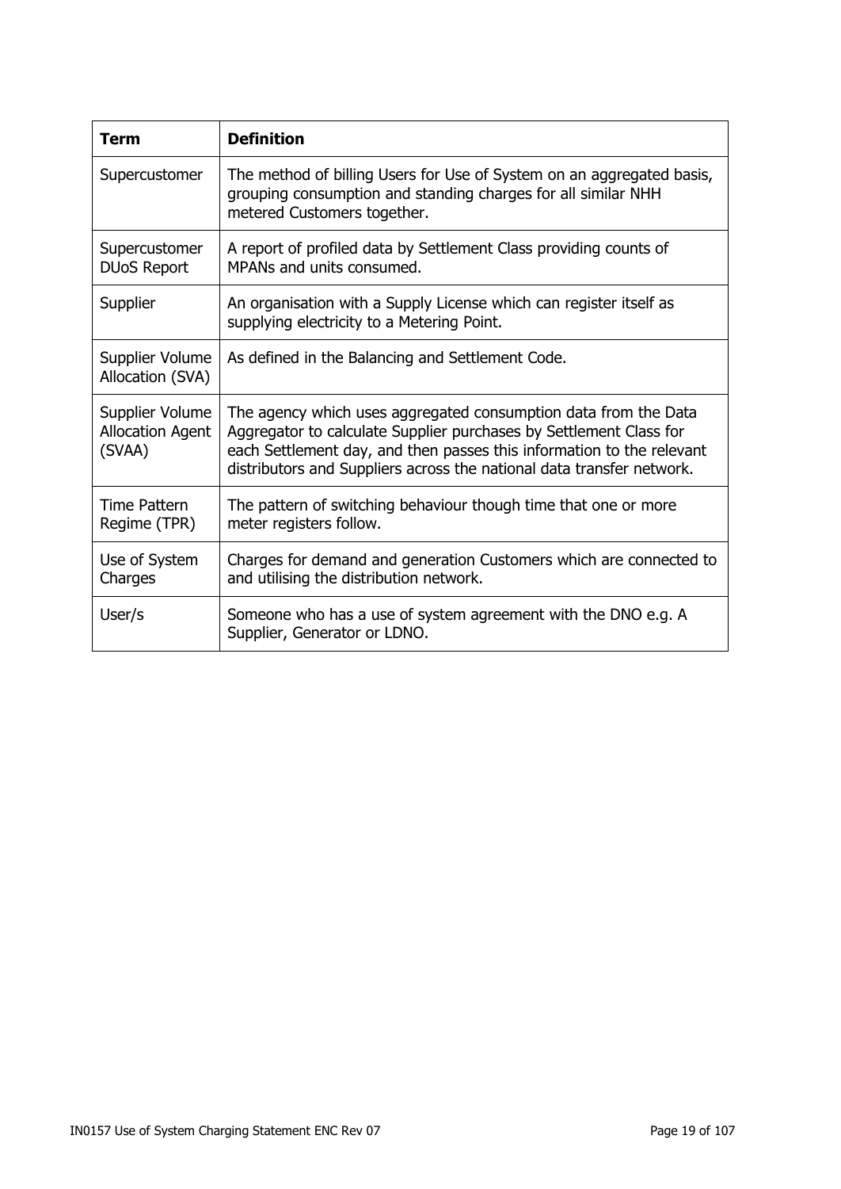| Term | Definition |
| --- | --- |
| Supercustomer | The method of billing Users for Use of System on an aggregated basis, grouping consumption and standing charges for all similar NHH metered Customers together. |
| Supercustomer DUoS Report | A report of profiled data by Settlement Class providing counts of MPANs and units consumed. |
| Supplier | An organisation with a Supply License which can register itself as supplying electricity to a Metering Point. |
| Supplier Volume Allocation (SVA) | As defined in the Balancing and Settlement Code. |
| Supplier Volume Allocation Agent (SVAA) | The agency which uses aggregated consumption data from the Data Aggregator to calculate Supplier purchases by Settlement Class for each Settlement day, and then passes this information to the relevant distributors and Suppliers across the national data transfer network. |
| Time Pattern Regime (TPR) | The pattern of switching behaviour though time that one or more meter registers follow. |
| Use of System Charges | Charges for demand and generation Customers which are connected to and utilising the distribution network. |
| User/s | Someone who has a use of system agreement with the DNO e.g. A Supplier, Generator or LDNO. |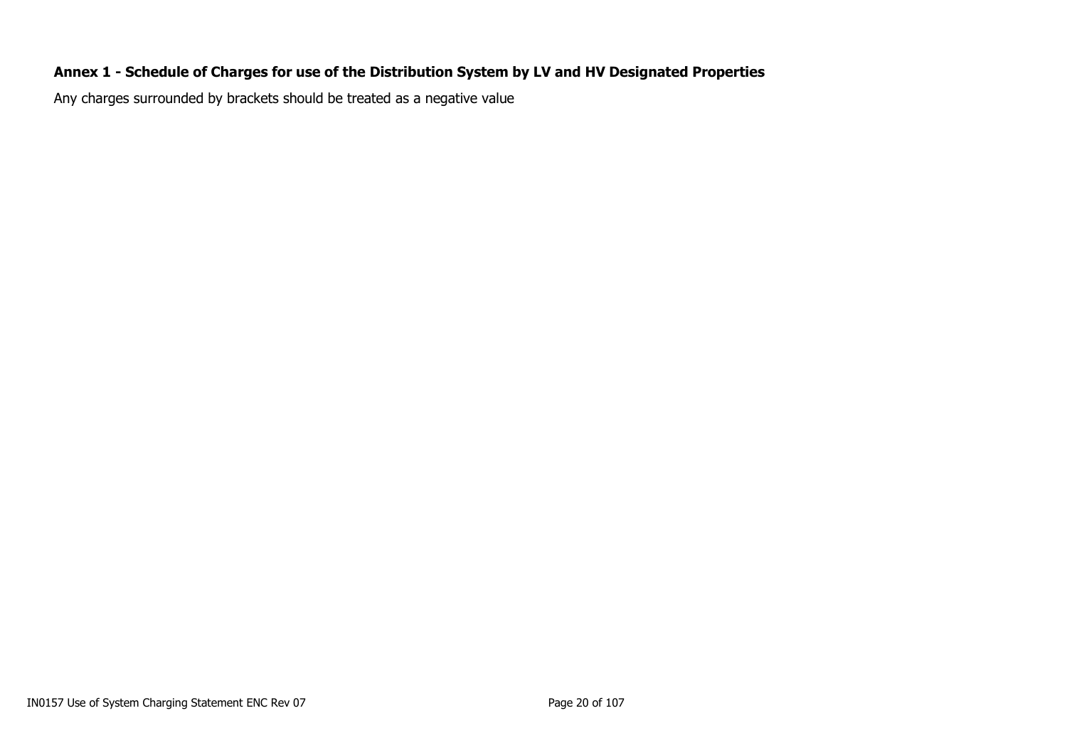**Annex 1 - Schedule of Charges for use of the Distribution System by LV and HV Designated Properties**

Any charges surrounded by brackets should be treated as a negative value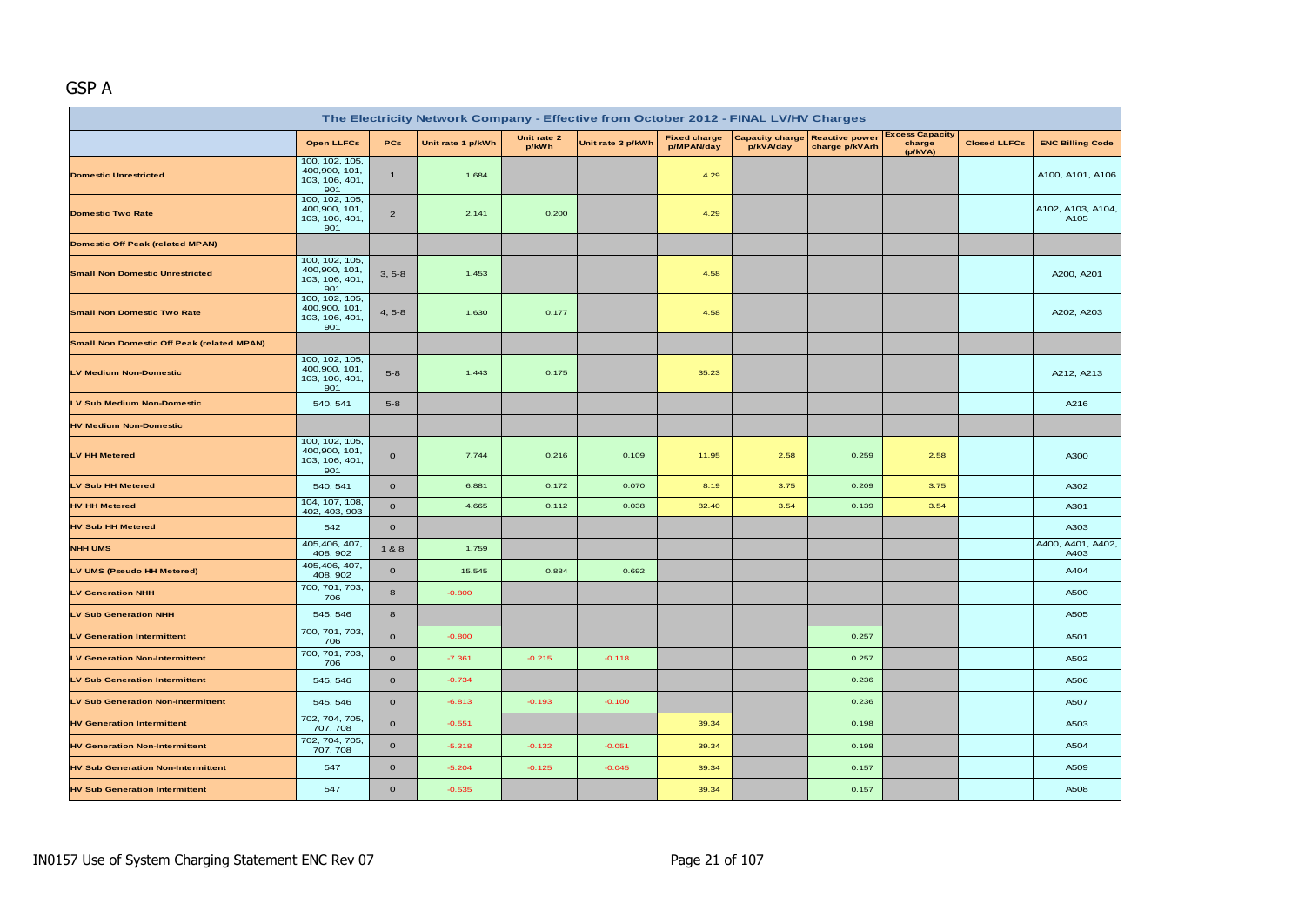## GSP A

| The Electricity Network Company - Effective from October 2012 - FINAL LV/HV Charges | | | | | | | | | | | | |
|---|---|---|---|---|---|---|---|---|---|---|---|---|
| | Open LLFCs | PCs | Unit rate 1 p/kWh | Unit rate 2 p/kWh | Unit rate 3 p/kWh | Fixed charge p/MPAN/day | Capacity charge p/kVA/day | Reactive power charge p/kVArh | Excess Capacity charge (p/kVA) | Closed LLFCs | ENC Billing Code |
| Domestic Unrestricted | 100, 102, 105, 400,900, 101, 103, 106, 401, 901 | 1 | 1.684 | | | 4.29 | | | | | A100, A101, A106 |
| Domestic Two Rate | 100, 102, 105, 400,900, 101, 103, 106, 401, 901 | 2 | 2.141 | 0.200 | | 4.29 | | | | | A102, A103, A104, A105 |
| Domestic Off Peak (related MPAN) | | | | | | | | | | | |
| Small Non Domestic Unrestricted | 100, 102, 105, 400,900, 101, 103, 106, 401, 901 | 3, 5-8 | 1.453 | | | 4.58 | | | | | A200, A201 |
| Small Non Domestic Two Rate | 100, 102, 105, 400,900, 101, 103, 106, 401, 901 | 4, 5-8 | 1.630 | 0.177 | | 4.58 | | | | | A202, A203 |
| Small Non Domestic Off Peak (related MPAN) | | | | | | | | | | | |
| LV Medium Non-Domestic | 100, 102, 105, 400,900, 101, 103, 106, 401, 901 | 5-8 | 1.443 | 0.175 | | 35.23 | | | | | A212, A213 |
| LV Sub Medium Non-Domestic | 540, 541 | 5-8 | | | | | | | | | A216 |
| HV Medium Non-Domestic | | | | | | | | | | | |
| LV HH Metered | 100, 102, 105, 400,900, 101, 103, 106, 401, 901 | 0 | 7.744 | 0.216 | 0.109 | 11.95 | 2.58 | 0.259 | 2.58 | | A300 |
| LV Sub HH Metered | 540, 541 | 0 | 6.881 | 0.172 | 0.070 | 8.19 | 3.75 | 0.209 | 3.75 | | A302 |
| HV HH Metered | 104, 107, 108, 402, 403, 903 | 0 | 4.665 | 0.112 | 0.038 | 82.40 | 3.54 | 0.139 | 3.54 | | A301 |
| HV Sub HH Metered | 542 | 0 | | | | | | | | | A303 |
| NHH UMS | 405,406, 407, 408, 902 | 1 & 8 | 1.759 | | | | | | | | A400, A401, A402, A403 |
| LV UMS (Pseudo HH Metered) | 405,406, 407, 408, 902 | 0 | 15.545 | 0.884 | 0.692 | | | | | | A404 |
| LV Generation NHH | 700, 701, 703, 706 | 8 | -0.800 | | | | | | | | A500 |
| LV Sub Generation NHH | 545, 546 | 8 | | | | | | | | | A505 |
| LV Generation Intermittent | 700, 701, 703, 706 | 0 | -0.800 | | | | | 0.257 | | | A501 |
| LV Generation Non-Intermittent | 700, 701, 703, 706 | 0 | -7.361 | -0.215 | -0.118 | | | 0.257 | | | A502 |
| LV Sub Generation Intermittent | 545, 546 | 0 | -0.734 | | | | | 0.236 | | | A506 |
| LV Sub Generation Non-Intermittent | 545, 546 | 0 | -6.813 | -0.193 | -0.100 | | | 0.236 | | | A507 |
| HV Generation Intermittent | 702, 704, 705, 707, 708 | 0 | -0.551 | | | 39.34 | | 0.198 | | | A503 |
| HV Generation Non-Intermittent | 702, 704, 705, 707, 708 | 0 | -5.318 | -0.132 | -0.051 | 39.34 | | 0.198 | | | A504 |
| HV Sub Generation Non-Intermittent | 547 | 0 | -5.204 | -0.125 | -0.045 | 39.34 | | 0.157 | | | A509 |
| HV Sub Generation Intermittent | 547 | 0 | -0.535 | | | 39.34 | | 0.157 | | | A508 |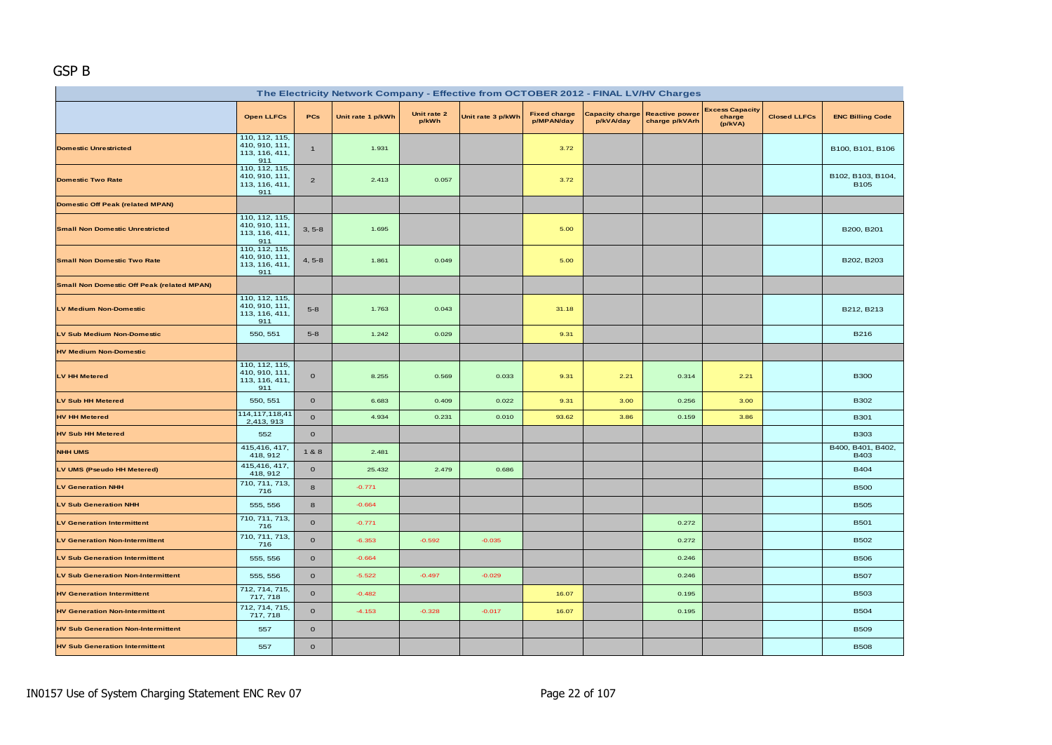GSP B

| The Electricity Network Company - Effective from OCTOBER 2012 - FINAL LV/HV Charges | | | | | | | | | | | | |
|---|---|---|---|---|---|---|---|---|---|---|---|---|
| | Open LLFCs | PCs | Unit rate 1 p/kWh | Unit rate 2 p/kWh | Unit rate 3 p/kWh | Fixed charge p/MPAN/day | Capacity charge p/kVA/day | Reactive power charge p/kVArh | Excess Capacity charge (p/kVA) | Closed LLFCs | ENC Billing Code |
| Domestic Unrestricted | 110, 112, 115, 410, 910, 111, 113, 116, 411, 911 | 1 | 1.931 | | | 3.72 | | | | | B100, B101, B106 |
| Domestic Two Rate | 110, 112, 115, 410, 910, 111, 113, 116, 411, 911 | 2 | 2.413 | 0.057 | | 3.72 | | | | | B102, B103, B104, B105 |
| Domestic Off Peak (related MPAN) | | | | | | | | | | | |
| Small Non Domestic Unrestricted | 110, 112, 115, 410, 910, 111, 113, 116, 411, 911 | 3, 5-8 | 1.695 | | | 5.00 | | | | | B200, B201 |
| Small Non Domestic Two Rate | 110, 112, 115, 410, 910, 111, 113, 116, 411, 911 | 4, 5-8 | 1.861 | 0.049 | | 5.00 | | | | | B202, B203 |
| Small Non Domestic Off Peak (related MPAN) | | | | | | | | | | | |
| LV Medium Non-Domestic | 110, 112, 115, 410, 910, 111, 113, 116, 411, 911 | 5-8 | 1.763 | 0.043 | | 31.18 | | | | | B212, B213 |
| LV Sub Medium Non-Domestic | 550, 551 | 5-8 | 1.242 | 0.029 | | 9.31 | | | | | B216 |
| HV Medium Non-Domestic | | | | | | | | | | | |
| LV HH Metered | 110, 112, 115, 410, 910, 111, 113, 116, 411, 911 | 0 | 8.255 | 0.569 | 0.033 | 9.31 | 2.21 | 0.314 | 2.21 | | B300 |
| LV Sub HH Metered | 550, 551 | 0 | 6.683 | 0.409 | 0.022 | 9.31 | 3.00 | 0.256 | 3.00 | | B302 |
| HV HH Metered | 114,117,118,412,413, 913 | 0 | 4.934 | 0.231 | 0.010 | 93.62 | 3.86 | 0.159 | 3.86 | | B301 |
| HV Sub HH Metered | 552 | 0 | | | | | | | | | B303 |
| NHH UMS | 415,416, 417, 418, 912 | 1 & 8 | 2.481 | | | | | | | | B400, B401, B402, B403 |
| LV UMS (Pseudo HH Metered) | 415,416, 417, 418, 912 | 0 | 25.432 | 2.479 | 0.686 | | | | | | B404 |
| LV Generation NHH | 710, 711, 713, 716 | 8 | -0.771 | | | | | | | | B500 |
| LV Sub Generation NHH | 555, 556 | 8 | -0.664 | | | | | | | | B505 |
| LV Generation Intermittent | 710, 711, 713, 716 | 0 | -0.771 | | | | | 0.272 | | | B501 |
| LV Generation Non-Intermittent | 710, 711, 713, 716 | 0 | -6.353 | -0.592 | -0.035 | | | 0.272 | | | B502 |
| LV Sub Generation Intermittent | 555, 556 | 0 | -0.664 | | | | | 0.246 | | | B506 |
| LV Sub Generation Non-Intermittent | 555, 556 | 0 | -5.522 | -0.497 | -0.029 | | | 0.246 | | | B507 |
| HV Generation Intermittent | 712, 714, 715, 717, 718 | 0 | -0.482 | | | 16.07 | | 0.195 | | | B503 |
| HV Generation Non-Intermittent | 712, 714, 715, 717, 718 | 0 | -4.153 | -0.328 | -0.017 | 16.07 | | 0.195 | | | B504 |
| HV Sub Generation Non-Intermittent | 557 | 0 | | | | | | | | | B509 |
| HV Sub Generation Intermittent | 557 | 0 | | | | | | | | | B508 |

IN0157 Use of System Charging Statement ENC Rev 07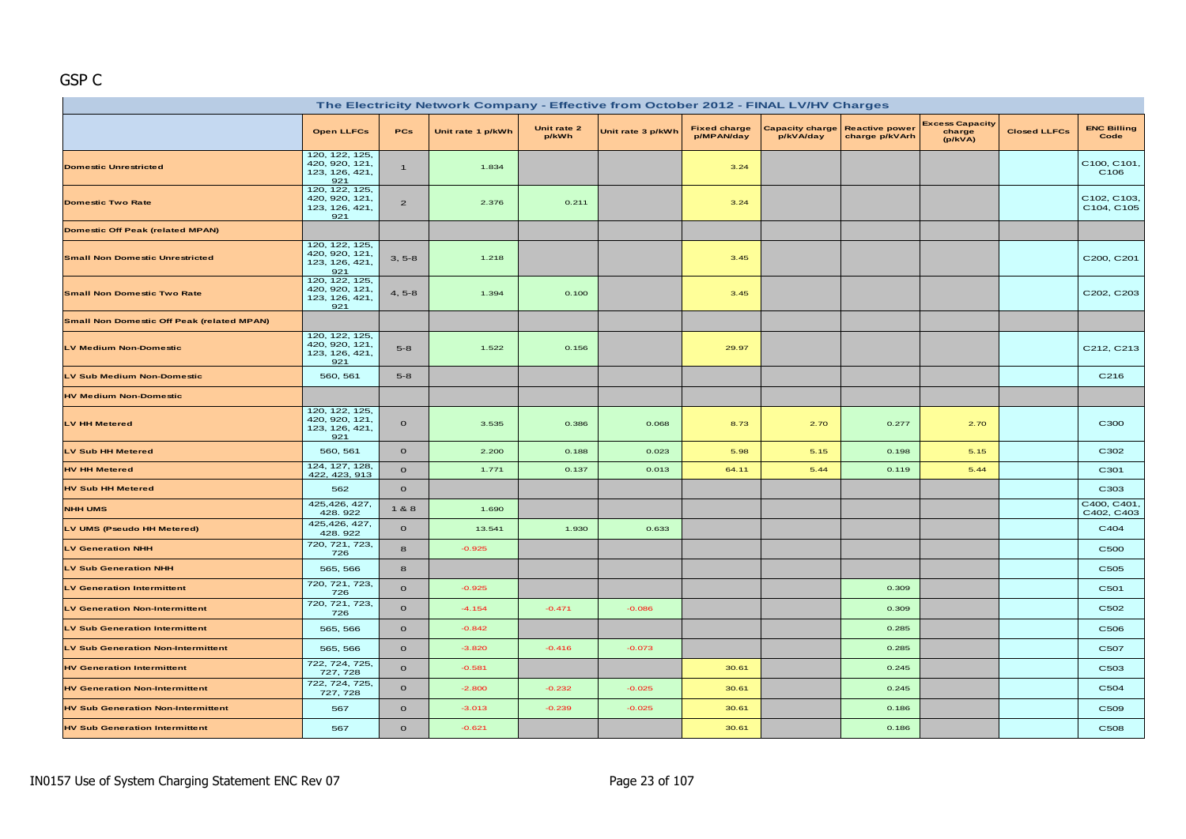## GSP C

| The Electricity Network Company - Effective from October 2012 - FINAL LV/HV Charges | | | | | | | | | | | |
|---|---|---|---|---|---|---|---|---|---|---|---|
| | Open LLFCs | PCs | Unit rate 1 p/kWh | Unit rate 2 p/kWh | Unit rate 3 p/kWh | Fixed charge p/MPAN/day | Capacity charge p/kVA/day | Reactive power charge p/kVArh | Excess Capacity charge (p/kVA) | Closed LLFCs | ENC Billing Code |
| **Domestic Unrestricted** | 120, 122, 125, 420, 920, 121, 123, 126, 421, 921 | 1 | 1.834 | | | 3.24 | | | | | C100, C101, C106 |
| **Domestic Two Rate** | 120, 122, 125, 420, 920, 121, 123, 126, 421, 921 | 2 | 2.376 | 0.211 | | 3.24 | | | | | C102, C103, C104, C105 |
| **Domestic Off Peak (related MPAN)** | | | | | | | | | | | |
| **Small Non Domestic Unrestricted** | 120, 122, 125, 420, 920, 121, 123, 126, 421, 921 | 3, 5-8 | 1.218 | | | 3.45 | | | | | C200, C201 |
| **Small Non Domestic Two Rate** | 120, 122, 125, 420, 920, 121, 123, 126, 421, 921 | 4, 5-8 | 1.394 | 0.100 | | 3.45 | | | | | C202, C203 |
| **Small Non Domestic Off Peak (related MPAN)** | | | | | | | | | | | |
| **LV Medium Non-Domestic** | 120, 122, 125, 420, 920, 121, 123, 126, 421, 921 | 5-8 | 1.522 | 0.156 | | 29.97 | | | | | C212, C213 |
| **LV Sub Medium Non-Domestic** | 560, 561 | 5-8 | | | | | | | | | C216 |
| **HV Medium Non-Domestic** | | | | | | | | | | | |
| **LV HH Metered** | 120, 122, 125, 420, 920, 121, 123, 126, 421, 921 | 0 | 3.535 | 0.386 | 0.068 | 8.73 | 2.70 | 0.277 | 2.70 | | C300 |
| **LV Sub HH Metered** | 560, 561 | 0 | 2.200 | 0.188 | 0.023 | 5.98 | 5.15 | 0.198 | 5.15 | | C302 |
| **HV HH Metered** | 124, 127, 128, 422, 423, 913 | 0 | 1.771 | 0.137 | 0.013 | 64.11 | 5.44 | 0.119 | 5.44 | | C301 |
| **HV Sub HH Metered** | 562 | 0 | | | | | | | | | C303 |
| **NHH UMS** | 425,426, 427, 428. 922 | 1 & 8 | 1.690 | | | | | | | | C400, C401, C402, C403 |
| **LV UMS (Pseudo HH Metered)** | 425,426, 427, 428. 922 | 0 | 13.541 | 1.930 | 0.633 | | | | | | C404 |
| **LV Generation NHH** | 720, 721, 723, 726 | 8 | -0.925 | | | | | | | | C500 |
| **LV Sub Generation NHH** | 565, 566 | 8 | | | | | | | | | C505 |
| **LV Generation Intermittent** | 720, 721, 723, 726 | 0 | -0.925 | | | | | 0.309 | | | C501 |
| **LV Generation Non-Intermittent** | 720, 721, 723, 726 | 0 | -4.154 | -0.471 | -0.086 | | | 0.309 | | | C502 |
| **LV Sub Generation Intermittent** | 565, 566 | 0 | -0.842 | | | | | 0.285 | | | C506 |
| **LV Sub Generation Non-Intermittent** | 565, 566 | 0 | -3.820 | -0.416 | -0.073 | | | 0.285 | | | C507 |
| **HV Generation Intermittent** | 722, 724, 725, 727, 728 | 0 | -0.581 | | | 30.61 | | 0.245 | | | C503 |
| **HV Generation Non-Intermittent** | 722, 724, 725, 727, 728 | 0 | -2.800 | -0.232 | -0.025 | 30.61 | | 0.245 | | | C504 |
| **HV Sub Generation Non-Intermittent** | 567 | 0 | -3.013 | -0.239 | -0.025 | 30.61 | | 0.186 | | | C509 |
| **HV Sub Generation Intermittent** | 567 | 0 | -0.621 | | | 30.61 | | 0.186 | | | C508 |

IN0157 Use of System Charging Statement ENC Rev 07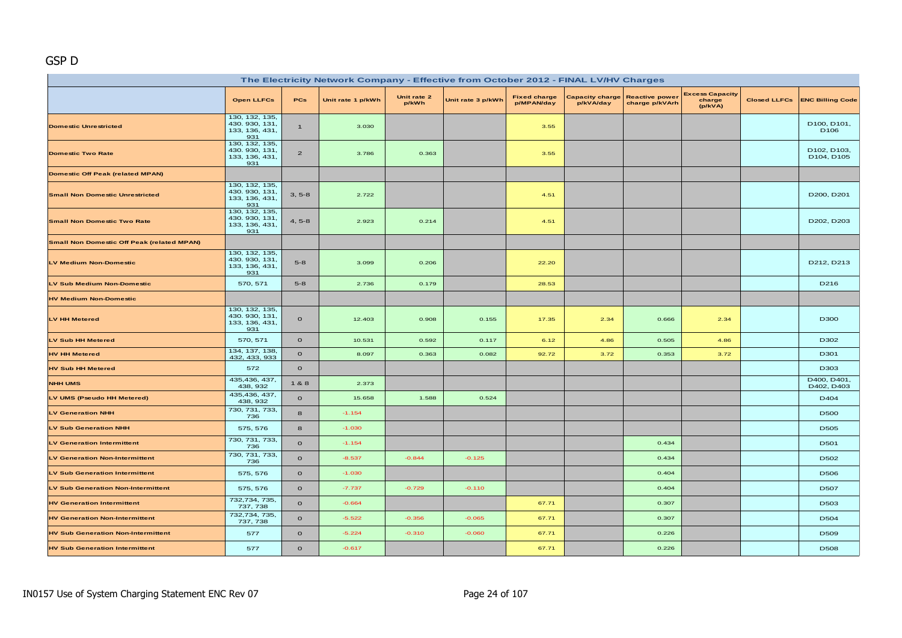## GSP D

| The Electricity Network Company - Effective from October 2012 - FINAL LV/HV Charges | | | | | | | | | | | |
|---|---|---|---|---|---|---|---|---|---|---|---|
| | **Open LLFCs** | **PCs** | **Unit rate 1 p/kWh** | **Unit rate 2 p/kWh** | **Unit rate 3 p/kWh** | **Fixed charge p/MPAN/day** | **Capacity charge p/kVA/day** | **Reactive power charge p/kVArh** | **Excess Capacity charge (p/kVA)** | **Closed LLFCs** | **ENC Billing Code** |
| **Domestic Unrestricted** | 130, 132, 135, 430. 930, 131, 133, 136, 431, 931 | 1 | 3.030 | | | 3.55 | | | | | D100, D101, D106 |
| **Domestic Two Rate** | 130, 132, 135, 430. 930, 131, 133, 136, 431, 931 | 2 | 3.786 | 0.363 | | 3.55 | | | | | D102, D103, D104, D105 |
| **Domestic Off Peak (related MPAN)** | | | | | | | | | | | |
| **Small Non Domestic Unrestricted** | 130, 132, 135, 430. 930, 131, 133, 136, 431, 931 | 3, 5-8 | 2.722 | | | 4.51 | | | | | D200, D201 |
| **Small Non Domestic Two Rate** | 130, 132, 135, 430. 930, 131, 133, 136, 431, 931 | 4, 5-8 | 2.923 | 0.214 | | 4.51 | | | | | D202, D203 |
| **Small Non Domestic Off Peak (related MPAN)** | | | | | | | | | | | |
| **LV Medium Non-Domestic** | 130, 132, 135, 430. 930, 131, 133, 136, 431, 931 | 5-8 | 3.099 | 0.206 | | 22.20 | | | | | D212, D213 |
| **LV Sub Medium Non-Domestic** | 570, 571 | 5-8 | 2.736 | 0.179 | | 28.53 | | | | | D216 |
| **HV Medium Non-Domestic** | | | | | | | | | | | |
| **LV HH Metered** | 130, 132, 135, 430. 930, 131, 133, 136, 431, 931 | 0 | 12.403 | 0.908 | 0.155 | 17.35 | 2.34 | 0.666 | 2.34 | | D300 |
| **LV Sub HH Metered** | 570, 571 | 0 | 10.531 | 0.592 | 0.117 | 6.12 | 4.86 | 0.505 | 4.86 | | D302 |
| **HV HH Metered** | 134, 137, 138, 432, 433, 933 | 0 | 8.097 | 0.363 | 0.082 | 92.72 | 3.72 | 0.353 | 3.72 | | D301 |
| **HV Sub HH Metered** | 572 | 0 | | | | | | | | | D303 |
| **NHH UMS** | 435,436, 437, 438, 932 | 1 & 8 | 2.373 | | | | | | | | D400, D401, D402, D403 |
| **LV UMS (Pseudo HH Metered)** | 435,436, 437, 438, 932 | 0 | 15.658 | 1.588 | 0.524 | | | | | | D404 |
| **LV Generation NHH** | 730, 731, 733, 736 | 8 | -1.154 | | | | | | | | D500 |
| **LV Sub Generation NHH** | 575, 576 | 8 | -1.030 | | | | | | | | D505 |
| **LV Generation Intermittent** | 730, 731, 733, 736 | 0 | -1.154 | | | | | 0.434 | | | D501 |
| **LV Generation Non-Intermittent** | 730, 731, 733, 736 | 0 | -8.537 | -0.844 | -0.125 | | | 0.434 | | | D502 |
| **LV Sub Generation Intermittent** | 575, 576 | 0 | -1.030 | | | | | 0.404 | | | D506 |
| **LV Sub Generation Non-Intermittent** | 575, 576 | 0 | -7.737 | -0.729 | -0.110 | | | 0.404 | | | D507 |
| **HV Generation Intermittent** | 732,734, 735, 737, 738 | 0 | -0.664 | | | 67.71 | | 0.307 | | | D503 |
| **HV Generation Non-Intermittent** | 732,734, 735, 737, 738 | 0 | -5.522 | -0.356 | -0.065 | 67.71 | | 0.307 | | | D504 |
| **HV Sub Generation Non-Intermittent** | 577 | 0 | -5.224 | -0.310 | -0.060 | 67.71 | | 0.226 | | | D509 |
| **HV Sub Generation Intermittent** | 577 | 0 | -0.617 | | | 67.71 | | 0.226 | | | D508 |

IN0157 Use of System Charging Statement ENC Rev 07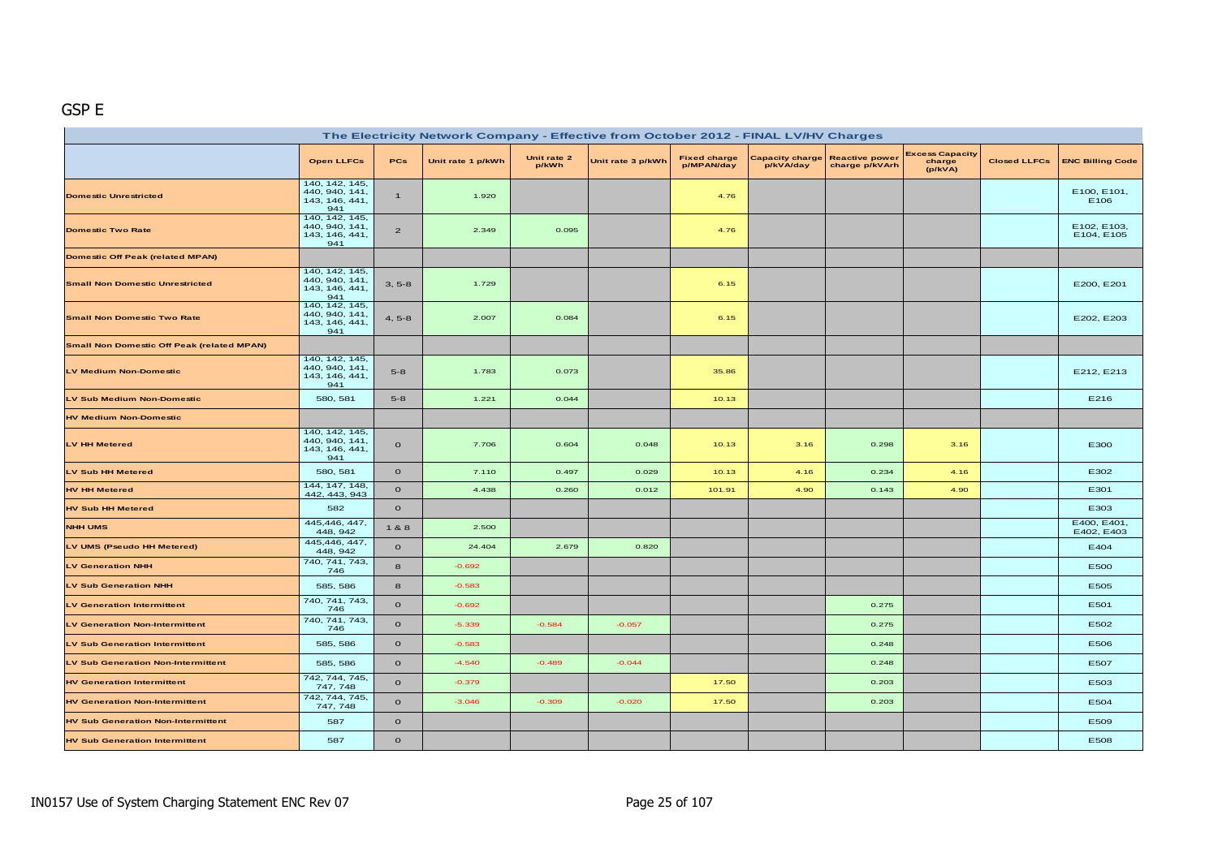GSP E

| The Electricity Network Company - Effective from October 2012 - FINAL LV/HV Charges | | | | | | | | | | | |
|---|---|---|---|---|---|---|---|---|---|---|---|
| | Open LLFCs | PCs | Unit rate 1 p/kWh | Unit rate 2 p/kWh | Unit rate 3 p/kWh | Fixed charge p/MPAN/day | Capacity charge p/kVA/day | Reactive power charge p/kVArh | Excess Capacity charge (p/kVA) | Closed LLFCs | ENC Billing Code |
| Domestic Unrestricted | 140, 142, 145, 440, 940, 141, 143, 146, 441, 941 | 1 | 1.920 | | | 4.76 | | | | | E100, E101, E106 |
| Domestic Two Rate | 140, 142, 145, 440, 940, 141, 143, 146, 441, 941 | 2 | 2.349 | 0.095 | | 4.76 | | | | | E102, E103, E104, E105 |
| Domestic Off Peak (related MPAN) | | | | | | | | | | | |
| Small Non Domestic Unrestricted | 140, 142, 145, 440, 940, 141, 143, 146, 441, 941 | 3, 5-8 | 1.729 | | | 6.15 | | | | | E200, E201 |
| Small Non Domestic Two Rate | 140, 142, 145, 440, 940, 141, 143, 146, 441, 941 | 4, 5-8 | 2.007 | 0.084 | | 6.15 | | | | | E202, E203 |
| Small Non Domestic Off Peak (related MPAN) | | | | | | | | | | | |
| LV Medium Non-Domestic | 140, 142, 145, 440, 940, 141, 143, 146, 441, 941 | 5-8 | 1.783 | 0.073 | | 35.86 | | | | | E212, E213 |
| LV Sub Medium Non-Domestic | 580, 581 | 5-8 | 1.221 | 0.044 | | 10.13 | | | | | E216 |
| HV Medium Non-Domestic | | | | | | | | | | | |
| LV HH Metered | 140, 142, 145, 440, 940, 141, 143, 146, 441, 941 | 0 | 7.706 | 0.604 | 0.048 | 10.13 | 3.16 | 0.298 | 3.16 | | E300 |
| LV Sub HH Metered | 580, 581 | 0 | 7.110 | 0.497 | 0.029 | 10.13 | 4.16 | 0.234 | 4.16 | | E302 |
| HV HH Metered | 144, 147, 148, 442, 443, 943 | 0 | 4.438 | 0.260 | 0.012 | 101.91 | 4.90 | 0.143 | 4.90 | | E301 |
| HV Sub HH Metered | 582 | 0 | | | | | | | | | E303 |
| NHH UMS | 445,446, 447, 448, 942 | 1 & 8 | 2.500 | | | | | | | | E400, E401, E402, E403 |
| LV UMS (Pseudo HH Metered) | 445,446, 447, 448, 942 | 0 | 24.404 | 2.679 | 0.820 | | | | | | E404 |
| LV Generation NHH | 740, 741, 743, 746 | 8 | -0.692 | | | | | | | | E500 |
| LV Sub Generation NHH | 585, 586 | 8 | -0.583 | | | | | | | | E505 |
| LV Generation Intermittent | 740, 741, 743, 746 | 0 | -0.692 | | | | | 0.275 | | | E501 |
| LV Generation Non-Intermittent | 740, 741, 743, 746 | 0 | -5.339 | -0.584 | -0.057 | | | 0.275 | | | E502 |
| LV Sub Generation Intermittent | 585, 586 | 0 | -0.583 | | | | | 0.248 | | | E506 |
| LV Sub Generation Non-Intermittent | 585, 586 | 0 | -4.540 | -0.489 | -0.044 | | | 0.248 | | | E507 |
| HV Generation Intermittent | 742, 744, 745, 747, 748 | 0 | -0.379 | | | 17.50 | | 0.203 | | | E503 |
| HV Generation Non-Intermittent | 742, 744, 745, 747, 748 | 0 | -3.046 | -0.309 | -0.020 | 17.50 | | 0.203 | | | E504 |
| HV Sub Generation Non-Intermittent | 587 | 0 | | | | | | | | | E509 |
| HV Sub Generation Intermittent | 587 | 0 | | | | | | | | | E508 |

IN0157 Use of System Charging Statement ENC Rev 07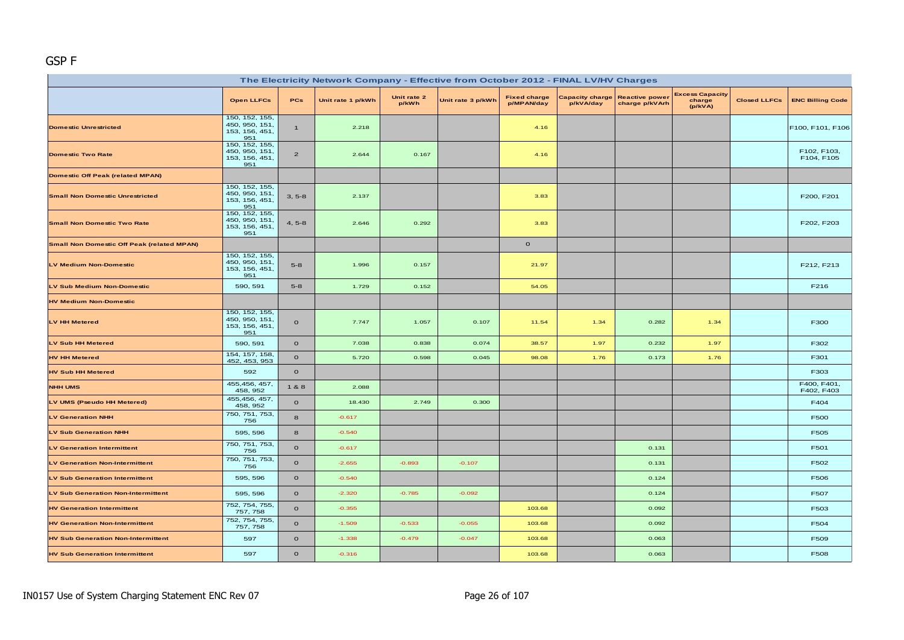GSP F

| The Electricity Network Company - Effective from October 2012 - FINAL LV/HV Charges | | | | | | | | | | | |
|---|---|---|---|---|---|---|---|---|---|---|---|
| | Open LLFCs | PCs | Unit rate 1 p/kWh | Unit rate 2 p/kWh | Unit rate 3 p/kWh | Fixed charge p/MPAN/day | Capacity charge p/kVA/day | Reactive power charge p/kVArh | Excess Capacity charge (p/kVA) | Closed LLFCs | ENC Billing Code |
| Domestic Unrestricted | 150, 152, 155, 450, 950, 151, 153, 156, 451, 951 | 1 | 2.218 | | | 4.16 | | | | | F100, F101, F106 |
| Domestic Two Rate | 150, 152, 155, 450, 950, 151, 153, 156, 451, 951 | 2 | 2.644 | 0.167 | | 4.16 | | | | | F102, F103, F104, F105 |
| Domestic Off Peak (related MPAN) | | | | | | | | | | | |
| Small Non Domestic Unrestricted | 150, 152, 155, 450, 950, 151, 153, 156, 451, 951 | 3, 5-8 | 2.137 | | | 3.83 | | | | | F200, F201 |
| Small Non Domestic Two Rate | 150, 152, 155, 450, 950, 151, 153, 156, 451, 951 | 4, 5-8 | 2.646 | 0.292 | | 3.83 | | | | | F202, F203 |
| Small Non Domestic Off Peak (related MPAN) | | | | | | 0 | | | | | |
| LV Medium Non-Domestic | 150, 152, 155, 450, 950, 151, 153, 156, 451, 951 | 5-8 | 1.996 | 0.157 | | 21.97 | | | | | F212, F213 |
| LV Sub Medium Non-Domestic | 590, 591 | 5-8 | 1.729 | 0.152 | | 54.05 | | | | | F216 |
| HV Medium Non-Domestic | | | | | | | | | | | |
| LV HH Metered | 150, 152, 155, 450, 950, 151, 153, 156, 451, 951 | 0 | 7.747 | 1.057 | 0.107 | 11.54 | 1.34 | 0.282 | 1.34 | | F300 |
| LV Sub HH Metered | 590, 591 | 0 | 7.038 | 0.838 | 0.074 | 38.57 | 1.97 | 0.232 | 1.97 | | F302 |
| HV HH Metered | 154, 157, 158, 452, 453, 953 | 0 | 5.720 | 0.598 | 0.045 | 98.08 | 1.76 | 0.173 | 1.76 | | F301 |
| HV Sub HH Metered | 592 | 0 | | | | | | | | | F303 |
| NHH UMS | 455,456, 457, 458, 952 | 1 & 8 | 2.088 | | | | | | | | F400, F401, F402, F403 |
| LV UMS (Pseudo HH Metered) | 455,456, 457, 458, 952 | 0 | 18.430 | 2.749 | 0.300 | | | | | | F404 |
| LV Generation NHH | 750, 751, 753, 756 | 8 | -0.617 | | | | | | | | F500 |
| LV Sub Generation NHH | 595, 596 | 8 | -0.540 | | | | | | | | F505 |
| LV Generation Intermittent | 750, 751, 753, 756 | 0 | -0.617 | | | | | 0.131 | | | F501 |
| LV Generation Non-Intermittent | 750, 751, 753, 756 | 0 | -2.655 | -0.893 | -0.107 | | | 0.131 | | | F502 |
| LV Sub Generation Intermittent | 595, 596 | 0 | -0.540 | | | | | 0.124 | | | F506 |
| LV Sub Generation Non-Intermittent | 595, 596 | 0 | -2.320 | -0.785 | -0.092 | | | 0.124 | | | F507 |
| HV Generation Intermittent | 752, 754, 755, 757, 758 | 0 | -0.355 | | | 103.68 | | 0.092 | | | F503 |
| HV Generation Non-Intermittent | 752, 754, 755, 757, 758 | 0 | -1.509 | -0.533 | -0.055 | 103.68 | | 0.092 | | | F504 |
| HV Sub Generation Non-Intermittent | 597 | 0 | -1.338 | -0.479 | -0.047 | 103.68 | | 0.063 | | | F509 |
| HV Sub Generation Intermittent | 597 | 0 | -0.316 | | | 103.68 | | 0.063 | | | F508 |

IN0157 Use of System Charging Statement ENC Rev 07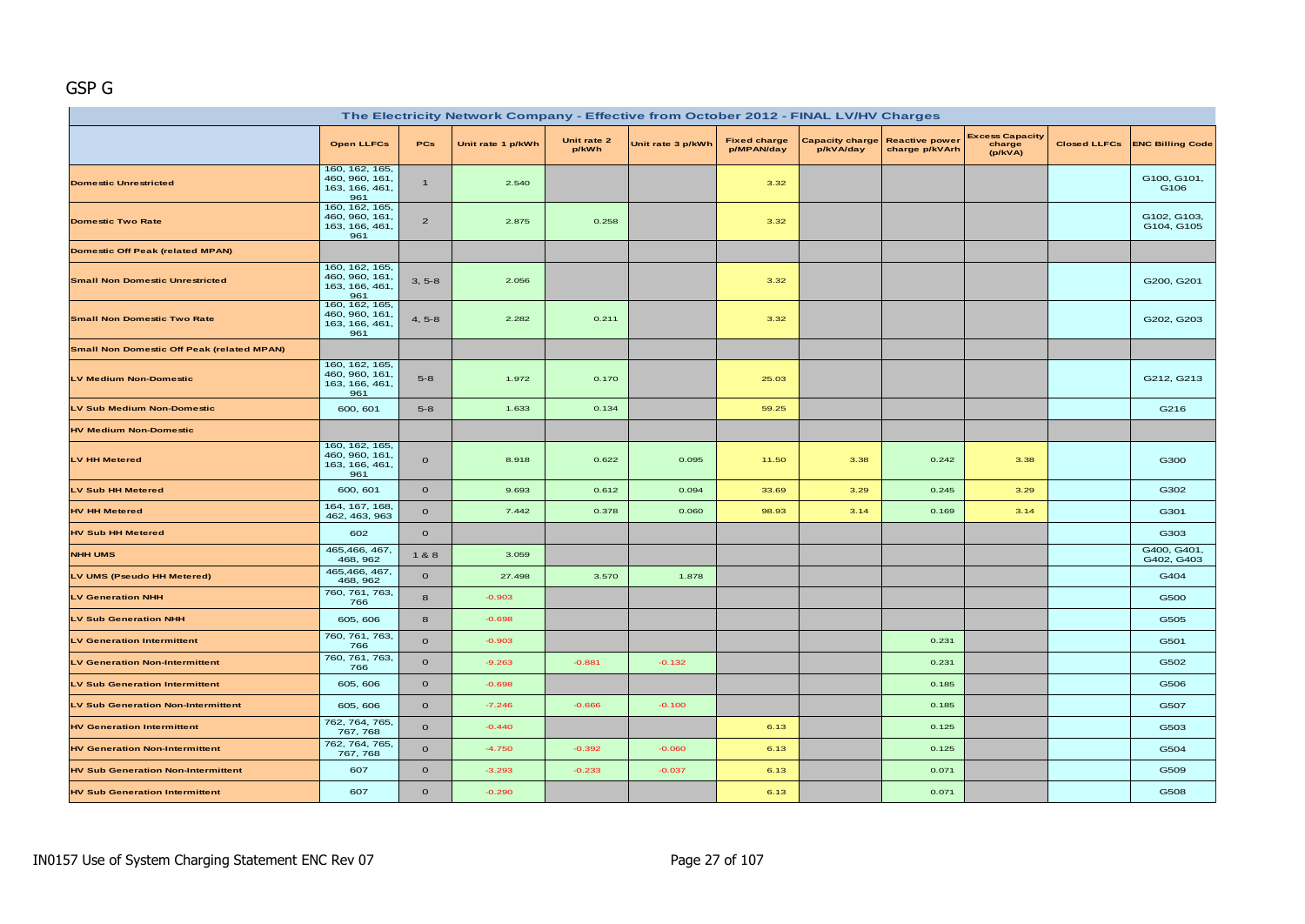GSP G

| The Electricity Network Company - Effective from October 2012 - FINAL LV/HV Charges | | | | | | | | | | | |
|---|---|---|---|---|---|---|---|---|---|---|---|
| | Open LLFCs | PCs | Unit rate 1 p/kWh | Unit rate 2 p/kWh | Unit rate 3 p/kWh | Fixed charge p/MPAN/day | Capacity charge p/kVA/day | Reactive power charge p/kVArh | Excess Capacity charge (p/kVA) | Closed LLFCs | ENC Billing Code |
| Domestic Unrestricted | 160, 162, 165, 460, 960, 161, 163, 166, 461, 961 | 1 | 2.540 | | | 3.32 | | | | | G100, G101, G106 |
| Domestic Two Rate | 160, 162, 165, 460, 960, 161, 163, 166, 461, 961 | 2 | 2.875 | 0.258 | | 3.32 | | | | | G102, G103, G104, G105 |
| Domestic Off Peak (related MPAN) | | | | | | | | | | | |
| Small Non Domestic Unrestricted | 160, 162, 165, 460, 960, 161, 163, 166, 461, 961 | 3, 5-8 | 2.056 | | | 3.32 | | | | | G200, G201 |
| Small Non Domestic Two Rate | 160, 162, 165, 460, 960, 161, 163, 166, 461, 961 | 4, 5-8 | 2.282 | 0.211 | | 3.32 | | | | | G202, G203 |
| Small Non Domestic Off Peak (related MPAN) | | | | | | | | | | | |
| LV Medium Non-Domestic | 160, 162, 165, 460, 960, 161, 163, 166, 461, 961 | 5-8 | 1.972 | 0.170 | | 25.03 | | | | | G212, G213 |
| LV Sub Medium Non-Domestic | 600, 601 | 5-8 | 1.633 | 0.134 | | 59.25 | | | | | G216 |
| HV Medium Non-Domestic | | | | | | | | | | | |
| LV HH Metered | 160, 162, 165, 460, 960, 161, 163, 166, 461, 961 | 0 | 8.918 | 0.622 | 0.095 | 11.50 | 3.38 | 0.242 | 3.38 | | G300 |
| LV Sub HH Metered | 600, 601 | 0 | 9.693 | 0.612 | 0.094 | 33.69 | 3.29 | 0.245 | 3.29 | | G302 |
| HV HH Metered | 164, 167, 168, 462, 463, 963 | 0 | 7.442 | 0.378 | 0.060 | 98.93 | 3.14 | 0.169 | 3.14 | | G301 |
| HV Sub HH Metered | 602 | 0 | | | | | | | | | G303 |
| NHH UMS | 465,466, 467, 468, 962 | 1 & 8 | 3.059 | | | | | | | | G400, G401, G402, G403 |
| LV UMS (Pseudo HH Metered) | 465,466, 467, 468, 962 | 0 | 27.498 | 3.570 | 1.878 | | | | | | G404 |
| LV Generation NHH | 760, 761, 763, 766 | 8 | -0.903 | | | | | | | | G500 |
| LV Sub Generation NHH | 605, 606 | 8 | -0.698 | | | | | | | | G505 |
| LV Generation Intermittent | 760, 761, 763, 766 | 0 | -0.903 | | | | | 0.231 | | | G501 |
| LV Generation Non-Intermittent | 760, 761, 763, 766 | 0 | -9.263 | -0.881 | -0.132 | | | 0.231 | | | G502 |
| LV Sub Generation Intermittent | 605, 606 | 0 | -0.698 | | | | | 0.185 | | | G506 |
| LV Sub Generation Non-Intermittent | 605, 606 | 0 | -7.246 | -0.666 | -0.100 | | | 0.185 | | | G507 |
| HV Generation Intermittent | 762, 764, 765, 767, 768 | 0 | -0.440 | | | 6.13 | | 0.125 | | | G503 |
| HV Generation Non-Intermittent | 762, 764, 765, 767, 768 | 0 | -4.750 | -0.392 | -0.060 | 6.13 | | 0.125 | | | G504 |
| HV Sub Generation Non-Intermittent | 607 | 0 | -3.293 | -0.233 | -0.037 | 6.13 | | 0.071 | | | G509 |
| HV Sub Generation Intermittent | 607 | 0 | -0.290 | | | 6.13 | | 0.071 | | | G508 |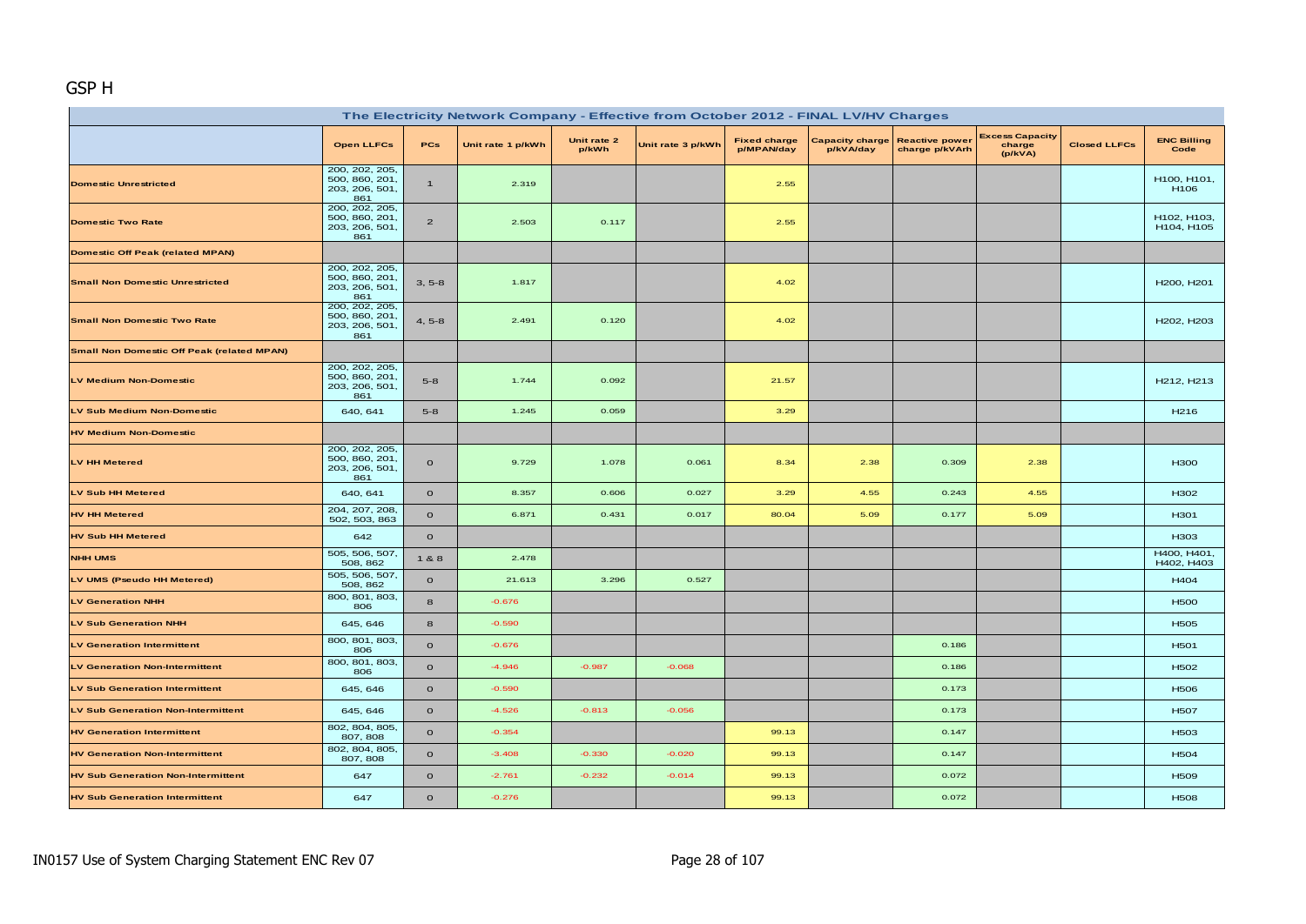GSP H

| The Electricity Network Company - Effective from October 2012 - FINAL LV/HV Charges | | | | | | | | | | | |
|---|---|---|---|---|---|---|---|---|---|---|---|
| | Open LLFCs | PCs | Unit rate 1 p/kWh | Unit rate 2 p/kWh | Unit rate 3 p/kWh | Fixed charge p/MPAN/day | Capacity charge p/kVA/day | Reactive power charge p/kVArh | Excess Capacity charge (p/kVA) | Closed LLFCs | ENC Billing Code |
| Domestic Unrestricted | 200, 202, 205, 500, 860, 201, 203, 206, 501, 861 | 1 | 2.319 | | | 2.55 | | | | | H100, H101, H106 |
| Domestic Two Rate | 200, 202, 205, 500, 860, 201, 203, 206, 501, 861 | 2 | 2.503 | 0.117 | | 2.55 | | | | | H102, H103, H104, H105 |
| Domestic Off Peak (related MPAN) | | | | | | | | | | | |
| Small Non Domestic Unrestricted | 200, 202, 205, 500, 860, 201, 203, 206, 501, 861 | 3, 5-8 | 1.817 | | | 4.02 | | | | | H200, H201 |
| Small Non Domestic Two Rate | 200, 202, 205, 500, 860, 201, 203, 206, 501, 861 | 4, 5-8 | 2.491 | 0.120 | | 4.02 | | | | | H202, H203 |
| Small Non Domestic Off Peak (related MPAN) | | | | | | | | | | | |
| LV Medium Non-Domestic | 200, 202, 205, 500, 860, 201, 203, 206, 501, 861 | 5-8 | 1.744 | 0.092 | | 21.57 | | | | | H212, H213 |
| LV Sub Medium Non-Domestic | 640, 641 | 5-8 | 1.245 | 0.059 | | 3.29 | | | | | H216 |
| HV Medium Non-Domestic | | | | | | | | | | | |
| LV HH Metered | 200, 202, 205, 500, 860, 201, 203, 206, 501, 861 | 0 | 9.729 | 1.078 | 0.061 | 8.34 | 2.38 | 0.309 | 2.38 | | H300 |
| LV Sub HH Metered | 640, 641 | 0 | 8.357 | 0.606 | 0.027 | 3.29 | 4.55 | 0.243 | 4.55 | | H302 |
| HV HH Metered | 204, 207, 208, 502, 503, 863 | 0 | 6.871 | 0.431 | 0.017 | 80.04 | 5.09 | 0.177 | 5.09 | | H301 |
| HV Sub HH Metered | 642 | 0 | | | | | | | | | H303 |
| NHH UMS | 505, 506, 507, 508, 862 | 1 & 8 | 2.478 | | | | | | | | H400, H401, H402, H403 |
| LV UMS (Pseudo HH Metered) | 505, 506, 507, 508, 862 | 0 | 21.613 | 3.296 | 0.527 | | | | | | H404 |
| LV Generation NHH | 800, 801, 803, 806 | 8 | -0.676 | | | | | | | | H500 |
| LV Sub Generation NHH | 645, 646 | 8 | -0.590 | | | | | | | | H505 |
| LV Generation Intermittent | 800, 801, 803, 806 | 0 | -0.676 | | | | | 0.186 | | | H501 |
| LV Generation Non-Intermittent | 800, 801, 803, 806 | 0 | -4.946 | -0.987 | -0.068 | | | 0.186 | | | H502 |
| LV Sub Generation Intermittent | 645, 646 | 0 | -0.590 | | | | | 0.173 | | | H506 |
| LV Sub Generation Non-Intermittent | 645, 646 | 0 | -4.526 | -0.813 | -0.056 | | | 0.173 | | | H507 |
| HV Generation Intermittent | 802, 804, 805, 807, 808 | 0 | -0.354 | | | 99.13 | | 0.147 | | | H503 |
| HV Generation Non-Intermittent | 802, 804, 805, 807, 808 | 0 | -3.408 | -0.330 | -0.020 | 99.13 | | 0.147 | | | H504 |
| HV Sub Generation Non-Intermittent | 647 | 0 | -2.761 | -0.232 | -0.014 | 99.13 | | 0.072 | | | H509 |
| HV Sub Generation Intermittent | 647 | 0 | -0.276 | | | 99.13 | | 0.072 | | | H508 |

IN0157 Use of System Charging Statement ENC Rev 07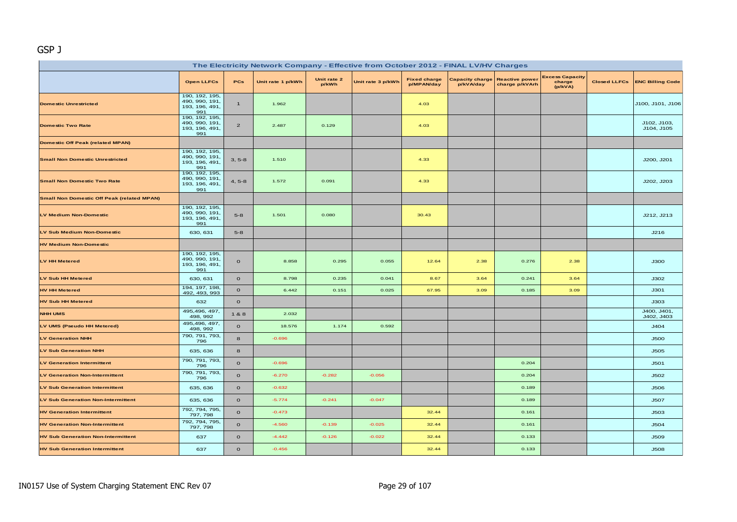# GSP J

| The Electricity Network Company - Effective from October 2012 - FINAL LV/HV Charges | | | | | | | | | | | |
|---|---|---|---|---|---|---|---|---|---|---|---|
| | Open LLFCs | PCs | Unit rate 1 p/kWh | Unit rate 2 p/kWh | Unit rate 3 p/kWh | Fixed charge p/MPAN/day | Capacity charge p/kVA/day | Reactive power charge p/kVArh | Excess Capacity charge (p/kVA) | Closed LLFCs | ENC Billing Code |
| Domestic Unrestricted | 190, 192, 195, 490, 990, 191, 193, 196, 491, 991 | 1 | 1.962 | | | 4.03 | | | | | J100, J101, J106 |
| Domestic Two Rate | 190, 192, 195, 490, 990, 191, 193, 196, 491, 991 | 2 | 2.487 | 0.129 | | 4.03 | | | | | J102, J103, J104, J105 |
| Domestic Off Peak (related MPAN) | | | | | | | | | | | |
| Small Non Domestic Unrestricted | 190, 192, 195, 490, 990, 191, 193, 196, 491, 991 | 3, 5-8 | 1.510 | | | 4.33 | | | | | J200, J201 |
| Small Non Domestic Two Rate | 190, 192, 195, 490, 990, 191, 193, 196, 491, 991 | 4, 5-8 | 1.572 | 0.091 | | 4.33 | | | | | J202, J203 |
| Small Non Domestic Off Peak (related MPAN) | | | | | | | | | | | |
| LV Medium Non-Domestic | 190, 192, 195, 490, 990, 191, 193, 196, 491, 991 | 5-8 | 1.501 | 0.080 | | 30.43 | | | | | J212, J213 |
| LV Sub Medium Non-Domestic | 630, 631 | 5-8 | | | | | | | | | J216 |
| HV Medium Non-Domestic | | | | | | | | | | | |
| LV HH Metered | 190, 192, 195, 490, 990, 191, 193, 196, 491, 991 | 0 | 8.858 | 0.295 | 0.055 | 12.64 | 2.38 | 0.276 | 2.38 | | J300 |
| LV Sub HH Metered | 630, 631 | 0 | 8.798 | 0.235 | 0.041 | 8.67 | 3.64 | 0.241 | 3.64 | | J302 |
| HV HH Metered | 194, 197, 198, 492, 493, 993 | 0 | 6.442 | 0.151 | 0.025 | 67.95 | 3.09 | 0.185 | 3.09 | | J301 |
| HV Sub HH Metered | 632 | 0 | | | | | | | | | J303 |
| NHH UMS | 495,496, 497, 498, 992 | 1 & 8 | 2.032 | | | | | | | | J400, J401, J402, J403 |
| LV UMS (Pseudo HH Metered) | 495,496, 497, 498, 992 | 0 | 18.576 | 1.174 | 0.592 | | | | | | J404 |
| LV Generation NHH | 790, 791, 793, 796 | 8 | -0.696 | | | | | | | | J500 |
| LV Sub Generation NHH | 635, 636 | 8 | | | | | | | | | J505 |
| LV Generation Intermittent | 790, 791, 793, 796 | 0 | -0.696 | | | | | 0.204 | | | J501 |
| LV Generation Non-Intermittent | 790, 791, 793, 796 | 0 | -6.270 | -0.282 | -0.056 | | | 0.204 | | | J502 |
| LV Sub Generation Intermittent | 635, 636 | 0 | -0.632 | | | | | 0.189 | | | J506 |
| LV Sub Generation Non-Intermittent | 635, 636 | 0 | -5.774 | -0.241 | -0.047 | | | 0.189 | | | J507 |
| HV Generation Intermittent | 792, 794, 795, 797, 798 | 0 | -0.473 | | | 32.44 | | 0.161 | | | J503 |
| HV Generation Non-Intermittent | 792, 794, 795, 797, 798 | 0 | -4.560 | -0.139 | -0.025 | 32.44 | | 0.161 | | | J504 |
| HV Sub Generation Non-Intermittent | 637 | 0 | -4.442 | -0.126 | -0.022 | 32.44 | | 0.133 | | | J509 |
| HV Sub Generation Intermittent | 637 | 0 | -0.456 | | | 32.44 | | 0.133 | | | J508 |

IN0157 Use of System Charging Statement ENC Rev 07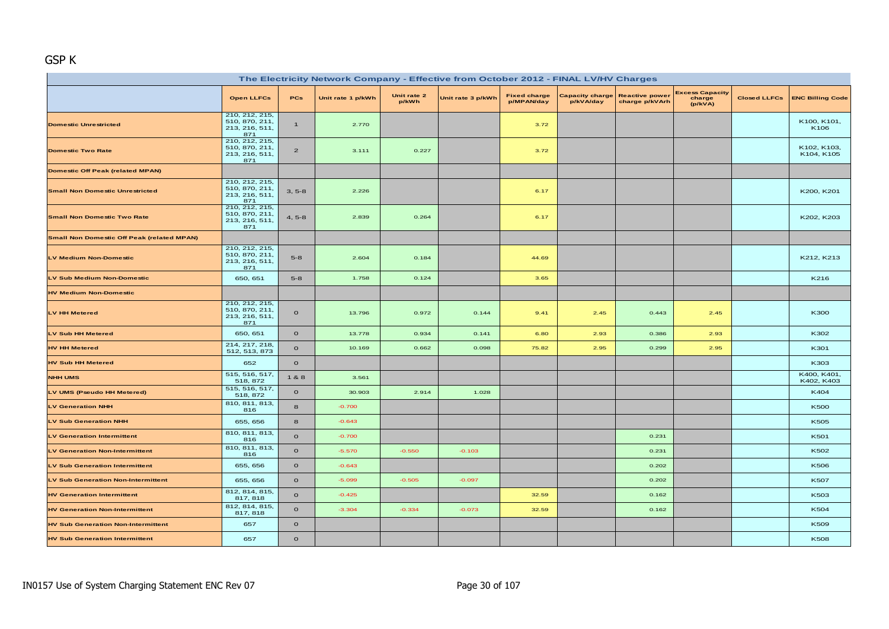# GSP K

| The Electricity Network Company - Effective from October 2012 - FINAL LV/HV Charges | | | | | | | | | | | |
|---|---|---|---|---|---|---|---|---|---|---|---|
| | Open LLFCs | PCs | Unit rate 1 p/kWh | Unit rate 2 p/kWh | Unit rate 3 p/kWh | Fixed charge p/MPAN/day | Capacity charge p/kVA/day | Reactive power charge p/kVArh | Excess Capacity charge (p/kVA) | Closed LLFCs | ENC Billing Code |
| Domestic Unrestricted | 210, 212, 215, 510, 870, 211, 213, 216, 511, 871 | 1 | 2.770 | | | 3.72 | | | | | K100, K101, K106 |
| Domestic Two Rate | 210, 212, 215, 510, 870, 211, 213, 216, 511, 871 | 2 | 3.111 | 0.227 | | 3.72 | | | | | K102, K103, K104, K105 |
| Domestic Off Peak (related MPAN) | | | | | | | | | | | |
| Small Non Domestic Unrestricted | 210, 212, 215, 510, 870, 211, 213, 216, 511, 871 | 3, 5-8 | 2.226 | | | 6.17 | | | | | K200, K201 |
| Small Non Domestic Two Rate | 210, 212, 215, 510, 870, 211, 213, 216, 511, 871 | 4, 5-8 | 2.839 | 0.264 | | 6.17 | | | | | K202, K203 |
| Small Non Domestic Off Peak (related MPAN) | | | | | | | | | | | |
| LV Medium Non-Domestic | 210, 212, 215, 510, 870, 211, 213, 216, 511, 871 | 5-8 | 2.604 | 0.184 | | 44.69 | | | | | K212, K213 |
| LV Sub Medium Non-Domestic | 650, 651 | 5-8 | 1.758 | 0.124 | | 3.65 | | | | | K216 |
| HV Medium Non-Domestic | | | | | | | | | | | |
| LV HH Metered | 210, 212, 215, 510, 870, 211, 213, 216, 511, 871 | 0 | 13.796 | 0.972 | 0.144 | 9.41 | 2.45 | 0.443 | 2.45 | | K300 |
| LV Sub HH Metered | 650, 651 | 0 | 13.778 | 0.934 | 0.141 | 6.80 | 2.93 | 0.386 | 2.93 | | K302 |
| HV HH Metered | 214, 217, 218, 512, 513, 873 | 0 | 10.169 | 0.662 | 0.098 | 75.82 | 2.95 | 0.299 | 2.95 | | K301 |
| HV Sub HH Metered | 652 | 0 | | | | | | | | | K303 |
| NHH UMS | 515, 516, 517, 518, 872 | 1 & 8 | 3.561 | | | | | | | | K400, K401, K402, K403 |
| LV UMS (Pseudo HH Metered) | 515, 516, 517, 518, 872 | 0 | 30.903 | 2.914 | 1.028 | | | | | | K404 |
| LV Generation NHH | 810, 811, 813, 816 | 8 | -0.700 | | | | | | | | K500 |
| LV Sub Generation NHH | 655, 656 | 8 | -0.643 | | | | | | | | K505 |
| LV Generation Intermittent | 810, 811, 813, 816 | 0 | -0.700 | | | | | 0.231 | | | K501 |
| LV Generation Non-Intermittent | 810, 811, 813, 816 | 0 | -5.570 | -0.550 | -0.103 | | | 0.231 | | | K502 |
| LV Sub Generation Intermittent | 655, 656 | 0 | -0.643 | | | | | 0.202 | | | K506 |
| LV Sub Generation Non-Intermittent | 655, 656 | 0 | -5.099 | -0.505 | -0.097 | | | 0.202 | | | K507 |
| HV Generation Intermittent | 812, 814, 815, 817, 818 | 0 | -0.425 | | | 32.59 | | 0.162 | | | K503 |
| HV Generation Non-Intermittent | 812, 814, 815, 817, 818 | 0 | -3.304 | -0.334 | -0.073 | 32.59 | | 0.162 | | | K504 |
| HV Sub Generation Non-Intermittent | 657 | 0 | | | | | | | | | K509 |
| HV Sub Generation Intermittent | 657 | 0 | | | | | | | | | K508 |

IN0157 Use of System Charging Statement ENC Rev 07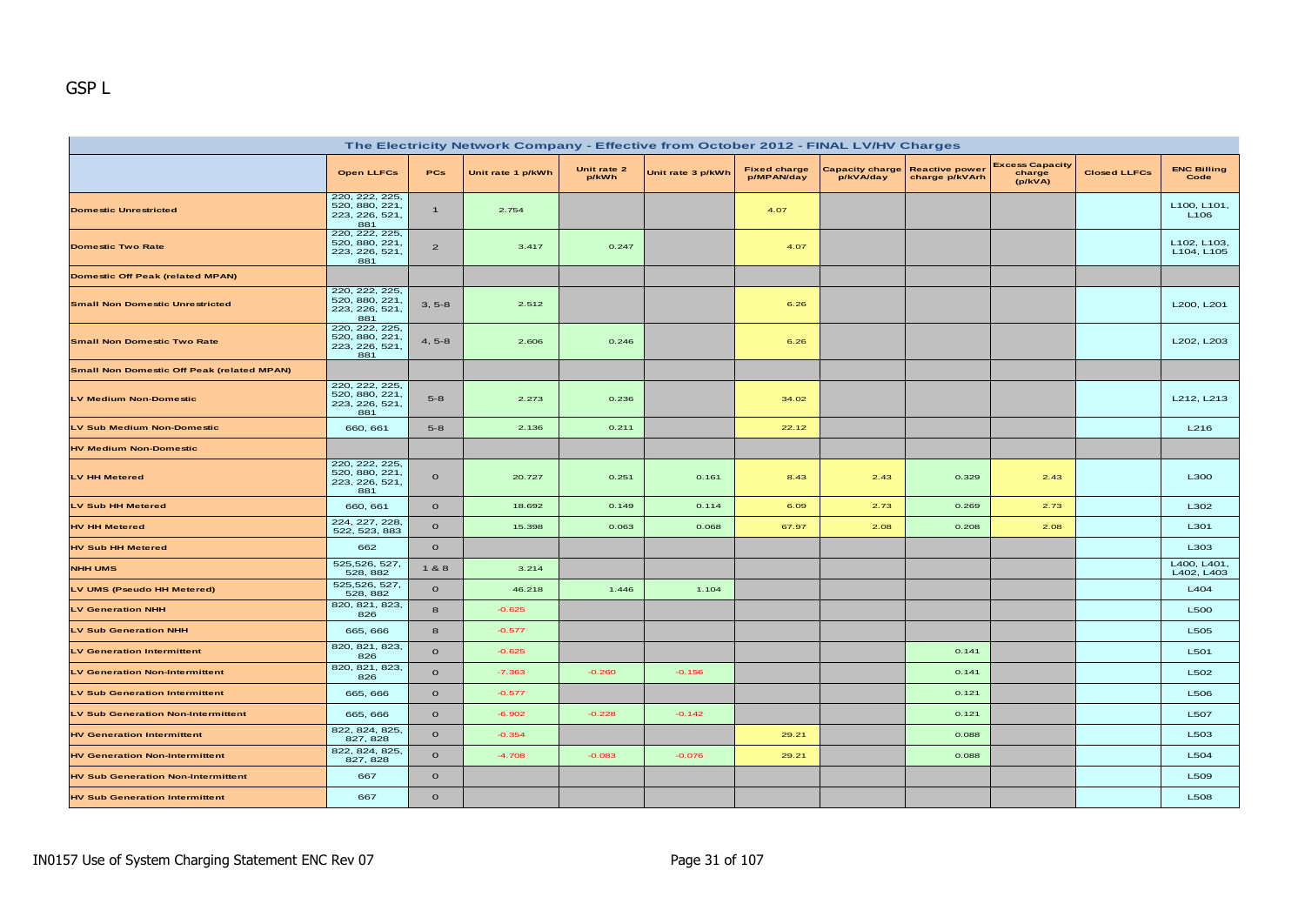GSP L

| The Electricity Network Company - Effective from October 2012 - FINAL LV/HV Charges | | | | | | | | | | | |
|---|---|---|---|---|---|---|---|---|---|---|---|
| | Open LLFCs | PCs | Unit rate 1 p/kWh | Unit rate 2 p/kWh | Unit rate 3 p/kWh | Fixed charge p/MPAN/day | Capacity charge p/kVA/day | Reactive power charge p/kVArh | Excess Capacity charge (p/kVA) | Closed LLFCs | ENC Billing Code |
| Domestic Unrestricted | 220, 222, 225, 520, 880, 221, 223, 226, 521, 881 | 1 | 2.754 | | | 4.07 | | | | | L100, L101, L106 |
| Domestic Two Rate | 220, 222, 225, 520, 880, 221, 223, 226, 521, 881 | 2 | 3.417 | 0.247 | | 4.07 | | | | | L102, L103, L104, L105 |
| Domestic Off Peak (related MPAN) | | | | | | | | | | | |
| Small Non Domestic Unrestricted | 220, 222, 225, 520, 880, 221, 223, 226, 521, 881 | 3, 5-8 | 2.512 | | | 6.26 | | | | | L200, L201 |
| Small Non Domestic Two Rate | 220, 222, 225, 520, 880, 221, 223, 226, 521, 881 | 4, 5-8 | 2.606 | 0.246 | | 6.26 | | | | | L202, L203 |
| Small Non Domestic Off Peak (related MPAN) | | | | | | | | | | | |
| LV Medium Non-Domestic | 220, 222, 225, 520, 880, 221, 223, 226, 521, 881 | 5-8 | 2.273 | 0.236 | | 34.02 | | | | | L212, L213 |
| LV Sub Medium Non-Domestic | 660, 661 | 5-8 | 2.136 | 0.211 | | 22.12 | | | | | L216 |
| HV Medium Non-Domestic | | | | | | | | | | | |
| LV HH Metered | 220, 222, 225, 520, 880, 221, 223, 226, 521, 881 | 0 | 20.727 | 0.251 | 0.161 | 8.43 | 2.43 | 0.329 | 2.43 | | L300 |
| LV Sub HH Metered | 660, 661 | 0 | 18.692 | 0.149 | 0.114 | 6.09 | 2.73 | 0.269 | 2.73 | | L302 |
| HV HH Metered | 224, 227, 228, 522, 523, 883 | 0 | 15.398 | 0.063 | 0.068 | 67.97 | 2.08 | 0.208 | 2.08 | | L301 |
| HV Sub HH Metered | 662 | 0 | | | | | | | | | L303 |
| NHH UMS | 525,526, 527, 528, 882 | 1 & 8 | 3.214 | | | | | | | | L400, L401, L402, L403 |
| LV UMS (Pseudo HH Metered) | 525,526, 527, 528, 882 | 0 | 46.218 | 1.446 | 1.104 | | | | | | L404 |
| LV Generation NHH | 820, 821, 823, 826 | 8 | -0.625 | | | | | | | | L500 |
| LV Sub Generation NHH | 665, 666 | 8 | -0.577 | | | | | | | | L505 |
| LV Generation Intermittent | 820, 821, 823, 826 | 0 | -0.625 | | | | | 0.141 | | | L501 |
| LV Generation Non-Intermittent | 820, 821, 823, 826 | 0 | -7.363 | -0.260 | -0.156 | | | 0.141 | | | L502 |
| LV Sub Generation Intermittent | 665, 666 | 0 | -0.577 | | | | | 0.121 | | | L506 |
| LV Sub Generation Non-Intermittent | 665, 666 | 0 | -6.902 | -0.228 | -0.142 | | | 0.121 | | | L507 |
| HV Generation Intermittent | 822, 824, 825, 827, 828 | 0 | -0.354 | | | 29.21 | | 0.088 | | | L503 |
| HV Generation Non-Intermittent | 822, 824, 825, 827, 828 | 0 | -4.708 | -0.083 | -0.076 | 29.21 | | 0.088 | | | L504 |
| HV Sub Generation Non-Intermittent | 667 | 0 | | | | | | | | | L509 |
| HV Sub Generation Intermittent | 667 | 0 | | | | | | | | | L508 |

IN0157 Use of System Charging Statement ENC Rev 07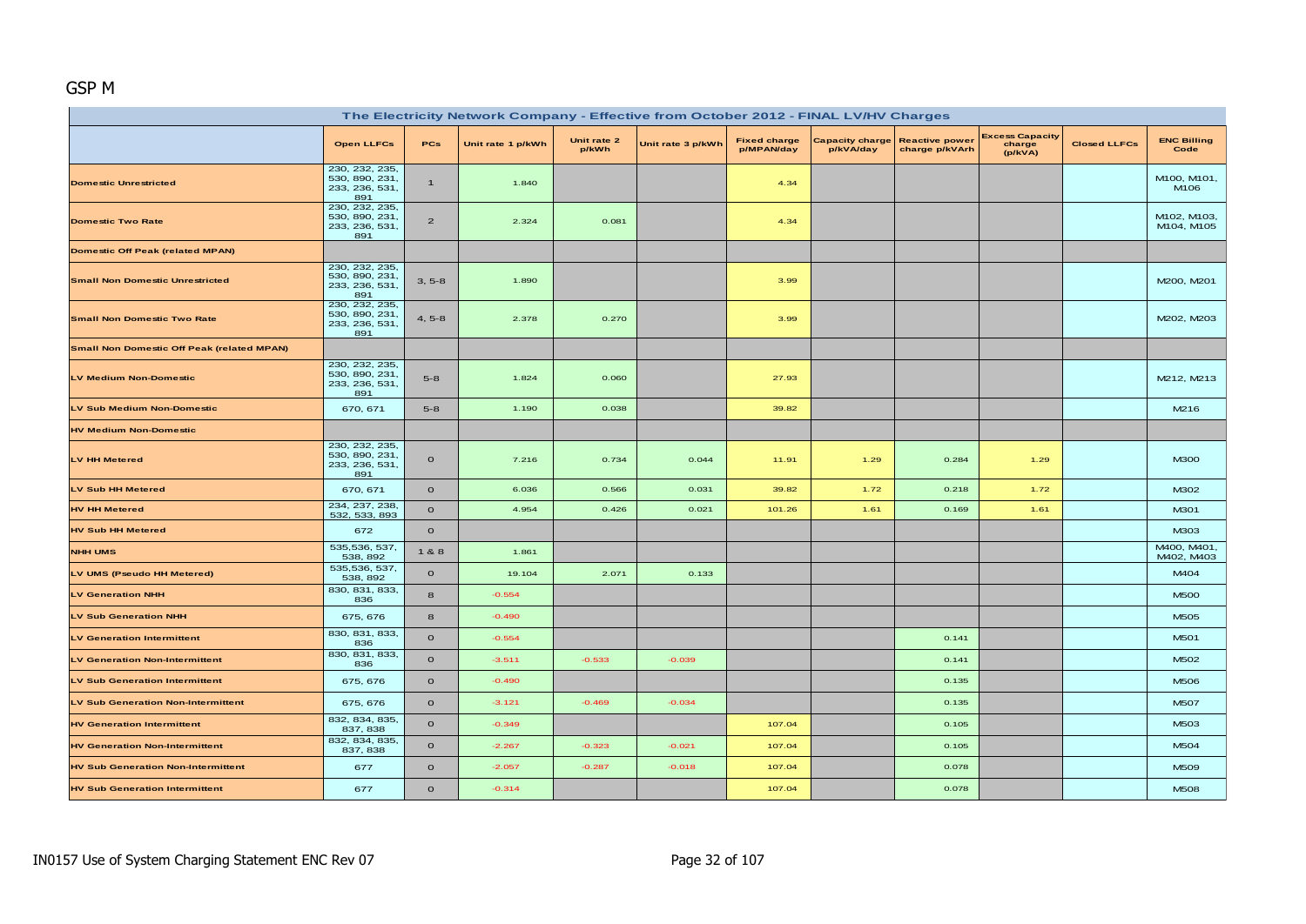GSP M

| The Electricity Network Company - Effective from October 2012 - FINAL LV/HV Charges | | | | | | | | | | | |
|---|---|---|---|---|---|---|---|---|---|---|---|
| | Open LLFCs | PCs | Unit rate 1 p/kWh | Unit rate 2 p/kWh | Unit rate 3 p/kWh | Fixed charge p/MPAN/day | Capacity charge p/kVA/day | Reactive power charge p/kVArh | Excess Capacity charge (p/kVA) | Closed LLFCs | ENC Billing Code |
| Domestic Unrestricted | 230, 232, 235, 530, 890, 231, 233, 236, 531, 891 | 1 | 1.840 | | | 4.34 | | | | | M100, M101, M106 |
| Domestic Two Rate | 230, 232, 235, 530, 890, 231, 233, 236, 531, 891 | 2 | 2.324 | 0.081 | | 4.34 | | | | | M102, M103, M104, M105 |
| Domestic Off Peak (related MPAN) | | | | | | | | | | | |
| Small Non Domestic Unrestricted | 230, 232, 235, 530, 890, 231, 233, 236, 531, 891 | 3, 5-8 | 1.890 | | | 3.99 | | | | | M200, M201 |
| Small Non Domestic Two Rate | 230, 232, 235, 530, 890, 231, 233, 236, 531, 891 | 4, 5-8 | 2.378 | 0.270 | | 3.99 | | | | | M202, M203 |
| Small Non Domestic Off Peak (related MPAN) | | | | | | | | | | | |
| LV Medium Non-Domestic | 230, 232, 235, 530, 890, 231, 233, 236, 531, 891 | 5-8 | 1.824 | 0.060 | | 27.93 | | | | | M212, M213 |
| LV Sub Medium Non-Domestic | 670, 671 | 5-8 | 1.190 | 0.038 | | 39.82 | | | | | M216 |
| HV Medium Non-Domestic | | | | | | | | | | | |
| LV HH Metered | 230, 232, 235, 530, 890, 231, 233, 236, 531, 891 | 0 | 7.216 | 0.734 | 0.044 | 11.91 | 1.29 | 0.284 | 1.29 | | M300 |
| LV Sub HH Metered | 670, 671 | 0 | 6.036 | 0.566 | 0.031 | 39.82 | 1.72 | 0.218 | 1.72 | | M302 |
| HV HH Metered | 234, 237, 238, 532, 533, 893 | 0 | 4.954 | 0.426 | 0.021 | 101.26 | 1.61 | 0.169 | 1.61 | | M301 |
| HV Sub HH Metered | 672 | 0 | | | | | | | | | M303 |
| NHH UMS | 535,536, 537, 538, 892 | 1 & 8 | 1.861 | | | | | | | | M400, M401, M402, M403 |
| LV UMS (Pseudo HH Metered) | 535,536, 537, 538, 892 | 0 | 19.104 | 2.071 | 0.133 | | | | | | M404 |
| LV Generation NHH | 830, 831, 833, 836 | 8 | -0.554 | | | | | | | | M500 |
| LV Sub Generation NHH | 675, 676 | 8 | -0.490 | | | | | | | | M505 |
| LV Generation Intermittent | 830, 831, 833, 836 | 0 | -0.554 | | | | | 0.141 | | | M501 |
| LV Generation Non-Intermittent | 830, 831, 833, 836 | 0 | -3.511 | -0.533 | -0.039 | | | 0.141 | | | M502 |
| LV Sub Generation Intermittent | 675, 676 | 0 | -0.490 | | | | | 0.135 | | | M506 |
| LV Sub Generation Non-Intermittent | 675, 676 | 0 | -3.121 | -0.469 | -0.034 | | | 0.135 | | | M507 |
| HV Generation Intermittent | 832, 834, 835, 837, 838 | 0 | -0.349 | | | 107.04 | | 0.105 | | | M503 |
| HV Generation Non-Intermittent | 832, 834, 835, 837, 838 | 0 | -2.267 | -0.323 | -0.021 | 107.04 | | 0.105 | | | M504 |
| HV Sub Generation Non-Intermittent | 677 | 0 | -2.057 | -0.287 | -0.018 | 107.04 | | 0.078 | | | M509 |
| HV Sub Generation Intermittent | 677 | 0 | -0.314 | | | 107.04 | | 0.078 | | | M508 |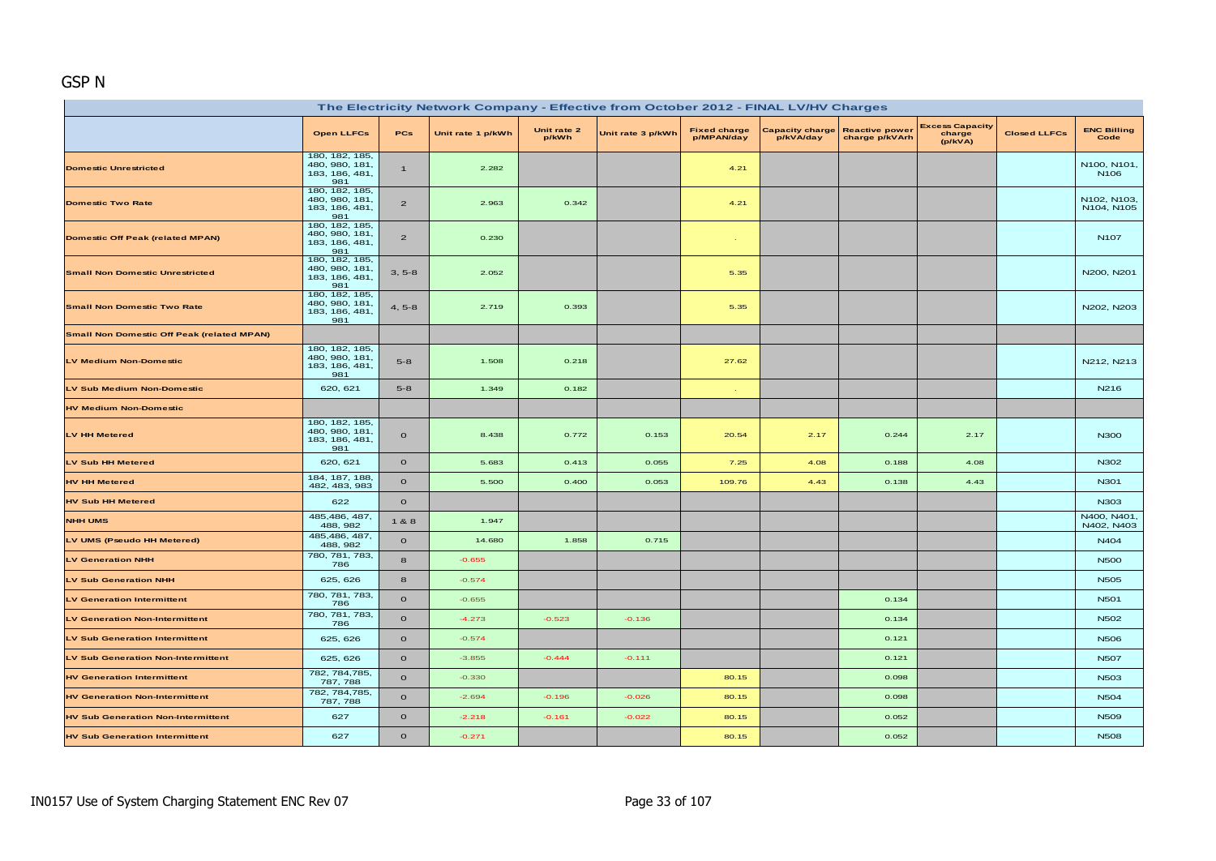# GSP N

| The Electricity Network Company - Effective from October 2012 - FINAL LV/HV Charges | | | | | | | | | | | |
|---|---|---|---|---|---|---|---|---|---|---|---|
| | Open LLFCs | PCs | Unit rate 1 p/kWh | Unit rate 2 p/kWh | Unit rate 3 p/kWh | Fixed charge p/MPAN/day | Capacity charge p/kVA/day | Reactive power charge p/kVArh | Excess Capacity charge (p/kVA) | Closed LLFCs | ENC Billing Code |
| Domestic Unrestricted | 180, 182, 185, 480, 980, 181, 183, 186, 481, 981 | 1 | 2.282 | | | 4.21 | | | | | N100, N101, N106 |
| Domestic Two Rate | 180, 182, 185, 480, 980, 181, 183, 186, 481, 981 | 2 | 2.963 | 0.342 | | 4.21 | | | | | N102, N103, N104, N105 |
| Domestic Off Peak (related MPAN) | 180, 182, 185, 480, 980, 181, 183, 186, 481, 981 | 2 | 0.230 | | | - | | | | | N107 |
| Small Non Domestic Unrestricted | 180, 182, 185, 480, 980, 181, 183, 186, 481, 981 | 3, 5-8 | 2.052 | | | 5.35 | | | | | N200, N201 |
| Small Non Domestic Two Rate | 180, 182, 185, 480, 980, 181, 183, 186, 481, 981 | 4, 5-8 | 2.719 | 0.393 | | 5.35 | | | | | N202, N203 |
| Small Non Domestic Off Peak (related MPAN) | | | | | | | | | | | |
| LV Medium Non-Domestic | 180, 182, 185, 480, 980, 181, 183, 186, 481, 981 | 5-8 | 1.508 | 0.218 | | 27.62 | | | | | N212, N213 |
| LV Sub Medium Non-Domestic | 620, 621 | 5-8 | 1.349 | 0.182 | | - | | | | | N216 |
| HV Medium Non-Domestic | | | | | | | | | | | |
| LV HH Metered | 180, 182, 185, 480, 980, 181, 183, 186, 481, 981 | 0 | 8.438 | 0.772 | 0.153 | 20.54 | 2.17 | 0.244 | 2.17 | | N300 |
| LV Sub HH Metered | 620, 621 | 0 | 5.683 | 0.413 | 0.055 | 7.25 | 4.08 | 0.188 | 4.08 | | N302 |
| HV HH Metered | 184, 187, 188, 482, 483, 983 | 0 | 5.500 | 0.400 | 0.053 | 109.76 | 4.43 | 0.138 | 4.43 | | N301 |
| HV Sub HH Metered | 622 | 0 | | | | | | | | | N303 |
| NHH UMS | 485,486, 487, 488, 982 | 1 & 8 | 1.947 | | | | | | | | N400, N401, N402, N403 |
| LV UMS (Pseudo HH Metered) | 485,486, 487, 488, 982 | 0 | 14.680 | 1.858 | 0.715 | | | | | | N404 |
| LV Generation NHH | 780, 781, 783, 786 | 8 | -0.655 | | | | | | | | N500 |
| LV Sub Generation NHH | 625, 626 | 8 | -0.574 | | | | | | | | N505 |
| LV Generation Intermittent | 780, 781, 783, 786 | 0 | -0.655 | | | | | 0.134 | | | N501 |
| LV Generation Non-Intermittent | 780, 781, 783, 786 | 0 | -4.273 | -0.523 | -0.136 | | | 0.134 | | | N502 |
| LV Sub Generation Intermittent | 625, 626 | 0 | -0.574 | | | | | 0.121 | | | N506 |
| LV Sub Generation Non-Intermittent | 625, 626 | 0 | -3.855 | -0.444 | -0.111 | | | 0.121 | | | N507 |
| HV Generation Intermittent | 782, 784,785, 787, 788 | 0 | -0.330 | | | 80.15 | | 0.098 | | | N503 |
| HV Generation Non-Intermittent | 782, 784,785, 787, 788 | 0 | -2.694 | -0.196 | -0.026 | 80.15 | | 0.098 | | | N504 |
| HV Sub Generation Non-Intermittent | 627 | 0 | -2.218 | -0.161 | -0.022 | 80.15 | | 0.052 | | | N509 |
| HV Sub Generation Intermittent | 627 | 0 | -0.271 | | | 80.15 | | 0.052 | | | N508 |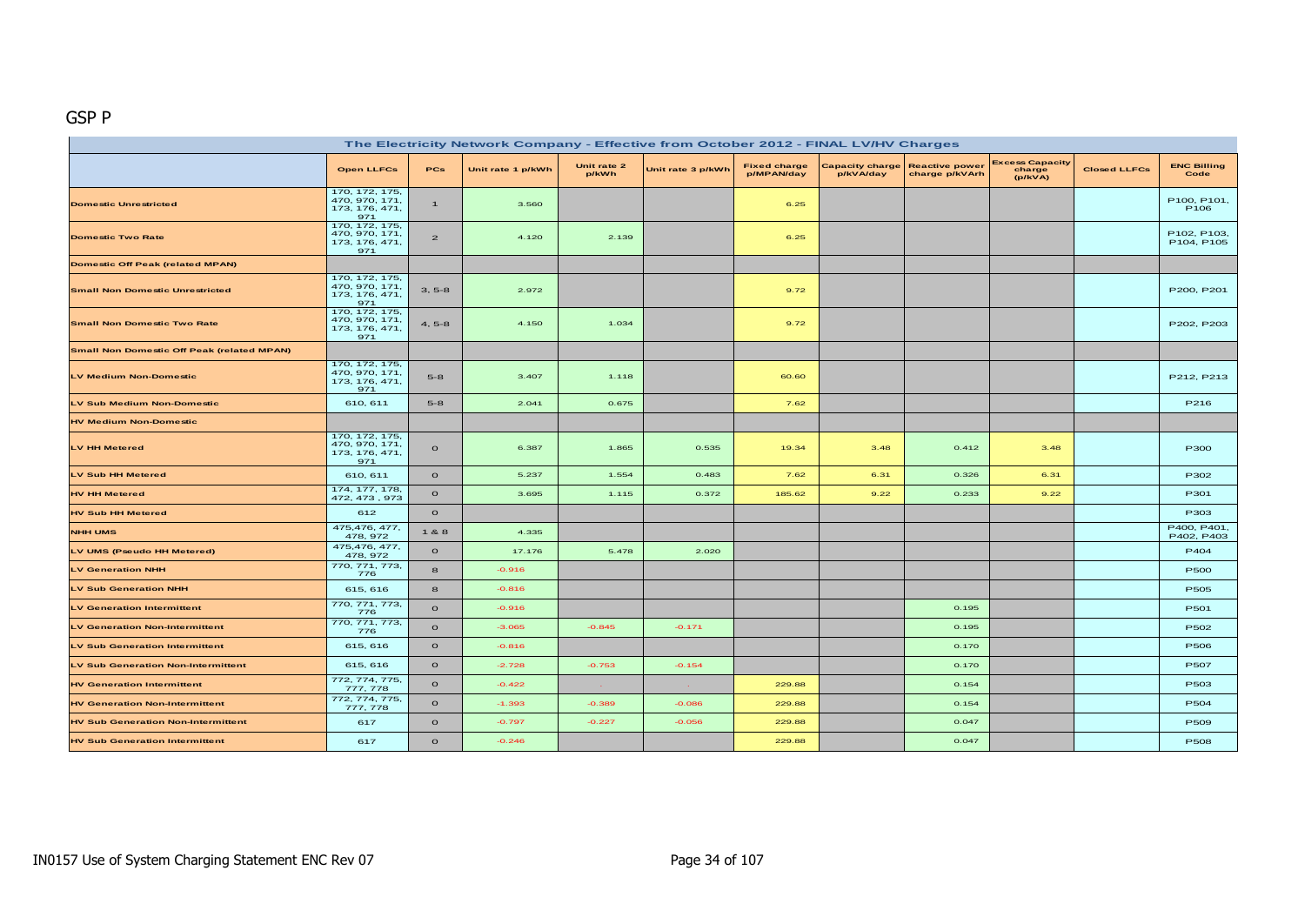GSP P

| The Electricity Network Company - Effective from October 2012 - FINAL LV/HV Charges | | | | | | | | | | | |
|---|---|---|---|---|---|---|---|---|---|---|---|
| | Open LLFCs | PCs | Unit rate 1 p/kWh | Unit rate 2 p/kWh | Unit rate 3 p/kWh | Fixed charge p/MPAN/day | Capacity charge p/kVA/day | Reactive power charge p/kVArh | Excess Capacity charge (p/kVA) | Closed LLFCs | ENC Billing Code |
| Domestic Unrestricted | 170, 172, 175, 470, 970, 171, 173, 176, 471, 971 | 1 | 3.560 | | | 6.25 | | | | | P100, P101, P106 |
| Domestic Two Rate | 170, 172, 175, 470, 970, 171, 173, 176, 471, 971 | 2 | 4.120 | 2.139 | | 6.25 | | | | | P102, P103, P104, P105 |
| Domestic Off Peak (related MPAN) | | | | | | | | | | | |
| Small Non Domestic Unrestricted | 170, 172, 175, 470, 970, 171, 173, 176, 471, 971 | 3, 5-8 | 2.972 | | | 9.72 | | | | | P200, P201 |
| Small Non Domestic Two Rate | 170, 172, 175, 470, 970, 171, 173, 176, 471, 971 | 4, 5-8 | 4.150 | 1.034 | | 9.72 | | | | | P202, P203 |
| Small Non Domestic Off Peak (related MPAN) | | | | | | | | | | | |
| LV Medium Non-Domestic | 170, 172, 175, 470, 970, 171, 173, 176, 471, 971 | 5-8 | 3.407 | 1.118 | | 60.60 | | | | | P212, P213 |
| LV Sub Medium Non-Domestic | 610, 611 | 5-8 | 2.041 | 0.675 | | 7.62 | | | | | P216 |
| HV Medium Non-Domestic | | | | | | | | | | | |
| LV HH Metered | 170, 172, 175, 470, 970, 171, 173, 176, 471, 971 | 0 | 6.387 | 1.865 | 0.535 | 19.34 | 3.48 | 0.412 | 3.48 | | P300 |
| LV Sub HH Metered | 610, 611 | 0 | 5.237 | 1.554 | 0.483 | 7.62 | 6.31 | 0.326 | 6.31 | | P302 |
| HV HH Metered | 174, 177, 178, 472, 473 , 973 | 0 | 3.695 | 1.115 | 0.372 | 185.62 | 9.22 | 0.233 | 9.22 | | P301 |
| HV Sub HH Metered | 612 | 0 | | | | | | | | | P303 |
| NHH UMS | 475,476, 477, 478, 972 | 1 & 8 | 4.335 | | | | | | | | P400, P401, P402, P403 |
| LV UMS (Pseudo HH Metered) | 475,476, 477, 478, 972 | 0 | 17.176 | 5.478 | 2.020 | | | | | | P404 |
| LV Generation NHH | 770, 771, 773, 776 | 8 | -0.916 | | | | | | | | P500 |
| LV Sub Generation NHH | 615, 616 | 8 | -0.816 | | | | | | | | P505 |
| LV Generation Intermittent | 770, 771, 773, 776 | 0 | -0.916 | | | | | 0.195 | | | P501 |
| LV Generation Non-Intermittent | 770, 771, 773, 776 | 0 | -3.065 | -0.845 | -0.171 | | | 0.195 | | | P502 |
| LV Sub Generation Intermittent | 615, 616 | 0 | -0.816 | | | | | 0.170 | | | P506 |
| LV Sub Generation Non-Intermittent | 615, 616 | 0 | -2.728 | -0.753 | -0.154 | | | 0.170 | | | P507 |
| HV Generation Intermittent | 772, 774, 775, 777, 778 | 0 | -0.422 | - | - | 229.88 | | 0.154 | | | P503 |
| HV Generation Non-Intermittent | 772, 774, 775, 777, 778 | 0 | -1.393 | -0.389 | -0.086 | 229.88 | | 0.154 | | | P504 |
| HV Sub Generation Non-Intermittent | 617 | 0 | -0.797 | -0.227 | -0.056 | 229.88 | | 0.047 | | | P509 |
| HV Sub Generation Intermittent | 617 | 0 | -0.246 | | | 229.88 | | 0.047 | | | P508 |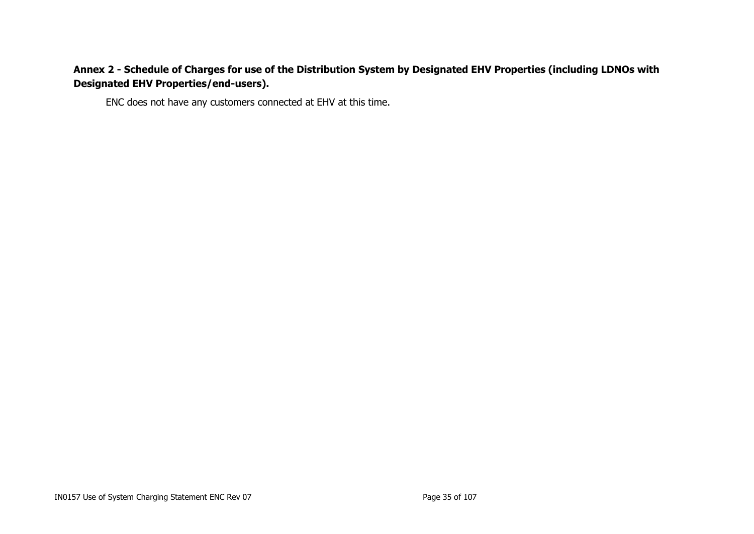## Annex 2 - Schedule of Charges for use of the Distribution System by Designated EHV Properties (including LDNOs with Designated EHV Properties/end-users).

ENC does not have any customers connected at EHV at this time.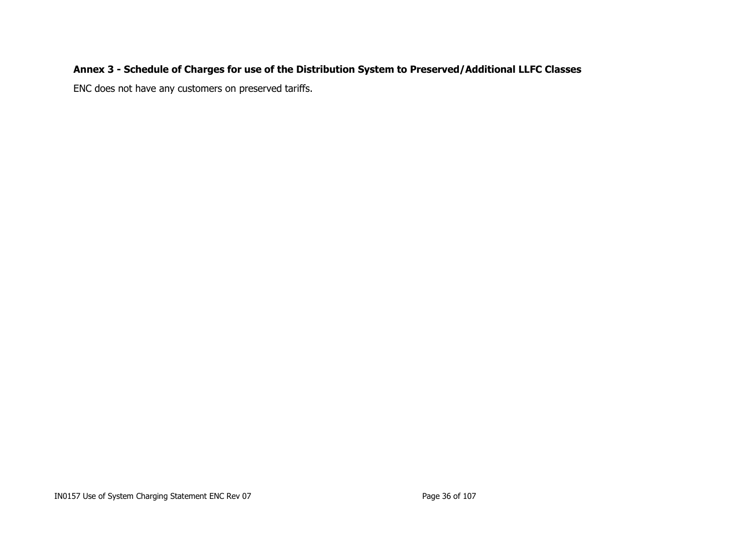## Annex 3 - Schedule of Charges for use of the Distribution System to Preserved/Additional LLFC Classes

ENC does not have any customers on preserved tariffs.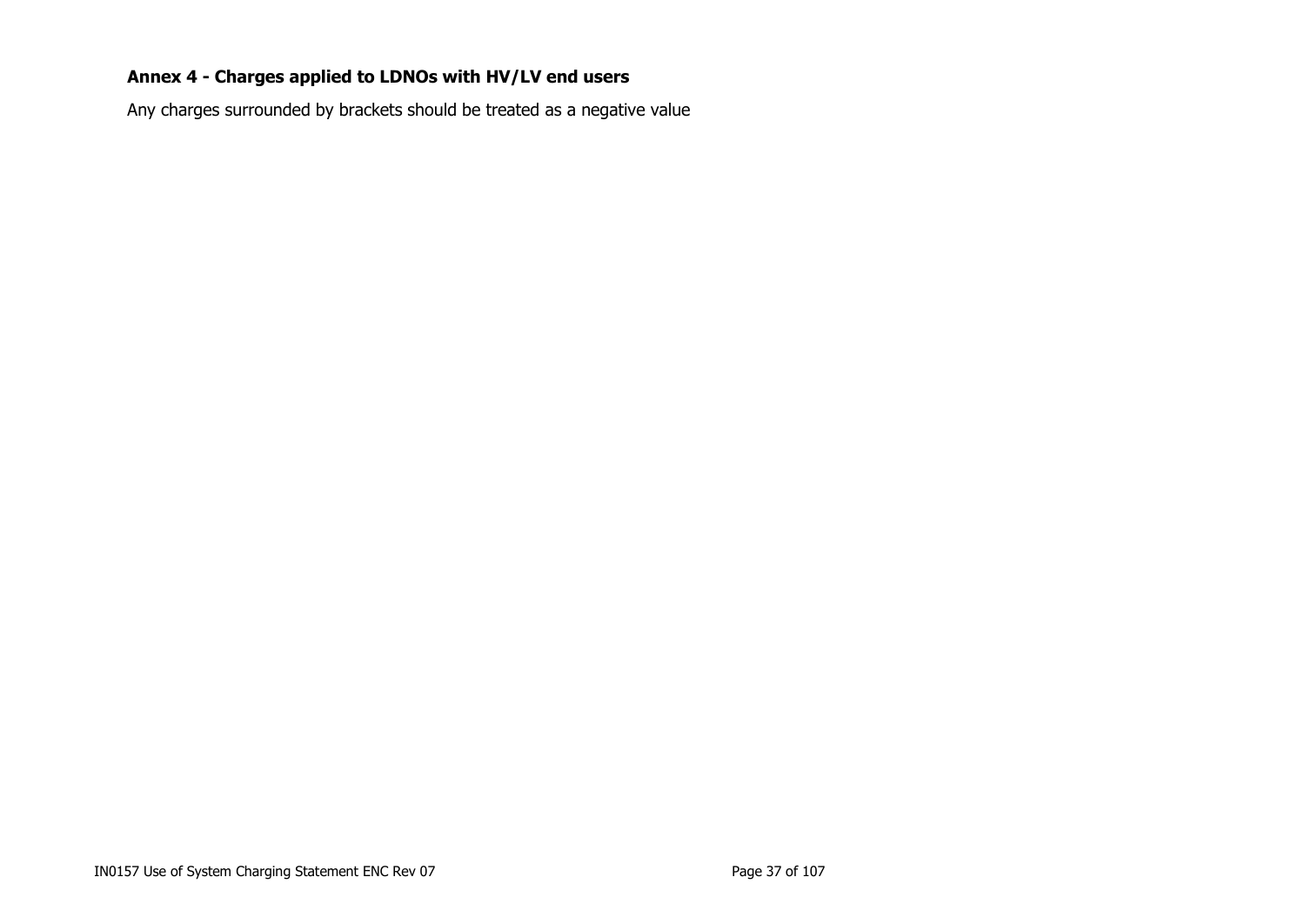**Annex 4 - Charges applied to LDNOs with HV/LV end users**

Any charges surrounded by brackets should be treated as a negative value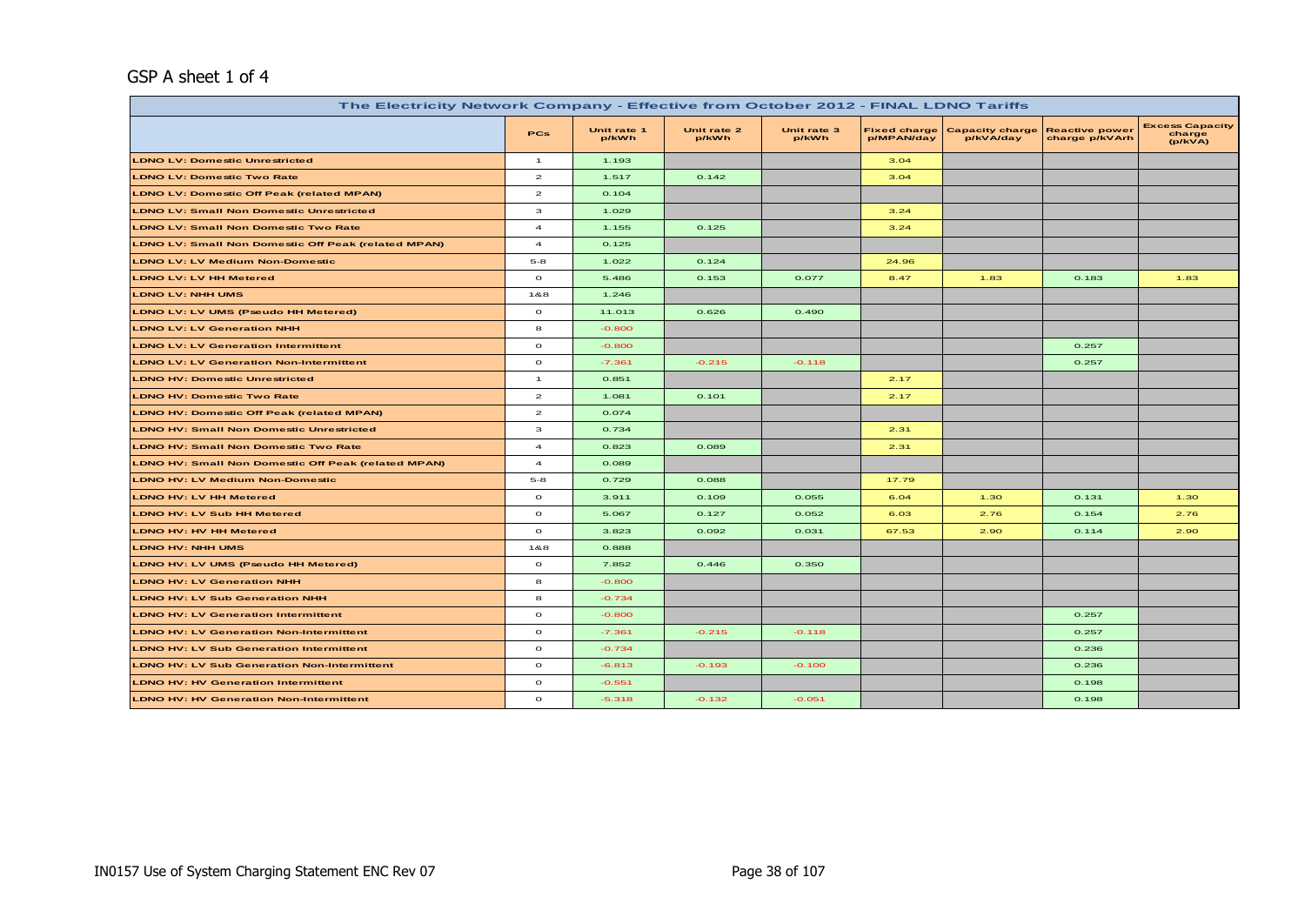GSP A sheet 1 of 4

| The Electricity Network Company - Effective from October 2012 - FINAL LDNO Tariffs | | | | | | | | |
|---|---|---|---|---|---|---|---|---|
| | PCs | Unit rate 1 p/kWh | Unit rate 2 p/kWh | Unit rate 3 p/kWh | Fixed charge p/MPAN/day | Capacity charge p/kVA/day | Reactive power charge p/kVArh | Excess Capacity charge (p/kVA) |
| LDNO LV: Domestic Unrestricted | 1 | 1.193 | | | 3.04 | | | |
| LDNO LV: Domestic Two Rate | 2 | 1.517 | 0.142 | | 3.04 | | | |
| LDNO LV: Domestic Off Peak (related MPAN) | 2 | 0.104 | | | | | | |
| LDNO LV: Small Non Domestic Unrestricted | 3 | 1.029 | | | 3.24 | | | |
| LDNO LV: Small Non Domestic Two Rate | 4 | 1.155 | 0.125 | | 3.24 | | | |
| LDNO LV: Small Non Domestic Off Peak (related MPAN) | 4 | 0.125 | | | | | | |
| LDNO LV: LV Medium Non-Domestic | 5-8 | 1.022 | 0.124 | | 24.96 | | | |
| LDNO LV: LV HH Metered | 0 | 5.486 | 0.153 | 0.077 | 8.47 | 1.83 | 0.183 | 1.83 |
| LDNO LV: NHH UMS | 1&8 | 1.246 | | | | | | |
| LDNO LV: LV UMS (Pseudo HH Metered) | 0 | 11.013 | 0.626 | 0.490 | | | | |
| LDNO LV: LV Generation NHH | 8 | -0.800 | | | | | | |
| LDNO LV: LV Generation Intermittent | 0 | -0.800 | | | | | 0.257 | |
| LDNO LV: LV Generation Non-Intermittent | 0 | -7.361 | -0.215 | -0.118 | | | 0.257 | |
| LDNO HV: Domestic Unrestricted | 1 | 0.851 | | | 2.17 | | | |
| LDNO HV: Domestic Two Rate | 2 | 1.081 | 0.101 | | 2.17 | | | |
| LDNO HV: Domestic Off Peak (related MPAN) | 2 | 0.074 | | | | | | |
| LDNO HV: Small Non Domestic Unrestricted | 3 | 0.734 | | | 2.31 | | | |
| LDNO HV: Small Non Domestic Two Rate | 4 | 0.823 | 0.089 | | 2.31 | | | |
| LDNO HV: Small Non Domestic Off Peak (related MPAN) | 4 | 0.089 | | | | | | |
| LDNO HV: LV Medium Non-Domestic | 5-8 | 0.729 | 0.088 | | 17.79 | | | |
| LDNO HV: LV HH Metered | 0 | 3.911 | 0.109 | 0.055 | 6.04 | 1.30 | 0.131 | 1.30 |
| LDNO HV: LV Sub HH Metered | 0 | 5.067 | 0.127 | 0.052 | 6.03 | 2.76 | 0.154 | 2.76 |
| LDNO HV: HV HH Metered | 0 | 3.823 | 0.092 | 0.031 | 67.53 | 2.90 | 0.114 | 2.90 |
| LDNO HV: NHH UMS | 1&8 | 0.888 | | | | | | |
| LDNO HV: LV UMS (Pseudo HH Metered) | 0 | 7.852 | 0.446 | 0.350 | | | | |
| LDNO HV: LV Generation NHH | 8 | -0.800 | | | | | | |
| LDNO HV: LV Sub Generation NHH | 8 | -0.734 | | | | | | |
| LDNO HV: LV Generation Intermittent | 0 | -0.800 | | | | | 0.257 | |
| LDNO HV: LV Generation Non-Intermittent | 0 | -7.361 | -0.215 | -0.118 | | | 0.257 | |
| LDNO HV: LV Sub Generation Intermittent | 0 | -0.734 | | | | | 0.236 | |
| LDNO HV: LV Sub Generation Non-Intermittent | 0 | -6.813 | -0.193 | -0.100 | | | 0.236 | |
| LDNO HV: HV Generation Intermittent | 0 | -0.551 | | | | | 0.198 | |
| LDNO HV: HV Generation Non-Intermittent | 0 | -5.318 | -0.132 | -0.051 | | | 0.198 | |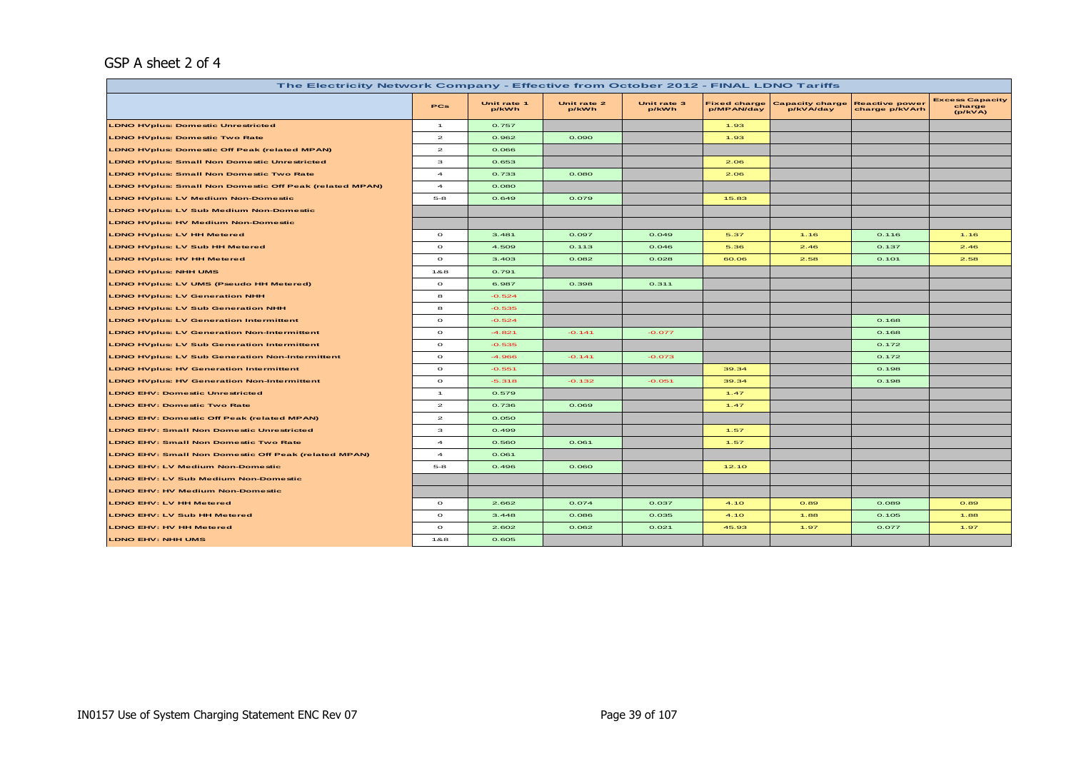GSP A sheet 2 of 4

| The Electricity Network Company - Effective from October 2012 - FINAL LDNO Tariffs | | | | | | | | |
|---|---|---|---|---|---|---|---|---|
| | PCs | Unit rate 1 p/kWh | Unit rate 2 p/kWh | Unit rate 3 p/kWh | Fixed charge p/MPAN/day | Capacity charge p/kVA/day | Reactive power charge p/kVArh | Excess Capacity charge (p/kVA) |
| LDNO HVplus: Domestic Unrestricted | 1 | 0.757 | | | 1.93 | | | |
| LDNO HVplus: Domestic Two Rate | 2 | 0.962 | 0.090 | | 1.93 | | | |
| LDNO HVplus: Domestic Off Peak (related MPAN) | 2 | 0.066 | | | | | | |
| LDNO HVplus: Small Non Domestic Unrestricted | 3 | 0.653 | | | 2.06 | | | |
| LDNO HVplus: Small Non Domestic Two Rate | 4 | 0.733 | 0.080 | | 2.06 | | | |
| LDNO HVplus: Small Non Domestic Off Peak (related MPAN) | 4 | 0.080 | | | | | | |
| LDNO HVplus: LV Medium Non-Domestic | 5-8 | 0.649 | 0.079 | | 15.83 | | | |
| LDNO HVplus: LV Sub Medium Non-Domestic | | | | | | | | |
| LDNO HVplus: HV Medium Non-Domestic | | | | | | | | |
| LDNO HVplus: LV HH Metered | 0 | 3.481 | 0.097 | 0.049 | 5.37 | 1.16 | 0.116 | 1.16 |
| LDNO HVplus: LV Sub HH Metered | 0 | 4.509 | 0.113 | 0.046 | 5.36 | 2.46 | 0.137 | 2.46 |
| LDNO HVplus: HV HH Metered | 0 | 3.403 | 0.082 | 0.028 | 60.06 | 2.58 | 0.101 | 2.58 |
| LDNO HVplus: NHH UMS | 1&8 | 0.791 | | | | | | |
| LDNO HVplus: LV UMS (Pseudo HH Metered) | 0 | 6.987 | 0.398 | 0.311 | | | | |
| LDNO HVplus: LV Generation NHH | 8 | -0.524 | | | | | | |
| LDNO HVplus: LV Sub Generation NHH | 8 | -0.535 | | | | | | |
| LDNO HVplus: LV Generation Intermittent | 0 | -0.524 | | | | | 0.168 | |
| LDNO HVplus: LV Generation Non-Intermittent | 0 | -4.821 | -0.141 | -0.077 | | | 0.168 | |
| LDNO HVplus: LV Sub Generation Intermittent | 0 | -0.535 | | | | | 0.172 | |
| LDNO HVplus: LV Sub Generation Non-Intermittent | 0 | -4.966 | -0.141 | -0.073 | | | 0.172 | |
| LDNO HVplus: HV Generation Intermittent | 0 | -0.551 | | | 39.34 | | 0.198 | |
| LDNO HVplus: HV Generation Non-Intermittent | 0 | -5.318 | -0.132 | -0.051 | 39.34 | | 0.198 | |
| LDNO EHV: Domestic Unrestricted | 1 | 0.579 | | | 1.47 | | | |
| LDNO EHV: Domestic Two Rate | 2 | 0.736 | 0.069 | | 1.47 | | | |
| LDNO EHV: Domestic Off Peak (related MPAN) | 2 | 0.050 | | | | | | |
| LDNO EHV: Small Non Domestic Unrestricted | 3 | 0.499 | | | 1.57 | | | |
| LDNO EHV: Small Non Domestic Two Rate | 4 | 0.560 | 0.061 | | 1.57 | | | |
| LDNO EHV: Small Non Domestic Off Peak (related MPAN) | 4 | 0.061 | | | | | | |
| LDNO EHV: LV Medium Non-Domestic | 5-8 | 0.496 | 0.060 | | 12.10 | | | |
| LDNO EHV: LV Sub Medium Non-Domestic | | | | | | | | |
| LDNO EHV: HV Medium Non-Domestic | | | | | | | | |
| LDNO EHV: LV HH Metered | 0 | 2.662 | 0.074 | 0.037 | 4.10 | 0.89 | 0.089 | 0.89 |
| LDNO EHV: LV Sub HH Metered | 0 | 3.448 | 0.086 | 0.035 | 4.10 | 1.88 | 0.105 | 1.88 |
| LDNO EHV: HV HH Metered | 0 | 2.602 | 0.062 | 0.021 | 45.93 | 1.97 | 0.077 | 1.97 |
| LDNO EHV: NHH UMS | 1&8 | 0.605 | | | | | | |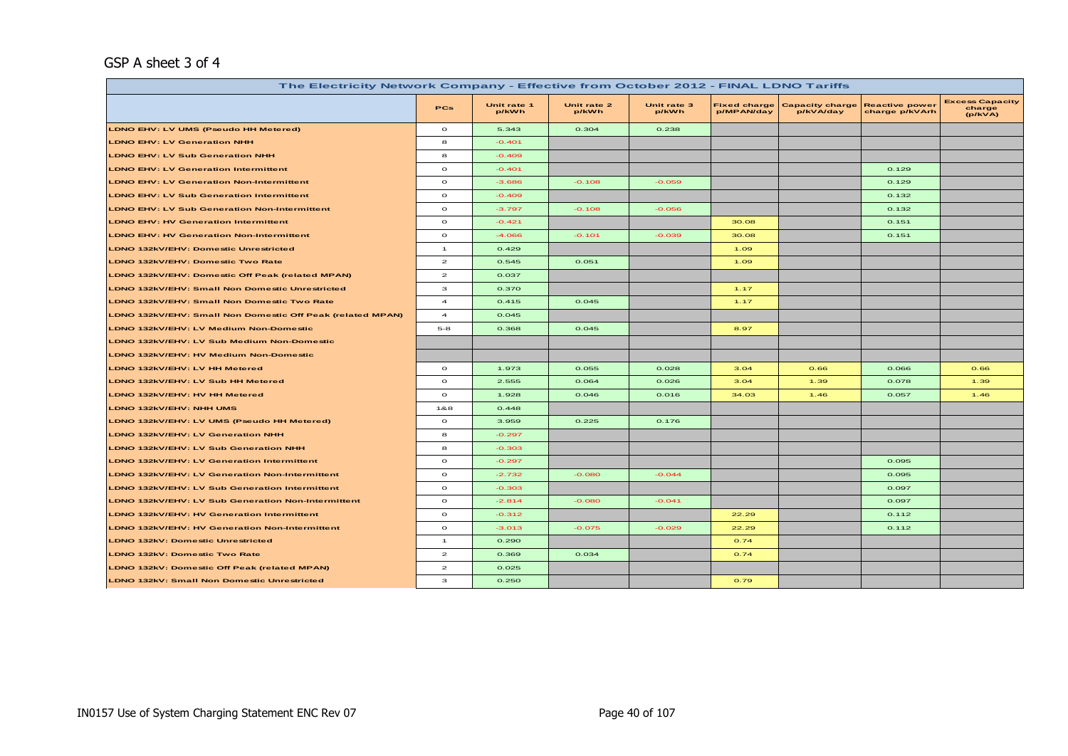GSP A sheet 3 of 4

| The Electricity Network Company - Effective from October 2012 - FINAL LDNO Tariffs | | | | | | | | |
|---|---|---|---|---|---|---|---|---|
| | PCs | Unit rate 1 p/kWh | Unit rate 2 p/kWh | Unit rate 3 p/kWh | Fixed charge p/MPAN/day | Capacity charge p/kVA/day | Reactive power charge p/kVArh | Excess Capacity charge (p/kVA) |
| LDNO EHV: LV UMS (Pseudo HH Metered) | 0 | 5.343 | 0.304 | 0.238 | | | | |
| LDNO EHV: LV Generation NHH | 8 | -0.401 | | | | | | |
| LDNO EHV: LV Sub Generation NHH | 8 | -0.409 | | | | | | |
| LDNO EHV: LV Generation Intermittent | 0 | -0.401 | | | | | 0.129 | |
| LDNO EHV: LV Generation Non-Intermittent | 0 | -3.686 | -0.108 | -0.059 | | | 0.129 | |
| LDNO EHV: LV Sub Generation Intermittent | 0 | -0.409 | | | | | 0.132 | |
| LDNO EHV: LV Sub Generation Non-Intermittent | 0 | -3.797 | -0.108 | -0.056 | | | 0.132 | |
| LDNO EHV: HV Generation Intermittent | 0 | -0.421 | | | 30.08 | | 0.151 | |
| LDNO EHV: HV Generation Non-Intermittent | 0 | -4.066 | -0.101 | -0.039 | 30.08 | | 0.151 | |
| LDNO 132kV/EHV: Domestic Unrestricted | 1 | 0.429 | | | 1.09 | | | |
| LDNO 132kV/EHV: Domestic Two Rate | 2 | 0.545 | 0.051 | | 1.09 | | | |
| LDNO 132kV/EHV: Domestic Off Peak (related MPAN) | 2 | 0.037 | | | | | | |
| LDNO 132kV/EHV: Small Non Domestic Unrestricted | 3 | 0.370 | | | 1.17 | | | |
| LDNO 132kV/EHV: Small Non Domestic Two Rate | 4 | 0.415 | 0.045 | | 1.17 | | | |
| LDNO 132kV/EHV: Small Non Domestic Off Peak (related MPAN) | 4 | 0.045 | | | | | | |
| LDNO 132kV/EHV: LV Medium Non-Domestic | 5-8 | 0.368 | 0.045 | | 8.97 | | | |
| LDNO 132kV/EHV: LV Sub Medium Non-Domestic | | | | | | | | |
| LDNO 132kV/EHV: HV Medium Non-Domestic | | | | | | | | |
| LDNO 132kV/EHV: LV HH Metered | 0 | 1.973 | 0.055 | 0.028 | 3.04 | 0.66 | 0.066 | 0.66 |
| LDNO 132kV/EHV: LV Sub HH Metered | 0 | 2.555 | 0.064 | 0.026 | 3.04 | 1.39 | 0.078 | 1.39 |
| LDNO 132kV/EHV: HV HH Metered | 0 | 1.928 | 0.046 | 0.016 | 34.03 | 1.46 | 0.057 | 1.46 |
| LDNO 132kV/EHV: NHH UMS | 1&8 | 0.448 | | | | | | |
| LDNO 132kV/EHV: LV UMS (Pseudo HH Metered) | 0 | 3.959 | 0.225 | 0.176 | | | | |
| LDNO 132kV/EHV: LV Generation NHH | 8 | -0.297 | | | | | | |
| LDNO 132kV/EHV: LV Sub Generation NHH | 8 | -0.303 | | | | | | |
| LDNO 132kV/EHV: LV Generation Intermittent | 0 | -0.297 | | | | | 0.095 | |
| LDNO 132kV/EHV: LV Generation Non-Intermittent | 0 | -2.732 | -0.080 | -0.044 | | | 0.095 | |
| LDNO 132kV/EHV: LV Sub Generation Intermittent | 0 | -0.303 | | | | | 0.097 | |
| LDNO 132kV/EHV: LV Sub Generation Non-Intermittent | 0 | -2.814 | -0.080 | -0.041 | | | 0.097 | |
| LDNO 132kV/EHV: HV Generation Intermittent | 0 | -0.312 | | | 22.29 | | 0.112 | |
| LDNO 132kV/EHV: HV Generation Non-Intermittent | 0 | -3.013 | -0.075 | -0.029 | 22.29 | | 0.112 | |
| LDNO 132kV: Domestic Unrestricted | 1 | 0.290 | | | 0.74 | | | |
| LDNO 132kV: Domestic Two Rate | 2 | 0.369 | 0.034 | | 0.74 | | | |
| LDNO 132kV: Domestic Off Peak (related MPAN) | 2 | 0.025 | | | | | | |
| LDNO 132kV: Small Non Domestic Unrestricted | 3 | 0.250 | | | 0.79 | | | |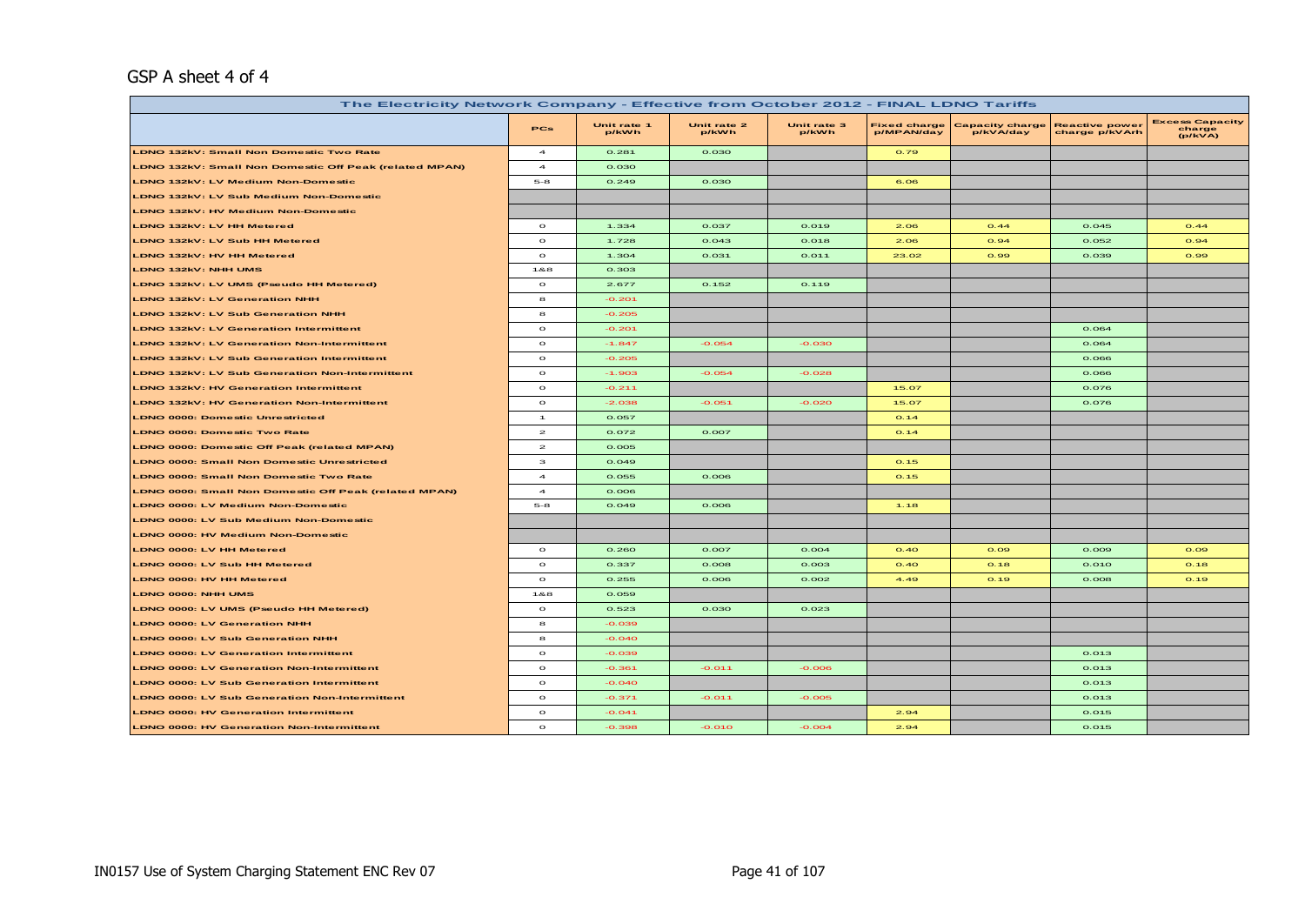GSP A sheet 4 of 4

| The Electricity Network Company - Effective from October 2012 - FINAL LDNO Tariffs | | | | | | | | |
|---|---|---|---|---|---|---|---|---|
| | PCs | Unit rate 1 p/kWh | Unit rate 2 p/kWh | Unit rate 3 p/kWh | Fixed charge p/MPAN/day | Capacity charge p/kVA/day | Reactive power charge p/kVArh | Excess Capacity charge (p/kVA) |
| LDNO 132kV: Small Non Domestic Two Rate | 4 | 0.281 | 0.030 | | 0.79 | | | |
| LDNO 132kV: Small Non Domestic Off Peak (related MPAN) | 4 | 0.030 | | | | | | |
| LDNO 132kV: LV Medium Non-Domestic | 5-8 | 0.249 | 0.030 | | 6.06 | | | |
| LDNO 132kV: LV Sub Medium Non-Domestic | | | | | | | | |
| LDNO 132kV: HV Medium Non-Domestic | | | | | | | | |
| LDNO 132kV: LV HH Metered | 0 | 1.334 | 0.037 | 0.019 | 2.06 | 0.44 | 0.045 | 0.44 |
| LDNO 132kV: LV Sub HH Metered | 0 | 1.728 | 0.043 | 0.018 | 2.06 | 0.94 | 0.052 | 0.94 |
| LDNO 132kV: HV HH Metered | 0 | 1.304 | 0.031 | 0.011 | 23.02 | 0.99 | 0.039 | 0.99 |
| LDNO 132kV: NHH UMS | 1&8 | 0.303 | | | | | | |
| LDNO 132kV: LV UMS (Pseudo HH Metered) | 0 | 2.677 | 0.152 | 0.119 | | | | |
| LDNO 132kV: LV Generation NHH | 8 | -0.201 | | | | | | |
| LDNO 132kV: LV Sub Generation NHH | 8 | -0.205 | | | | | | |
| LDNO 132kV: LV Generation Intermittent | 0 | -0.201 | | | | | 0.064 | |
| LDNO 132kV: LV Generation Non-Intermittent | 0 | -1.847 | -0.054 | -0.030 | | | 0.064 | |
| LDNO 132kV: LV Sub Generation Intermittent | 0 | -0.205 | | | | | 0.066 | |
| LDNO 132kV: LV Sub Generation Non-Intermittent | 0 | -1.903 | -0.054 | -0.028 | | | 0.066 | |
| LDNO 132kV: HV Generation Intermittent | 0 | -0.211 | | | 15.07 | | 0.076 | |
| LDNO 132kV: HV Generation Non-Intermittent | 0 | -2.038 | -0.051 | -0.020 | 15.07 | | 0.076 | |
| LDNO 0000: Domestic Unrestricted | 1 | 0.057 | | | 0.14 | | | |
| LDNO 0000: Domestic Two Rate | 2 | 0.072 | 0.007 | | 0.14 | | | |
| LDNO 0000: Domestic Off Peak (related MPAN) | 2 | 0.005 | | | | | | |
| LDNO 0000: Small Non Domestic Unrestricted | 3 | 0.049 | | | 0.15 | | | |
| LDNO 0000: Small Non Domestic Two Rate | 4 | 0.055 | 0.006 | | 0.15 | | | |
| LDNO 0000: Small Non Domestic Off Peak (related MPAN) | 4 | 0.006 | | | | | | |
| LDNO 0000: LV Medium Non-Domestic | 5-8 | 0.049 | 0.006 | | 1.18 | | | |
| LDNO 0000: LV Sub Medium Non-Domestic | | | | | | | | |
| LDNO 0000: HV Medium Non-Domestic | | | | | | | | |
| LDNO 0000: LV HH Metered | 0 | 0.260 | 0.007 | 0.004 | 0.40 | 0.09 | 0.009 | 0.09 |
| LDNO 0000: LV Sub HH Metered | 0 | 0.337 | 0.008 | 0.003 | 0.40 | 0.18 | 0.010 | 0.18 |
| LDNO 0000: HV HH Metered | 0 | 0.255 | 0.006 | 0.002 | 4.49 | 0.19 | 0.008 | 0.19 |
| LDNO 0000: NHH UMS | 1&8 | 0.059 | | | | | | |
| LDNO 0000: LV UMS (Pseudo HH Metered) | 0 | 0.523 | 0.030 | 0.023 | | | | |
| LDNO 0000: LV Generation NHH | 8 | -0.039 | | | | | | |
| LDNO 0000: LV Sub Generation NHH | 8 | -0.040 | | | | | | |
| LDNO 0000: LV Generation Intermittent | 0 | -0.039 | | | | | 0.013 | |
| LDNO 0000: LV Generation Non-Intermittent | 0 | -0.361 | -0.011 | -0.006 | | | 0.013 | |
| LDNO 0000: LV Sub Generation Intermittent | 0 | -0.040 | | | | | 0.013 | |
| LDNO 0000: LV Sub Generation Non-Intermittent | 0 | -0.371 | -0.011 | -0.005 | | | 0.013 | |
| LDNO 0000: HV Generation Intermittent | 0 | -0.041 | | | 2.94 | | 0.015 | |
| LDNO 0000: HV Generation Non-Intermittent | 0 | -0.398 | -0.010 | -0.004 | 2.94 | | 0.015 | |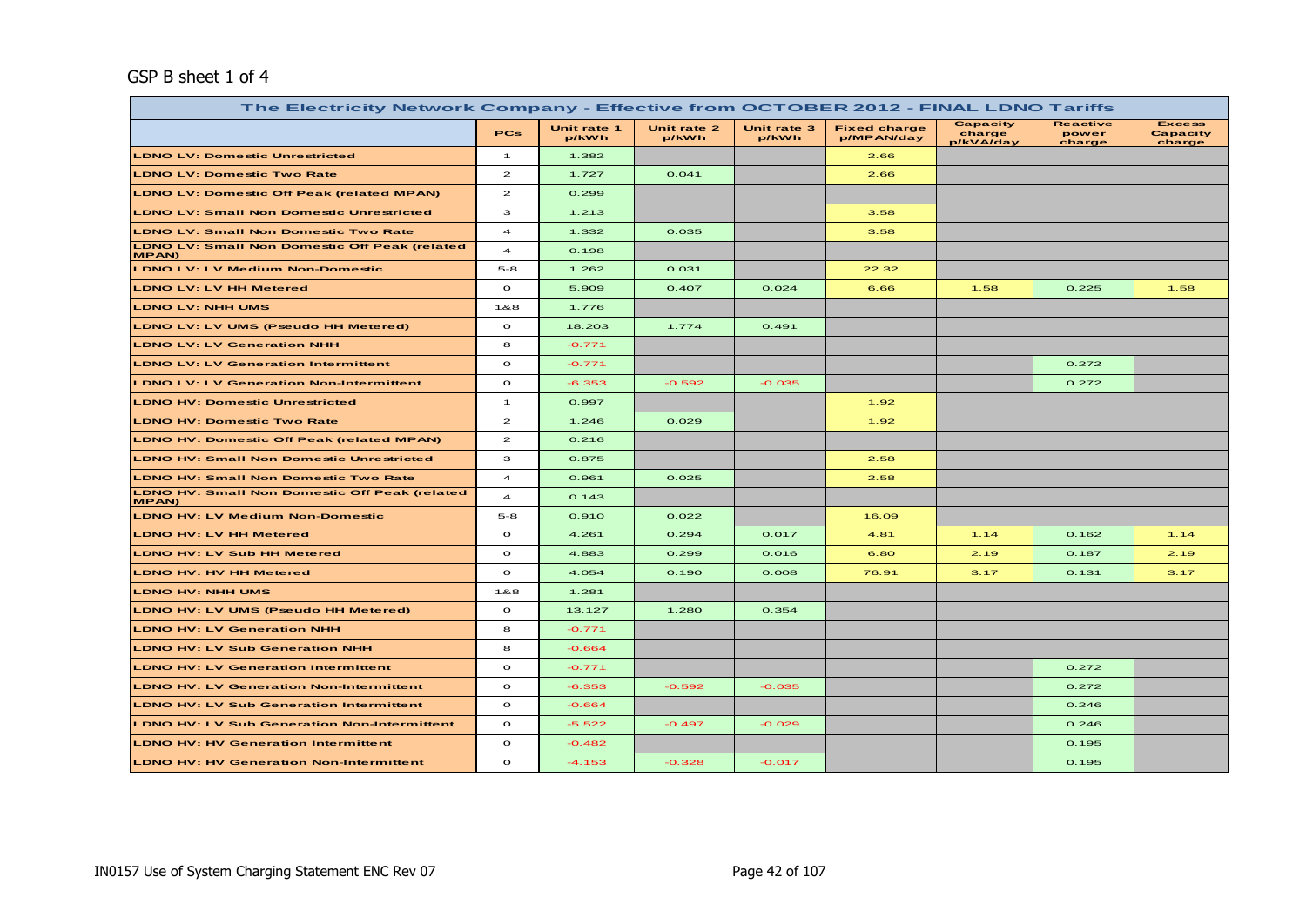GSP B sheet 1 of 4

| The Electricity Network Company - Effective from OCTOBER 2012 - FINAL LDNO Tariffs | | | | | | | | |
|---|---|---|---|---|---|---|---|---|
| | PCs | Unit rate 1 p/kWh | Unit rate 2 p/kWh | Unit rate 3 p/kWh | Fixed charge p/MPAN/day | Capacity charge p/kVA/day | Reactive power charge | Excess Capacity charge |
| LDNO LV: Domestic Unrestricted | 1 | 1.382 | | | 2.66 | | | |
| LDNO LV: Domestic Two Rate | 2 | 1.727 | 0.041 | | 2.66 | | | |
| LDNO LV: Domestic Off Peak (related MPAN) | 2 | 0.299 | | | | | | |
| LDNO LV: Small Non Domestic Unrestricted | 3 | 1.213 | | | 3.58 | | | |
| LDNO LV: Small Non Domestic Two Rate | 4 | 1.332 | 0.035 | | 3.58 | | | |
| LDNO LV: Small Non Domestic Off Peak (related MPAN) | 4 | 0.198 | | | | | | |
| LDNO LV: LV Medium Non-Domestic | 5-8 | 1.262 | 0.031 | | 22.32 | | | |
| LDNO LV: LV HH Metered | 0 | 5.909 | 0.407 | 0.024 | 6.66 | 1.58 | 0.225 | 1.58 |
| LDNO LV: NHH UMS | 1&8 | 1.776 | | | | | | |
| LDNO LV: LV UMS (Pseudo HH Metered) | 0 | 18.203 | 1.774 | 0.491 | | | | |
| LDNO LV: LV Generation NHH | 8 | -0.771 | | | | | | |
| LDNO LV: LV Generation Intermittent | 0 | -0.771 | | | | | 0.272 | |
| LDNO LV: LV Generation Non-Intermittent | 0 | -6.353 | -0.592 | -0.035 | | | 0.272 | |
| LDNO HV: Domestic Unrestricted | 1 | 0.997 | | | 1.92 | | | |
| LDNO HV: Domestic Two Rate | 2 | 1.246 | 0.029 | | 1.92 | | | |
| LDNO HV: Domestic Off Peak (related MPAN) | 2 | 0.216 | | | | | | |
| LDNO HV: Small Non Domestic Unrestricted | 3 | 0.875 | | | 2.58 | | | |
| LDNO HV: Small Non Domestic Two Rate | 4 | 0.961 | 0.025 | | 2.58 | | | |
| LDNO HV: Small Non Domestic Off Peak (related MPAN) | 4 | 0.143 | | | | | | |
| LDNO HV: LV Medium Non-Domestic | 5-8 | 0.910 | 0.022 | | 16.09 | | | |
| LDNO HV: LV HH Metered | 0 | 4.261 | 0.294 | 0.017 | 4.81 | 1.14 | 0.162 | 1.14 |
| LDNO HV: LV Sub HH Metered | 0 | 4.883 | 0.299 | 0.016 | 6.80 | 2.19 | 0.187 | 2.19 |
| LDNO HV: HV HH Metered | 0 | 4.054 | 0.190 | 0.008 | 76.91 | 3.17 | 0.131 | 3.17 |
| LDNO HV: NHH UMS | 1&8 | 1.281 | | | | | | |
| LDNO HV: LV UMS (Pseudo HH Metered) | 0 | 13.127 | 1.280 | 0.354 | | | | |
| LDNO HV: LV Generation NHH | 8 | -0.771 | | | | | | |
| LDNO HV: LV Sub Generation NHH | 8 | -0.664 | | | | | | |
| LDNO HV: LV Generation Intermittent | 0 | -0.771 | | | | | 0.272 | |
| LDNO HV: LV Generation Non-Intermittent | 0 | -6.353 | -0.592 | -0.035 | | | 0.272 | |
| LDNO HV: LV Sub Generation Intermittent | 0 | -0.664 | | | | | 0.246 | |
| LDNO HV: LV Sub Generation Non-Intermittent | 0 | -5.522 | -0.497 | -0.029 | | | 0.246 | |
| LDNO HV: HV Generation Intermittent | 0 | -0.482 | | | | | 0.195 | |
| LDNO HV: HV Generation Non-Intermittent | 0 | -4.153 | -0.328 | -0.017 | | | 0.195 | |

IN0157 Use of System Charging Statement ENC Rev 07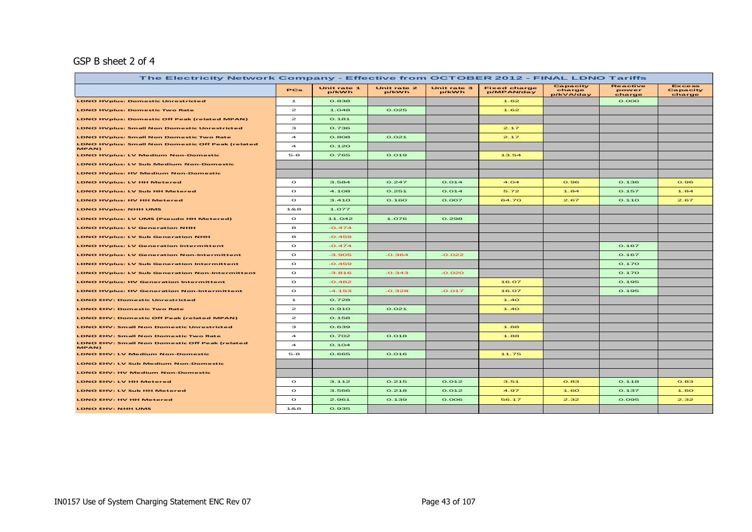GSP B sheet 2 of 4

| The Electricity Network Company - Effective from OCTOBER 2012 - FINAL LDNO Tariffs | | | | | | | | |
|---|---|---|---|---|---|---|---|---|
| | PCs | Unit rate 1 p/kWh | Unit rate 2 p/kWh | Unit rate 3 p/kWh | Fixed charge p/MPAN/day | Capacity charge p/kVA/day | Reactive power charge | Excess Capacity charge |
| LDNO HVplus: Domestic Unrestricted | 1 | 0.838 | | | 1.62 | | 0.000 | |
| LDNO HVplus: Domestic Two Rate | 2 | 1.048 | 0.025 | | 1.62 | | | |
| LDNO HVplus: Domestic Off Peak (related MPAN) | 2 | 0.181 | | | | | | |
| LDNO HVplus: Small Non Domestic Unrestricted | 3 | 0.736 | | | 2.17 | | | |
| LDNO HVplus: Small Non Domestic Two Rate | 4 | 0.808 | 0.021 | | 2.17 | | | |
| LDNO HVplus: Small Non Domestic Off Peak (related MPAN) | 4 | 0.120 | | | | | | |
| LDNO HVplus: LV Medium Non-Domestic | 5-8 | 0.765 | 0.019 | | 13.54 | | | |
| LDNO HVplus: LV Sub Medium Non-Domestic | | | | | | | | |
| LDNO HVplus: HV Medium Non-Domestic | | | | | | | | |
| LDNO HVplus: LV HH Metered | 0 | 3.584 | 0.247 | 0.014 | 4.04 | 0.96 | 0.136 | 0.96 |
| LDNO HVplus: LV Sub HH Metered | 0 | 4.108 | 0.251 | 0.014 | 5.72 | 1.84 | 0.157 | 1.84 |
| LDNO HVplus: HV HH Metered | 0 | 3.410 | 0.160 | 0.007 | 64.70 | 2.67 | 0.110 | 2.67 |
| LDNO HVplus: NHH UMS | 1&8 | 1.077 | | | | | | |
| LDNO HVplus: LV UMS (Pseudo HH Metered) | 0 | 11.042 | 1.076 | 0.298 | | | | |
| LDNO HVplus: LV Generation NHH | 8 | -0.474 | | | | | | |
| LDNO HVplus: LV Sub Generation NHH | 8 | -0.459 | | | | | | |
| LDNO HVplus: LV Generation Intermittent | 0 | -0.474 | | | | | 0.167 | |
| LDNO HVplus: LV Generation Non-Intermittent | 0 | -3.905 | -0.364 | -0.022 | | | 0.167 | |
| LDNO HVplus: LV Sub Generation Intermittent | 0 | -0.459 | | | | | 0.170 | |
| LDNO HVplus: LV Sub Generation Non-Intermittent | 0 | -3.816 | -0.343 | -0.020 | | | 0.170 | |
| LDNO HVplus: HV Generation Intermittent | 0 | -0.482 | | | 16.07 | | 0.195 | |
| LDNO HVplus: HV Generation Non-Intermittent | 0 | -4.153 | -0.328 | -0.017 | 16.07 | | 0.195 | |
| LDNO EHV: Domestic Unrestricted | 1 | 0.728 | | | 1.40 | | | |
| LDNO EHV: Domestic Two Rate | 2 | 0.910 | 0.021 | | 1.40 | | | |
| LDNO EHV: Domestic Off Peak (related MPAN) | 2 | 0.158 | | | | | | |
| LDNO EHV: Small Non Domestic Unrestricted | 3 | 0.639 | | | 1.88 | | | |
| LDNO EHV: Small Non Domestic Two Rate | 4 | 0.702 | 0.018 | | 1.88 | | | |
| LDNO EHV: Small Non Domestic Off Peak (related MPAN) | 4 | 0.104 | | | | | | |
| LDNO EHV: LV Medium Non-Domestic | 5-8 | 0.665 | 0.016 | | 11.75 | | | |
| LDNO EHV: LV Sub Medium Non-Domestic | | | | | | | | |
| LDNO EHV: HV Medium Non-Domestic | | | | | | | | |
| LDNO EHV: LV HH Metered | 0 | 3.112 | 0.215 | 0.012 | 3.51 | 0.83 | 0.118 | 0.83 |
| LDNO EHV: LV Sub HH Metered | 0 | 3.566 | 0.218 | 0.012 | 4.97 | 1.60 | 0.137 | 1.60 |
| LDNO EHV: HV HH Metered | 0 | 2.961 | 0.139 | 0.006 | 56.17 | 2.32 | 0.095 | 2.32 |
| LDNO EHV: NHH UMS | 1&8 | 0.935 | | | | | | |

IN0157 Use of System Charging Statement ENC Rev 07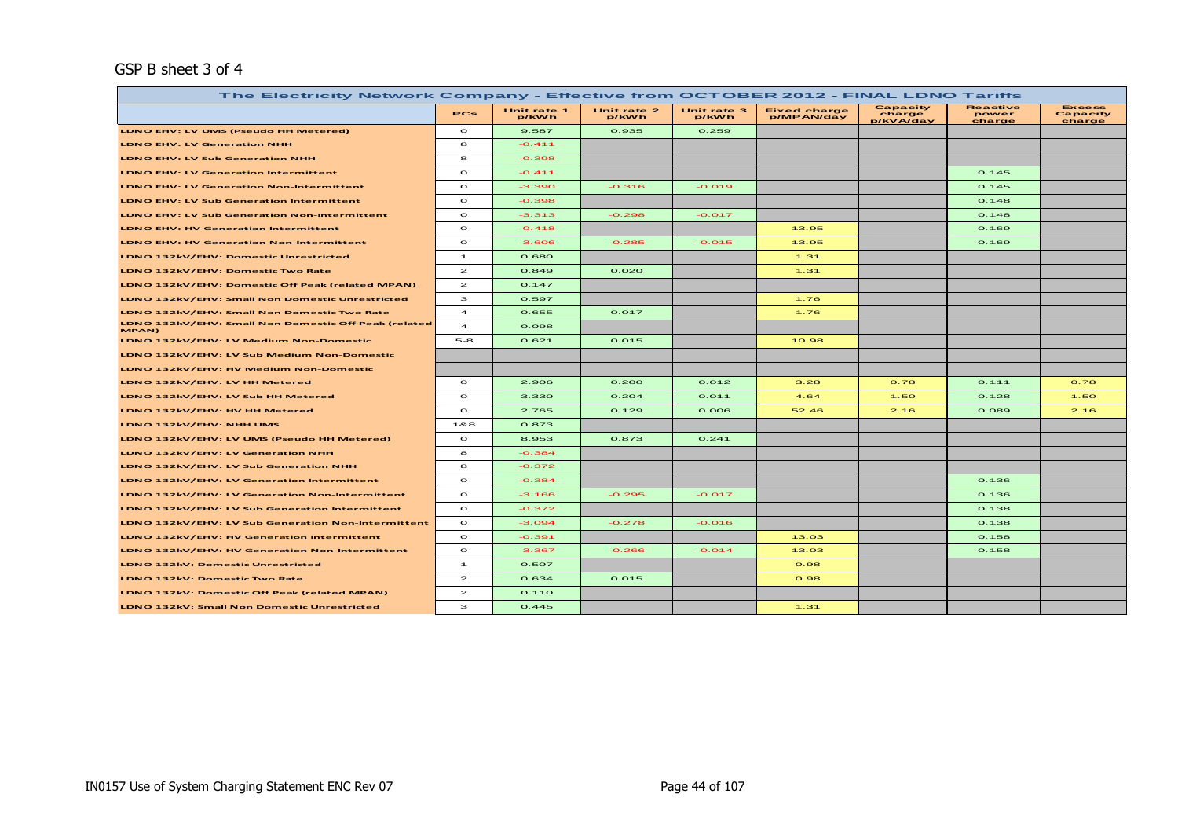GSP B sheet 3 of 4

| The Electricity Network Company - Effective from OCTOBER 2012 - FINAL LDNO Tariffs | | | | | | | | |
|---|---|---|---|---|---|---|---|---|
| | PCs | Unit rate 1 p/kWh | Unit rate 2 p/kWh | Unit rate 3 p/kWh | Fixed charge p/MPAN/day | Capacity charge p/kVA/day | Reactive power charge | Excess Capacity charge |
| LDNO EHV: LV UMS (Pseudo HH Metered) | 0 | 9.587 | 0.935 | 0.259 | | | | |
| LDNO EHV: LV Generation NHH | 8 | -0.411 | | | | | | |
| LDNO EHV: LV Sub Generation NHH | 8 | -0.398 | | | | | | |
| LDNO EHV: LV Generation Intermittent | 0 | -0.411 | | | | | 0.145 | |
| LDNO EHV: LV Generation Non-Intermittent | 0 | -3.390 | -0.316 | -0.019 | | | 0.145 | |
| LDNO EHV: LV Sub Generation Intermittent | 0 | -0.398 | | | | | 0.148 | |
| LDNO EHV: LV Sub Generation Non-Intermittent | 0 | -3.313 | -0.298 | -0.017 | | | 0.148 | |
| LDNO EHV: HV Generation Intermittent | 0 | -0.418 | | | 13.95 | | 0.169 | |
| LDNO EHV: HV Generation Non-Intermittent | 0 | -3.606 | -0.285 | -0.015 | 13.95 | | 0.169 | |
| LDNO 132kV/EHV: Domestic Unrestricted | 1 | 0.680 | | | 1.31 | | | |
| LDNO 132kV/EHV: Domestic Two Rate | 2 | 0.849 | 0.020 | | 1.31 | | | |
| LDNO 132kV/EHV: Domestic Off Peak (related MPAN) | 2 | 0.147 | | | | | | |
| LDNO 132kV/EHV: Small Non Domestic Unrestricted | 3 | 0.597 | | | 1.76 | | | |
| LDNO 132kV/EHV: Small Non Domestic Two Rate | 4 | 0.655 | 0.017 | | 1.76 | | | |
| LDNO 132kV/EHV: Small Non Domestic Off Peak (related MPAN) | 4 | 0.098 | | | | | | |
| LDNO 132kV/EHV: LV Medium Non-Domestic | 5-8 | 0.621 | 0.015 | | 10.98 | | | |
| LDNO 132kV/EHV: LV Sub Medium Non-Domestic | | | | | | | | |
| LDNO 132kV/EHV: HV Medium Non-Domestic | | | | | | | | |
| LDNO 132kV/EHV: LV HH Metered | 0 | 2.906 | 0.200 | 0.012 | 3.28 | 0.78 | 0.111 | 0.78 |
| LDNO 132kV/EHV: LV Sub HH Metered | 0 | 3.330 | 0.204 | 0.011 | 4.64 | 1.50 | 0.128 | 1.50 |
| LDNO 132kV/EHV: HV HH Metered | 0 | 2.765 | 0.129 | 0.006 | 52.46 | 2.16 | 0.089 | 2.16 |
| LDNO 132kV/EHV: NHH UMS | 1&8 | 0.873 | | | | | | |
| LDNO 132kV/EHV: LV UMS (Pseudo HH Metered) | 0 | 8.953 | 0.873 | 0.241 | | | | |
| LDNO 132kV/EHV: LV Generation NHH | 8 | -0.384 | | | | | | |
| LDNO 132kV/EHV: LV Sub Generation NHH | 8 | -0.372 | | | | | | |
| LDNO 132kV/EHV: LV Generation Intermittent | 0 | -0.384 | | | | | 0.136 | |
| LDNO 132kV/EHV: LV Generation Non-Intermittent | 0 | -3.166 | -0.295 | -0.017 | | | 0.136 | |
| LDNO 132kV/EHV: LV Sub Generation Intermittent | 0 | -0.372 | | | | | 0.138 | |
| LDNO 132kV/EHV: LV Sub Generation Non-Intermittent | 0 | -3.094 | -0.278 | -0.016 | | | 0.138 | |
| LDNO 132kV/EHV: HV Generation Intermittent | 0 | -0.391 | | | 13.03 | | 0.158 | |
| LDNO 132kV/EHV: HV Generation Non-Intermittent | 0 | -3.367 | -0.266 | -0.014 | 13.03 | | 0.158 | |
| LDNO 132kV: Domestic Unrestricted | 1 | 0.507 | | | 0.98 | | | |
| LDNO 132kV: Domestic Two Rate | 2 | 0.634 | 0.015 | | 0.98 | | | |
| LDNO 132kV: Domestic Off Peak (related MPAN) | 2 | 0.110 | | | | | | |
| LDNO 132kV: Small Non Domestic Unrestricted | 3 | 0.445 | | | 1.31 | | | |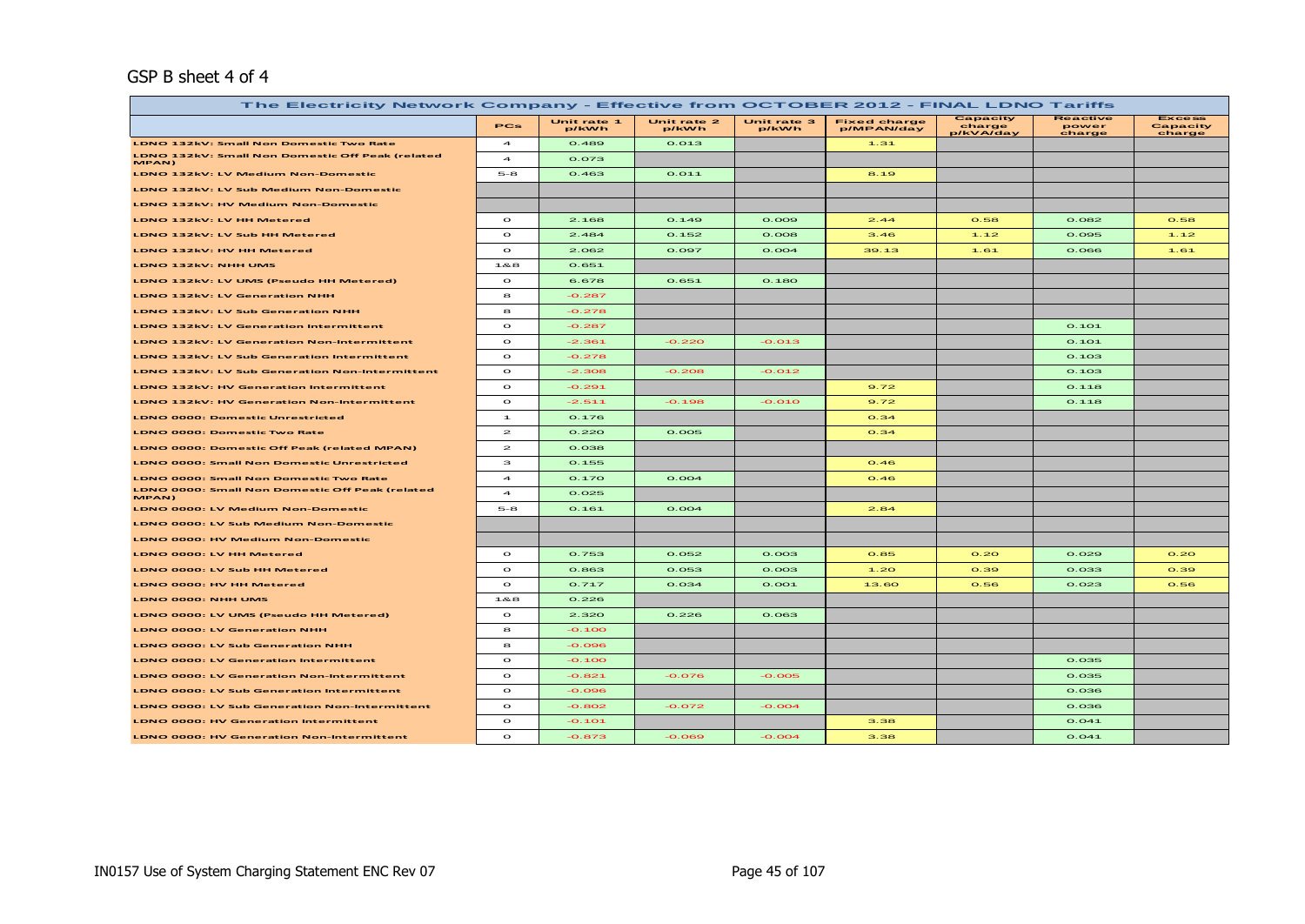GSP B sheet 4 of 4

| The Electricity Network Company - Effective from OCTOBER 2012 - FINAL LDNO Tariffs | | | | | | | | |
|---|---|---|---|---|---|---|---|---|
| | PCs | Unit rate 1 p/kWh | Unit rate 2 p/kWh | Unit rate 3 p/kWh | Fixed charge p/MPAN/day | Capacity charge p/kVA/day | Reactive power charge | Excess Capacity charge |
| LDNO 132kV: Small Non Domestic Two Rate | 4 | 0.489 | 0.013 | | 1.31 | | | |
| LDNO 132kV: Small Non Domestic Off Peak (related MPAN) | 4 | 0.073 | | | | | | |
| LDNO 132kV: LV Medium Non-Domestic | 5-8 | 0.463 | 0.011 | | 8.19 | | | |
| LDNO 132kV: LV Sub Medium Non-Domestic | | | | | | | | |
| LDNO 132kV: HV Medium Non-Domestic | | | | | | | | |
| LDNO 132kV: LV HH Metered | 0 | 2.168 | 0.149 | 0.009 | 2.44 | 0.58 | 0.082 | 0.58 |
| LDNO 132kV: LV Sub HH Metered | 0 | 2.484 | 0.152 | 0.008 | 3.46 | 1.12 | 0.095 | 1.12 |
| LDNO 132kV: HV HH Metered | 0 | 2.062 | 0.097 | 0.004 | 39.13 | 1.61 | 0.066 | 1.61 |
| LDNO 132kV: NHH UMS | 1&8 | 0.651 | | | | | | |
| LDNO 132kV: LV UMS (Pseudo HH Metered) | 0 | 6.678 | 0.651 | 0.180 | | | | |
| LDNO 132kV: LV Generation NHH | 8 | -0.287 | | | | | | |
| LDNO 132kV: LV Sub Generation NHH | 8 | -0.278 | | | | | | |
| LDNO 132kV: LV Generation Intermittent | 0 | -0.287 | | | | | 0.101 | |
| LDNO 132kV: LV Generation Non-Intermittent | 0 | -2.361 | -0.220 | -0.013 | | | 0.101 | |
| LDNO 132kV: LV Sub Generation Intermittent | 0 | -0.278 | | | | | 0.103 | |
| LDNO 132kV: LV Sub Generation Non-Intermittent | 0 | -2.308 | -0.208 | -0.012 | | | 0.103 | |
| LDNO 132kV: HV Generation Intermittent | 0 | -0.291 | | | 9.72 | | 0.118 | |
| LDNO 132kV: HV Generation Non-Intermittent | 0 | -2.511 | -0.198 | -0.010 | 9.72 | | 0.118 | |
| LDNO 0000: Domestic Unrestricted | 1 | 0.176 | | | 0.34 | | | |
| LDNO 0000: Domestic Two Rate | 2 | 0.220 | 0.005 | | 0.34 | | | |
| LDNO 0000: Domestic Off Peak (related MPAN) | 2 | 0.038 | | | | | | |
| LDNO 0000: Small Non Domestic Unrestricted | 3 | 0.155 | | | 0.46 | | | |
| LDNO 0000: Small Non Domestic Two Rate | 4 | 0.170 | 0.004 | | 0.46 | | | |
| LDNO 0000: Small Non Domestic Off Peak (related MPAN) | 4 | 0.025 | | | | | | |
| LDNO 0000: LV Medium Non-Domestic | 5-8 | 0.161 | 0.004 | | 2.84 | | | |
| LDNO 0000: LV Sub Medium Non-Domestic | | | | | | | | |
| LDNO 0000: HV Medium Non-Domestic | | | | | | | | |
| LDNO 0000: LV HH Metered | 0 | 0.753 | 0.052 | 0.003 | 0.85 | 0.20 | 0.029 | 0.20 |
| LDNO 0000: LV Sub HH Metered | 0 | 0.863 | 0.053 | 0.003 | 1.20 | 0.39 | 0.033 | 0.39 |
| LDNO 0000: HV HH Metered | 0 | 0.717 | 0.034 | 0.001 | 13.60 | 0.56 | 0.023 | 0.56 |
| LDNO 0000: NHH UMS | 1&8 | 0.226 | | | | | | |
| LDNO 0000: LV UMS (Pseudo HH Metered) | 0 | 2.320 | 0.226 | 0.063 | | | | |
| LDNO 0000: LV Generation NHH | 8 | -0.100 | | | | | | |
| LDNO 0000: LV Sub Generation NHH | 8 | -0.096 | | | | | | |
| LDNO 0000: LV Generation Intermittent | 0 | -0.100 | | | | | 0.035 | |
| LDNO 0000: LV Generation Non-Intermittent | 0 | -0.821 | -0.076 | -0.005 | | | 0.035 | |
| LDNO 0000: LV Sub Generation Intermittent | 0 | -0.096 | | | | | 0.036 | |
| LDNO 0000: LV Sub Generation Non-Intermittent | 0 | -0.802 | -0.072 | -0.004 | | | 0.036 | |
| LDNO 0000: HV Generation Intermittent | 0 | -0.101 | | | 3.38 | | 0.041 | |
| LDNO 0000: HV Generation Non-Intermittent | 0 | -0.873 | -0.069 | -0.004 | 3.38 | | 0.041 | |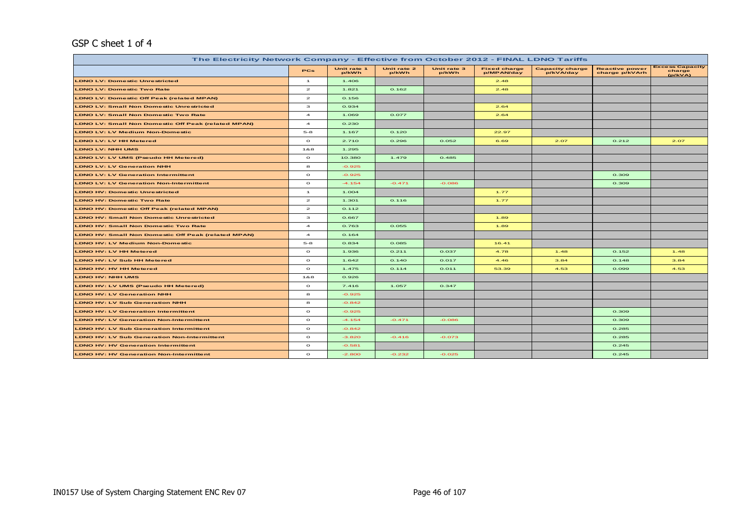GSP C sheet 1 of 4

| The Electricity Network Company - Effective from October 2012 - FINAL LDNO Tariffs | | | | | | | | |
|---|---|---|---|---|---|---|---|---|
| | PCs | Unit rate 1 p/kWh | Unit rate 2 p/kWh | Unit rate 3 p/kWh | Fixed charge p/MPAN/day | Capacity charge p/kVA/day | Reactive power charge p/kVArh | Excess Capacity charge (p/kVA) |
| LDNO LV: Domestic Unrestricted | 1 | 1.406 | | | 2.48 | | | |
| LDNO LV: Domestic Two Rate | 2 | 1.821 | 0.162 | | 2.48 | | | |
| LDNO LV: Domestic Off Peak (related MPAN) | 2 | 0.156 | | | | | | |
| LDNO LV: Small Non Domestic Unrestricted | 3 | 0.934 | | | 2.64 | | | |
| LDNO LV: Small Non Domestic Two Rate | 4 | 1.069 | 0.077 | | 2.64 | | | |
| LDNO LV: Small Non Domestic Off Peak (related MPAN) | 4 | 0.230 | | | | | | |
| LDNO LV: LV Medium Non-Domestic | 5-8 | 1.167 | 0.120 | | 22.97 | | | |
| LDNO LV: LV HH Metered | 0 | 2.710 | 0.296 | 0.052 | 6.69 | 2.07 | 0.212 | 2.07 |
| LDNO LV: NHH UMS | 1&8 | 1.295 | | | | | | |
| LDNO LV: LV UMS (Pseudo HH Metered) | 0 | 10.380 | 1.479 | 0.485 | | | | |
| LDNO LV: LV Generation NHH | 8 | -0.925 | | | | | | |
| LDNO LV: LV Generation Intermittent | 0 | -0.925 | | | | | 0.309 | |
| LDNO LV: LV Generation Non-Intermittent | 0 | -4.154 | -0.471 | -0.086 | | | 0.309 | |
| LDNO HV: Domestic Unrestricted | 1 | 1.004 | | | 1.77 | | | |
| LDNO HV: Domestic Two Rate | 2 | 1.301 | 0.116 | | 1.77 | | | |
| LDNO HV: Domestic Off Peak (related MPAN) | 2 | 0.112 | | | | | | |
| LDNO HV: Small Non Domestic Unrestricted | 3 | 0.667 | | | 1.89 | | | |
| LDNO HV: Small Non Domestic Two Rate | 4 | 0.763 | 0.055 | | 1.89 | | | |
| LDNO HV: Small Non Domestic Off Peak (related MPAN) | 4 | 0.164 | | | | | | |
| LDNO HV: LV Medium Non-Domestic | 5-8 | 0.834 | 0.085 | | 16.41 | | | |
| LDNO HV: LV HH Metered | 0 | 1.936 | 0.211 | 0.037 | 4.78 | 1.48 | 0.152 | 1.48 |
| LDNO HV: LV Sub HH Metered | 0 | 1.642 | 0.140 | 0.017 | 4.46 | 3.84 | 0.148 | 3.84 |
| LDNO HV: HV HH Metered | 0 | 1.475 | 0.114 | 0.011 | 53.39 | 4.53 | 0.099 | 4.53 |
| LDNO HV: NHH UMS | 1&8 | 0.926 | | | | | | |
| LDNO HV: LV UMS (Pseudo HH Metered) | 0 | 7.416 | 1.057 | 0.347 | | | | |
| LDNO HV: LV Generation NHH | 8 | -0.925 | | | | | | |
| LDNO HV: LV Sub Generation NHH | 8 | -0.842 | | | | | | |
| LDNO HV: LV Generation Intermittent | 0 | -0.925 | | | | | 0.309 | |
| LDNO HV: LV Generation Non-Intermittent | 0 | -4.154 | -0.471 | -0.086 | | | 0.309 | |
| LDNO HV: LV Sub Generation Intermittent | 0 | -0.842 | | | | | 0.285 | |
| LDNO HV: LV Sub Generation Non-Intermittent | 0 | -3.820 | -0.416 | -0.073 | | | 0.285 | |
| LDNO HV: HV Generation Intermittent | 0 | -0.581 | | | | | 0.245 | |
| LDNO HV: HV Generation Non-Intermittent | 0 | -2.800 | -0.232 | -0.025 | | | 0.245 | |

IN0157 Use of System Charging Statement ENC Rev 07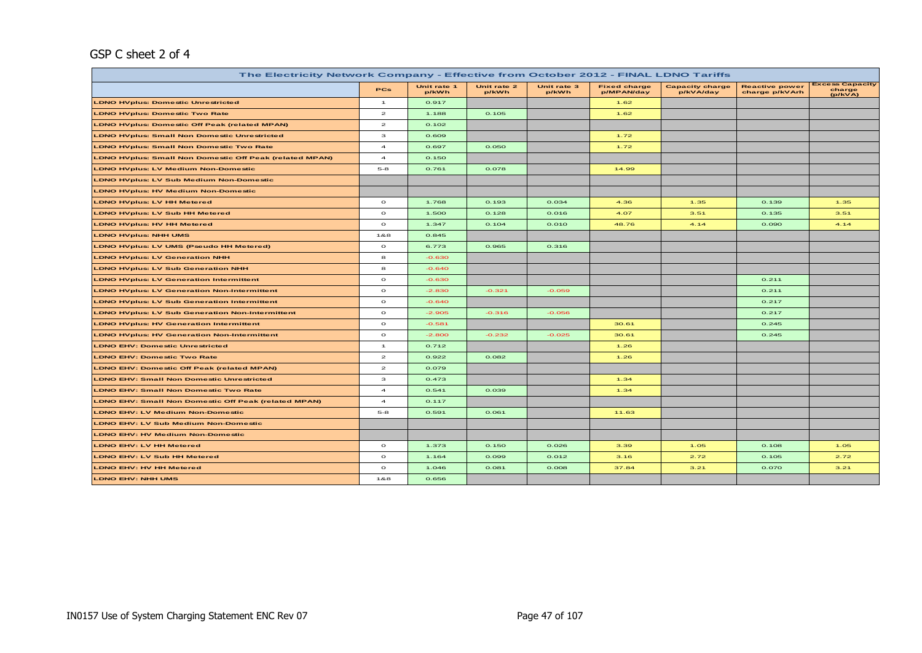GSP C sheet 2 of 4

| The Electricity Network Company - Effective from October 2012 - FINAL LDNO Tariffs | | | | | | | | |
|---|---|---|---|---|---|---|---|---|
| | PCs | Unit rate 1 p/kWh | Unit rate 2 p/kWh | Unit rate 3 p/kWh | Fixed charge p/MPAN/day | Capacity charge p/kVA/day | Reactive power charge p/kVArh | Excess Capacity charge (p/kVA) |
| LDNO HVplus: Domestic Unrestricted | 1 | 0.917 | | | 1.62 | | | |
| LDNO HVplus: Domestic Two Rate | 2 | 1.188 | 0.105 | | 1.62 | | | |
| LDNO HVplus: Domestic Off Peak (related MPAN) | 2 | 0.102 | | | | | | |
| LDNO HVplus: Small Non Domestic Unrestricted | 3 | 0.609 | | | 1.72 | | | |
| LDNO HVplus: Small Non Domestic Two Rate | 4 | 0.697 | 0.050 | | 1.72 | | | |
| LDNO HVplus: Small Non Domestic Off Peak (related MPAN) | 4 | 0.150 | | | | | | |
| LDNO HVplus: LV Medium Non-Domestic | 5-8 | 0.761 | 0.078 | | 14.99 | | | |
| LDNO HVplus: LV Sub Medium Non-Domestic | | | | | | | | |
| LDNO HVplus: HV Medium Non-Domestic | | | | | | | | |
| LDNO HVplus: LV HH Metered | 0 | 1.768 | 0.193 | 0.034 | 4.36 | 1.35 | 0.139 | 1.35 |
| LDNO HVplus: LV Sub HH Metered | 0 | 1.500 | 0.128 | 0.016 | 4.07 | 3.51 | 0.135 | 3.51 |
| LDNO HVplus: HV HH Metered | 0 | 1.347 | 0.104 | 0.010 | 48.76 | 4.14 | 0.090 | 4.14 |
| LDNO HVplus: NHH UMS | 1&8 | 0.845 | | | | | | |
| LDNO HVplus: LV UMS (Pseudo HH Metered) | 0 | 6.773 | 0.965 | 0.316 | | | | |
| LDNO HVplus: LV Generation NHH | 8 | -0.630 | | | | | | |
| LDNO HVplus: LV Sub Generation NHH | 8 | -0.640 | | | | | | |
| LDNO HVplus: LV Generation Intermittent | 0 | -0.630 | | | | | 0.211 | |
| LDNO HVplus: LV Generation Non-Intermittent | 0 | -2.830 | -0.321 | -0.059 | | | 0.211 | |
| LDNO HVplus: LV Sub Generation Intermittent | 0 | -0.640 | | | | | 0.217 | |
| LDNO HVplus: LV Sub Generation Non-Intermittent | 0 | -2.905 | -0.316 | -0.056 | | | 0.217 | |
| LDNO HVplus: HV Generation Intermittent | 0 | -0.581 | | | 30.61 | | 0.245 | |
| LDNO HVplus: HV Generation Non-Intermittent | 0 | -2.800 | -0.232 | -0.025 | 30.61 | | 0.245 | |
| LDNO EHV: Domestic Unrestricted | 1 | 0.712 | | | 1.26 | | | |
| LDNO EHV: Domestic Two Rate | 2 | 0.922 | 0.082 | | 1.26 | | | |
| LDNO EHV: Domestic Off Peak (related MPAN) | 2 | 0.079 | | | | | | |
| LDNO EHV: Small Non Domestic Unrestricted | 3 | 0.473 | | | 1.34 | | | |
| LDNO EHV: Small Non Domestic Two Rate | 4 | 0.541 | 0.039 | | 1.34 | | | |
| LDNO EHV: Small Non Domestic Off Peak (related MPAN) | 4 | 0.117 | | | | | | |
| LDNO EHV: LV Medium Non-Domestic | 5-8 | 0.591 | 0.061 | | 11.63 | | | |
| LDNO EHV: LV Sub Medium Non-Domestic | | | | | | | | |
| LDNO EHV: HV Medium Non-Domestic | | | | | | | | |
| LDNO EHV: LV HH Metered | 0 | 1.373 | 0.150 | 0.026 | 3.39 | 1.05 | 0.108 | 1.05 |
| LDNO EHV: LV Sub HH Metered | 0 | 1.164 | 0.099 | 0.012 | 3.16 | 2.72 | 0.105 | 2.72 |
| LDNO EHV: HV HH Metered | 0 | 1.046 | 0.081 | 0.008 | 37.84 | 3.21 | 0.070 | 3.21 |
| LDNO EHV: NHH UMS | 1&8 | 0.656 | | | | | | |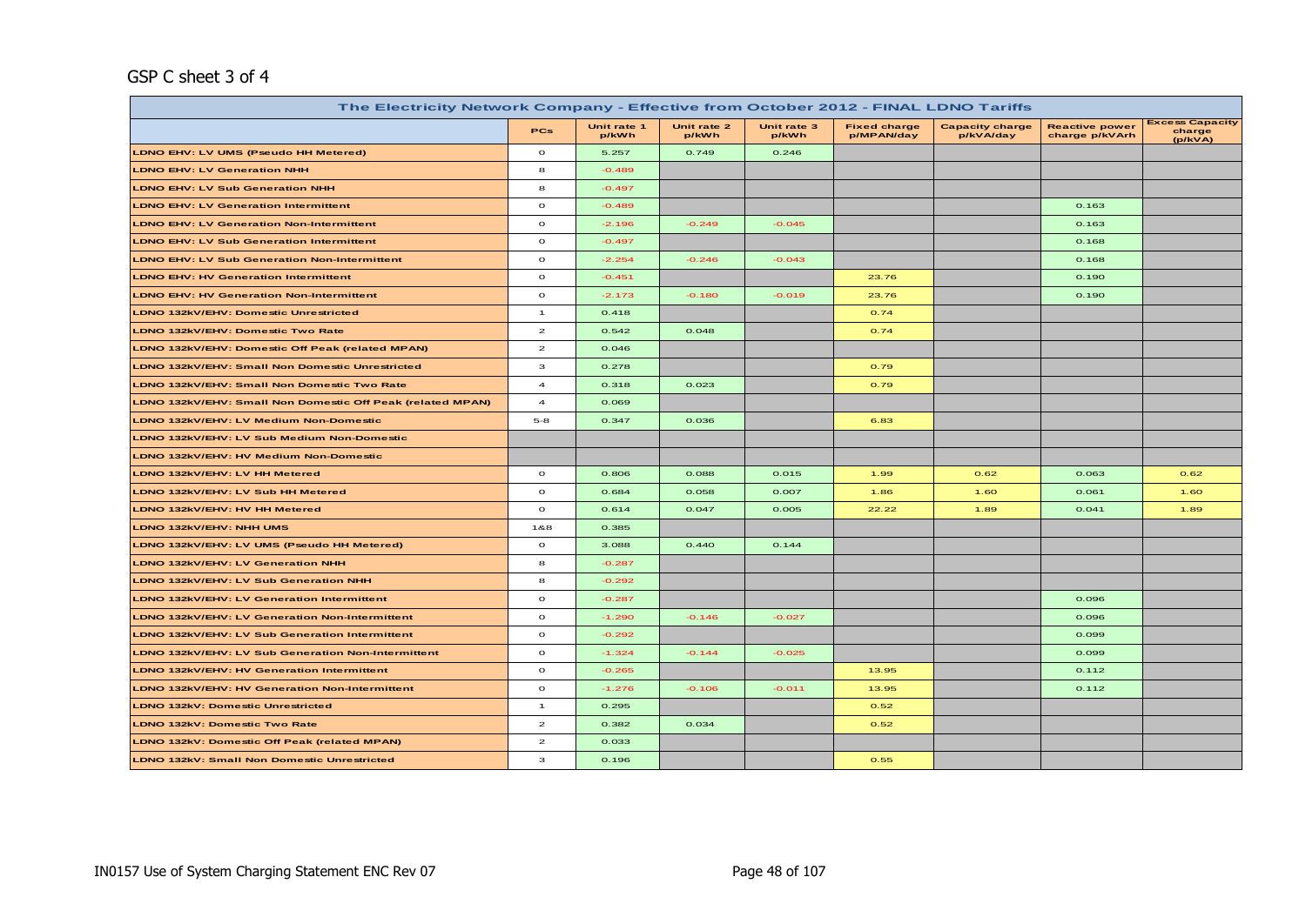GSP C sheet 3 of 4

| The Electricity Network Company - Effective from October 2012 - FINAL LDNO Tariffs | | | | | | | | |
|---|---|---|---|---|---|---|---|---|
| | PCs | Unit rate 1 p/kWh | Unit rate 2 p/kWh | Unit rate 3 p/kWh | Fixed charge p/MPAN/day | Capacity charge p/kVA/day | Reactive power charge p/kVArh | Excess Capacity charge (p/kVA) |
| LDNO EHV: LV UMS (Pseudo HH Metered) | 0 | 5.257 | 0.749 | 0.246 | | | | |
| LDNO EHV: LV Generation NHH | 8 | -0.489 | | | | | | |
| LDNO EHV: LV Sub Generation NHH | 8 | -0.497 | | | | | | |
| LDNO EHV: LV Generation Intermittent | 0 | -0.489 | | | | | 0.163 | |
| LDNO EHV: LV Generation Non-Intermittent | 0 | -2.196 | -0.249 | -0.045 | | | 0.163 | |
| LDNO EHV: LV Sub Generation Intermittent | 0 | -0.497 | | | | | 0.168 | |
| LDNO EHV: LV Sub Generation Non-Intermittent | 0 | -2.254 | -0.246 | -0.043 | | | 0.168 | |
| LDNO EHV: HV Generation Intermittent | 0 | -0.451 | | | 23.76 | | 0.190 | |
| LDNO EHV: HV Generation Non-Intermittent | 0 | -2.173 | -0.180 | -0.019 | 23.76 | | 0.190 | |
| LDNO 132kV/EHV: Domestic Unrestricted | 1 | 0.418 | | | 0.74 | | | |
| LDNO 132kV/EHV: Domestic Two Rate | 2 | 0.542 | 0.048 | | 0.74 | | | |
| LDNO 132kV/EHV: Domestic Off Peak (related MPAN) | 2 | 0.046 | | | | | | |
| LDNO 132kV/EHV: Small Non Domestic Unrestricted | 3 | 0.278 | | | 0.79 | | | |
| LDNO 132kV/EHV: Small Non Domestic Two Rate | 4 | 0.318 | 0.023 | | 0.79 | | | |
| LDNO 132kV/EHV: Small Non Domestic Off Peak (related MPAN) | 4 | 0.069 | | | | | | |
| LDNO 132kV/EHV: LV Medium Non-Domestic | 5-8 | 0.347 | 0.036 | | 6.83 | | | |
| LDNO 132kV/EHV: LV Sub Medium Non-Domestic | | | | | | | | |
| LDNO 132kV/EHV: HV Medium Non-Domestic | | | | | | | | |
| LDNO 132kV/EHV: LV HH Metered | 0 | 0.806 | 0.088 | 0.015 | 1.99 | 0.62 | 0.063 | 0.62 |
| LDNO 132kV/EHV: LV Sub HH Metered | 0 | 0.684 | 0.058 | 0.007 | 1.86 | 1.60 | 0.061 | 1.60 |
| LDNO 132kV/EHV: HV HH Metered | 0 | 0.614 | 0.047 | 0.005 | 22.22 | 1.89 | 0.041 | 1.89 |
| LDNO 132kV/EHV: NHH UMS | 1&8 | 0.385 | | | | | | |
| LDNO 132kV/EHV: LV UMS (Pseudo HH Metered) | 0 | 3.088 | 0.440 | 0.144 | | | | |
| LDNO 132kV/EHV: LV Generation NHH | 8 | -0.287 | | | | | | |
| LDNO 132kV/EHV: LV Sub Generation NHH | 8 | -0.292 | | | | | | |
| LDNO 132kV/EHV: LV Generation Intermittent | 0 | -0.287 | | | | | 0.096 | |
| LDNO 132kV/EHV: LV Generation Non-Intermittent | 0 | -1.290 | -0.146 | -0.027 | | | 0.096 | |
| LDNO 132kV/EHV: LV Sub Generation Intermittent | 0 | -0.292 | | | | | 0.099 | |
| LDNO 132kV/EHV: LV Sub Generation Non-Intermittent | 0 | -1.324 | -0.144 | -0.025 | | | 0.099 | |
| LDNO 132kV/EHV: HV Generation Intermittent | 0 | -0.265 | | | 13.95 | | 0.112 | |
| LDNO 132kV/EHV: HV Generation Non-Intermittent | 0 | -1.276 | -0.106 | -0.011 | 13.95 | | 0.112 | |
| LDNO 132kV: Domestic Unrestricted | 1 | 0.295 | | | 0.52 | | | |
| LDNO 132kV: Domestic Two Rate | 2 | 0.382 | 0.034 | | 0.52 | | | |
| LDNO 132kV: Domestic Off Peak (related MPAN) | 2 | 0.033 | | | | | | |
| LDNO 132kV: Small Non Domestic Unrestricted | 3 | 0.196 | | | 0.55 | | | |

IN0157 Use of System Charging Statement ENC Rev 07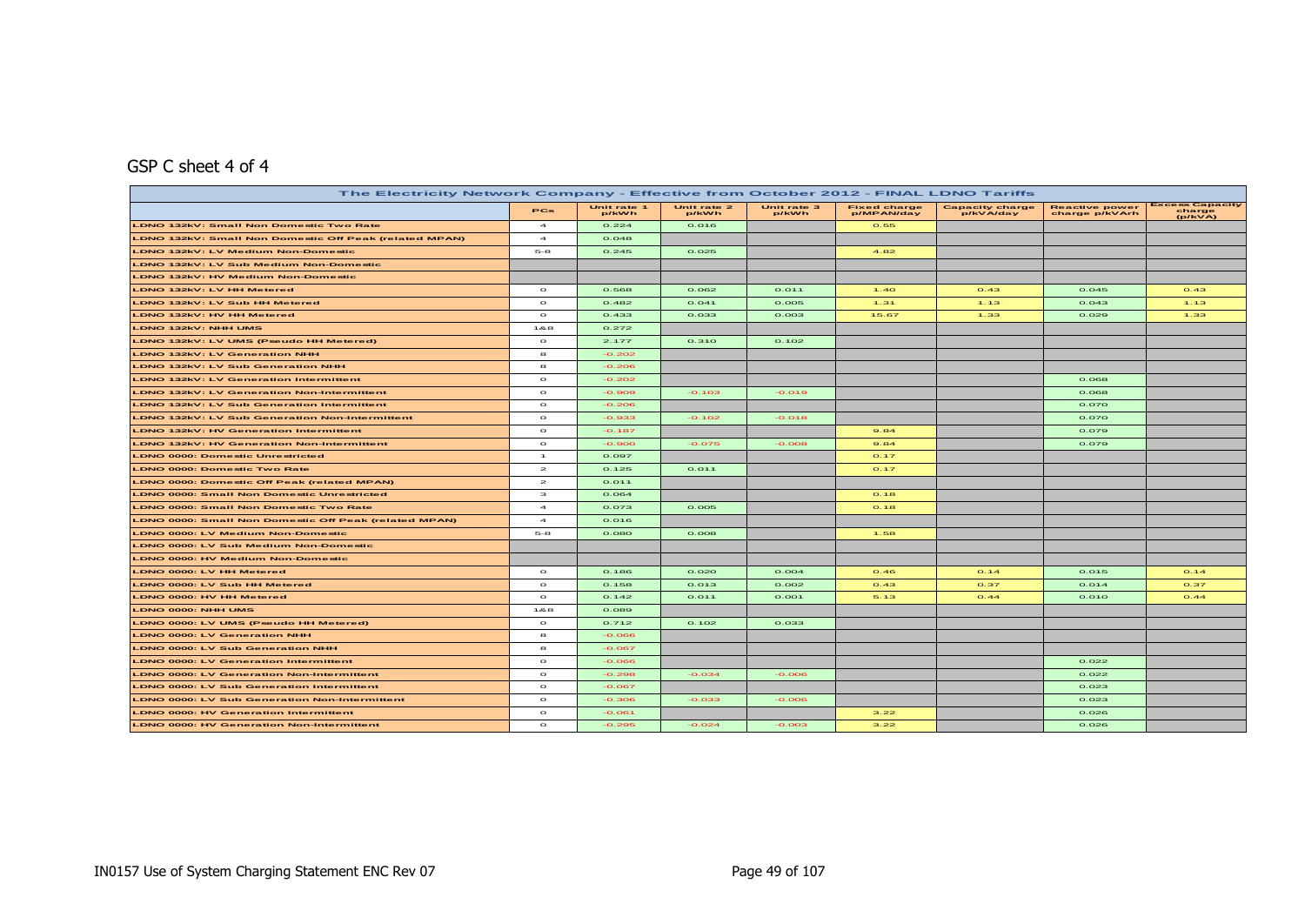GSP C sheet 4 of 4

| The Electricity Network Company - Effective from October 2012 - FINAL LDNO Tariffs | | | | | | | | |
|---|---|---|---|---|---|---|---|---|
| | PCs | Unit rate 1 p/kWh | Unit rate 2 p/kWh | Unit rate 3 p/kWh | Fixed charge p/MPAN/day | Capacity charge p/kVA/day | Reactive power charge p/kVArh | Excess Capacity charge (p/kVA) |
| LDNO 132kV: Small Non Domestic Two Rate | 4 | 0.224 | 0.016 | | 0.55 | | | |
| LDNO 132kV: Small Non Domestic Off Peak (related MPAN) | 4 | 0.048 | | | | | | |
| LDNO 132kV: LV Medium Non-Domestic | 5-8 | 0.245 | 0.025 | | 4.82 | | | |
| LDNO 132kV: LV Sub Medium Non-Domestic | | | | | | | | |
| LDNO 132kV: HV Medium Non-Domestic | | | | | | | | |
| LDNO 132kV: LV HH Metered | 0 | 0.568 | 0.062 | 0.011 | 1.40 | 0.43 | 0.045 | 0.43 |
| LDNO 132kV: LV Sub HH Metered | 0 | 0.482 | 0.041 | 0.005 | 1.31 | 1.13 | 0.043 | 1.13 |
| LDNO 132kV: HV HH Metered | 0 | 0.433 | 0.033 | 0.003 | 15.67 | 1.33 | 0.029 | 1.33 |
| LDNO 132kV: NHH UMS | 1&8 | 0.272 | | | | | | |
| LDNO 132kV: LV UMS (Pseudo HH Metered) | 0 | 2.177 | 0.310 | 0.102 | | | | |
| LDNO 132kV: LV Generation NHH | 8 | -0.202 | | | | | | |
| LDNO 132kV: LV Sub Generation NHH | 8 | -0.206 | | | | | | |
| LDNO 132kV: LV Generation Intermittent | 0 | -0.202 | | | | | 0.068 | |
| LDNO 132kV: LV Generation Non-Intermittent | 0 | -0.909 | -0.103 | -0.019 | | | 0.068 | |
| LDNO 132kV: LV Sub Generation Intermittent | 0 | -0.206 | | | | | 0.070 | |
| LDNO 132kV: LV Sub Generation Non-Intermittent | 0 | -0.933 | -0.102 | -0.018 | | | 0.070 | |
| LDNO 132kV: HV Generation Intermittent | 0 | -0.187 | | | 9.84 | | 0.079 | |
| LDNO 132kV: HV Generation Non-Intermittent | 0 | -0.900 | -0.075 | -0.008 | 9.84 | | 0.079 | |
| LDNO 0000: Domestic Unrestricted | 1 | 0.097 | | | 0.17 | | | |
| LDNO 0000: Domestic Two Rate | 2 | 0.125 | 0.011 | | 0.17 | | | |
| LDNO 0000: Domestic Off Peak (related MPAN) | 2 | 0.011 | | | | | | |
| LDNO 0000: Small Non Domestic Unrestricted | 3 | 0.064 | | | 0.18 | | | |
| LDNO 0000: Small Non Domestic Two Rate | 4 | 0.073 | 0.005 | | 0.18 | | | |
| LDNO 0000: Small Non Domestic Off Peak (related MPAN) | 4 | 0.016 | | | | | | |
| LDNO 0000: LV Medium Non-Domestic | 5-8 | 0.080 | 0.008 | | 1.58 | | | |
| LDNO 0000: LV Sub Medium Non-Domestic | | | | | | | | |
| LDNO 0000: HV Medium Non-Domestic | | | | | | | | |
| LDNO 0000: LV HH Metered | 0 | 0.186 | 0.020 | 0.004 | 0.46 | 0.14 | 0.015 | 0.14 |
| LDNO 0000: LV Sub HH Metered | 0 | 0.158 | 0.013 | 0.002 | 0.43 | 0.37 | 0.014 | 0.37 |
| LDNO 0000: HV HH Metered | 0 | 0.142 | 0.011 | 0.001 | 5.13 | 0.44 | 0.010 | 0.44 |
| LDNO 0000: NHH UMS | 1&8 | 0.089 | | | | | | |
| LDNO 0000: LV UMS (Pseudo HH Metered) | 0 | 0.712 | 0.102 | 0.033 | | | | |
| LDNO 0000: LV Generation NHH | 8 | -0.066 | | | | | | |
| LDNO 0000: LV Sub Generation NHH | 8 | -0.067 | | | | | | |
| LDNO 0000: LV Generation Intermittent | 0 | -0.066 | | | | | 0.022 | |
| LDNO 0000: LV Generation Non-Intermittent | 0 | -0.298 | -0.034 | -0.006 | | | 0.022 | |
| LDNO 0000: LV Sub Generation Intermittent | 0 | -0.067 | | | | | 0.023 | |
| LDNO 0000: LV Sub Generation Non-Intermittent | 0 | -0.306 | -0.033 | -0.006 | | | 0.023 | |
| LDNO 0000: HV Generation Intermittent | 0 | -0.061 | | | 3.22 | | 0.026 | |
| LDNO 0000: HV Generation Non-Intermittent | 0 | -0.295 | -0.024 | -0.003 | 3.22 | | 0.026 | |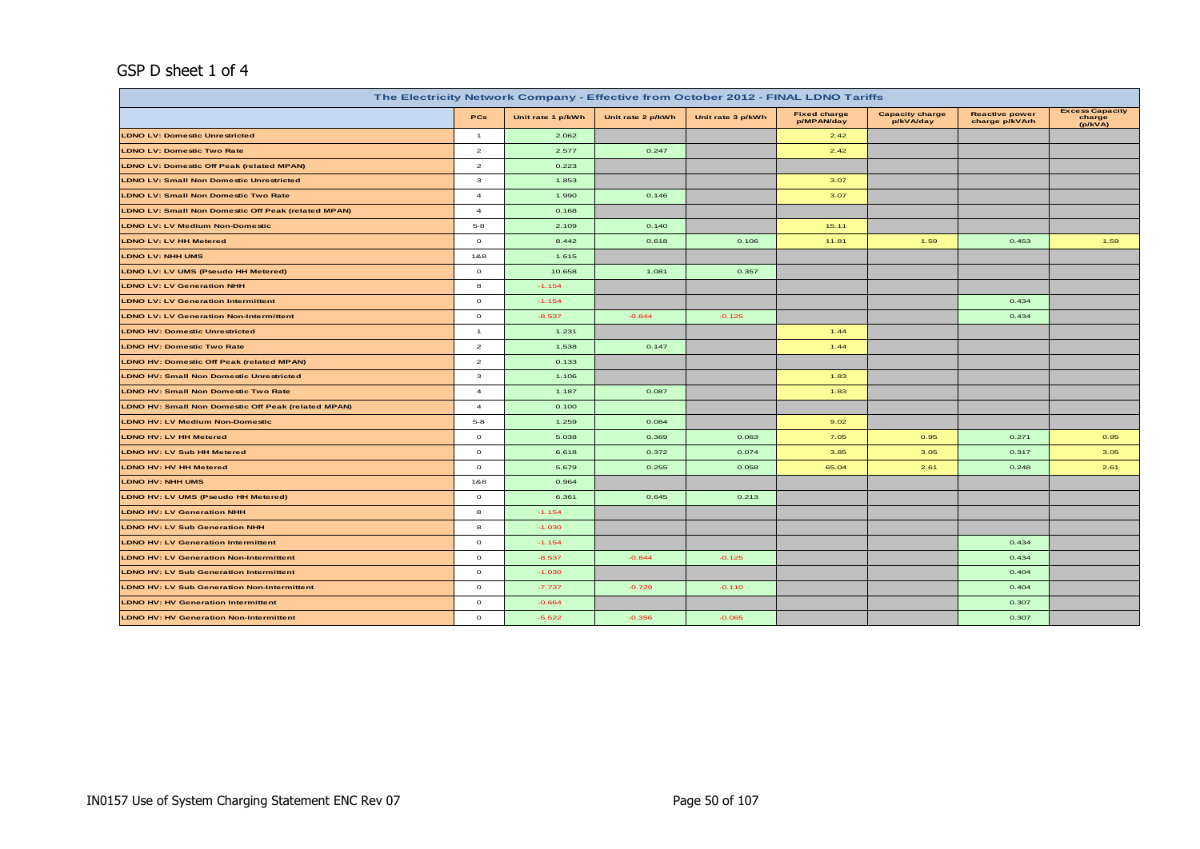GSP D sheet 1 of 4

| The Electricity Network Company - Effective from October 2012 - FINAL LDNO Tariffs | | | | | | | | |
|---|---|---|---|---|---|---|---|---|
| | PCs | Unit rate 1 p/kWh | Unit rate 2 p/kWh | Unit rate 3 p/kWh | Fixed charge p/MPAN/day | Capacity charge p/kVA/day | Reactive power charge p/kVArh | Excess Capacity charge (p/kVA) |
| LDNO LV: Domestic Unrestricted | 1 | 2.062 | | | 2.42 | | | |
| LDNO LV: Domestic Two Rate | 2 | 2.577 | 0.247 | | 2.42 | | | |
| LDNO LV: Domestic Off Peak (related MPAN) | 2 | 0.223 | | | | | | |
| LDNO LV: Small Non Domestic Unrestricted | 3 | 1.853 | | | 3.07 | | | |
| LDNO LV: Small Non Domestic Two Rate | 4 | 1.990 | 0.146 | | 3.07 | | | |
| LDNO LV: Small Non Domestic Off Peak (related MPAN) | 4 | 0.168 | | | | | | |
| LDNO LV: LV Medium Non-Domestic | 5-8 | 2.109 | 0.140 | | 15.11 | | | |
| LDNO LV: LV HH Metered | 0 | 8.442 | 0.618 | 0.106 | 11.81 | 1.59 | 0.453 | 1.59 |
| LDNO LV: NHH UMS | 1&8 | 1.615 | | | | | | |
| LDNO LV: LV UMS (Pseudo HH Metered) | 0 | 10.658 | 1.081 | 0.357 | | | | |
| LDNO LV: LV Generation NHH | 8 | -1.154 | | | | | | |
| LDNO LV: LV Generation Intermittent | 0 | -1.154 | | | | | 0.434 | |
| LDNO LV: LV Generation Non-Intermittent | 0 | -8.537 | -0.844 | -0.125 | | | 0.434 | |
| LDNO HV: Domestic Unrestricted | 1 | 1.231 | | | 1.44 | | | |
| LDNO HV: Domestic Two Rate | 2 | 1.538 | 0.147 | | 1.44 | | | |
| LDNO HV: Domestic Off Peak (related MPAN) | 2 | 0.133 | | | | | | |
| LDNO HV: Small Non Domestic Unrestricted | 3 | 1.106 | | | 1.83 | | | |
| LDNO HV: Small Non Domestic Two Rate | 4 | 1.187 | 0.087 | | 1.83 | | | |
| LDNO HV: Small Non Domestic Off Peak (related MPAN) | 4 | 0.100 | | | | | | |
| LDNO HV: LV Medium Non-Domestic | 5-8 | 1.259 | 0.084 | | 9.02 | | | |
| LDNO HV: LV HH Metered | 0 | 5.038 | 0.369 | 0.063 | 7.05 | 0.95 | 0.271 | 0.95 |
| LDNO HV: LV Sub HH Metered | 0 | 6.618 | 0.372 | 0.074 | 3.85 | 3.05 | 0.317 | 3.05 |
| LDNO HV: HV HH Metered | 0 | 5.679 | 0.255 | 0.058 | 65.04 | 2.61 | 0.248 | 2.61 |
| LDNO HV: NHH UMS | 1&8 | 0.964 | | | | | | |
| LDNO HV: LV UMS (Pseudo HH Metered) | 0 | 6.361 | 0.645 | 0.213 | | | | |
| LDNO HV: LV Generation NHH | 8 | -1.154 | | | | | | |
| LDNO HV: LV Sub Generation NHH | 8 | -1.030 | | | | | | |
| LDNO HV: LV Generation Intermittent | 0 | -1.154 | | | | | 0.434 | |
| LDNO HV: LV Generation Non-Intermittent | 0 | -8.537 | -0.844 | -0.125 | | | 0.434 | |
| LDNO HV: LV Sub Generation Intermittent | 0 | -1.030 | | | | | 0.404 | |
| LDNO HV: LV Sub Generation Non-Intermittent | 0 | -7.737 | -0.729 | -0.110 | | | 0.404 | |
| LDNO HV: HV Generation Intermittent | 0 | -0.664 | | | | | 0.307 | |
| LDNO HV: HV Generation Non-Intermittent | 0 | -5.522 | -0.356 | -0.065 | | | 0.307 | |

IN0157 Use of System Charging Statement ENC Rev 07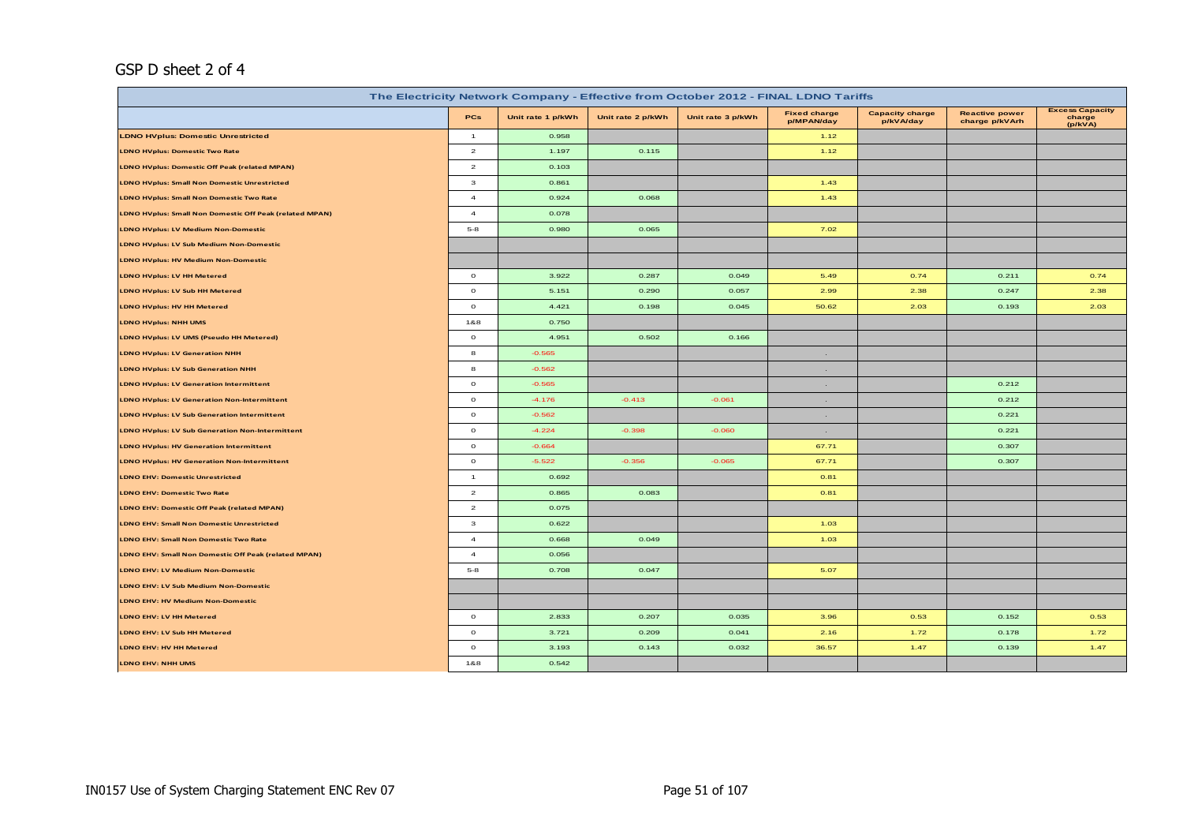GSP D sheet 2 of 4

| The Electricity Network Company - Effective from October 2012 - FINAL LDNO Tariffs | | | | | | | | |
|---|---|---|---|---|---|---|---|---|
| | PCs | Unit rate 1 p/kWh | Unit rate 2 p/kWh | Unit rate 3 p/kWh | Fixed charge p/MPAN/day | Capacity charge p/kVA/day | Reactive power charge p/kVArh | Excess Capacity charge (p/kVA) |
| LDNO HVplus: Domestic Unrestricted | 1 | 0.958 | | | 1.12 | | | |
| LDNO HVplus: Domestic Two Rate | 2 | 1.197 | 0.115 | | 1.12 | | | |
| LDNO HVplus: Domestic Off Peak (related MPAN) | 2 | 0.103 | | | | | | |
| LDNO HVplus: Small Non Domestic Unrestricted | 3 | 0.861 | | | 1.43 | | | |
| LDNO HVplus: Small Non Domestic Two Rate | 4 | 0.924 | 0.068 | | 1.43 | | | |
| LDNO HVplus: Small Non Domestic Off Peak (related MPAN) | 4 | 0.078 | | | | | | |
| LDNO HVplus: LV Medium Non-Domestic | 5-8 | 0.980 | 0.065 | | 7.02 | | | |
| LDNO HVplus: LV Sub Medium Non-Domestic | | | | | | | | |
| LDNO HVplus: HV Medium Non-Domestic | | | | | | | | |
| LDNO HVplus: LV HH Metered | 0 | 3.922 | 0.287 | 0.049 | 5.49 | 0.74 | 0.211 | 0.74 |
| LDNO HVplus: LV Sub HH Metered | 0 | 5.151 | 0.290 | 0.057 | 2.99 | 2.38 | 0.247 | 2.38 |
| LDNO HVplus: HV HH Metered | 0 | 4.421 | 0.198 | 0.045 | 50.62 | 2.03 | 0.193 | 2.03 |
| LDNO HVplus: NHH UMS | 1&8 | 0.750 | | | | | | |
| LDNO HVplus: LV UMS (Pseudo HH Metered) | 0 | 4.951 | 0.502 | 0.166 | | | | |
| LDNO HVplus: LV Generation NHH | 8 | -0.565 | | | - | | | |
| LDNO HVplus: LV Sub Generation NHH | 8 | -0.562 | | | - | | | |
| LDNO HVplus: LV Generation Intermittent | 0 | -0.565 | | | - | | 0.212 | |
| LDNO HVplus: LV Generation Non-Intermittent | 0 | -4.176 | -0.413 | -0.061 | - | | 0.212 | |
| LDNO HVplus: LV Sub Generation Intermittent | 0 | -0.562 | | | - | | 0.221 | |
| LDNO HVplus: LV Sub Generation Non-Intermittent | 0 | -4.224 | -0.398 | -0.060 | - | | 0.221 | |
| LDNO HVplus: HV Generation Intermittent | 0 | -0.664 | | | 67.71 | | 0.307 | |
| LDNO HVplus: HV Generation Non-Intermittent | 0 | -5.522 | -0.356 | -0.065 | 67.71 | | 0.307 | |
| LDNO EHV: Domestic Unrestricted | 1 | 0.692 | | | 0.81 | | | |
| LDNO EHV: Domestic Two Rate | 2 | 0.865 | 0.083 | | 0.81 | | | |
| LDNO EHV: Domestic Off Peak (related MPAN) | 2 | 0.075 | | | | | | |
| LDNO EHV: Small Non Domestic Unrestricted | 3 | 0.622 | | | 1.03 | | | |
| LDNO EHV: Small Non Domestic Two Rate | 4 | 0.668 | 0.049 | | 1.03 | | | |
| LDNO EHV: Small Non Domestic Off Peak (related MPAN) | 4 | 0.056 | | | | | | |
| LDNO EHV: LV Medium Non-Domestic | 5-8 | 0.708 | 0.047 | | 5.07 | | | |
| LDNO EHV: LV Sub Medium Non-Domestic | | | | | | | | |
| LDNO EHV: HV Medium Non-Domestic | | | | | | | | |
| LDNO EHV: LV HH Metered | 0 | 2.833 | 0.207 | 0.035 | 3.96 | 0.53 | 0.152 | 0.53 |
| LDNO EHV: LV Sub HH Metered | 0 | 3.721 | 0.209 | 0.041 | 2.16 | 1.72 | 0.178 | 1.72 |
| LDNO EHV: HV HH Metered | 0 | 3.193 | 0.143 | 0.032 | 36.57 | 1.47 | 0.139 | 1.47 |
| LDNO EHV: NHH UMS | 1&8 | 0.542 | | | | | | |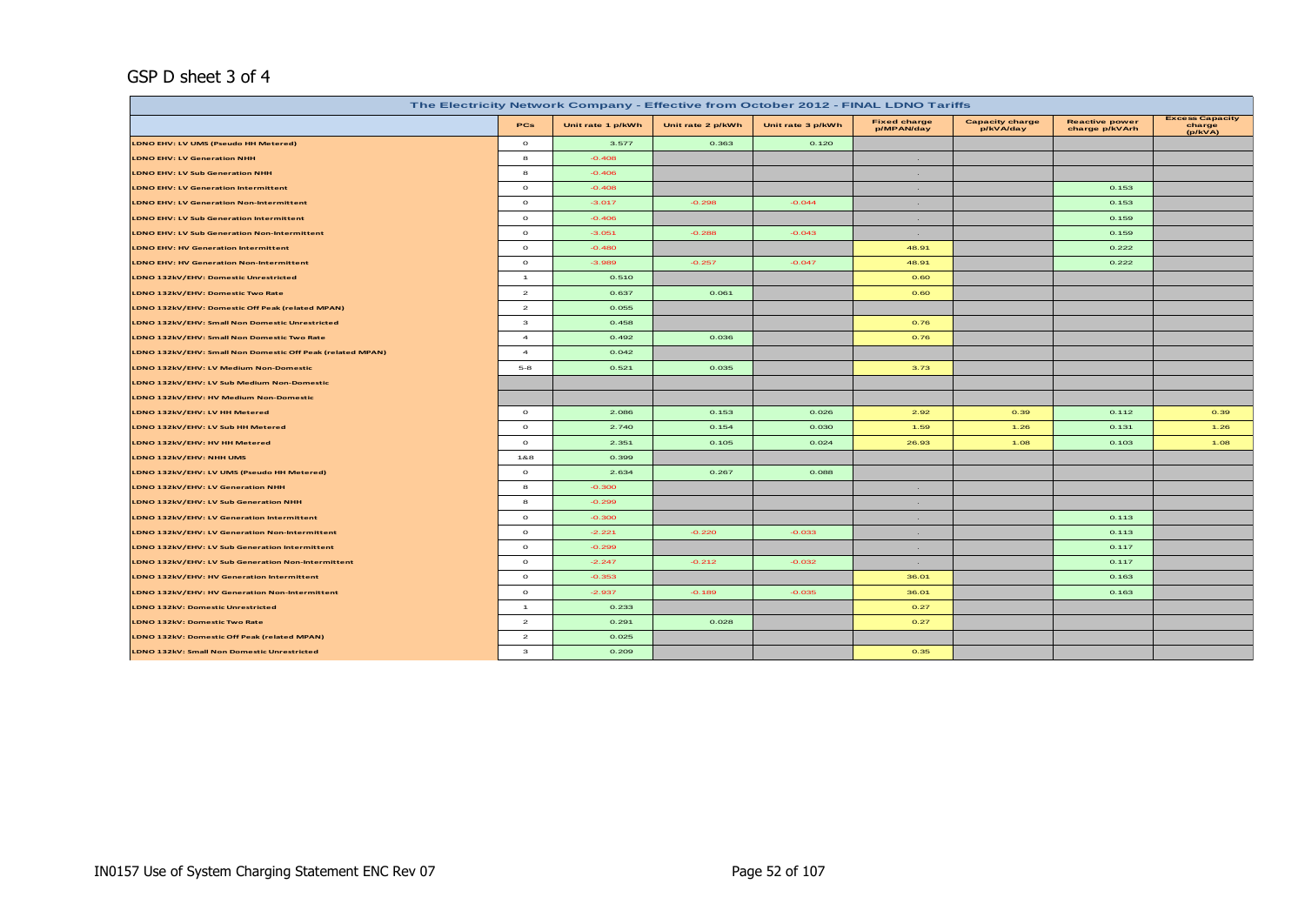GSP D sheet 3 of 4

| The Electricity Network Company - Effective from October 2012 - FINAL LDNO Tariffs | | | | | | | | |
|---|---|---|---|---|---|---|---|---|
| | PCs | Unit rate 1 p/kWh | Unit rate 2 p/kWh | Unit rate 3 p/kWh | Fixed charge p/MPAN/day | Capacity charge p/kVA/day | Reactive power charge p/kVArh | Excess Capacity charge (p/kVA) |
| LDNO EHV: LV UMS (Pseudo HH Metered) | 0 | 3.577 | 0.363 | 0.120 | | | | |
| LDNO EHV: LV Generation NHH | 8 | -0.408 | | | - | | | |
| LDNO EHV: LV Sub Generation NHH | 8 | -0.406 | | | - | | | |
| LDNO EHV: LV Generation Intermittent | 0 | -0.408 | | | - | | 0.153 | |
| LDNO EHV: LV Generation Non-Intermittent | 0 | -3.017 | -0.298 | -0.044 | - | | 0.153 | |
| LDNO EHV: LV Sub Generation Intermittent | 0 | -0.406 | | | - | | 0.159 | |
| LDNO EHV: LV Sub Generation Non-Intermittent | 0 | -3.051 | -0.288 | -0.043 | - | | 0.159 | |
| LDNO EHV: HV Generation Intermittent | 0 | -0.480 | | | 48.91 | | 0.222 | |
| LDNO EHV: HV Generation Non-Intermittent | 0 | -3.989 | -0.257 | -0.047 | 48.91 | | 0.222 | |
| LDNO 132kV/EHV: Domestic Unrestricted | 1 | 0.510 | | | 0.60 | | | |
| LDNO 132kV/EHV: Domestic Two Rate | 2 | 0.637 | 0.061 | | 0.60 | | | |
| LDNO 132kV/EHV: Domestic Off Peak (related MPAN) | 2 | 0.055 | | | | | | |
| LDNO 132kV/EHV: Small Non Domestic Unrestricted | 3 | 0.458 | | | 0.76 | | | |
| LDNO 132kV/EHV: Small Non Domestic Two Rate | 4 | 0.492 | 0.036 | | 0.76 | | | |
| LDNO 132kV/EHV: Small Non Domestic Off Peak (related MPAN) | 4 | 0.042 | | | | | | |
| LDNO 132kV/EHV: LV Medium Non-Domestic | 5-8 | 0.521 | 0.035 | | 3.73 | | | |
| LDNO 132kV/EHV: LV Sub Medium Non-Domestic | | | | | | | | |
| LDNO 132kV/EHV: HV Medium Non-Domestic | | | | | | | | |
| LDNO 132kV/EHV: LV HH Metered | 0 | 2.086 | 0.153 | 0.026 | 2.92 | 0.39 | 0.112 | 0.39 |
| LDNO 132kV/EHV: LV Sub HH Metered | 0 | 2.740 | 0.154 | 0.030 | 1.59 | 1.26 | 0.131 | 1.26 |
| LDNO 132kV/EHV: HV HH Metered | 0 | 2.351 | 0.105 | 0.024 | 26.93 | 1.08 | 0.103 | 1.08 |
| LDNO 132kV/EHV: NHH UMS | 1&8 | 0.399 | | | | | | |
| LDNO 132kV/EHV: LV UMS (Pseudo HH Metered) | 0 | 2.634 | 0.267 | 0.088 | | | | |
| LDNO 132kV/EHV: LV Generation NHH | 8 | -0.300 | | | - | | | |
| LDNO 132kV/EHV: LV Sub Generation NHH | 8 | -0.299 | | | - | | | |
| LDNO 132kV/EHV: LV Generation Intermittent | 0 | -0.300 | | | - | | 0.113 | |
| LDNO 132kV/EHV: LV Generation Non-Intermittent | 0 | -2.221 | -0.220 | -0.033 | - | | 0.113 | |
| LDNO 132kV/EHV: LV Sub Generation Intermittent | 0 | -0.299 | | | - | | 0.117 | |
| LDNO 132kV/EHV: LV Sub Generation Non-Intermittent | 0 | -2.247 | -0.212 | -0.032 | - | | 0.117 | |
| LDNO 132kV/EHV: HV Generation Intermittent | 0 | -0.353 | | | 36.01 | | 0.163 | |
| LDNO 132kV/EHV: HV Generation Non-Intermittent | 0 | -2.937 | -0.189 | -0.035 | 36.01 | | 0.163 | |
| LDNO 132kV: Domestic Unrestricted | 1 | 0.233 | | | 0.27 | | | |
| LDNO 132kV: Domestic Two Rate | 2 | 0.291 | 0.028 | | 0.27 | | | |
| LDNO 132kV: Domestic Off Peak (related MPAN) | 2 | 0.025 | | | | | | |
| LDNO 132kV: Small Non Domestic Unrestricted | 3 | 0.209 | | | 0.35 | | | |

IN0157 Use of System Charging Statement ENC Rev 07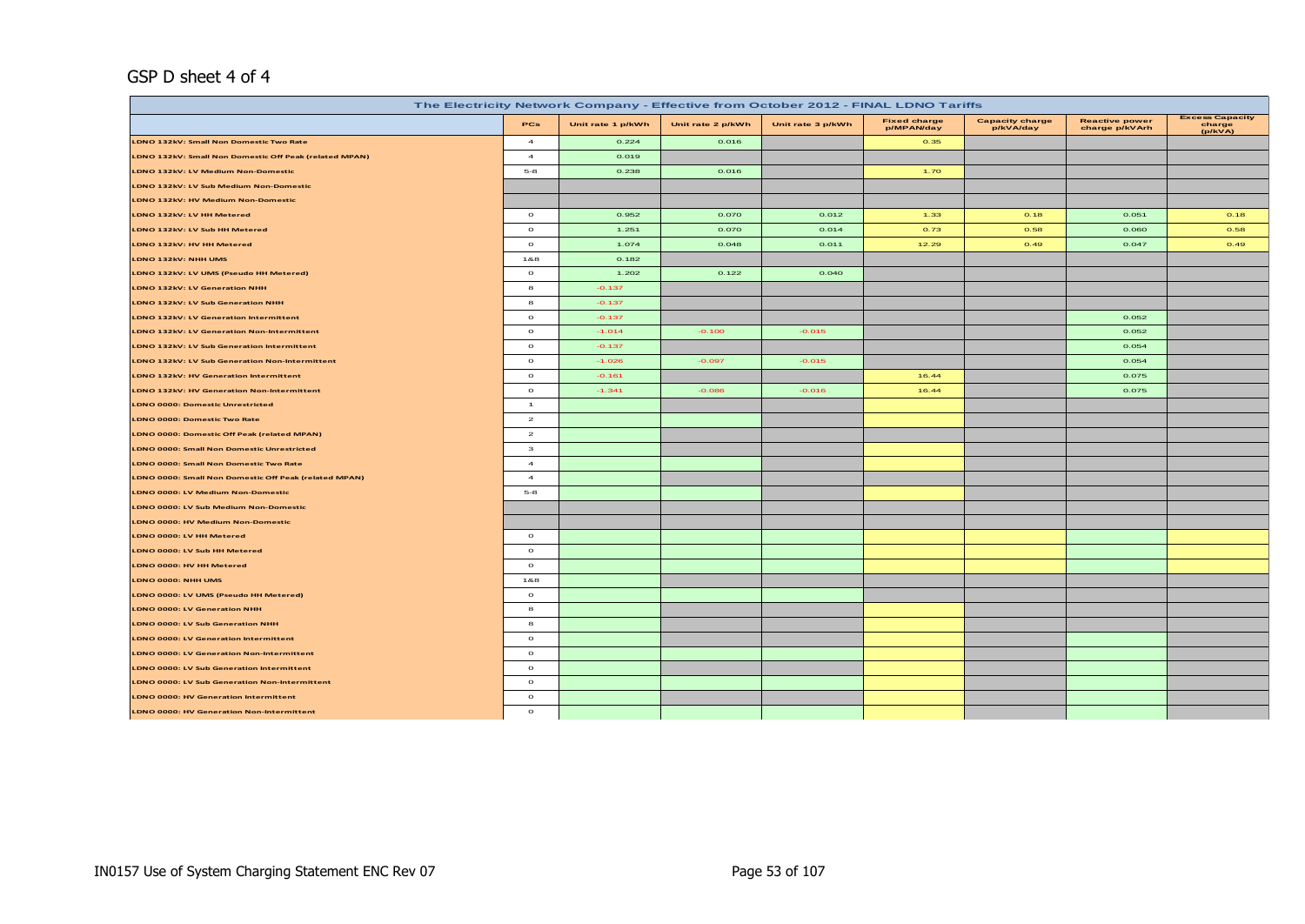GSP D sheet 4 of 4

| The Electricity Network Company - Effective from October 2012 - FINAL LDNO Tariffs | | | | | | | | |
|---|---|---|---|---|---|---|---|---|
| | PCs | Unit rate 1 p/kWh | Unit rate 2 p/kWh | Unit rate 3 p/kWh | Fixed charge p/MPAN/day | Capacity charge p/kVA/day | Reactive power charge p/kVArh | Excess Capacity charge (p/kVA) |
| LDNO 132kV: Small Non Domestic Two Rate | 4 | 0.224 | 0.016 | | 0.35 | | | |
| LDNO 132kV: Small Non Domestic Off Peak (related MPAN) | 4 | 0.019 | | | | | | |
| LDNO 132kV: LV Medium Non-Domestic | 5-8 | 0.238 | 0.016 | | 1.70 | | | |
| LDNO 132kV: LV Sub Medium Non-Domestic | | | | | | | | |
| LDNO 132kV: HV Medium Non-Domestic | | | | | | | | |
| LDNO 132kV: LV HH Metered | 0 | 0.952 | 0.070 | 0.012 | 1.33 | 0.18 | 0.051 | 0.18 |
| LDNO 132kV: LV Sub HH Metered | 0 | 1.251 | 0.070 | 0.014 | 0.73 | 0.58 | 0.060 | 0.58 |
| LDNO 132kV: HV HH Metered | 0 | 1.074 | 0.048 | 0.011 | 12.29 | 0.49 | 0.047 | 0.49 |
| LDNO 132kV: NHH UMS | 1&8 | 0.182 | | | | | | |
| LDNO 132kV: LV UMS (Pseudo HH Metered) | 0 | 1.202 | 0.122 | 0.040 | | | | |
| LDNO 132kV: LV Generation NHH | 8 | -0.137 | | | | | | |
| LDNO 132kV: LV Sub Generation NHH | 8 | -0.137 | | | | | | |
| LDNO 132kV: LV Generation Intermittent | 0 | -0.137 | | | | | 0.052 | |
| LDNO 132kV: LV Generation Non-Intermittent | 0 | -1.014 | -0.100 | -0.015 | | | 0.052 | |
| LDNO 132kV: LV Sub Generation Intermittent | 0 | -0.137 | | | | | 0.054 | |
| LDNO 132kV: LV Sub Generation Non-Intermittent | 0 | -1.026 | -0.097 | -0.015 | | | 0.054 | |
| LDNO 132kV: HV Generation Intermittent | 0 | -0.161 | | | 16.44 | | 0.075 | |
| LDNO 132kV: HV Generation Non-Intermittent | 0 | -1.341 | -0.086 | -0.016 | 16.44 | | 0.075 | |
| LDNO 0000: Domestic Unrestricted | 1 | | | | | | | |
| LDNO 0000: Domestic Two Rate | 2 | | | | | | | |
| LDNO 0000: Domestic Off Peak (related MPAN) | 2 | | | | | | | |
| LDNO 0000: Small Non Domestic Unrestricted | 3 | | | | | | | |
| LDNO 0000: Small Non Domestic Two Rate | 4 | | | | | | | |
| LDNO 0000: Small Non Domestic Off Peak (related MPAN) | 4 | | | | | | | |
| LDNO 0000: LV Medium Non-Domestic | 5-8 | | | | | | | |
| LDNO 0000: LV Sub Medium Non-Domestic | | | | | | | | |
| LDNO 0000: HV Medium Non-Domestic | | | | | | | | |
| LDNO 0000: LV HH Metered | 0 | | | | | | | |
| LDNO 0000: LV Sub HH Metered | 0 | | | | | | | |
| LDNO 0000: HV HH Metered | 0 | | | | | | | |
| LDNO 0000: NHH UMS | 1&8 | | | | | | | |
| LDNO 0000: LV UMS (Pseudo HH Metered) | 0 | | | | | | | |
| LDNO 0000: LV Generation NHH | 8 | | | | | | | |
| LDNO 0000: LV Sub Generation NHH | 8 | | | | | | | |
| LDNO 0000: LV Generation Intermittent | 0 | | | | | | | |
| LDNO 0000: LV Generation Non-Intermittent | 0 | | | | | | | |
| LDNO 0000: LV Sub Generation Intermittent | 0 | | | | | | | |
| LDNO 0000: LV Sub Generation Non-Intermittent | 0 | | | | | | | |
| LDNO 0000: HV Generation Intermittent | 0 | | | | | | | |
| LDNO 0000: HV Generation Non-Intermittent | 0 | | | | | | | |

IN0157 Use of System Charging Statement ENC Rev 07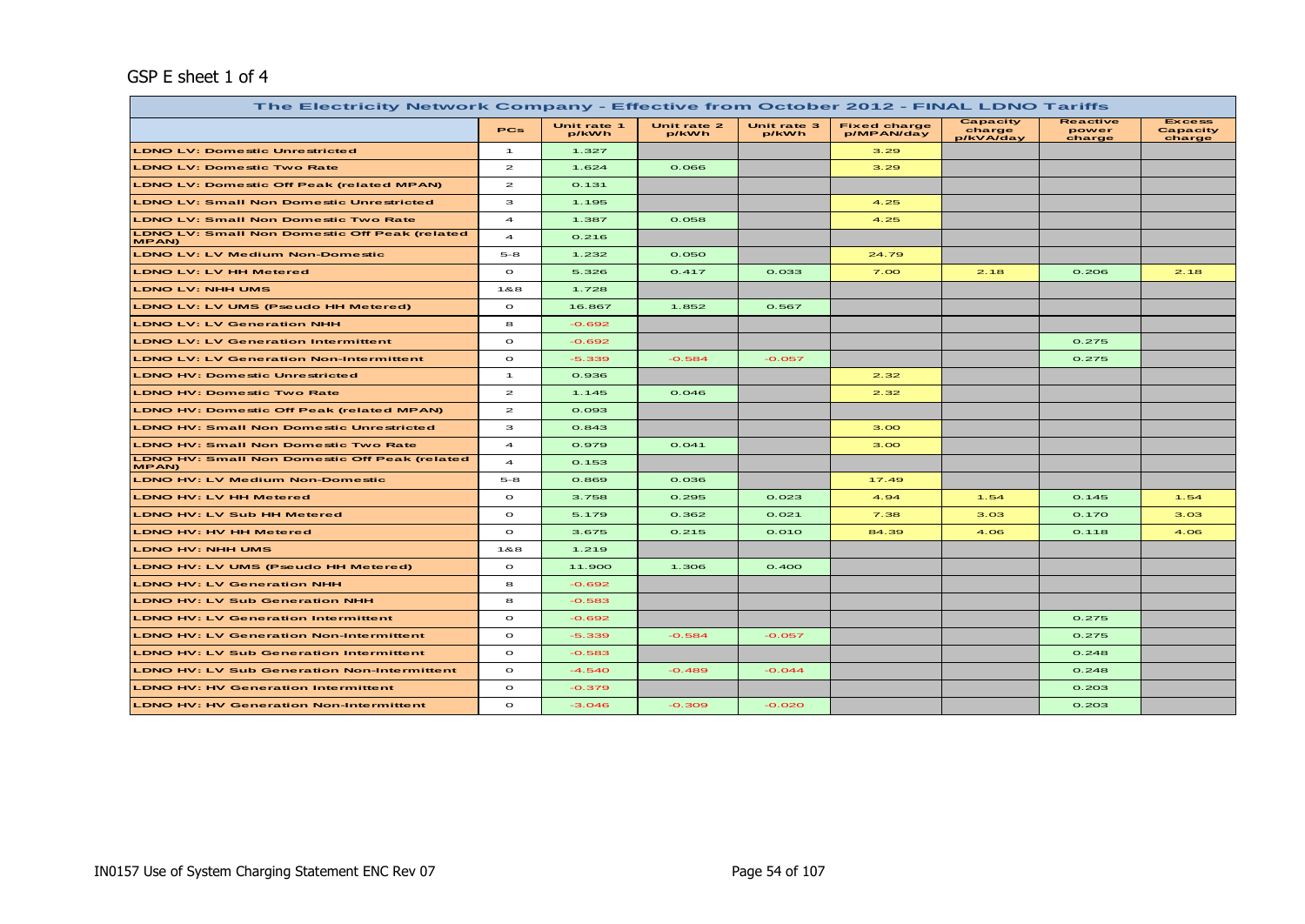GSP E sheet 1 of 4

| The Electricity Network Company - Effective from October 2012 - FINAL LDNO Tariffs | | | | | | | | |
|---|---|---|---|---|---|---|---|---|
| | PCs | Unit rate 1 p/kWh | Unit rate 2 p/kWh | Unit rate 3 p/kWh | Fixed charge p/MPAN/day | Capacity charge p/kVA/day | Reactive power charge | Excess Capacity charge |
| LDNO LV: Domestic Unrestricted | 1 | 1.327 | | | 3.29 | | | |
| LDNO LV: Domestic Two Rate | 2 | 1.624 | 0.066 | | 3.29 | | | |
| LDNO LV: Domestic Off Peak (related MPAN) | 2 | 0.131 | | | | | | |
| LDNO LV: Small Non Domestic Unrestricted | 3 | 1.195 | | | 4.25 | | | |
| LDNO LV: Small Non Domestic Two Rate | 4 | 1.387 | 0.058 | | 4.25 | | | |
| LDNO LV: Small Non Domestic Off Peak (related MPAN) | 4 | 0.216 | | | | | | |
| LDNO LV: LV Medium Non-Domestic | 5-8 | 1.232 | 0.050 | | 24.79 | | | |
| LDNO LV: LV HH Metered | 0 | 5.326 | 0.417 | 0.033 | 7.00 | 2.18 | 0.206 | 2.18 |
| LDNO LV: NHH UMS | 1&8 | 1.728 | | | | | | |
| LDNO LV: LV UMS (Pseudo HH Metered) | 0 | 16.867 | 1.852 | 0.567 | | | | |
| LDNO LV: LV Generation NHH | 8 | -0.692 | | | | | | |
| LDNO LV: LV Generation Intermittent | 0 | -0.692 | | | | | 0.275 | |
| LDNO LV: LV Generation Non-Intermittent | 0 | -5.339 | -0.584 | -0.057 | | | 0.275 | |
| LDNO HV: Domestic Unrestricted | 1 | 0.936 | | | 2.32 | | | |
| LDNO HV: Domestic Two Rate | 2 | 1.145 | 0.046 | | 2.32 | | | |
| LDNO HV: Domestic Off Peak (related MPAN) | 2 | 0.093 | | | | | | |
| LDNO HV: Small Non Domestic Unrestricted | 3 | 0.843 | | | 3.00 | | | |
| LDNO HV: Small Non Domestic Two Rate | 4 | 0.979 | 0.041 | | 3.00 | | | |
| LDNO HV: Small Non Domestic Off Peak (related MPAN) | 4 | 0.153 | | | | | | |
| LDNO HV: LV Medium Non-Domestic | 5-8 | 0.869 | 0.036 | | 17.49 | | | |
| LDNO HV: LV HH Metered | 0 | 3.758 | 0.295 | 0.023 | 4.94 | 1.54 | 0.145 | 1.54 |
| LDNO HV: LV Sub HH Metered | 0 | 5.179 | 0.362 | 0.021 | 7.38 | 3.03 | 0.170 | 3.03 |
| LDNO HV: HV HH Metered | 0 | 3.675 | 0.215 | 0.010 | 84.39 | 4.06 | 0.118 | 4.06 |
| LDNO HV: NHH UMS | 1&8 | 1.219 | | | | | | |
| LDNO HV: LV UMS (Pseudo HH Metered) | 0 | 11.900 | 1.306 | 0.400 | | | | |
| LDNO HV: LV Generation NHH | 8 | -0.692 | | | | | | |
| LDNO HV: LV Sub Generation NHH | 8 | -0.583 | | | | | | |
| LDNO HV: LV Generation Intermittent | 0 | -0.692 | | | | | 0.275 | |
| LDNO HV: LV Generation Non-Intermittent | 0 | -5.339 | -0.584 | -0.057 | | | 0.275 | |
| LDNO HV: LV Sub Generation Intermittent | 0 | -0.583 | | | | | 0.248 | |
| LDNO HV: LV Sub Generation Non-Intermittent | 0 | -4.540 | -0.489 | -0.044 | | | 0.248 | |
| LDNO HV: HV Generation Intermittent | 0 | -0.379 | | | | | 0.203 | |
| LDNO HV: HV Generation Non-Intermittent | 0 | -3.046 | -0.309 | -0.020 | | | 0.203 | |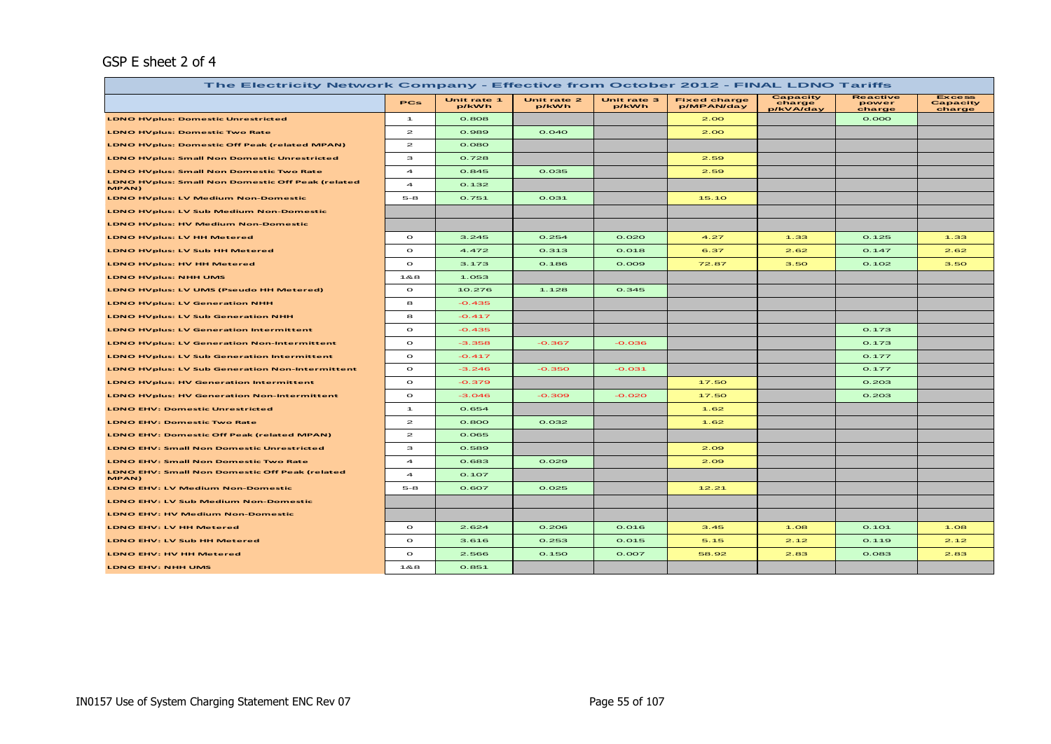GSP E sheet 2 of 4

| The Electricity Network Company - Effective from October 2012 - FINAL LDNO Tariffs | | | | | | | | |
|---|---|---|---|---|---|---|---|---|
| | PCs | Unit rate 1 p/kWh | Unit rate 2 p/kWh | Unit rate 3 p/kWh | Fixed charge p/MPAN/day | Capacity charge p/kVA/day | Reactive power charge | Excess Capacity charge |
| LDNO HVplus: Domestic Unrestricted | 1 | 0.808 | | | 2.00 | | 0.000 | |
| LDNO HVplus: Domestic Two Rate | 2 | 0.989 | 0.040 | | 2.00 | | | |
| LDNO HVplus: Domestic Off Peak (related MPAN) | 2 | 0.080 | | | | | | |
| LDNO HVplus: Small Non Domestic Unrestricted | 3 | 0.728 | | | 2.59 | | | |
| LDNO HVplus: Small Non Domestic Two Rate | 4 | 0.845 | 0.035 | | 2.59 | | | |
| LDNO HVplus: Small Non Domestic Off Peak (related MPAN) | 4 | 0.132 | | | | | | |
| LDNO HVplus: LV Medium Non-Domestic | 5-8 | 0.751 | 0.031 | | 15.10 | | | |
| LDNO HVplus: LV Sub Medium Non-Domestic | | | | | | | | |
| LDNO HVplus: HV Medium Non-Domestic | | | | | | | | |
| LDNO HVplus: LV HH Metered | 0 | 3.245 | 0.254 | 0.020 | 4.27 | 1.33 | 0.125 | 1.33 |
| LDNO HVplus: LV Sub HH Metered | 0 | 4.472 | 0.313 | 0.018 | 6.37 | 2.62 | 0.147 | 2.62 |
| LDNO HVplus: HV HH Metered | 0 | 3.173 | 0.186 | 0.009 | 72.87 | 3.50 | 0.102 | 3.50 |
| LDNO HVplus: NHH UMS | 1&8 | 1.053 | | | | | | |
| LDNO HVplus: LV UMS (Pseudo HH Metered) | 0 | 10.276 | 1.128 | 0.345 | | | | |
| LDNO HVplus: LV Generation NHH | 8 | -0.435 | | | | | | |
| LDNO HVplus: LV Sub Generation NHH | 8 | -0.417 | | | | | | |
| LDNO HVplus: LV Generation Intermittent | 0 | -0.435 | | | | | 0.173 | |
| LDNO HVplus: LV Generation Non-Intermittent | 0 | -3.358 | -0.367 | -0.036 | | | 0.173 | |
| LDNO HVplus: LV Sub Generation Intermittent | 0 | -0.417 | | | | | 0.177 | |
| LDNO HVplus: LV Sub Generation Non-Intermittent | 0 | -3.246 | -0.350 | -0.031 | | | 0.177 | |
| LDNO HVplus: HV Generation Intermittent | 0 | -0.379 | | | 17.50 | | 0.203 | |
| LDNO HVplus: HV Generation Non-Intermittent | 0 | -3.046 | -0.309 | -0.020 | 17.50 | | 0.203 | |
| LDNO EHV: Domestic Unrestricted | 1 | 0.654 | | | 1.62 | | | |
| LDNO EHV: Domestic Two Rate | 2 | 0.800 | 0.032 | | 1.62 | | | |
| LDNO EHV: Domestic Off Peak (related MPAN) | 2 | 0.065 | | | | | | |
| LDNO EHV: Small Non Domestic Unrestricted | 3 | 0.589 | | | 2.09 | | | |
| LDNO EHV: Small Non Domestic Two Rate | 4 | 0.683 | 0.029 | | 2.09 | | | |
| LDNO EHV: Small Non Domestic Off Peak (related MPAN) | 4 | 0.107 | | | | | | |
| LDNO EHV: LV Medium Non-Domestic | 5-8 | 0.607 | 0.025 | | 12.21 | | | |
| LDNO EHV: LV Sub Medium Non-Domestic | | | | | | | | |
| LDNO EHV: HV Medium Non-Domestic | | | | | | | | |
| LDNO EHV: LV HH Metered | 0 | 2.624 | 0.206 | 0.016 | 3.45 | 1.08 | 0.101 | 1.08 |
| LDNO EHV: LV Sub HH Metered | 0 | 3.616 | 0.253 | 0.015 | 5.15 | 2.12 | 0.119 | 2.12 |
| LDNO EHV: HV HH Metered | 0 | 2.566 | 0.150 | 0.007 | 58.92 | 2.83 | 0.083 | 2.83 |
| LDNO EHV: NHH UMS | 1&8 | 0.851 | | | | | | |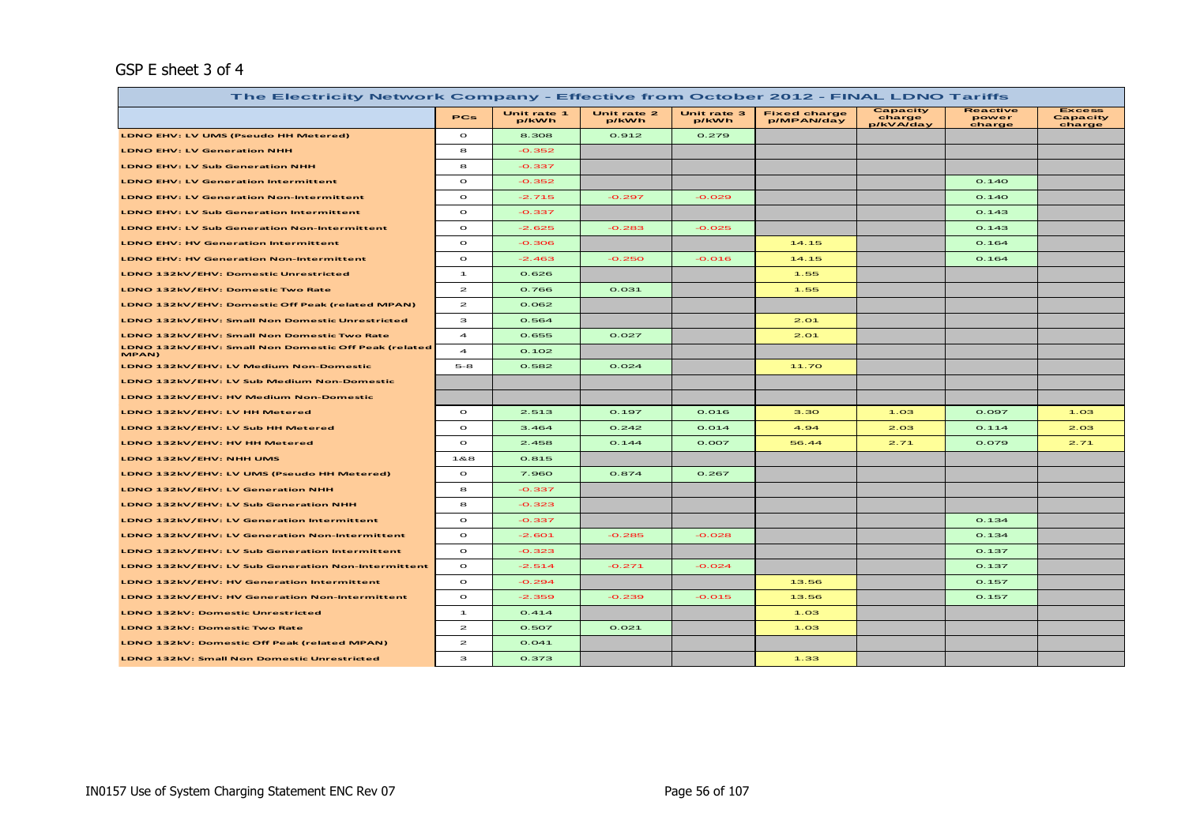GSP E sheet 3 of 4

| The Electricity Network Company - Effective from October 2012 - FINAL LDNO Tariffs | | | | | | | | |
|---|---|---|---|---|---|---|---|---|
| | PCs | Unit rate 1 p/kWh | Unit rate 2 p/kWh | Unit rate 3 p/kWh | Fixed charge p/MPAN/day | Capacity charge p/kVA/day | Reactive power charge | Excess Capacity charge |
| LDNO EHV: LV UMS (Pseudo HH Metered) | 0 | 8.308 | 0.912 | 0.279 | | | | |
| LDNO EHV: LV Generation NHH | 8 | -0.352 | | | | | | |
| LDNO EHV: LV Sub Generation NHH | 8 | -0.337 | | | | | | |
| LDNO EHV: LV Generation Intermittent | 0 | -0.352 | | | | | 0.140 | |
| LDNO EHV: LV Generation Non-Intermittent | 0 | -2.715 | -0.297 | -0.029 | | | 0.140 | |
| LDNO EHV: LV Sub Generation Intermittent | 0 | -0.337 | | | | | 0.143 | |
| LDNO EHV: LV Sub Generation Non-Intermittent | 0 | -2.625 | -0.283 | -0.025 | | | 0.143 | |
| LDNO EHV: HV Generation Intermittent | 0 | -0.306 | | | 14.15 | | 0.164 | |
| LDNO EHV: HV Generation Non-Intermittent | 0 | -2.463 | -0.250 | -0.016 | 14.15 | | 0.164 | |
| LDNO 132kV/EHV: Domestic Unrestricted | 1 | 0.626 | | | 1.55 | | | |
| LDNO 132kV/EHV: Domestic Two Rate | 2 | 0.766 | 0.031 | | 1.55 | | | |
| LDNO 132kV/EHV: Domestic Off Peak (related MPAN) | 2 | 0.062 | | | | | | |
| LDNO 132kV/EHV: Small Non Domestic Unrestricted | 3 | 0.564 | | | 2.01 | | | |
| LDNO 132kV/EHV: Small Non Domestic Two Rate | 4 | 0.655 | 0.027 | | 2.01 | | | |
| LDNO 132kV/EHV: Small Non Domestic Off Peak (related MPAN) | 4 | 0.102 | | | | | | |
| LDNO 132kV/EHV: LV Medium Non-Domestic | 5-8 | 0.582 | 0.024 | | 11.70 | | | |
| LDNO 132kV/EHV: LV Sub Medium Non-Domestic | | | | | | | | |
| LDNO 132kV/EHV: HV Medium Non-Domestic | | | | | | | | |
| LDNO 132kV/EHV: LV HH Metered | 0 | 2.513 | 0.197 | 0.016 | 3.30 | 1.03 | 0.097 | 1.03 |
| LDNO 132kV/EHV: LV Sub HH Metered | 0 | 3.464 | 0.242 | 0.014 | 4.94 | 2.03 | 0.114 | 2.03 |
| LDNO 132kV/EHV: HV HH Metered | 0 | 2.458 | 0.144 | 0.007 | 56.44 | 2.71 | 0.079 | 2.71 |
| LDNO 132kV/EHV: NHH UMS | 1&8 | 0.815 | | | | | | |
| LDNO 132kV/EHV: LV UMS (Pseudo HH Metered) | 0 | 7.960 | 0.874 | 0.267 | | | | |
| LDNO 132kV/EHV: LV Generation NHH | 8 | -0.337 | | | | | | |
| LDNO 132kV/EHV: LV Sub Generation NHH | 8 | -0.323 | | | | | | |
| LDNO 132kV/EHV: LV Generation Intermittent | 0 | -0.337 | | | | | 0.134 | |
| LDNO 132kV/EHV: LV Generation Non-Intermittent | 0 | -2.601 | -0.285 | -0.028 | | | 0.134 | |
| LDNO 132kV/EHV: LV Sub Generation Intermittent | 0 | -0.323 | | | | | 0.137 | |
| LDNO 132kV/EHV: LV Sub Generation Non-Intermittent | 0 | -2.514 | -0.271 | -0.024 | | | 0.137 | |
| LDNO 132kV/EHV: HV Generation Intermittent | 0 | -0.294 | | | 13.56 | | 0.157 | |
| LDNO 132kV/EHV: HV Generation Non-Intermittent | 0 | -2.359 | -0.239 | -0.015 | 13.56 | | 0.157 | |
| LDNO 132kV: Domestic Unrestricted | 1 | 0.414 | | | 1.03 | | | |
| LDNO 132kV: Domestic Two Rate | 2 | 0.507 | 0.021 | | 1.03 | | | |
| LDNO 132kV: Domestic Off Peak (related MPAN) | 2 | 0.041 | | | | | | |
| LDNO 132kV: Small Non Domestic Unrestricted | 3 | 0.373 | | | 1.33 | | | |

IN0157 Use of System Charging Statement ENC Rev 07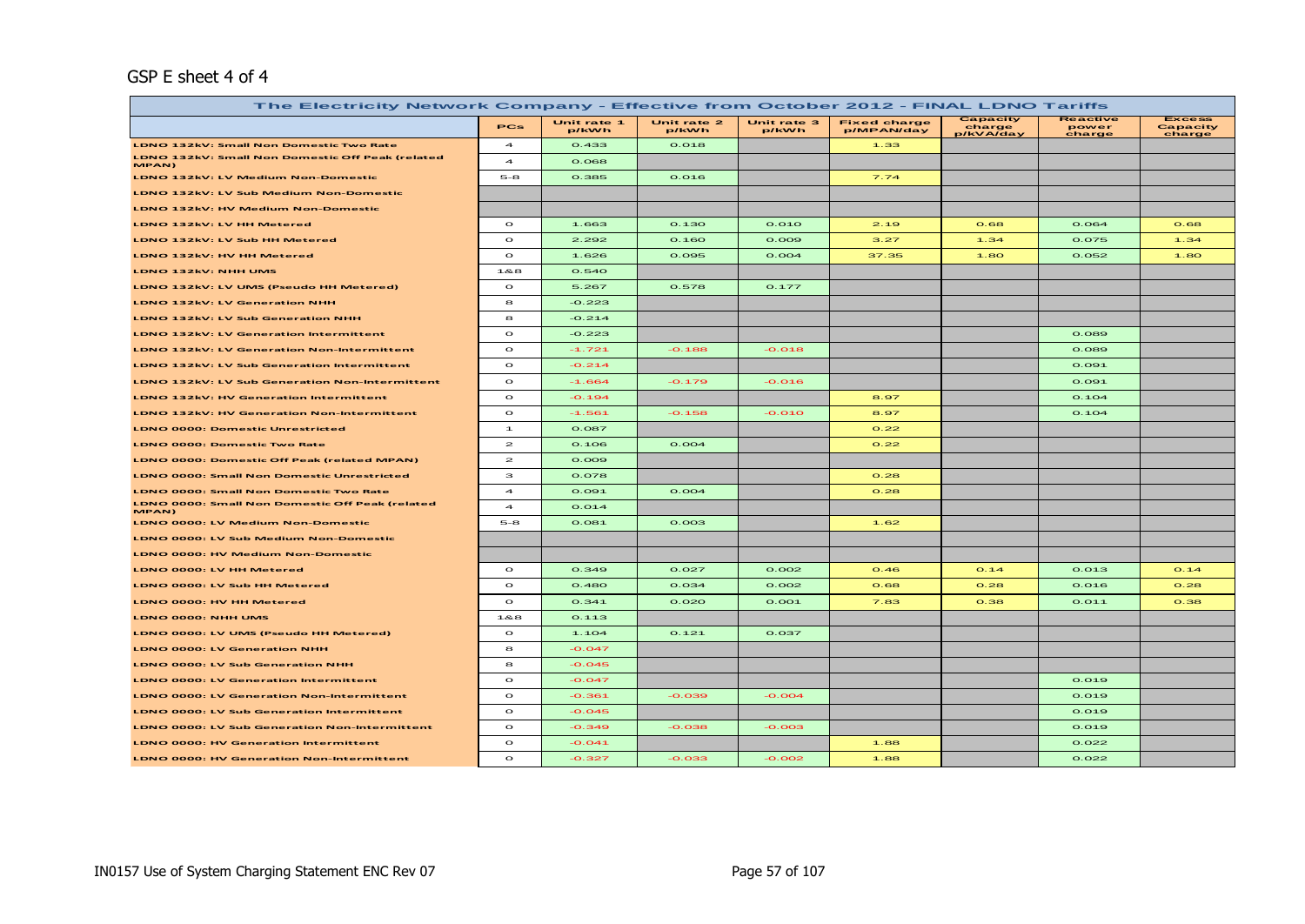GSP E sheet 4 of 4

| The Electricity Network Company - Effective from October 2012 - FINAL LDNO Tariffs | | | | | | | | |
|---|---|---|---|---|---|---|---|---|
| | PCs | Unit rate 1 p/kWh | Unit rate 2 p/kWh | Unit rate 3 p/kWh | Fixed charge p/MPAN/day | Capacity charge p/kVA/day | Reactive power charge | Excess Capacity charge |
| LDNO 132kV: Small Non Domestic Two Rate | 4 | 0.433 | 0.018 | | 1.33 | | | |
| LDNO 132kV: Small Non Domestic Off Peak (related MPAN) | 4 | 0.068 | | | | | | |
| LDNO 132kV: LV Medium Non-Domestic | 5-8 | 0.385 | 0.016 | | 7.74 | | | |
| LDNO 132kV: LV Sub Medium Non-Domestic | | | | | | | | |
| LDNO 132kV: HV Medium Non-Domestic | | | | | | | | |
| LDNO 132kV: LV HH Metered | 0 | 1.663 | 0.130 | 0.010 | 2.19 | 0.68 | 0.064 | 0.68 |
| LDNO 132kV: LV Sub HH Metered | 0 | 2.292 | 0.160 | 0.009 | 3.27 | 1.34 | 0.075 | 1.34 |
| LDNO 132kV: HV HH Metered | 0 | 1.626 | 0.095 | 0.004 | 37.35 | 1.80 | 0.052 | 1.80 |
| LDNO 132kV: NHH UMS | 1&8 | 0.540 | | | | | | |
| LDNO 132kV: LV UMS (Pseudo HH Metered) | 0 | 5.267 | 0.578 | 0.177 | | | | |
| LDNO 132kV: LV Generation NHH | 8 | -0.223 | | | | | | |
| LDNO 132kV: LV Sub Generation NHH | 8 | -0.214 | | | | | | |
| LDNO 132kV: LV Generation Intermittent | 0 | -0.223 | | | | | 0.089 | |
| LDNO 132kV: LV Generation Non-Intermittent | 0 | -1.721 | -0.188 | -0.018 | | | 0.089 | |
| LDNO 132kV: LV Sub Generation Intermittent | 0 | -0.214 | | | | | 0.091 | |
| LDNO 132kV: LV Sub Generation Non-Intermittent | 0 | -1.664 | -0.179 | -0.016 | | | 0.091 | |
| LDNO 132kV: HV Generation Intermittent | 0 | -0.194 | | | 8.97 | | 0.104 | |
| LDNO 132kV: HV Generation Non-Intermittent | 0 | -1.561 | -0.158 | -0.010 | 8.97 | | 0.104 | |
| LDNO 0000: Domestic Unrestricted | 1 | 0.087 | | | 0.22 | | | |
| LDNO 0000: Domestic Two Rate | 2 | 0.106 | 0.004 | | 0.22 | | | |
| LDNO 0000: Domestic Off Peak (related MPAN) | 2 | 0.009 | | | | | | |
| LDNO 0000: Small Non Domestic Unrestricted | 3 | 0.078 | | | 0.28 | | | |
| LDNO 0000: Small Non Domestic Two Rate | 4 | 0.091 | 0.004 | | 0.28 | | | |
| LDNO 0000: Small Non Domestic Off Peak (related MPAN) | 4 | 0.014 | | | | | | |
| LDNO 0000: LV Medium Non-Domestic | 5-8 | 0.081 | 0.003 | | 1.62 | | | |
| LDNO 0000: LV Sub Medium Non-Domestic | | | | | | | | |
| LDNO 0000: HV Medium Non-Domestic | | | | | | | | |
| LDNO 0000: LV HH Metered | 0 | 0.349 | 0.027 | 0.002 | 0.46 | 0.14 | 0.013 | 0.14 |
| LDNO 0000: LV Sub HH Metered | 0 | 0.480 | 0.034 | 0.002 | 0.68 | 0.28 | 0.016 | 0.28 |
| LDNO 0000: HV HH Metered | 0 | 0.341 | 0.020 | 0.001 | 7.83 | 0.38 | 0.011 | 0.38 |
| LDNO 0000: NHH UMS | 1&8 | 0.113 | | | | | | |
| LDNO 0000: LV UMS (Pseudo HH Metered) | 0 | 1.104 | 0.121 | 0.037 | | | | |
| LDNO 0000: LV Generation NHH | 8 | -0.047 | | | | | | |
| LDNO 0000: LV Sub Generation NHH | 8 | -0.045 | | | | | | |
| LDNO 0000: LV Generation Intermittent | 0 | -0.047 | | | | | 0.019 | |
| LDNO 0000: LV Generation Non-Intermittent | 0 | -0.361 | -0.039 | -0.004 | | | 0.019 | |
| LDNO 0000: LV Sub Generation Intermittent | 0 | -0.045 | | | | | 0.019 | |
| LDNO 0000: LV Sub Generation Non-Intermittent | 0 | -0.349 | -0.038 | -0.003 | | | 0.019 | |
| LDNO 0000: HV Generation Intermittent | 0 | -0.041 | | | 1.88 | | 0.022 | |
| LDNO 0000: HV Generation Non-Intermittent | 0 | -0.327 | -0.033 | -0.002 | 1.88 | | 0.022 | |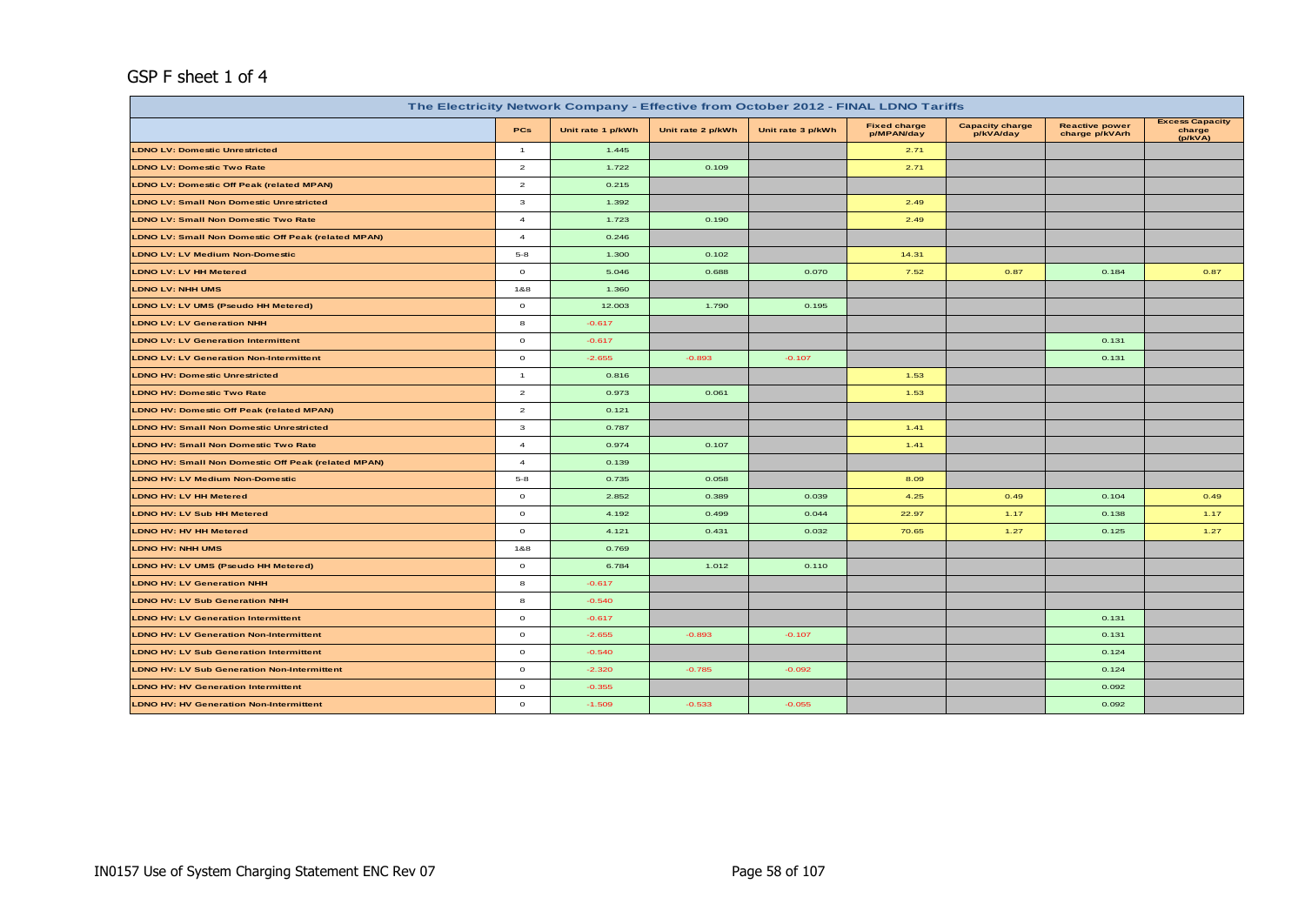GSP F sheet 1 of 4

| The Electricity Network Company - Effective from October 2012 - FINAL LDNO Tariffs | | | | | | | | |
|---|---|---|---|---|---|---|---|---|
| | PCs | Unit rate 1 p/kWh | Unit rate 2 p/kWh | Unit rate 3 p/kWh | Fixed charge p/MPAN/day | Capacity charge p/kVA/day | Reactive power charge p/kVArh | Excess Capacity charge (p/kVA) |
| LDNO LV: Domestic Unrestricted | 1 | 1.445 | | | 2.71 | | | |
| LDNO LV: Domestic Two Rate | 2 | 1.722 | 0.109 | | 2.71 | | | |
| LDNO LV: Domestic Off Peak (related MPAN) | 2 | 0.215 | | | | | | |
| LDNO LV: Small Non Domestic Unrestricted | 3 | 1.392 | | | 2.49 | | | |
| LDNO LV: Small Non Domestic Two Rate | 4 | 1.723 | 0.190 | | 2.49 | | | |
| LDNO LV: Small Non Domestic Off Peak (related MPAN) | 4 | 0.246 | | | | | | |
| LDNO LV: LV Medium Non-Domestic | 5-8 | 1.300 | 0.102 | | 14.31 | | | |
| LDNO LV: LV HH Metered | 0 | 5.046 | 0.688 | 0.070 | 7.52 | 0.87 | 0.184 | 0.87 |
| LDNO LV: NHH UMS | 1&8 | 1.360 | | | | | | |
| LDNO LV: LV UMS (Pseudo HH Metered) | 0 | 12.003 | 1.790 | 0.195 | | | | |
| LDNO LV: LV Generation NHH | 8 | -0.617 | | | | | | |
| LDNO LV: LV Generation Intermittent | 0 | -0.617 | | | | | 0.131 | |
| LDNO LV: LV Generation Non-Intermittent | 0 | -2.655 | -0.893 | -0.107 | | | 0.131 | |
| LDNO HV: Domestic Unrestricted | 1 | 0.816 | | | 1.53 | | | |
| LDNO HV: Domestic Two Rate | 2 | 0.973 | 0.061 | | 1.53 | | | |
| LDNO HV: Domestic Off Peak (related MPAN) | 2 | 0.121 | | | | | | |
| LDNO HV: Small Non Domestic Unrestricted | 3 | 0.787 | | | 1.41 | | | |
| LDNO HV: Small Non Domestic Two Rate | 4 | 0.974 | 0.107 | | 1.41 | | | |
| LDNO HV: Small Non Domestic Off Peak (related MPAN) | 4 | 0.139 | | | | | | |
| LDNO HV: LV Medium Non-Domestic | 5-8 | 0.735 | 0.058 | | 8.09 | | | |
| LDNO HV: LV HH Metered | 0 | 2.852 | 0.389 | 0.039 | 4.25 | 0.49 | 0.104 | 0.49 |
| LDNO HV: LV Sub HH Metered | 0 | 4.192 | 0.499 | 0.044 | 22.97 | 1.17 | 0.138 | 1.17 |
| LDNO HV: HV HH Metered | 0 | 4.121 | 0.431 | 0.032 | 70.65 | 1.27 | 0.125 | 1.27 |
| LDNO HV: NHH UMS | 1&8 | 0.769 | | | | | | |
| LDNO HV: LV UMS (Pseudo HH Metered) | 0 | 6.784 | 1.012 | 0.110 | | | | |
| LDNO HV: LV Generation NHH | 8 | -0.617 | | | | | | |
| LDNO HV: LV Sub Generation NHH | 8 | -0.540 | | | | | | |
| LDNO HV: LV Generation Intermittent | 0 | -0.617 | | | | | 0.131 | |
| LDNO HV: LV Generation Non-Intermittent | 0 | -2.655 | -0.893 | -0.107 | | | 0.131 | |
| LDNO HV: LV Sub Generation Intermittent | 0 | -0.540 | | | | | 0.124 | |
| LDNO HV: LV Sub Generation Non-Intermittent | 0 | -2.320 | -0.785 | -0.092 | | | 0.124 | |
| LDNO HV: HV Generation Intermittent | 0 | -0.355 | | | | | 0.092 | |
| LDNO HV: HV Generation Non-Intermittent | 0 | -1.509 | -0.533 | -0.055 | | | 0.092 | |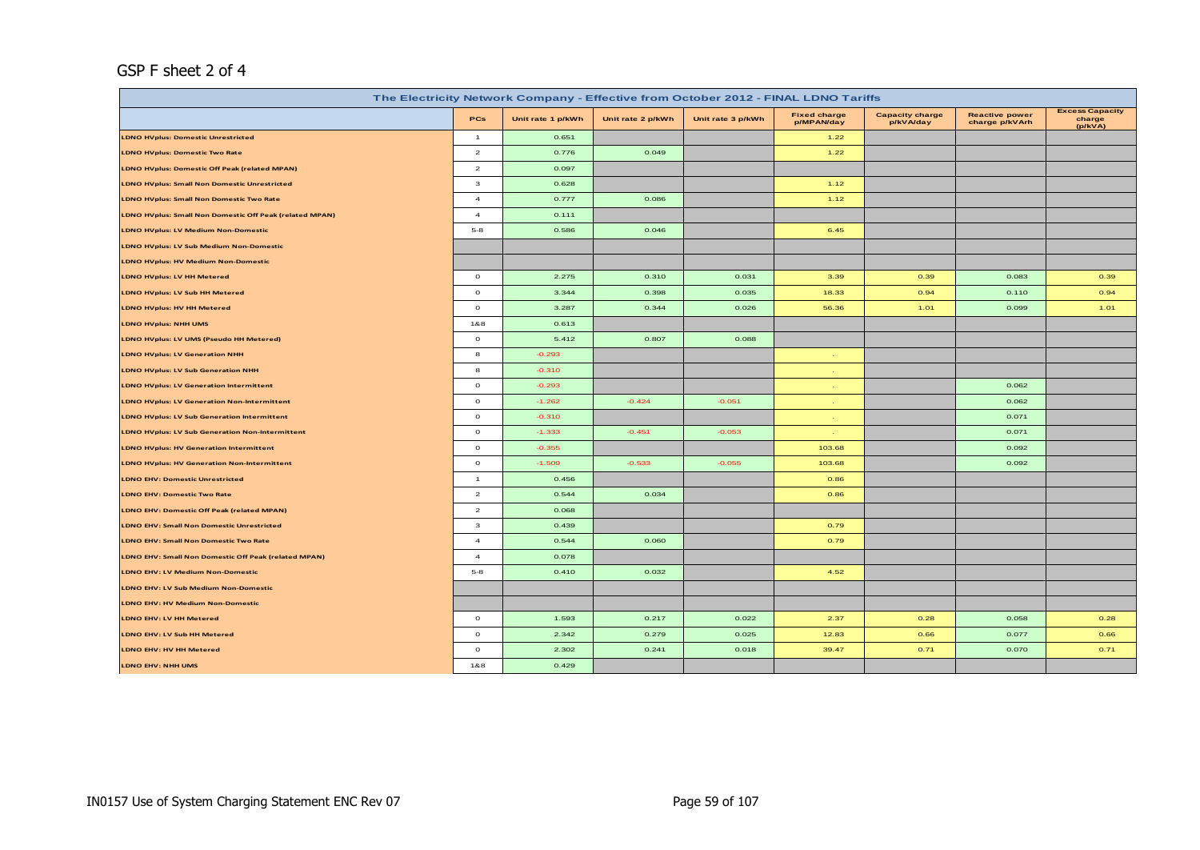GSP F sheet 2 of 4

| The Electricity Network Company - Effective from October 2012 - FINAL LDNO Tariffs | | | | | | | | |
|---|---|---|---|---|---|---|---|---|
| | PCs | Unit rate 1 p/kWh | Unit rate 2 p/kWh | Unit rate 3 p/kWh | Fixed charge p/MPAN/day | Capacity charge p/kVA/day | Reactive power charge p/kVArh | Excess Capacity charge (p/kVA) |
| LDNO HVplus: Domestic Unrestricted | 1 | 0.651 | | | 1.22 | | | |
| LDNO HVplus: Domestic Two Rate | 2 | 0.776 | 0.049 | | 1.22 | | | |
| LDNO HVplus: Domestic Off Peak (related MPAN) | 2 | 0.097 | | | | | | |
| LDNO HVplus: Small Non Domestic Unrestricted | 3 | 0.628 | | | 1.12 | | | |
| LDNO HVplus: Small Non Domestic Two Rate | 4 | 0.777 | 0.086 | | 1.12 | | | |
| LDNO HVplus: Small Non Domestic Off Peak (related MPAN) | 4 | 0.111 | | | | | | |
| LDNO HVplus: LV Medium Non-Domestic | 5-8 | 0.586 | 0.046 | | 6.45 | | | |
| LDNO HVplus: LV Sub Medium Non-Domestic | | | | | | | | |
| LDNO HVplus: HV Medium Non-Domestic | | | | | | | | |
| LDNO HVplus: LV HH Metered | 0 | 2.275 | 0.310 | 0.031 | 3.39 | 0.39 | 0.083 | 0.39 |
| LDNO HVplus: LV Sub HH Metered | 0 | 3.344 | 0.398 | 0.035 | 18.33 | 0.94 | 0.110 | 0.94 |
| LDNO HVplus: HV HH Metered | 0 | 3.287 | 0.344 | 0.026 | 56.36 | 1.01 | 0.099 | 1.01 |
| LDNO HVplus: NHH UMS | 1&8 | 0.613 | | | | | | |
| LDNO HVplus: LV UMS (Pseudo HH Metered) | 0 | 5.412 | 0.807 | 0.088 | | | | |
| LDNO HVplus: LV Generation NHH | 8 | -0.293 | | | - | | | |
| LDNO HVplus: LV Sub Generation NHH | 8 | -0.310 | | | - | | | |
| LDNO HVplus: LV Generation Intermittent | 0 | -0.293 | | | - | | 0.062 | |
| LDNO HVplus: LV Generation Non-Intermittent | 0 | -1.262 | -0.424 | -0.051 | - | | 0.062 | |
| LDNO HVplus: LV Sub Generation Intermittent | 0 | -0.310 | | | - | | 0.071 | |
| LDNO HVplus: LV Sub Generation Non-Intermittent | 0 | -1.333 | -0.451 | -0.053 | - | | 0.071 | |
| LDNO HVplus: HV Generation Intermittent | 0 | -0.355 | | | 103.68 | | 0.092 | |
| LDNO HVplus: HV Generation Non-Intermittent | 0 | -1.509 | -0.533 | -0.055 | 103.68 | | 0.092 | |
| LDNO EHV: Domestic Unrestricted | 1 | 0.456 | | | 0.86 | | | |
| LDNO EHV: Domestic Two Rate | 2 | 0.544 | 0.034 | | 0.86 | | | |
| LDNO EHV: Domestic Off Peak (related MPAN) | 2 | 0.068 | | | | | | |
| LDNO EHV: Small Non Domestic Unrestricted | 3 | 0.439 | | | 0.79 | | | |
| LDNO EHV: Small Non Domestic Two Rate | 4 | 0.544 | 0.060 | | 0.79 | | | |
| LDNO EHV: Small Non Domestic Off Peak (related MPAN) | 4 | 0.078 | | | | | | |
| LDNO EHV: LV Medium Non-Domestic | 5-8 | 0.410 | 0.032 | | 4.52 | | | |
| LDNO EHV: LV Sub Medium Non-Domestic | | | | | | | | |
| LDNO EHV: HV Medium Non-Domestic | | | | | | | | |
| LDNO EHV: LV HH Metered | 0 | 1.593 | 0.217 | 0.022 | 2.37 | 0.28 | 0.058 | 0.28 |
| LDNO EHV: LV Sub HH Metered | 0 | 2.342 | 0.279 | 0.025 | 12.83 | 0.66 | 0.077 | 0.66 |
| LDNO EHV: HV HH Metered | 0 | 2.302 | 0.241 | 0.018 | 39.47 | 0.71 | 0.070 | 0.71 |
| LDNO EHV: NHH UMS | 1&8 | 0.429 | | | | | | |

IN0157 Use of System Charging Statement ENC Rev 07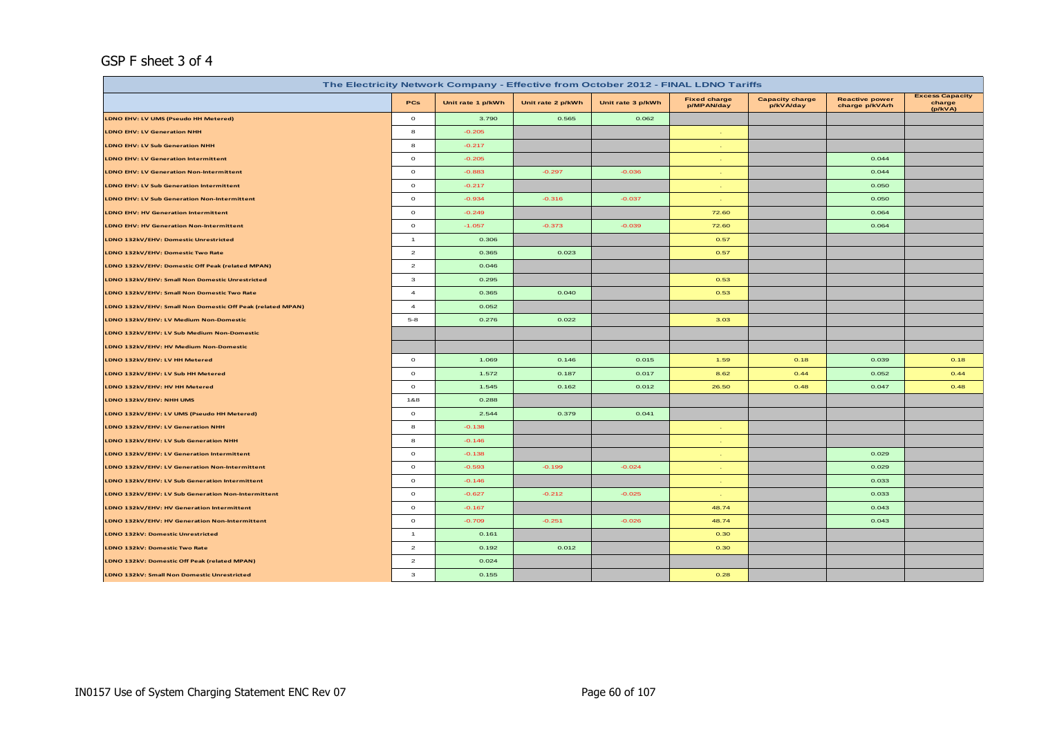## GSP F sheet 3 of 4

| The Electricity Network Company - Effective from October 2012 - FINAL LDNO Tariffs | | | | | | | | |
|---|---|---|---|---|---|---|---|---|
| | PCs | Unit rate 1 p/kWh | Unit rate 2 p/kWh | Unit rate 3 p/kWh | Fixed charge p/MPAN/day | Capacity charge p/kVA/day | Reactive power charge p/kVArh | Excess Capacity charge (p/kVA) |
| LDNO EHV: LV UMS (Pseudo HH Metered) | 0 | 3.790 | 0.565 | 0.062 | | | | |
| LDNO EHV: LV Generation NHH | 8 | -0.205 | | | - | | | |
| LDNO EHV: LV Sub Generation NHH | 8 | -0.217 | | | - | | | |
| LDNO EHV: LV Generation Intermittent | 0 | -0.205 | | | - | | 0.044 | |
| LDNO EHV: LV Generation Non-Intermittent | 0 | -0.883 | -0.297 | -0.036 | - | | 0.044 | |
| LDNO EHV: LV Sub Generation Intermittent | 0 | -0.217 | | | - | | 0.050 | |
| LDNO EHV: LV Sub Generation Non-Intermittent | 0 | -0.934 | -0.316 | -0.037 | - | | 0.050 | |
| LDNO EHV: HV Generation Intermittent | 0 | -0.249 | | | 72.60 | | 0.064 | |
| LDNO EHV: HV Generation Non-Intermittent | 0 | -1.057 | -0.373 | -0.039 | 72.60 | | 0.064 | |
| LDNO 132kV/EHV: Domestic Unrestricted | 1 | 0.306 | | | 0.57 | | | |
| LDNO 132kV/EHV: Domestic Two Rate | 2 | 0.365 | 0.023 | | 0.57 | | | |
| LDNO 132kV/EHV: Domestic Off Peak (related MPAN) | 2 | 0.046 | | | | | | |
| LDNO 132kV/EHV: Small Non Domestic Unrestricted | 3 | 0.295 | | | 0.53 | | | |
| LDNO 132kV/EHV: Small Non Domestic Two Rate | 4 | 0.365 | 0.040 | | 0.53 | | | |
| LDNO 132kV/EHV: Small Non Domestic Off Peak (related MPAN) | 4 | 0.052 | | | | | | |
| LDNO 132kV/EHV: LV Medium Non-Domestic | 5-8 | 0.276 | 0.022 | | 3.03 | | | |
| LDNO 132kV/EHV: LV Sub Medium Non-Domestic | | | | | | | | |
| LDNO 132kV/EHV: HV Medium Non-Domestic | | | | | | | | |
| LDNO 132kV/EHV: LV HH Metered | 0 | 1.069 | 0.146 | 0.015 | 1.59 | 0.18 | 0.039 | 0.18 |
| LDNO 132kV/EHV: LV Sub HH Metered | 0 | 1.572 | 0.187 | 0.017 | 8.62 | 0.44 | 0.052 | 0.44 |
| LDNO 132kV/EHV: HV HH Metered | 0 | 1.545 | 0.162 | 0.012 | 26.50 | 0.48 | 0.047 | 0.48 |
| LDNO 132kV/EHV: NHH UMS | 1&8 | 0.288 | | | | | | |
| LDNO 132kV/EHV: LV UMS (Pseudo HH Metered) | 0 | 2.544 | 0.379 | 0.041 | | | | |
| LDNO 132kV/EHV: LV Generation NHH | 8 | -0.138 | | | - | | | |
| LDNO 132kV/EHV: LV Sub Generation NHH | 8 | -0.146 | | | - | | | |
| LDNO 132kV/EHV: LV Generation Intermittent | 0 | -0.138 | | | - | | 0.029 | |
| LDNO 132kV/EHV: LV Generation Non-Intermittent | 0 | -0.593 | -0.199 | -0.024 | - | | 0.029 | |
| LDNO 132kV/EHV: LV Sub Generation Intermittent | 0 | -0.146 | | | - | | 0.033 | |
| LDNO 132kV/EHV: LV Sub Generation Non-Intermittent | 0 | -0.627 | -0.212 | -0.025 | - | | 0.033 | |
| LDNO 132kV/EHV: HV Generation Intermittent | 0 | -0.167 | | | 48.74 | | 0.043 | |
| LDNO 132kV/EHV: HV Generation Non-Intermittent | 0 | -0.709 | -0.251 | -0.026 | 48.74 | | 0.043 | |
| LDNO 132kV: Domestic Unrestricted | 1 | 0.161 | | | 0.30 | | | |
| LDNO 132kV: Domestic Two Rate | 2 | 0.192 | 0.012 | | 0.30 | | | |
| LDNO 132kV: Domestic Off Peak (related MPAN) | 2 | 0.024 | | | | | | |
| LDNO 132kV: Small Non Domestic Unrestricted | 3 | 0.155 | | | 0.28 | | | |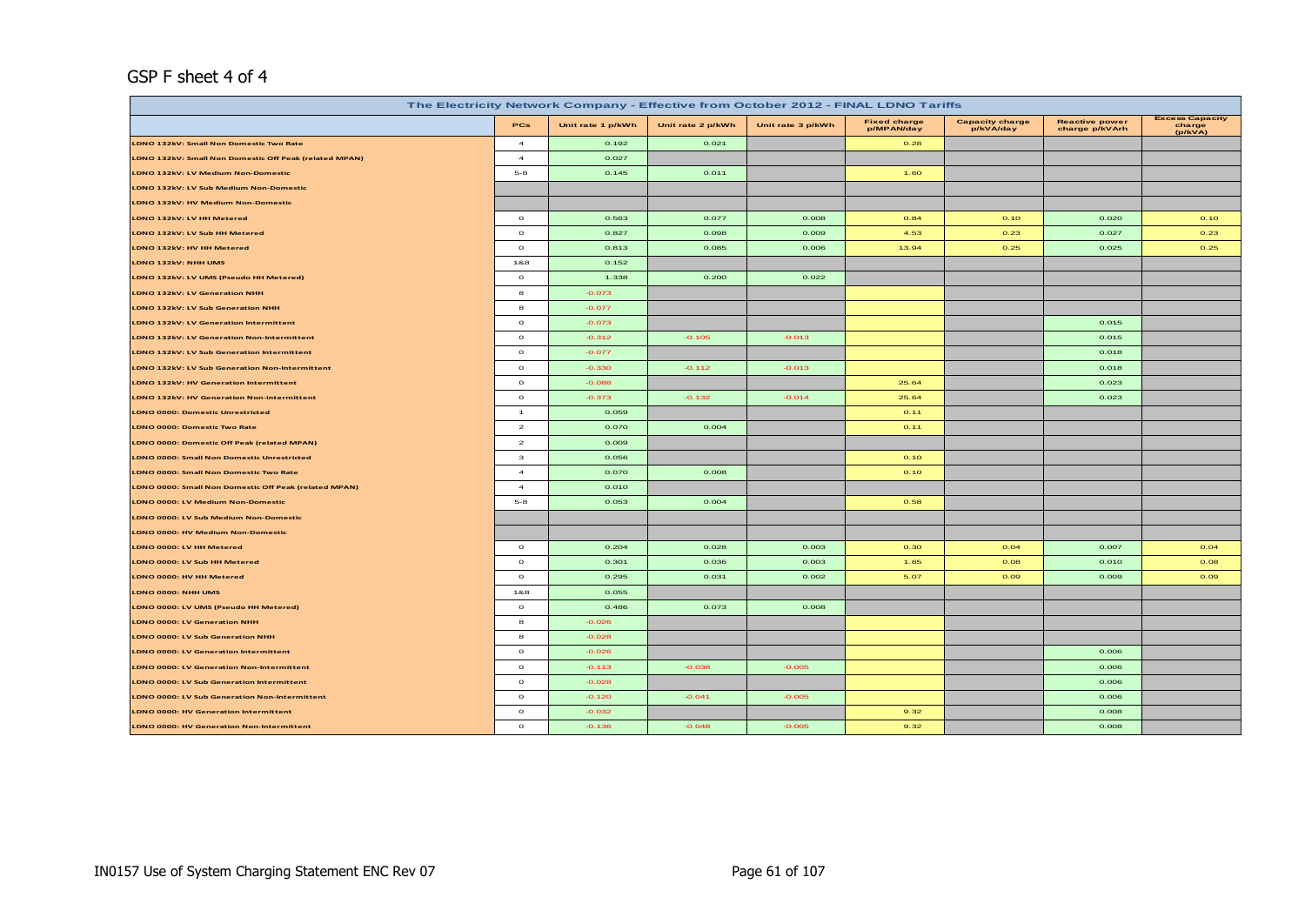GSP F sheet 4 of 4

| The Electricity Network Company - Effective from October 2012 - FINAL LDNO Tariffs | | | | | | | | |
|---|---|---|---|---|---|---|---|---|
| | PCs | Unit rate 1 p/kWh | Unit rate 2 p/kWh | Unit rate 3 p/kWh | Fixed charge p/MPAN/day | Capacity charge p/kVA/day | Reactive power charge p/kVArh | Excess Capacity charge (p/kVA) |
| LDNO 132kV: Small Non Domestic Two Rate | 4 | 0.192 | 0.021 | | 0.28 | | | |
| LDNO 132kV: Small Non Domestic Off Peak (related MPAN) | 4 | 0.027 | | | | | | |
| LDNO 132kV: LV Medium Non-Domestic | 5-8 | 0.145 | 0.011 | | 1.60 | | | |
| LDNO 132kV: LV Sub Medium Non-Domestic | | | | | | | | |
| LDNO 132kV: HV Medium Non-Domestic | | | | | | | | |
| LDNO 132kV: LV HH Metered | 0 | 0.563 | 0.077 | 0.008 | 0.84 | 0.10 | 0.020 | 0.10 |
| LDNO 132kV: LV Sub HH Metered | 0 | 0.827 | 0.098 | 0.009 | 4.53 | 0.23 | 0.027 | 0.23 |
| LDNO 132kV: HV HH Metered | 0 | 0.813 | 0.085 | 0.006 | 13.94 | 0.25 | 0.025 | 0.25 |
| LDNO 132kV: NHH UMS | 1&8 | 0.152 | | | | | | |
| LDNO 132kV: LV UMS (Pseudo HH Metered) | 0 | 1.338 | 0.200 | 0.022 | | | | |
| LDNO 132kV: LV Generation NHH | 8 | -0.073 | | | | | | |
| LDNO 132kV: LV Sub Generation NHH | 8 | -0.077 | | | | | | |
| LDNO 132kV: LV Generation Intermittent | 0 | -0.073 | | | | | 0.015 | |
| LDNO 132kV: LV Generation Non-Intermittent | 0 | -0.312 | -0.105 | -0.013 | | | 0.015 | |
| LDNO 132kV: LV Sub Generation Intermittent | 0 | -0.077 | | | | | 0.018 | |
| LDNO 132kV: LV Sub Generation Non-Intermittent | 0 | -0.330 | -0.112 | -0.013 | | | 0.018 | |
| LDNO 132kV: HV Generation Intermittent | 0 | -0.088 | | | 25.64 | | 0.023 | |
| LDNO 132kV: HV Generation Non-Intermittent | 0 | -0.373 | -0.132 | -0.014 | 25.64 | | 0.023 | |
| LDNO 0000: Domestic Unrestricted | 1 | 0.059 | | | 0.11 | | | |
| LDNO 0000: Domestic Two Rate | 2 | 0.070 | 0.004 | | 0.11 | | | |
| LDNO 0000: Domestic Off Peak (related MPAN) | 2 | 0.009 | | | | | | |
| LDNO 0000: Small Non Domestic Unrestricted | 3 | 0.056 | | | 0.10 | | | |
| LDNO 0000: Small Non Domestic Two Rate | 4 | 0.070 | 0.008 | | 0.10 | | | |
| LDNO 0000: Small Non Domestic Off Peak (related MPAN) | 4 | 0.010 | | | | | | |
| LDNO 0000: LV Medium Non-Domestic | 5-8 | 0.053 | 0.004 | | 0.58 | | | |
| LDNO 0000: LV Sub Medium Non-Domestic | | | | | | | | |
| LDNO 0000: HV Medium Non-Domestic | | | | | | | | |
| LDNO 0000: LV HH Metered | 0 | 0.204 | 0.028 | 0.003 | 0.30 | 0.04 | 0.007 | 0.04 |
| LDNO 0000: LV Sub HH Metered | 0 | 0.301 | 0.036 | 0.003 | 1.65 | 0.08 | 0.010 | 0.08 |
| LDNO 0000: HV HH Metered | 0 | 0.295 | 0.031 | 0.002 | 5.07 | 0.09 | 0.009 | 0.09 |
| LDNO 0000: NHH UMS | 1&8 | 0.055 | | | | | | |
| LDNO 0000: LV UMS (Pseudo HH Metered) | 0 | 0.486 | 0.073 | 0.008 | | | | |
| LDNO 0000: LV Generation NHH | 8 | -0.026 | | | | | | |
| LDNO 0000: LV Sub Generation NHH | 8 | -0.028 | | | | | | |
| LDNO 0000: LV Generation Intermittent | 0 | -0.026 | | | | | 0.006 | |
| LDNO 0000: LV Generation Non-Intermittent | 0 | -0.113 | -0.038 | -0.005 | | | 0.006 | |
| LDNO 0000: LV Sub Generation Intermittent | 0 | -0.028 | | | | | 0.006 | |
| LDNO 0000: LV Sub Generation Non-Intermittent | 0 | -0.120 | -0.041 | -0.005 | | | 0.006 | |
| LDNO 0000: HV Generation Intermittent | 0 | -0.032 | | | 9.32 | | 0.008 | |
| LDNO 0000: HV Generation Non-Intermittent | 0 | -0.136 | -0.048 | -0.005 | 9.32 | | 0.008 | |

IN0157 Use of System Charging Statement ENC Rev 07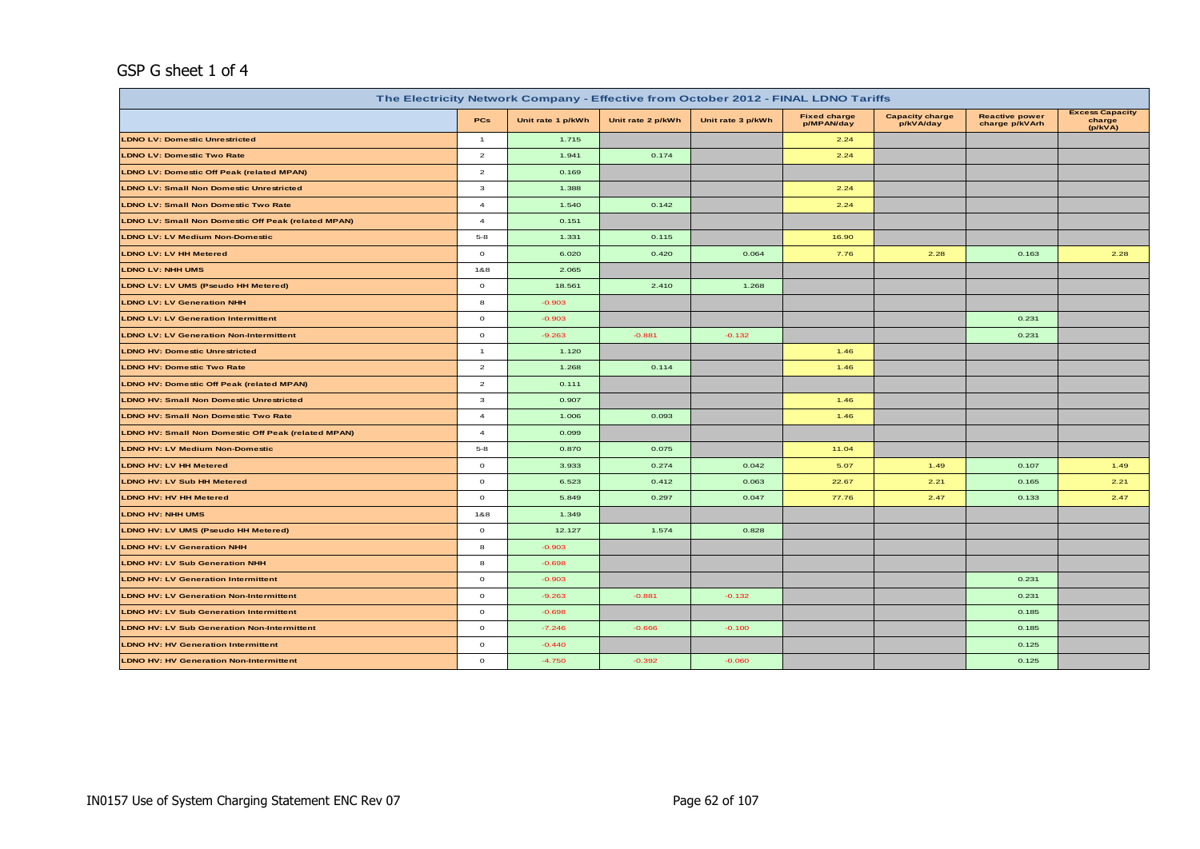## GSP G sheet 1 of 4

| The Electricity Network Company - Effective from October 2012 - FINAL LDNO Tariffs | | | | | | | | |
|---|---|---|---|---|---|---|---|---|
| | PCs | Unit rate 1 p/kWh | Unit rate 2 p/kWh | Unit rate 3 p/kWh | Fixed charge p/MPAN/day | Capacity charge p/kVA/day | Reactive power charge p/kVArh | Excess Capacity charge (p/kVA) |
| LDNO LV: Domestic Unrestricted | 1 | 1.715 | | | 2.24 | | | |
| LDNO LV: Domestic Two Rate | 2 | 1.941 | 0.174 | | 2.24 | | | |
| LDNO LV: Domestic Off Peak (related MPAN) | 2 | 0.169 | | | | | | |
| LDNO LV: Small Non Domestic Unrestricted | 3 | 1.388 | | | 2.24 | | | |
| LDNO LV: Small Non Domestic Two Rate | 4 | 1.540 | 0.142 | | 2.24 | | | |
| LDNO LV: Small Non Domestic Off Peak (related MPAN) | 4 | 0.151 | | | | | | |
| LDNO LV: LV Medium Non-Domestic | 5-8 | 1.331 | 0.115 | | 16.90 | | | |
| LDNO LV: LV HH Metered | 0 | 6.020 | 0.420 | 0.064 | 7.76 | 2.28 | 0.163 | 2.28 |
| LDNO LV: NHH UMS | 1&8 | 2.065 | | | | | | |
| LDNO LV: LV UMS (Pseudo HH Metered) | 0 | 18.561 | 2.410 | 1.268 | | | | |
| LDNO LV: LV Generation NHH | 8 | -0.903 | | | | | | |
| LDNO LV: LV Generation Intermittent | 0 | -0.903 | | | | | 0.231 | |
| LDNO LV: LV Generation Non-Intermittent | 0 | -9.263 | -0.881 | -0.132 | | | 0.231 | |
| LDNO HV: Domestic Unrestricted | 1 | 1.120 | | | 1.46 | | | |
| LDNO HV: Domestic Two Rate | 2 | 1.268 | 0.114 | | 1.46 | | | |
| LDNO HV: Domestic Off Peak (related MPAN) | 2 | 0.111 | | | | | | |
| LDNO HV: Small Non Domestic Unrestricted | 3 | 0.907 | | | 1.46 | | | |
| LDNO HV: Small Non Domestic Two Rate | 4 | 1.006 | 0.093 | | 1.46 | | | |
| LDNO HV: Small Non Domestic Off Peak (related MPAN) | 4 | 0.099 | | | | | | |
| LDNO HV: LV Medium Non-Domestic | 5-8 | 0.870 | 0.075 | | 11.04 | | | |
| LDNO HV: LV HH Metered | 0 | 3.933 | 0.274 | 0.042 | 5.07 | 1.49 | 0.107 | 1.49 |
| LDNO HV: LV Sub HH Metered | 0 | 6.523 | 0.412 | 0.063 | 22.67 | 2.21 | 0.165 | 2.21 |
| LDNO HV: HV HH Metered | 0 | 5.849 | 0.297 | 0.047 | 77.76 | 2.47 | 0.133 | 2.47 |
| LDNO HV: NHH UMS | 1&8 | 1.349 | | | | | | |
| LDNO HV: LV UMS (Pseudo HH Metered) | 0 | 12.127 | 1.574 | 0.828 | | | | |
| LDNO HV: LV Generation NHH | 8 | -0.903 | | | | | | |
| LDNO HV: LV Sub Generation NHH | 8 | -0.698 | | | | | | |
| LDNO HV: LV Generation Intermittent | 0 | -0.903 | | | | | 0.231 | |
| LDNO HV: LV Generation Non-Intermittent | 0 | -9.263 | -0.881 | -0.132 | | | 0.231 | |
| LDNO HV: LV Sub Generation Intermittent | 0 | -0.698 | | | | | 0.185 | |
| LDNO HV: LV Sub Generation Non-Intermittent | 0 | -7.246 | -0.666 | -0.100 | | | 0.185 | |
| LDNO HV: HV Generation Intermittent | 0 | -0.440 | | | | | 0.125 | |
| LDNO HV: HV Generation Non-Intermittent | 0 | -4.750 | -0.392 | -0.060 | | | 0.125 | |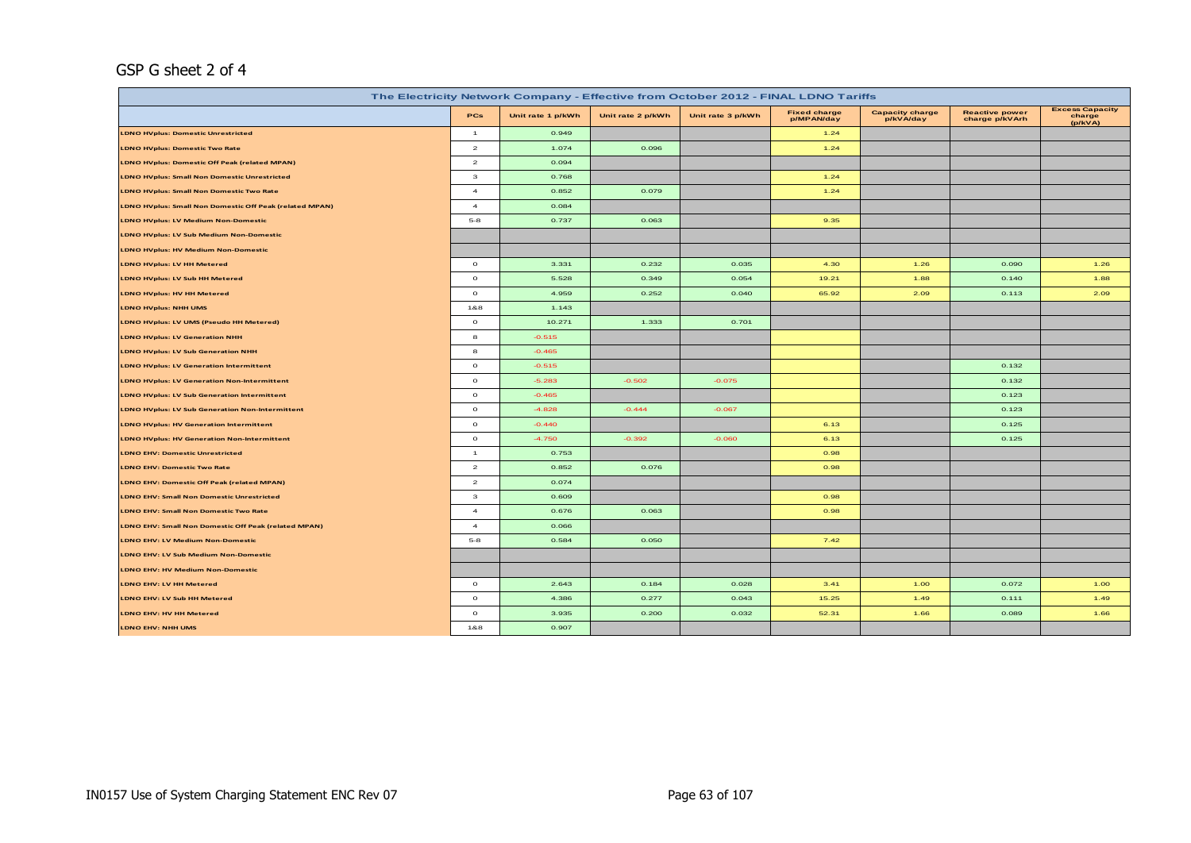# GSP G sheet 2 of 4

| The Electricity Network Company - Effective from October 2012 - FINAL LDNO Tariffs | | | | | | | | |
|---|---|---|---|---|---|---|---|---|
| | PCs | Unit rate 1 p/kWh | Unit rate 2 p/kWh | Unit rate 3 p/kWh | Fixed charge p/MPAN/day | Capacity charge p/kVA/day | Reactive power charge p/kVArh | Excess Capacity charge (p/kVA) |
| LDNO HVplus: Domestic Unrestricted | 1 | 0.949 | | | 1.24 | | | |
| LDNO HVplus: Domestic Two Rate | 2 | 1.074 | 0.096 | | 1.24 | | | |
| LDNO HVplus: Domestic Off Peak (related MPAN) | 2 | 0.094 | | | | | | |
| LDNO HVplus: Small Non Domestic Unrestricted | 3 | 0.768 | | | 1.24 | | | |
| LDNO HVplus: Small Non Domestic Two Rate | 4 | 0.852 | 0.079 | | 1.24 | | | |
| LDNO HVplus: Small Non Domestic Off Peak (related MPAN) | 4 | 0.084 | | | | | | |
| LDNO HVplus: LV Medium Non-Domestic | 5-8 | 0.737 | 0.063 | | 9.35 | | | |
| LDNO HVplus: LV Sub Medium Non-Domestic | | | | | | | | |
| LDNO HVplus: HV Medium Non-Domestic | | | | | | | | |
| LDNO HVplus: LV HH Metered | 0 | 3.331 | 0.232 | 0.035 | 4.30 | 1.26 | 0.090 | 1.26 |
| LDNO HVplus: LV Sub HH Metered | 0 | 5.528 | 0.349 | 0.054 | 19.21 | 1.88 | 0.140 | 1.88 |
| LDNO HVplus: HV HH Metered | 0 | 4.959 | 0.252 | 0.040 | 65.92 | 2.09 | 0.113 | 2.09 |
| LDNO HVplus: NHH UMS | 1&8 | 1.143 | | | | | | |
| LDNO HVplus: LV UMS (Pseudo HH Metered) | 0 | 10.271 | 1.333 | 0.701 | | | | |
| LDNO HVplus: LV Generation NHH | 8 | -0.515 | | | | | | |
| LDNO HVplus: LV Sub Generation NHH | 8 | -0.465 | | | | | | |
| LDNO HVplus: LV Generation Intermittent | 0 | -0.515 | | | | | 0.132 | |
| LDNO HVplus: LV Generation Non-Intermittent | 0 | -5.283 | -0.502 | -0.075 | | | 0.132 | |
| LDNO HVplus: LV Sub Generation Intermittent | 0 | -0.465 | | | | | 0.123 | |
| LDNO HVplus: LV Sub Generation Non-Intermittent | 0 | -4.828 | -0.444 | -0.067 | | | 0.123 | |
| LDNO HVplus: HV Generation Intermittent | 0 | -0.440 | | | 6.13 | | 0.125 | |
| LDNO HVplus: HV Generation Non-Intermittent | 0 | -4.750 | -0.392 | -0.060 | 6.13 | | 0.125 | |
| LDNO EHV: Domestic Unrestricted | 1 | 0.753 | | | 0.98 | | | |
| LDNO EHV: Domestic Two Rate | 2 | 0.852 | 0.076 | | 0.98 | | | |
| LDNO EHV: Domestic Off Peak (related MPAN) | 2 | 0.074 | | | | | | |
| LDNO EHV: Small Non Domestic Unrestricted | 3 | 0.609 | | | 0.98 | | | |
| LDNO EHV: Small Non Domestic Two Rate | 4 | 0.676 | 0.063 | | 0.98 | | | |
| LDNO EHV: Small Non Domestic Off Peak (related MPAN) | 4 | 0.066 | | | | | | |
| LDNO EHV: LV Medium Non-Domestic | 5-8 | 0.584 | 0.050 | | 7.42 | | | |
| LDNO EHV: LV Sub Medium Non-Domestic | | | | | | | | |
| LDNO EHV: HV Medium Non-Domestic | | | | | | | | |
| LDNO EHV: LV HH Metered | 0 | 2.643 | 0.184 | 0.028 | 3.41 | 1.00 | 0.072 | 1.00 |
| LDNO EHV: LV Sub HH Metered | 0 | 4.386 | 0.277 | 0.043 | 15.25 | 1.49 | 0.111 | 1.49 |
| LDNO EHV: HV HH Metered | 0 | 3.935 | 0.200 | 0.032 | 52.31 | 1.66 | 0.089 | 1.66 |
| LDNO EHV: NHH UMS | 1&8 | 0.907 | | | | | | |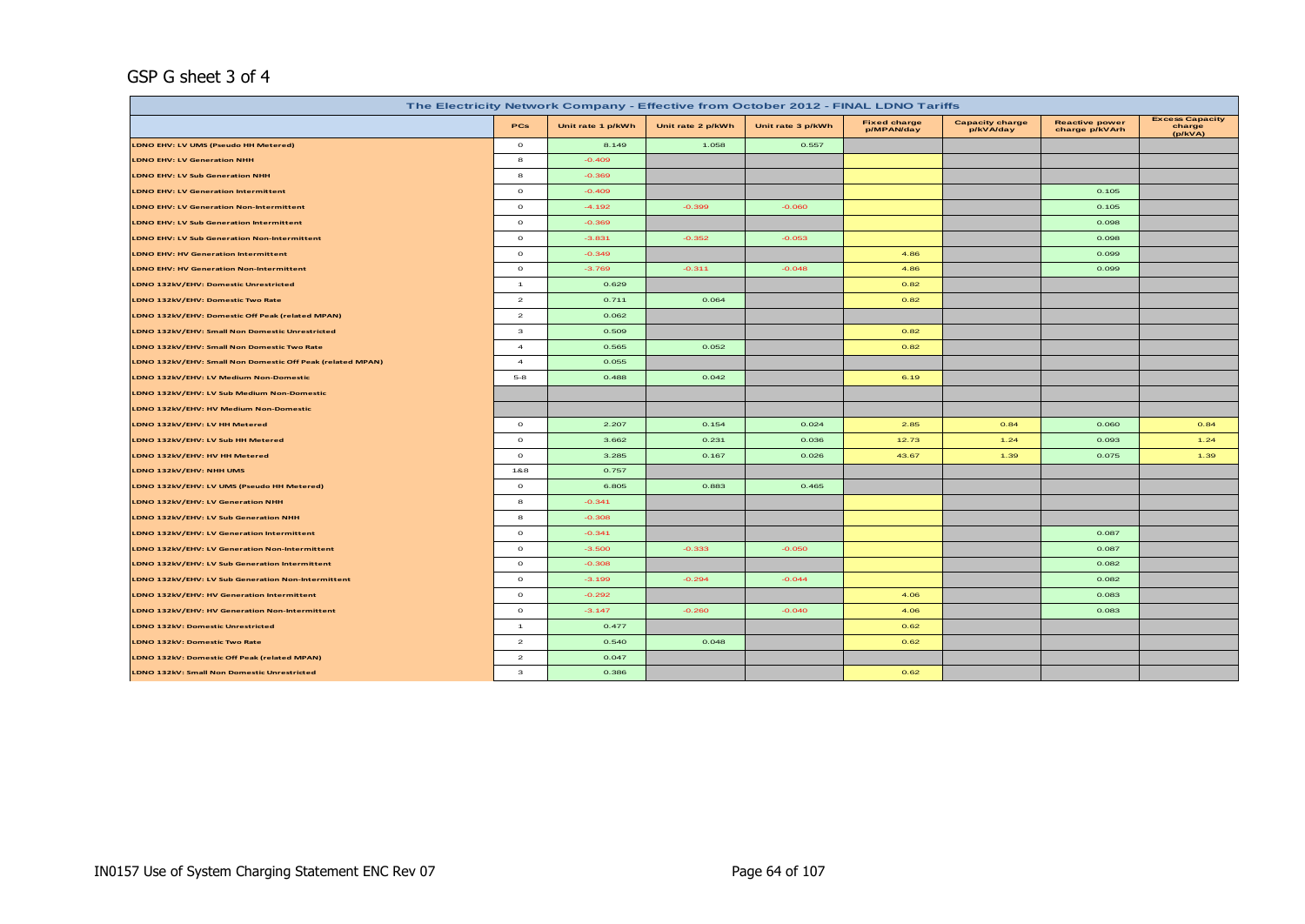GSP G sheet 3 of 4

| The Electricity Network Company - Effective from October 2012 - FINAL LDNO Tariffs | | | | | | | | |
|---|---|---|---|---|---|---|---|---|
| | PCs | Unit rate 1 p/kWh | Unit rate 2 p/kWh | Unit rate 3 p/kWh | Fixed charge p/MPAN/day | Capacity charge p/kVA/day | Reactive power charge p/kVArh | Excess Capacity charge (p/kVA) |
| LDNO EHV: LV UMS (Pseudo HH Metered) | 0 | 8.149 | 1.058 | 0.557 | | | | |
| LDNO EHV: LV Generation NHH | 8 | -0.409 | | | | | | |
| LDNO EHV: LV Sub Generation NHH | 8 | -0.369 | | | | | | |
| LDNO EHV: LV Generation Intermittent | 0 | -0.409 | | | | | 0.105 | |
| LDNO EHV: LV Generation Non-Intermittent | 0 | -4.192 | -0.399 | -0.060 | | | 0.105 | |
| LDNO EHV: LV Sub Generation Intermittent | 0 | -0.369 | | | | | 0.098 | |
| LDNO EHV: LV Sub Generation Non-Intermittent | 0 | -3.831 | -0.352 | -0.053 | | | 0.098 | |
| LDNO EHV: HV Generation Intermittent | 0 | -0.349 | | | 4.86 | | 0.099 | |
| LDNO EHV: HV Generation Non-Intermittent | 0 | -3.769 | -0.311 | -0.048 | 4.86 | | 0.099 | |
| LDNO 132kV/EHV: Domestic Unrestricted | 1 | 0.629 | | | 0.82 | | | |
| LDNO 132kV/EHV: Domestic Two Rate | 2 | 0.711 | 0.064 | | 0.82 | | | |
| LDNO 132kV/EHV: Domestic Off Peak (related MPAN) | 2 | 0.062 | | | | | | |
| LDNO 132kV/EHV: Small Non Domestic Unrestricted | 3 | 0.509 | | | 0.82 | | | |
| LDNO 132kV/EHV: Small Non Domestic Two Rate | 4 | 0.565 | 0.052 | | 0.82 | | | |
| LDNO 132kV/EHV: Small Non Domestic Off Peak (related MPAN) | 4 | 0.055 | | | | | | |
| LDNO 132kV/EHV: LV Medium Non-Domestic | 5-8 | 0.488 | 0.042 | | 6.19 | | | |
| LDNO 132kV/EHV: LV Sub Medium Non-Domestic | | | | | | | | |
| LDNO 132kV/EHV: HV Medium Non-Domestic | | | | | | | | |
| LDNO 132kV/EHV: LV HH Metered | 0 | 2.207 | 0.154 | 0.024 | 2.85 | 0.84 | 0.060 | 0.84 |
| LDNO 132kV/EHV: LV Sub HH Metered | 0 | 3.662 | 0.231 | 0.036 | 12.73 | 1.24 | 0.093 | 1.24 |
| LDNO 132kV/EHV: HV HH Metered | 0 | 3.285 | 0.167 | 0.026 | 43.67 | 1.39 | 0.075 | 1.39 |
| LDNO 132kV/EHV: NHH UMS | 1&8 | 0.757 | | | | | | |
| LDNO 132kV/EHV: LV UMS (Pseudo HH Metered) | 0 | 6.805 | 0.883 | 0.465 | | | | |
| LDNO 132kV/EHV: LV Generation NHH | 8 | -0.341 | | | | | | |
| LDNO 132kV/EHV: LV Sub Generation NHH | 8 | -0.308 | | | | | | |
| LDNO 132kV/EHV: LV Generation Intermittent | 0 | -0.341 | | | | | 0.087 | |
| LDNO 132kV/EHV: LV Generation Non-Intermittent | 0 | -3.500 | -0.333 | -0.050 | | | 0.087 | |
| LDNO 132kV/EHV: LV Sub Generation Intermittent | 0 | -0.308 | | | | | 0.082 | |
| LDNO 132kV/EHV: LV Sub Generation Non-Intermittent | 0 | -3.199 | -0.294 | -0.044 | | | 0.082 | |
| LDNO 132kV/EHV: HV Generation Intermittent | 0 | -0.292 | | | 4.06 | | 0.083 | |
| LDNO 132kV/EHV: HV Generation Non-Intermittent | 0 | -3.147 | -0.260 | -0.040 | 4.06 | | 0.083 | |
| LDNO 132kV: Domestic Unrestricted | 1 | 0.477 | | | 0.62 | | | |
| LDNO 132kV: Domestic Two Rate | 2 | 0.540 | 0.048 | | 0.62 | | | |
| LDNO 132kV: Domestic Off Peak (related MPAN) | 2 | 0.047 | | | | | | |
| LDNO 132kV: Small Non Domestic Unrestricted | 3 | 0.386 | | | 0.62 | | | |

IN0157 Use of System Charging Statement ENC Rev 07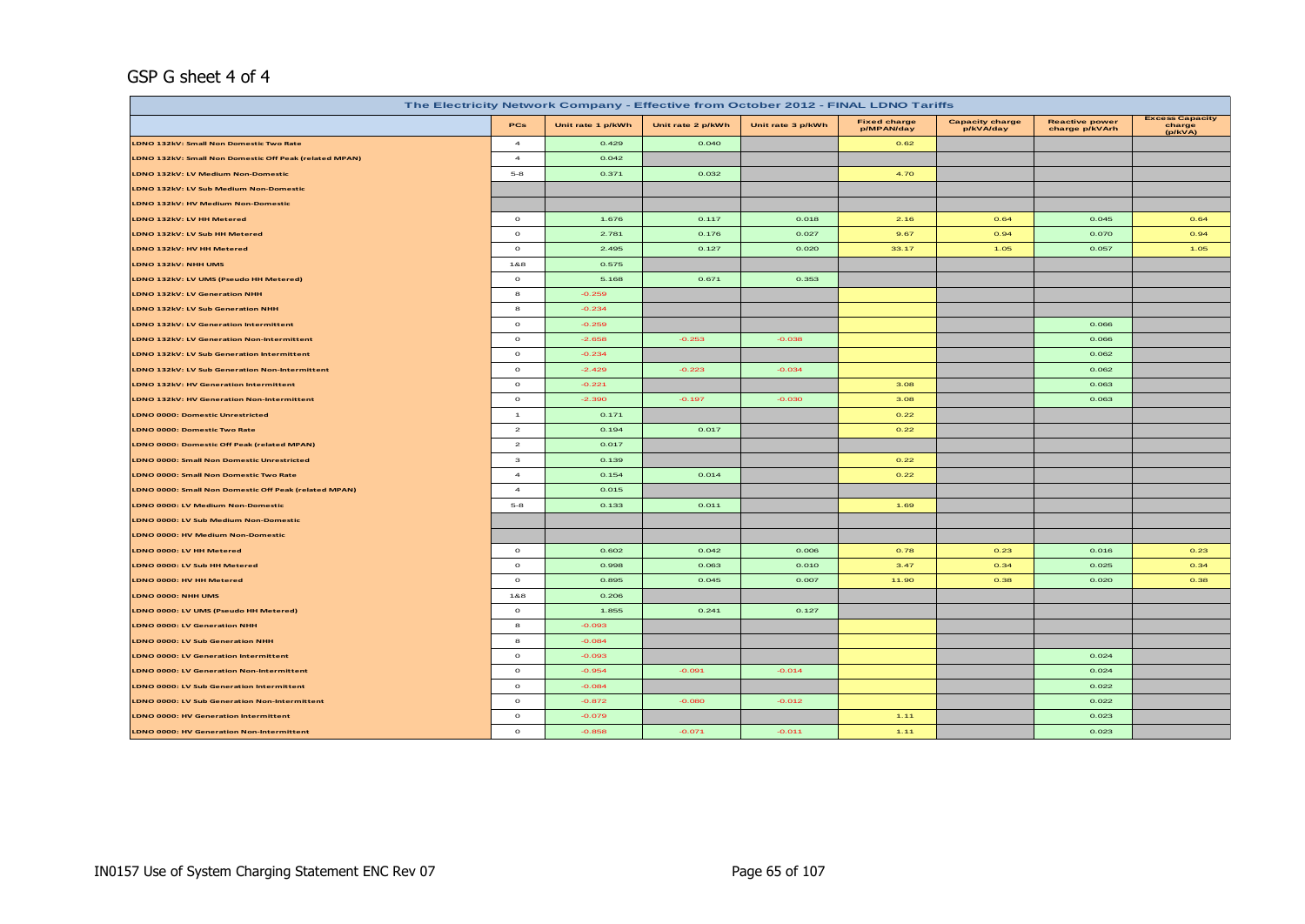GSP G sheet 4 of 4

| The Electricity Network Company - Effective from October 2012 - FINAL LDNO Tariffs | | | | | | | | |
|---|---|---|---|---|---|---|---|---|
| | PCs | Unit rate 1 p/kWh | Unit rate 2 p/kWh | Unit rate 3 p/kWh | Fixed charge p/MPAN/day | Capacity charge p/kVA/day | Reactive power charge p/kVArh | Excess Capacity charge (p/kVA) |
| LDNO 132kV: Small Non Domestic Two Rate | 4 | 0.429 | 0.040 | | 0.62 | | | |
| LDNO 132kV: Small Non Domestic Off Peak (related MPAN) | 4 | 0.042 | | | | | | |
| LDNO 132kV: LV Medium Non-Domestic | 5-8 | 0.371 | 0.032 | | 4.70 | | | |
| LDNO 132kV: LV Sub Medium Non-Domestic | | | | | | | | |
| LDNO 132kV: HV Medium Non-Domestic | | | | | | | | |
| LDNO 132kV: LV HH Metered | 0 | 1.676 | 0.117 | 0.018 | 2.16 | 0.64 | 0.045 | 0.64 |
| LDNO 132kV: LV Sub HH Metered | 0 | 2.781 | 0.176 | 0.027 | 9.67 | 0.94 | 0.070 | 0.94 |
| LDNO 132kV: HV HH Metered | 0 | 2.495 | 0.127 | 0.020 | 33.17 | 1.05 | 0.057 | 1.05 |
| LDNO 132kV: NHH UMS | 1&8 | 0.575 | | | | | | |
| LDNO 132kV: LV UMS (Pseudo HH Metered) | 0 | 5.168 | 0.671 | 0.353 | | | | |
| LDNO 132kV: LV Generation NHH | 8 | -0.259 | | | | | | |
| LDNO 132kV: LV Sub Generation NHH | 8 | -0.234 | | | | | | |
| LDNO 132kV: LV Generation Intermittent | 0 | -0.259 | | | | | 0.066 | |
| LDNO 132kV: LV Generation Non-Intermittent | 0 | -2.658 | -0.253 | -0.038 | | | 0.066 | |
| LDNO 132kV: LV Sub Generation Intermittent | 0 | -0.234 | | | | | 0.062 | |
| LDNO 132kV: LV Sub Generation Non-Intermittent | 0 | -2.429 | -0.223 | -0.034 | | | 0.062 | |
| LDNO 132kV: HV Generation Intermittent | 0 | -0.221 | | | 3.08 | | 0.063 | |
| LDNO 132kV: HV Generation Non-Intermittent | 0 | -2.390 | -0.197 | -0.030 | 3.08 | | 0.063 | |
| LDNO 0000: Domestic Unrestricted | 1 | 0.171 | | | 0.22 | | | |
| LDNO 0000: Domestic Two Rate | 2 | 0.194 | 0.017 | | 0.22 | | | |
| LDNO 0000: Domestic Off Peak (related MPAN) | 2 | 0.017 | | | | | | |
| LDNO 0000: Small Non Domestic Unrestricted | 3 | 0.139 | | | 0.22 | | | |
| LDNO 0000: Small Non Domestic Two Rate | 4 | 0.154 | 0.014 | | 0.22 | | | |
| LDNO 0000: Small Non Domestic Off Peak (related MPAN) | 4 | 0.015 | | | | | | |
| LDNO 0000: LV Medium Non-Domestic | 5-8 | 0.133 | 0.011 | | 1.69 | | | |
| LDNO 0000: LV Sub Medium Non-Domestic | | | | | | | | |
| LDNO 0000: HV Medium Non-Domestic | | | | | | | | |
| LDNO 0000: LV HH Metered | 0 | 0.602 | 0.042 | 0.006 | 0.78 | 0.23 | 0.016 | 0.23 |
| LDNO 0000: LV Sub HH Metered | 0 | 0.998 | 0.063 | 0.010 | 3.47 | 0.34 | 0.025 | 0.34 |
| LDNO 0000: HV HH Metered | 0 | 0.895 | 0.045 | 0.007 | 11.90 | 0.38 | 0.020 | 0.38 |
| LDNO 0000: NHH UMS | 1&8 | 0.206 | | | | | | |
| LDNO 0000: LV UMS (Pseudo HH Metered) | 0 | 1.855 | 0.241 | 0.127 | | | | |
| LDNO 0000: LV Generation NHH | 8 | -0.093 | | | | | | |
| LDNO 0000: LV Sub Generation NHH | 8 | -0.084 | | | | | | |
| LDNO 0000: LV Generation Intermittent | 0 | -0.093 | | | | | 0.024 | |
| LDNO 0000: LV Generation Non-Intermittent | 0 | -0.954 | -0.091 | -0.014 | | | 0.024 | |
| LDNO 0000: LV Sub Generation Intermittent | 0 | -0.084 | | | | | 0.022 | |
| LDNO 0000: LV Sub Generation Non-Intermittent | 0 | -0.872 | -0.080 | -0.012 | | | 0.022 | |
| LDNO 0000: HV Generation Intermittent | 0 | -0.079 | | | 1.11 | | 0.023 | |
| LDNO 0000: HV Generation Non-Intermittent | 0 | -0.858 | -0.071 | -0.011 | 1.11 | | 0.023 | |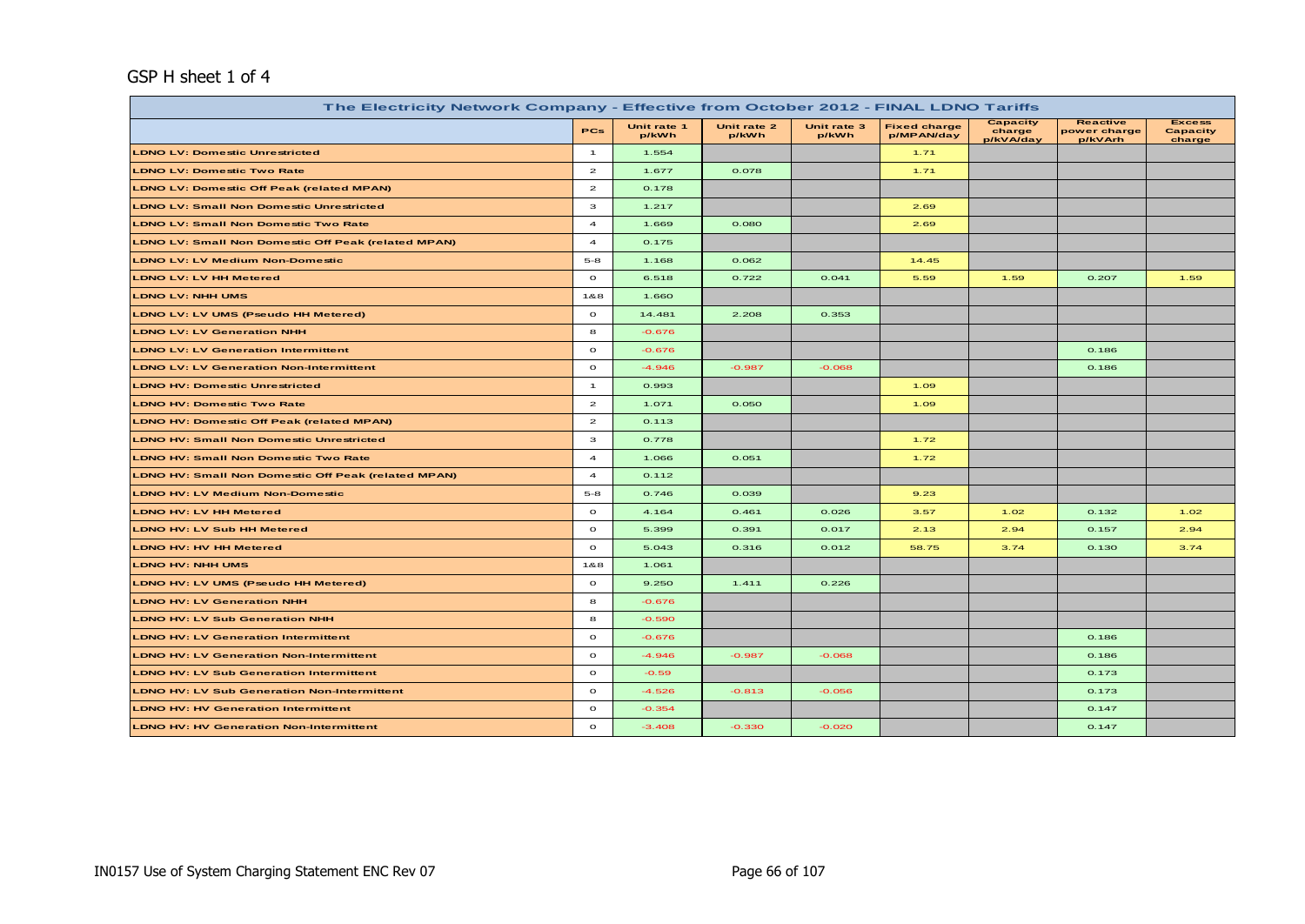GSP H sheet 1 of 4

| The Electricity Network Company - Effective from October 2012 - FINAL LDNO Tariffs | | | | | | | | |
|---|---|---|---|---|---|---|---|---|
| | PCs | Unit rate 1 p/kWh | Unit rate 2 p/kWh | Unit rate 3 p/kWh | Fixed charge p/MPAN/day | Capacity charge p/kVA/day | Reactive power charge p/kVArh | Excess Capacity charge |
| LDNO LV: Domestic Unrestricted | 1 | 1.554 | | | 1.71 | | | |
| LDNO LV: Domestic Two Rate | 2 | 1.677 | 0.078 | | 1.71 | | | |
| LDNO LV: Domestic Off Peak (related MPAN) | 2 | 0.178 | | | | | | |
| LDNO LV: Small Non Domestic Unrestricted | 3 | 1.217 | | | 2.69 | | | |
| LDNO LV: Small Non Domestic Two Rate | 4 | 1.669 | 0.080 | | 2.69 | | | |
| LDNO LV: Small Non Domestic Off Peak (related MPAN) | 4 | 0.175 | | | | | | |
| LDNO LV: LV Medium Non-Domestic | 5-8 | 1.168 | 0.062 | | 14.45 | | | |
| LDNO LV: LV HH Metered | 0 | 6.518 | 0.722 | 0.041 | 5.59 | 1.59 | 0.207 | 1.59 |
| LDNO LV: NHH UMS | 1&8 | 1.660 | | | | | | |
| LDNO LV: LV UMS (Pseudo HH Metered) | 0 | 14.481 | 2.208 | 0.353 | | | | |
| LDNO LV: LV Generation NHH | 8 | -0.676 | | | | | | |
| LDNO LV: LV Generation Intermittent | 0 | -0.676 | | | | | 0.186 | |
| LDNO LV: LV Generation Non-Intermittent | 0 | -4.946 | -0.987 | -0.068 | | | 0.186 | |
| LDNO HV: Domestic Unrestricted | 1 | 0.993 | | | 1.09 | | | |
| LDNO HV: Domestic Two Rate | 2 | 1.071 | 0.050 | | 1.09 | | | |
| LDNO HV: Domestic Off Peak (related MPAN) | 2 | 0.113 | | | | | | |
| LDNO HV: Small Non Domestic Unrestricted | 3 | 0.778 | | | 1.72 | | | |
| LDNO HV: Small Non Domestic Two Rate | 4 | 1.066 | 0.051 | | 1.72 | | | |
| LDNO HV: Small Non Domestic Off Peak (related MPAN) | 4 | 0.112 | | | | | | |
| LDNO HV: LV Medium Non-Domestic | 5-8 | 0.746 | 0.039 | | 9.23 | | | |
| LDNO HV: LV HH Metered | 0 | 4.164 | 0.461 | 0.026 | 3.57 | 1.02 | 0.132 | 1.02 |
| LDNO HV: LV Sub HH Metered | 0 | 5.399 | 0.391 | 0.017 | 2.13 | 2.94 | 0.157 | 2.94 |
| LDNO HV: HV HH Metered | 0 | 5.043 | 0.316 | 0.012 | 58.75 | 3.74 | 0.130 | 3.74 |
| LDNO HV: NHH UMS | 1&8 | 1.061 | | | | | | |
| LDNO HV: LV UMS (Pseudo HH Metered) | 0 | 9.250 | 1.411 | 0.226 | | | | |
| LDNO HV: LV Generation NHH | 8 | -0.676 | | | | | | |
| LDNO HV: LV Sub Generation NHH | 8 | -0.590 | | | | | | |
| LDNO HV: LV Generation Intermittent | 0 | -0.676 | | | | | 0.186 | |
| LDNO HV: LV Generation Non-Intermittent | 0 | -4.946 | -0.987 | -0.068 | | | 0.186 | |
| LDNO HV: LV Sub Generation Intermittent | 0 | -0.59 | | | | | 0.173 | |
| LDNO HV: LV Sub Generation Non-Intermittent | 0 | -4.526 | -0.813 | -0.056 | | | 0.173 | |
| LDNO HV: HV Generation Intermittent | 0 | -0.354 | | | | | 0.147 | |
| LDNO HV: HV Generation Non-Intermittent | 0 | -3.408 | -0.330 | -0.020 | | | 0.147 | |

IN0157 Use of System Charging Statement ENC Rev 07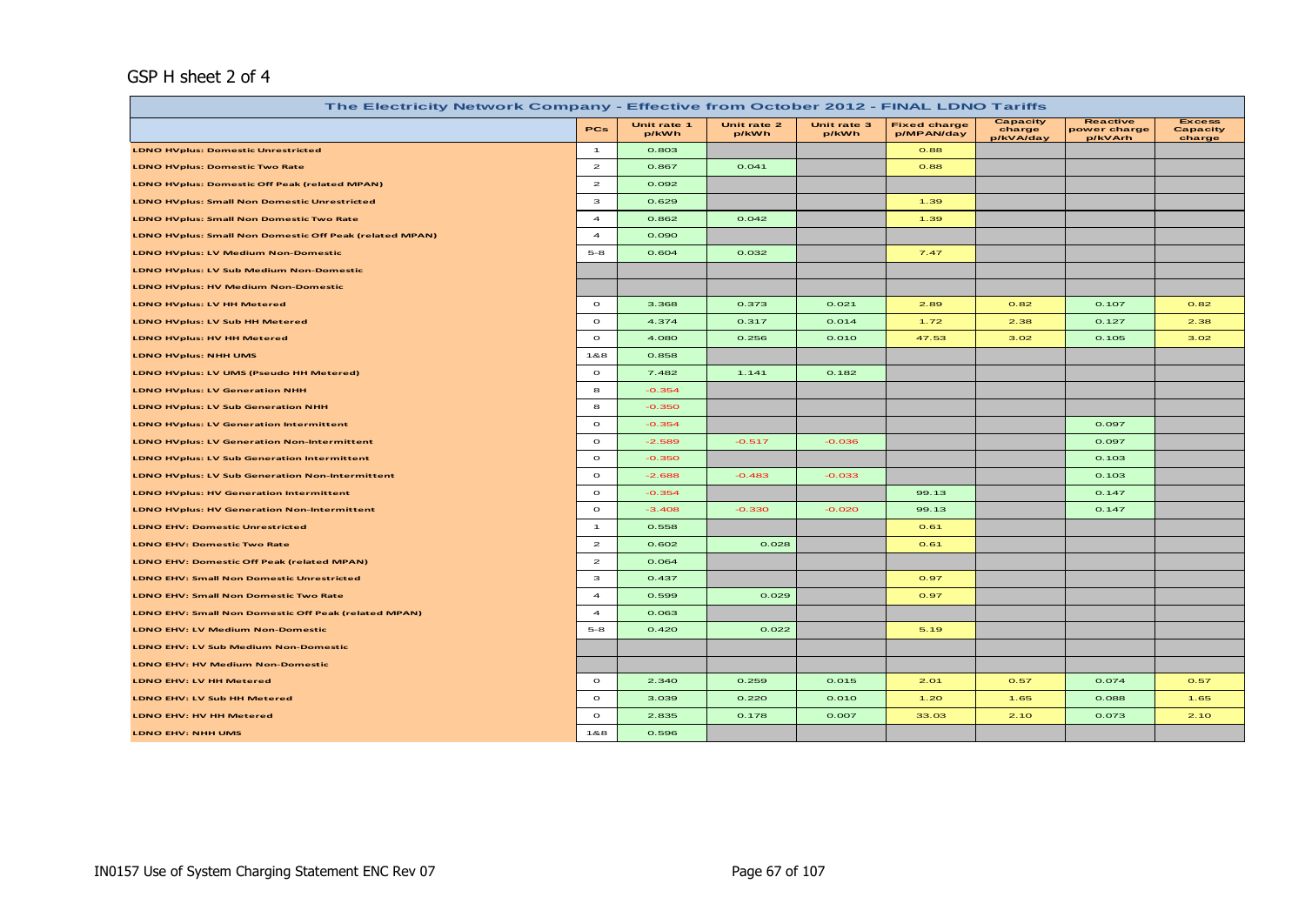GSP H sheet 2 of 4

| The Electricity Network Company - Effective from October 2012 - FINAL LDNO Tariffs | | | | | | | | |
|---|---|---|---|---|---|---|---|---|
| | PCs | Unit rate 1 p/kWh | Unit rate 2 p/kWh | Unit rate 3 p/kWh | Fixed charge p/MPAN/day | Capacity charge p/kVA/day | Reactive power charge p/kVArh | Excess Capacity charge |
| LDNO HVplus: Domestic Unrestricted | 1 | 0.803 | | | 0.88 | | | |
| LDNO HVplus: Domestic Two Rate | 2 | 0.867 | 0.041 | | 0.88 | | | |
| LDNO HVplus: Domestic Off Peak (related MPAN) | 2 | 0.092 | | | | | | |
| LDNO HVplus: Small Non Domestic Unrestricted | 3 | 0.629 | | | 1.39 | | | |
| LDNO HVplus: Small Non Domestic Two Rate | 4 | 0.862 | 0.042 | | 1.39 | | | |
| LDNO HVplus: Small Non Domestic Off Peak (related MPAN) | 4 | 0.090 | | | | | | |
| LDNO HVplus: LV Medium Non-Domestic | 5-8 | 0.604 | 0.032 | | 7.47 | | | |
| LDNO HVplus: LV Sub Medium Non-Domestic | | | | | | | | |
| LDNO HVplus: HV Medium Non-Domestic | | | | | | | | |
| LDNO HVplus: LV HH Metered | 0 | 3.368 | 0.373 | 0.021 | 2.89 | 0.82 | 0.107 | 0.82 |
| LDNO HVplus: LV Sub HH Metered | 0 | 4.374 | 0.317 | 0.014 | 1.72 | 2.38 | 0.127 | 2.38 |
| LDNO HVplus: HV HH Metered | 0 | 4.080 | 0.256 | 0.010 | 47.53 | 3.02 | 0.105 | 3.02 |
| LDNO HVplus: NHH UMS | 1&8 | 0.858 | | | | | | |
| LDNO HVplus: LV UMS (Pseudo HH Metered) | 0 | 7.482 | 1.141 | 0.182 | | | | |
| LDNO HVplus: LV Generation NHH | 8 | -0.354 | | | | | | |
| LDNO HVplus: LV Sub Generation NHH | 8 | -0.350 | | | | | | |
| LDNO HVplus: LV Generation Intermittent | 0 | -0.354 | | | | | 0.097 | |
| LDNO HVplus: LV Generation Non-Intermittent | 0 | -2.589 | -0.517 | -0.036 | | | 0.097 | |
| LDNO HVplus: LV Sub Generation Intermittent | 0 | -0.350 | | | | | 0.103 | |
| LDNO HVplus: LV Sub Generation Non-Intermittent | 0 | -2.688 | -0.483 | -0.033 | | | 0.103 | |
| LDNO HVplus: HV Generation Intermittent | 0 | -0.354 | | | 99.13 | | 0.147 | |
| LDNO HVplus: HV Generation Non-Intermittent | 0 | -3.408 | -0.330 | -0.020 | 99.13 | | 0.147 | |
| LDNO EHV: Domestic Unrestricted | 1 | 0.558 | | | 0.61 | | | |
| LDNO EHV: Domestic Two Rate | 2 | 0.602 | 0.028 | | 0.61 | | | |
| LDNO EHV: Domestic Off Peak (related MPAN) | 2 | 0.064 | | | | | | |
| LDNO EHV: Small Non Domestic Unrestricted | 3 | 0.437 | | | 0.97 | | | |
| LDNO EHV: Small Non Domestic Two Rate | 4 | 0.599 | 0.029 | | 0.97 | | | |
| LDNO EHV: Small Non Domestic Off Peak (related MPAN) | 4 | 0.063 | | | | | | |
| LDNO EHV: LV Medium Non-Domestic | 5-8 | 0.420 | 0.022 | | 5.19 | | | |
| LDNO EHV: LV Sub Medium Non-Domestic | | | | | | | | |
| LDNO EHV: HV Medium Non-Domestic | | | | | | | | |
| LDNO EHV: LV HH Metered | 0 | 2.340 | 0.259 | 0.015 | 2.01 | 0.57 | 0.074 | 0.57 |
| LDNO EHV: LV Sub HH Metered | 0 | 3.039 | 0.220 | 0.010 | 1.20 | 1.65 | 0.088 | 1.65 |
| LDNO EHV: HV HH Metered | 0 | 2.835 | 0.178 | 0.007 | 33.03 | 2.10 | 0.073 | 2.10 |
| LDNO EHV: NHH UMS | 1&8 | 0.596 | | | | | | |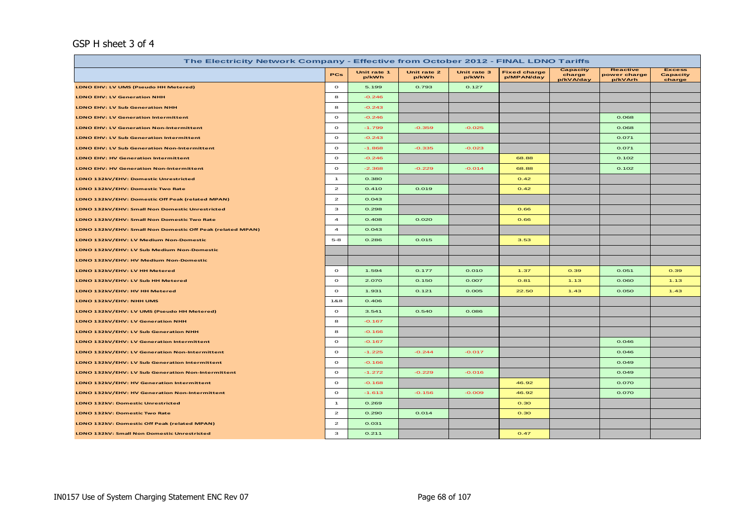GSP H sheet 3 of 4

| The Electricity Network Company - Effective from October 2012 - FINAL LDNO Tariffs | | | | | | | | |
|---|---|---|---|---|---|---|---|---|
| | PCs | Unit rate 1 p/kWh | Unit rate 2 p/kWh | Unit rate 3 p/kWh | Fixed charge p/MPAN/day | Capacity charge p/kVA/day | Reactive power charge p/kVArh | Excess Capacity charge |
| LDNO EHV: LV UMS (Pseudo HH Metered) | 0 | 5.199 | 0.793 | 0.127 | | | | |
| LDNO EHV: LV Generation NHH | 8 | -0.246 | | | | | | |
| LDNO EHV: LV Sub Generation NHH | 8 | -0.243 | | | | | | |
| LDNO EHV: LV Generation Intermittent | 0 | -0.246 | | | | | 0.068 | |
| LDNO EHV: LV Generation Non-Intermittent | 0 | -1.799 | -0.359 | -0.025 | | | 0.068 | |
| LDNO EHV: LV Sub Generation Intermittent | 0 | -0.243 | | | | | 0.071 | |
| LDNO EHV: LV Sub Generation Non-Intermittent | 0 | -1.868 | -0.335 | -0.023 | | | 0.071 | |
| LDNO EHV: HV Generation Intermittent | 0 | -0.246 | | | 68.88 | | 0.102 | |
| LDNO EHV: HV Generation Non-Intermittent | 0 | -2.368 | -0.229 | -0.014 | 68.88 | | 0.102 | |
| LDNO 132kV/EHV: Domestic Unrestricted | 1 | 0.380 | | | 0.42 | | | |
| LDNO 132kV/EHV: Domestic Two Rate | 2 | 0.410 | 0.019 | | 0.42 | | | |
| LDNO 132kV/EHV: Domestic Off Peak (related MPAN) | 2 | 0.043 | | | | | | |
| LDNO 132kV/EHV: Small Non Domestic Unrestricted | 3 | 0.298 | | | 0.66 | | | |
| LDNO 132kV/EHV: Small Non Domestic Two Rate | 4 | 0.408 | 0.020 | | 0.66 | | | |
| LDNO 132kV/EHV: Small Non Domestic Off Peak (related MPAN) | 4 | 0.043 | | | | | | |
| LDNO 132kV/EHV: LV Medium Non-Domestic | 5-8 | 0.286 | 0.015 | | 3.53 | | | |
| LDNO 132kV/EHV: LV Sub Medium Non-Domestic | | | | | | | | |
| LDNO 132kV/EHV: HV Medium Non-Domestic | | | | | | | | |
| LDNO 132kV/EHV: LV HH Metered | 0 | 1.594 | 0.177 | 0.010 | 1.37 | 0.39 | 0.051 | 0.39 |
| LDNO 132kV/EHV: LV Sub HH Metered | 0 | 2.070 | 0.150 | 0.007 | 0.81 | 1.13 | 0.060 | 1.13 |
| LDNO 132kV/EHV: HV HH Metered | 0 | 1.931 | 0.121 | 0.005 | 22.50 | 1.43 | 0.050 | 1.43 |
| LDNO 132kV/EHV: NHH UMS | 1&8 | 0.406 | | | | | | |
| LDNO 132kV/EHV: LV UMS (Pseudo HH Metered) | 0 | 3.541 | 0.540 | 0.086 | | | | |
| LDNO 132kV/EHV: LV Generation NHH | 8 | -0.167 | | | | | | |
| LDNO 132kV/EHV: LV Sub Generation NHH | 8 | -0.166 | | | | | | |
| LDNO 132kV/EHV: LV Generation Intermittent | 0 | -0.167 | | | | | 0.046 | |
| LDNO 132kV/EHV: LV Generation Non-Intermittent | 0 | -1.225 | -0.244 | -0.017 | | | 0.046 | |
| LDNO 132kV/EHV: LV Sub Generation Intermittent | 0 | -0.166 | | | | | 0.049 | |
| LDNO 132kV/EHV: LV Sub Generation Non-Intermittent | 0 | -1.272 | -0.229 | -0.016 | | | 0.049 | |
| LDNO 132kV/EHV: HV Generation Intermittent | 0 | -0.168 | | | 46.92 | | 0.070 | |
| LDNO 132kV/EHV: HV Generation Non-Intermittent | 0 | -1.613 | -0.156 | -0.009 | 46.92 | | 0.070 | |
| LDNO 132kV: Domestic Unrestricted | 1 | 0.269 | | | 0.30 | | | |
| LDNO 132kV: Domestic Two Rate | 2 | 0.290 | 0.014 | | 0.30 | | | |
| LDNO 132kV: Domestic Off Peak (related MPAN) | 2 | 0.031 | | | | | | |
| LDNO 132kV: Small Non Domestic Unrestricted | 3 | 0.211 | | | 0.47 | | | |

IN0157 Use of System Charging Statement ENC Rev 07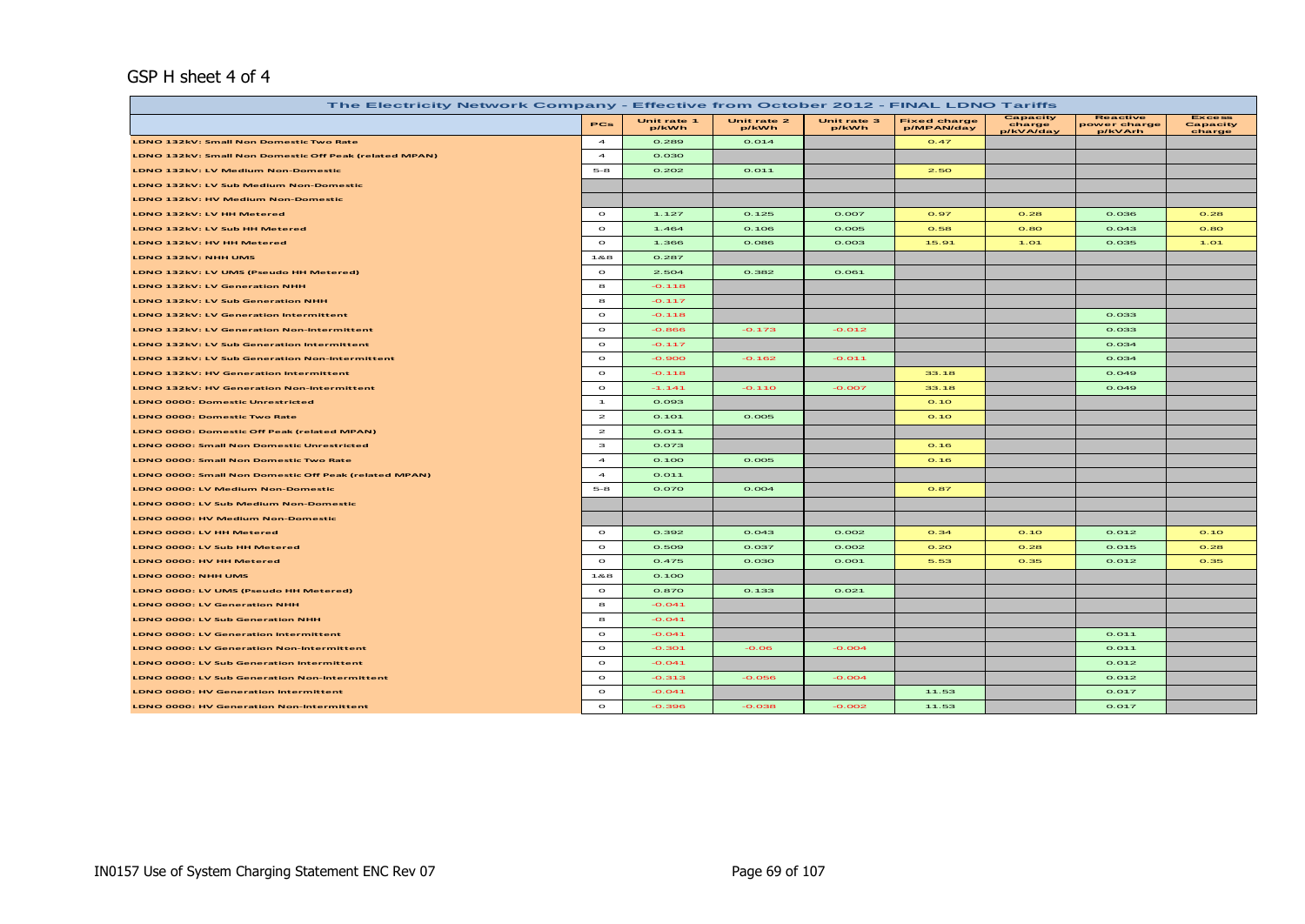GSP H sheet 4 of 4

| The Electricity Network Company - Effective from October 2012 - FINAL LDNO Tariffs | | | | | | | | |
|---|---|---|---|---|---|---|---|---|
| | PCs | Unit rate 1 p/kWh | Unit rate 2 p/kWh | Unit rate 3 p/kWh | Fixed charge p/MPAN/day | Capacity charge p/kVA/day | Reactive power charge p/kVArh | Excess Capacity charge |
| LDNO 132kV: Small Non Domestic Two Rate | 4 | 0.289 | 0.014 | | 0.47 | | | |
| LDNO 132kV: Small Non Domestic Off Peak (related MPAN) | 4 | 0.030 | | | | | | |
| LDNO 132kV: LV Medium Non-Domestic | 5-8 | 0.202 | 0.011 | | 2.50 | | | |
| LDNO 132kV: LV Sub Medium Non-Domestic | | | | | | | | |
| LDNO 132kV: HV Medium Non-Domestic | | | | | | | | |
| LDNO 132kV: LV HH Metered | 0 | 1.127 | 0.125 | 0.007 | 0.97 | 0.28 | 0.036 | 0.28 |
| LDNO 132kV: LV Sub HH Metered | 0 | 1.464 | 0.106 | 0.005 | 0.58 | 0.80 | 0.043 | 0.80 |
| LDNO 132kV: HV HH Metered | 0 | 1.366 | 0.086 | 0.003 | 15.91 | 1.01 | 0.035 | 1.01 |
| LDNO 132kV: NHH UMS | 1&8 | 0.287 | | | | | | |
| LDNO 132kV: LV UMS (Pseudo HH Metered) | 0 | 2.504 | 0.382 | 0.061 | | | | |
| LDNO 132kV: LV Generation NHH | 8 | -0.118 | | | | | | |
| LDNO 132kV: LV Sub Generation NHH | 8 | -0.117 | | | | | | |
| LDNO 132kV: LV Generation Intermittent | 0 | -0.118 | | | | | 0.033 | |
| LDNO 132kV: LV Generation Non-Intermittent | 0 | -0.866 | -0.173 | -0.012 | | | 0.033 | |
| LDNO 132kV: LV Sub Generation Intermittent | 0 | -0.117 | | | | | 0.034 | |
| LDNO 132kV: LV Sub Generation Non-Intermittent | 0 | -0.900 | -0.162 | -0.011 | | | 0.034 | |
| LDNO 132kV: HV Generation Intermittent | 0 | -0.118 | | | 33.18 | | 0.049 | |
| LDNO 132kV: HV Generation Non-Intermittent | 0 | -1.141 | -0.110 | -0.007 | 33.18 | | 0.049 | |
| LDNO 0000: Domestic Unrestricted | 1 | 0.093 | | | 0.10 | | | |
| LDNO 0000: Domestic Two Rate | 2 | 0.101 | 0.005 | | 0.10 | | | |
| LDNO 0000: Domestic Off Peak (related MPAN) | 2 | 0.011 | | | | | | |
| LDNO 0000: Small Non Domestic Unrestricted | 3 | 0.073 | | | 0.16 | | | |
| LDNO 0000: Small Non Domestic Two Rate | 4 | 0.100 | 0.005 | | 0.16 | | | |
| LDNO 0000: Small Non Domestic Off Peak (related MPAN) | 4 | 0.011 | | | | | | |
| LDNO 0000: LV Medium Non-Domestic | 5-8 | 0.070 | 0.004 | | 0.87 | | | |
| LDNO 0000: LV Sub Medium Non-Domestic | | | | | | | | |
| LDNO 0000: HV Medium Non-Domestic | | | | | | | | |
| LDNO 0000: LV HH Metered | 0 | 0.392 | 0.043 | 0.002 | 0.34 | 0.10 | 0.012 | 0.10 |
| LDNO 0000: LV Sub HH Metered | 0 | 0.509 | 0.037 | 0.002 | 0.20 | 0.28 | 0.015 | 0.28 |
| LDNO 0000: HV HH Metered | 0 | 0.475 | 0.030 | 0.001 | 5.53 | 0.35 | 0.012 | 0.35 |
| LDNO 0000: NHH UMS | 1&8 | 0.100 | | | | | | |
| LDNO 0000: LV UMS (Pseudo HH Metered) | 0 | 0.870 | 0.133 | 0.021 | | | | |
| LDNO 0000: LV Generation NHH | 8 | -0.041 | | | | | | |
| LDNO 0000: LV Sub Generation NHH | 8 | -0.041 | | | | | | |
| LDNO 0000: LV Generation Intermittent | 0 | -0.041 | | | | | 0.011 | |
| LDNO 0000: LV Generation Non-Intermittent | 0 | -0.301 | -0.06 | -0.004 | | | 0.011 | |
| LDNO 0000: LV Sub Generation Intermittent | 0 | -0.041 | | | | | 0.012 | |
| LDNO 0000: LV Sub Generation Non-Intermittent | 0 | -0.313 | -0.056 | -0.004 | | | 0.012 | |
| LDNO 0000: HV Generation Intermittent | 0 | -0.041 | | | 11.53 | | 0.017 | |
| LDNO 0000: HV Generation Non-Intermittent | 0 | -0.396 | -0.038 | -0.002 | 11.53 | | 0.017 | |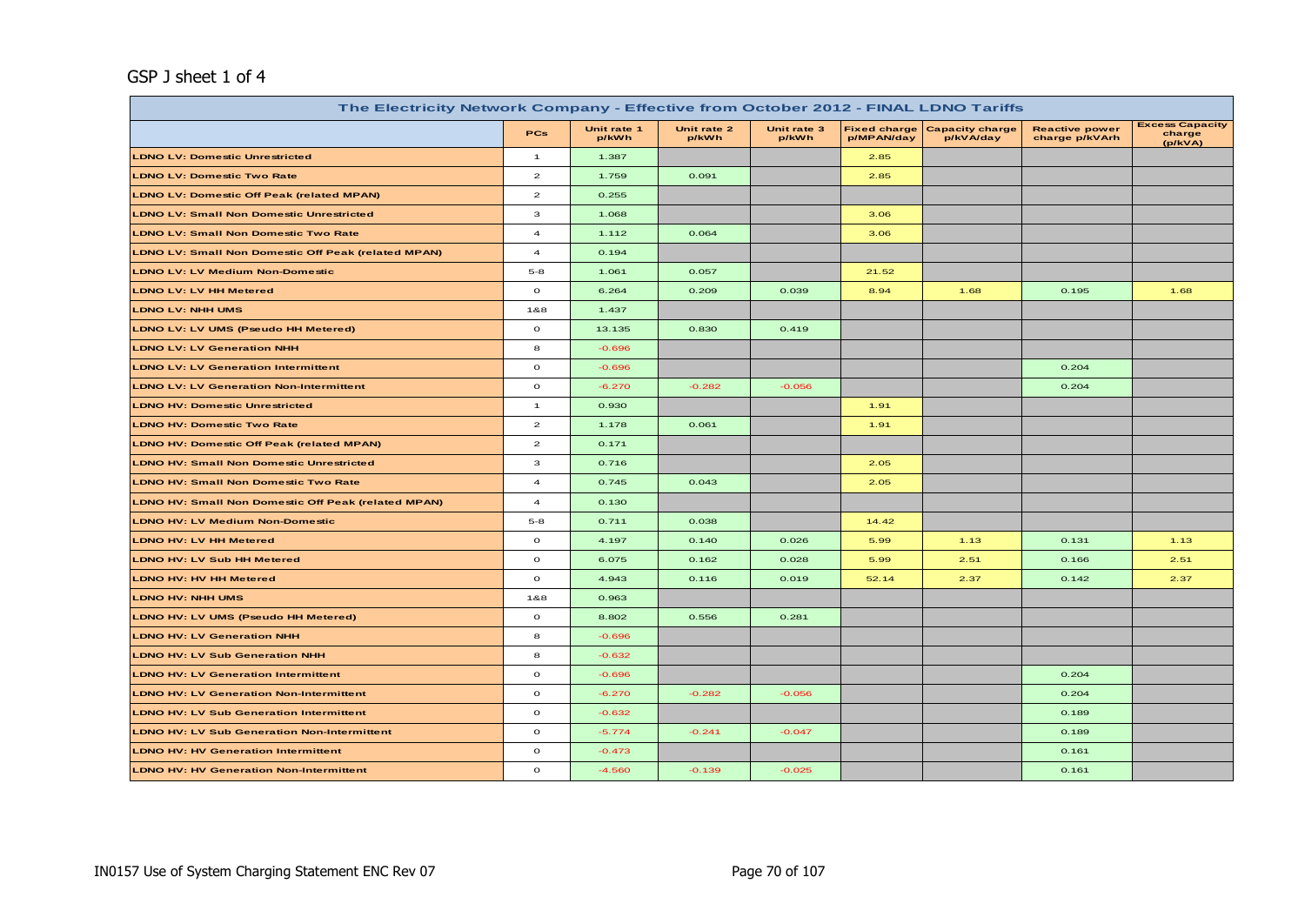GSP J sheet 1 of 4

| The Electricity Network Company - Effective from October 2012 - FINAL LDNO Tariffs | | | | | | | | |
|---|---|---|---|---|---|---|---|---|
| | PCs | Unit rate 1 p/kWh | Unit rate 2 p/kWh | Unit rate 3 p/kWh | Fixed charge p/MPAN/day | Capacity charge p/kVA/day | Reactive power charge p/kVArh | Excess Capacity charge (p/kVA) |
| LDNO LV: Domestic Unrestricted | 1 | 1.387 | | | 2.85 | | | |
| LDNO LV: Domestic Two Rate | 2 | 1.759 | 0.091 | | 2.85 | | | |
| LDNO LV: Domestic Off Peak (related MPAN) | 2 | 0.255 | | | | | | |
| LDNO LV: Small Non Domestic Unrestricted | 3 | 1.068 | | | 3.06 | | | |
| LDNO LV: Small Non Domestic Two Rate | 4 | 1.112 | 0.064 | | 3.06 | | | |
| LDNO LV: Small Non Domestic Off Peak (related MPAN) | 4 | 0.194 | | | | | | |
| LDNO LV: LV Medium Non-Domestic | 5-8 | 1.061 | 0.057 | | 21.52 | | | |
| LDNO LV: LV HH Metered | 0 | 6.264 | 0.209 | 0.039 | 8.94 | 1.68 | 0.195 | 1.68 |
| LDNO LV: NHH UMS | 1&8 | 1.437 | | | | | | |
| LDNO LV: LV UMS (Pseudo HH Metered) | 0 | 13.135 | 0.830 | 0.419 | | | | |
| LDNO LV: LV Generation NHH | 8 | -0.696 | | | | | | |
| LDNO LV: LV Generation Intermittent | 0 | -0.696 | | | | | 0.204 | |
| LDNO LV: LV Generation Non-Intermittent | 0 | -6.270 | -0.282 | -0.056 | | | 0.204 | |
| LDNO HV: Domestic Unrestricted | 1 | 0.930 | | | 1.91 | | | |
| LDNO HV: Domestic Two Rate | 2 | 1.178 | 0.061 | | 1.91 | | | |
| LDNO HV: Domestic Off Peak (related MPAN) | 2 | 0.171 | | | | | | |
| LDNO HV: Small Non Domestic Unrestricted | 3 | 0.716 | | | 2.05 | | | |
| LDNO HV: Small Non Domestic Two Rate | 4 | 0.745 | 0.043 | | 2.05 | | | |
| LDNO HV: Small Non Domestic Off Peak (related MPAN) | 4 | 0.130 | | | | | | |
| LDNO HV: LV Medium Non-Domestic | 5-8 | 0.711 | 0.038 | | 14.42 | | | |
| LDNO HV: LV HH Metered | 0 | 4.197 | 0.140 | 0.026 | 5.99 | 1.13 | 0.131 | 1.13 |
| LDNO HV: LV Sub HH Metered | 0 | 6.075 | 0.162 | 0.028 | 5.99 | 2.51 | 0.166 | 2.51 |
| LDNO HV: HV HH Metered | 0 | 4.943 | 0.116 | 0.019 | 52.14 | 2.37 | 0.142 | 2.37 |
| LDNO HV: NHH UMS | 1&8 | 0.963 | | | | | | |
| LDNO HV: LV UMS (Pseudo HH Metered) | 0 | 8.802 | 0.556 | 0.281 | | | | |
| LDNO HV: LV Generation NHH | 8 | -0.696 | | | | | | |
| LDNO HV: LV Sub Generation NHH | 8 | -0.632 | | | | | | |
| LDNO HV: LV Generation Intermittent | 0 | -0.696 | | | | | 0.204 | |
| LDNO HV: LV Generation Non-Intermittent | 0 | -6.270 | -0.282 | -0.056 | | | 0.204 | |
| LDNO HV: LV Sub Generation Intermittent | 0 | -0.632 | | | | | 0.189 | |
| LDNO HV: LV Sub Generation Non-Intermittent | 0 | -5.774 | -0.241 | -0.047 | | | 0.189 | |
| LDNO HV: HV Generation Intermittent | 0 | -0.473 | | | | | 0.161 | |
| LDNO HV: HV Generation Non-Intermittent | 0 | -4.560 | -0.139 | -0.025 | | | 0.161 | |

IN0157 Use of System Charging Statement ENC Rev 07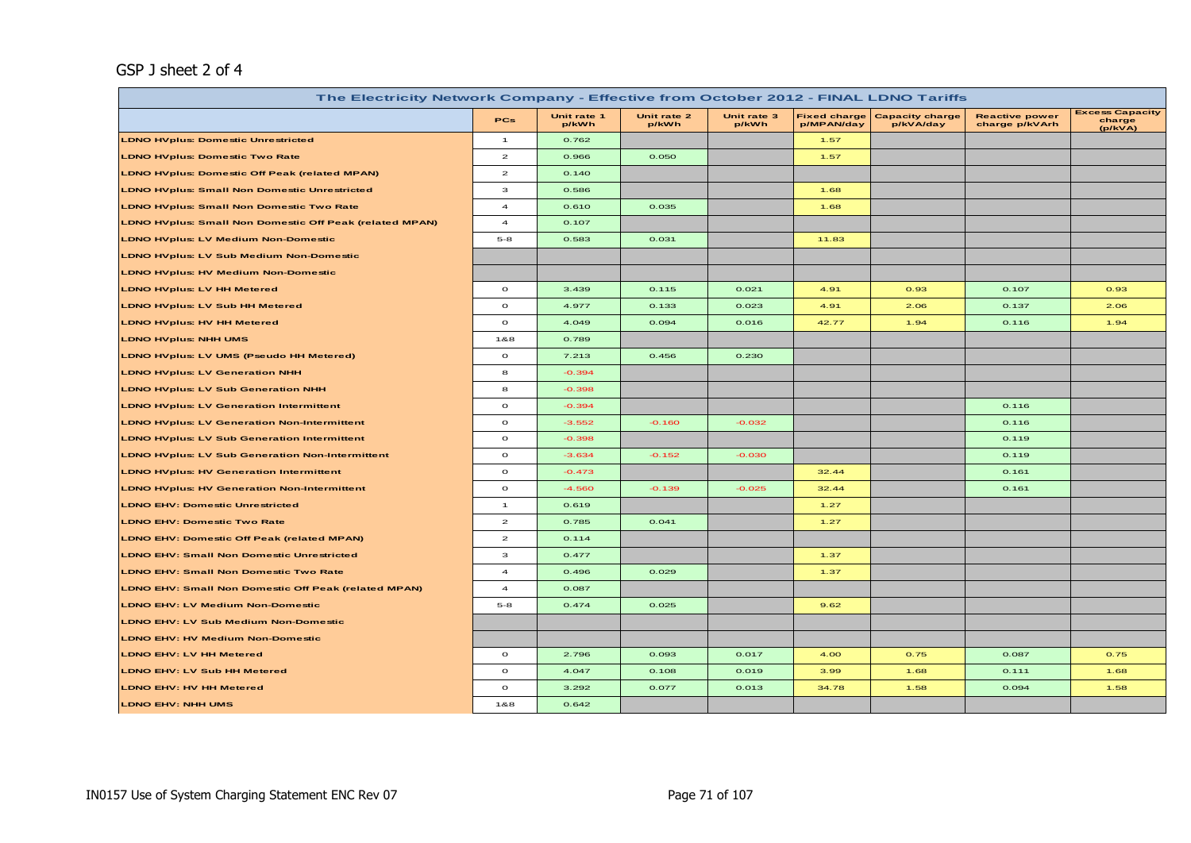GSP J sheet 2 of 4

| The Electricity Network Company - Effective from October 2012 - FINAL LDNO Tariffs | | | | | | | | |
|---|---|---|---|---|---|---|---|---|
| | PCs | Unit rate 1 p/kWh | Unit rate 2 p/kWh | Unit rate 3 p/kWh | Fixed charge p/MPAN/day | Capacity charge p/kVA/day | Reactive power charge p/kVArh | Excess Capacity charge (p/kVA) |
| LDNO HVplus: Domestic Unrestricted | 1 | 0.762 | | | 1.57 | | | |
| LDNO HVplus: Domestic Two Rate | 2 | 0.966 | 0.050 | | 1.57 | | | |
| LDNO HVplus: Domestic Off Peak (related MPAN) | 2 | 0.140 | | | | | | |
| LDNO HVplus: Small Non Domestic Unrestricted | 3 | 0.586 | | | 1.68 | | | |
| LDNO HVplus: Small Non Domestic Two Rate | 4 | 0.610 | 0.035 | | 1.68 | | | |
| LDNO HVplus: Small Non Domestic Off Peak (related MPAN) | 4 | 0.107 | | | | | | |
| LDNO HVplus: LV Medium Non-Domestic | 5-8 | 0.583 | 0.031 | | 11.83 | | | |
| LDNO HVplus: LV Sub Medium Non-Domestic | | | | | | | | |
| LDNO HVplus: HV Medium Non-Domestic | | | | | | | | |
| LDNO HVplus: LV HH Metered | 0 | 3.439 | 0.115 | 0.021 | 4.91 | 0.93 | 0.107 | 0.93 |
| LDNO HVplus: LV Sub HH Metered | 0 | 4.977 | 0.133 | 0.023 | 4.91 | 2.06 | 0.137 | 2.06 |
| LDNO HVplus: HV HH Metered | 0 | 4.049 | 0.094 | 0.016 | 42.77 | 1.94 | 0.116 | 1.94 |
| LDNO HVplus: NHH UMS | 1&8 | 0.789 | | | | | | |
| LDNO HVplus: LV UMS (Pseudo HH Metered) | 0 | 7.213 | 0.456 | 0.230 | | | | |
| LDNO HVplus: LV Generation NHH | 8 | -0.394 | | | | | | |
| LDNO HVplus: LV Sub Generation NHH | 8 | -0.398 | | | | | | |
| LDNO HVplus: LV Generation Intermittent | 0 | -0.394 | | | | | 0.116 | |
| LDNO HVplus: LV Generation Non-Intermittent | 0 | -3.552 | -0.160 | -0.032 | | | 0.116 | |
| LDNO HVplus: LV Sub Generation Intermittent | 0 | -0.398 | | | | | 0.119 | |
| LDNO HVplus: LV Sub Generation Non-Intermittent | 0 | -3.634 | -0.152 | -0.030 | | | 0.119 | |
| LDNO HVplus: HV Generation Intermittent | 0 | -0.473 | | | 32.44 | | 0.161 | |
| LDNO HVplus: HV Generation Non-Intermittent | 0 | -4.560 | -0.139 | -0.025 | 32.44 | | 0.161 | |
| LDNO EHV: Domestic Unrestricted | 1 | 0.619 | | | 1.27 | | | |
| LDNO EHV: Domestic Two Rate | 2 | 0.785 | 0.041 | | 1.27 | | | |
| LDNO EHV: Domestic Off Peak (related MPAN) | 2 | 0.114 | | | | | | |
| LDNO EHV: Small Non Domestic Unrestricted | 3 | 0.477 | | | 1.37 | | | |
| LDNO EHV: Small Non Domestic Two Rate | 4 | 0.496 | 0.029 | | 1.37 | | | |
| LDNO EHV: Small Non Domestic Off Peak (related MPAN) | 4 | 0.087 | | | | | | |
| LDNO EHV: LV Medium Non-Domestic | 5-8 | 0.474 | 0.025 | | 9.62 | | | |
| LDNO EHV: LV Sub Medium Non-Domestic | | | | | | | | |
| LDNO EHV: HV Medium Non-Domestic | | | | | | | | |
| LDNO EHV: LV HH Metered | 0 | 2.796 | 0.093 | 0.017 | 4.00 | 0.75 | 0.087 | 0.75 |
| LDNO EHV: LV Sub HH Metered | 0 | 4.047 | 0.108 | 0.019 | 3.99 | 1.68 | 0.111 | 1.68 |
| LDNO EHV: HV HH Metered | 0 | 3.292 | 0.077 | 0.013 | 34.78 | 1.58 | 0.094 | 1.58 |
| LDNO EHV: NHH UMS | 1&8 | 0.642 | | | | | | |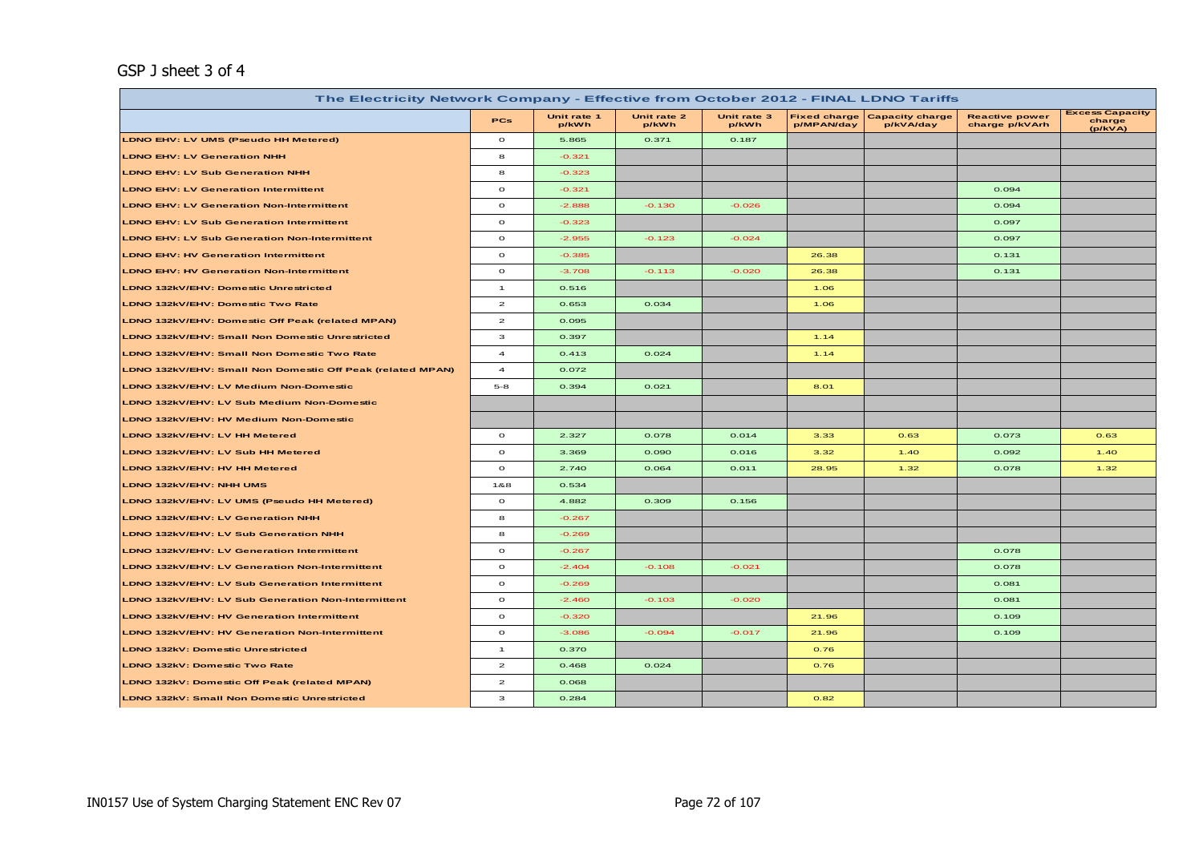GSP J sheet 3 of 4

| The Electricity Network Company - Effective from October 2012 - FINAL LDNO Tariffs | | | | | | | | |
|---|---|---|---|---|---|---|---|---|
| | PCs | Unit rate 1 p/kWh | Unit rate 2 p/kWh | Unit rate 3 p/kWh | Fixed charge p/MPAN/day | Capacity charge p/kVA/day | Reactive power charge p/kVArh | Excess Capacity charge (p/kVA) |
| LDNO EHV: LV UMS (Pseudo HH Metered) | 0 | 5.865 | 0.371 | 0.187 | | | | |
| LDNO EHV: LV Generation NHH | 8 | -0.321 | | | | | | |
| LDNO EHV: LV Sub Generation NHH | 8 | -0.323 | | | | | | |
| LDNO EHV: LV Generation Intermittent | 0 | -0.321 | | | | | 0.094 | |
| LDNO EHV: LV Generation Non-Intermittent | 0 | -2.888 | -0.130 | -0.026 | | | 0.094 | |
| LDNO EHV: LV Sub Generation Intermittent | 0 | -0.323 | | | | | 0.097 | |
| LDNO EHV: LV Sub Generation Non-Intermittent | 0 | -2.955 | -0.123 | -0.024 | | | 0.097 | |
| LDNO EHV: HV Generation Intermittent | 0 | -0.385 | | | 26.38 | | 0.131 | |
| LDNO EHV: HV Generation Non-Intermittent | 0 | -3.708 | -0.113 | -0.020 | 26.38 | | 0.131 | |
| LDNO 132kV/EHV: Domestic Unrestricted | 1 | 0.516 | | | 1.06 | | | |
| LDNO 132kV/EHV: Domestic Two Rate | 2 | 0.653 | 0.034 | | 1.06 | | | |
| LDNO 132kV/EHV: Domestic Off Peak (related MPAN) | 2 | 0.095 | | | | | | |
| LDNO 132kV/EHV: Small Non Domestic Unrestricted | 3 | 0.397 | | | 1.14 | | | |
| LDNO 132kV/EHV: Small Non Domestic Two Rate | 4 | 0.413 | 0.024 | | 1.14 | | | |
| LDNO 132kV/EHV: Small Non Domestic Off Peak (related MPAN) | 4 | 0.072 | | | | | | |
| LDNO 132kV/EHV: LV Medium Non-Domestic | 5-8 | 0.394 | 0.021 | | 8.01 | | | |
| LDNO 132kV/EHV: LV Sub Medium Non-Domestic | | | | | | | | |
| LDNO 132kV/EHV: HV Medium Non-Domestic | | | | | | | | |
| LDNO 132kV/EHV: LV HH Metered | 0 | 2.327 | 0.078 | 0.014 | 3.33 | 0.63 | 0.073 | 0.63 |
| LDNO 132kV/EHV: LV Sub HH Metered | 0 | 3.369 | 0.090 | 0.016 | 3.32 | 1.40 | 0.092 | 1.40 |
| LDNO 132kV/EHV: HV HH Metered | 0 | 2.740 | 0.064 | 0.011 | 28.95 | 1.32 | 0.078 | 1.32 |
| LDNO 132kV/EHV: NHH UMS | 1&8 | 0.534 | | | | | | |
| LDNO 132kV/EHV: LV UMS (Pseudo HH Metered) | 0 | 4.882 | 0.309 | 0.156 | | | | |
| LDNO 132kV/EHV: LV Generation NHH | 8 | -0.267 | | | | | | |
| LDNO 132kV/EHV: LV Sub Generation NHH | 8 | -0.269 | | | | | | |
| LDNO 132kV/EHV: LV Generation Intermittent | 0 | -0.267 | | | | | 0.078 | |
| LDNO 132kV/EHV: LV Generation Non-Intermittent | 0 | -2.404 | -0.108 | -0.021 | | | 0.078 | |
| LDNO 132kV/EHV: LV Sub Generation Intermittent | 0 | -0.269 | | | | | 0.081 | |
| LDNO 132kV/EHV: LV Sub Generation Non-Intermittent | 0 | -2.460 | -0.103 | -0.020 | | | 0.081 | |
| LDNO 132kV/EHV: HV Generation Intermittent | 0 | -0.320 | | | 21.96 | | 0.109 | |
| LDNO 132kV/EHV: HV Generation Non-Intermittent | 0 | -3.086 | -0.094 | -0.017 | 21.96 | | 0.109 | |
| LDNO 132kV: Domestic Unrestricted | 1 | 0.370 | | | 0.76 | | | |
| LDNO 132kV: Domestic Two Rate | 2 | 0.468 | 0.024 | | 0.76 | | | |
| LDNO 132kV: Domestic Off Peak (related MPAN) | 2 | 0.068 | | | | | | |
| LDNO 132kV: Small Non Domestic Unrestricted | 3 | 0.284 | | | 0.82 | | | |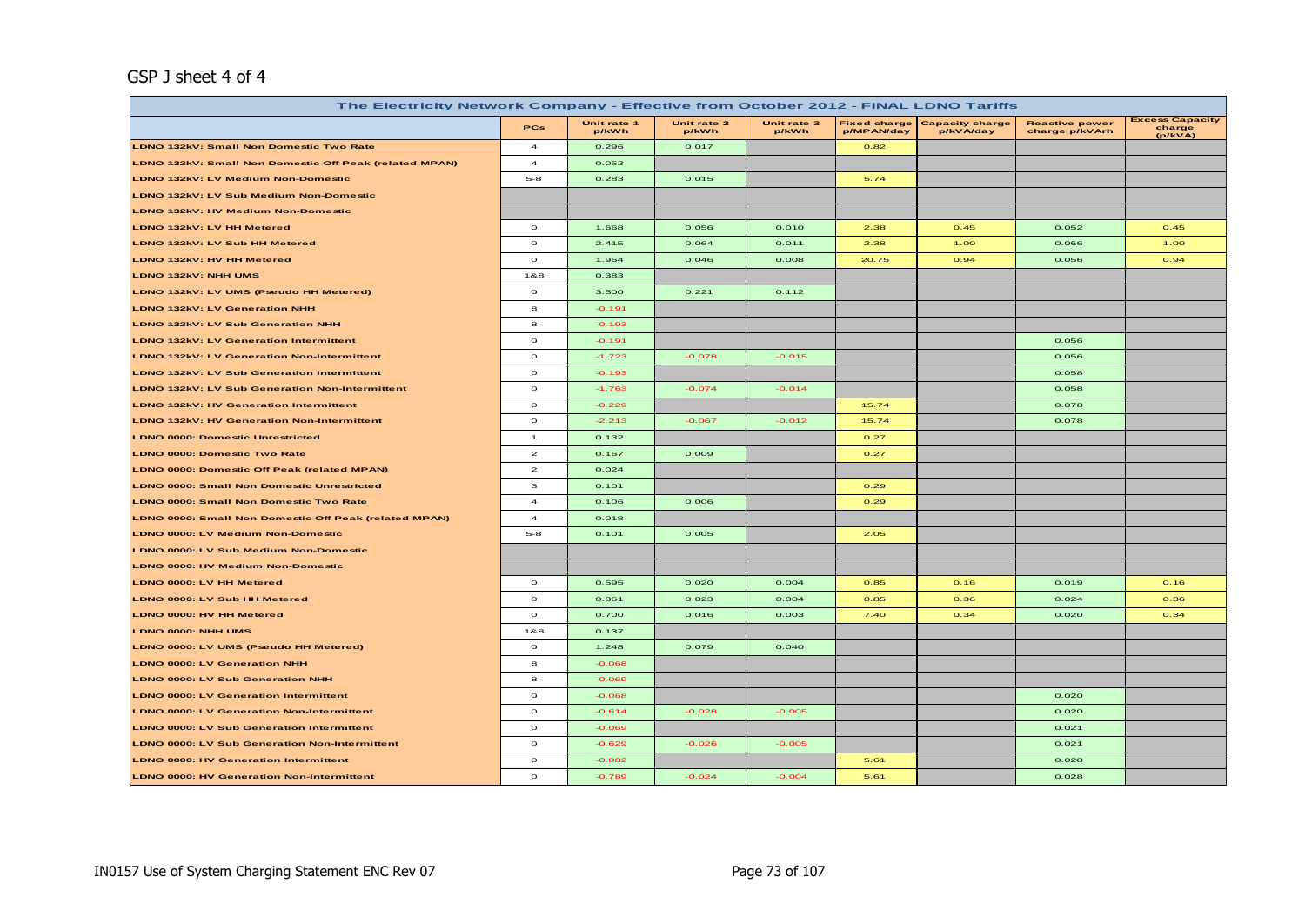GSP J sheet 4 of 4

| The Electricity Network Company - Effective from October 2012 - FINAL LDNO Tariffs | | | | | | | | |
|---|---|---|---|---|---|---|---|---|
| | PCs | Unit rate 1 p/kWh | Unit rate 2 p/kWh | Unit rate 3 p/kWh | Fixed charge p/MPAN/day | Capacity charge p/kVA/day | Reactive power charge p/kVArh | Excess Capacity charge (p/kVA) |
| LDNO 132kV: Small Non Domestic Two Rate | 4 | 0.296 | 0.017 | | 0.82 | | | |
| LDNO 132kV: Small Non Domestic Off Peak (related MPAN) | 4 | 0.052 | | | | | | |
| LDNO 132kV: LV Medium Non-Domestic | 5-8 | 0.283 | 0.015 | | 5.74 | | | |
| LDNO 132kV: LV Sub Medium Non-Domestic | | | | | | | | |
| LDNO 132kV: HV Medium Non-Domestic | | | | | | | | |
| LDNO 132kV: LV HH Metered | 0 | 1.668 | 0.056 | 0.010 | 2.38 | 0.45 | 0.052 | 0.45 |
| LDNO 132kV: LV Sub HH Metered | 0 | 2.415 | 0.064 | 0.011 | 2.38 | 1.00 | 0.066 | 1.00 |
| LDNO 132kV: HV HH Metered | 0 | 1.964 | 0.046 | 0.008 | 20.75 | 0.94 | 0.056 | 0.94 |
| LDNO 132kV: NHH UMS | 1&8 | 0.383 | | | | | | |
| LDNO 132kV: LV UMS (Pseudo HH Metered) | 0 | 3.500 | 0.221 | 0.112 | | | | |
| LDNO 132kV: LV Generation NHH | 8 | -0.191 | | | | | | |
| LDNO 132kV: LV Sub Generation NHH | 8 | -0.193 | | | | | | |
| LDNO 132kV: LV Generation Intermittent | 0 | -0.191 | | | | | 0.056 | |
| LDNO 132kV: LV Generation Non-Intermittent | 0 | -1.723 | -0.078 | -0.015 | | | 0.056 | |
| LDNO 132kV: LV Sub Generation Intermittent | 0 | -0.193 | | | | | 0.058 | |
| LDNO 132kV: LV Sub Generation Non-Intermittent | 0 | -1.763 | -0.074 | -0.014 | | | 0.058 | |
| LDNO 132kV: HV Generation Intermittent | 0 | -0.229 | | | 15.74 | | 0.078 | |
| LDNO 132kV: HV Generation Non-Intermittent | 0 | -2.213 | -0.067 | -0.012 | 15.74 | | 0.078 | |
| LDNO 0000: Domestic Unrestricted | 1 | 0.132 | | | 0.27 | | | |
| LDNO 0000: Domestic Two Rate | 2 | 0.167 | 0.009 | | 0.27 | | | |
| LDNO 0000: Domestic Off Peak (related MPAN) | 2 | 0.024 | | | | | | |
| LDNO 0000: Small Non Domestic Unrestricted | 3 | 0.101 | | | 0.29 | | | |
| LDNO 0000: Small Non Domestic Two Rate | 4 | 0.106 | 0.006 | | 0.29 | | | |
| LDNO 0000: Small Non Domestic Off Peak (related MPAN) | 4 | 0.018 | | | | | | |
| LDNO 0000: LV Medium Non-Domestic | 5-8 | 0.101 | 0.005 | | 2.05 | | | |
| LDNO 0000: LV Sub Medium Non-Domestic | | | | | | | | |
| LDNO 0000: HV Medium Non-Domestic | | | | | | | | |
| LDNO 0000: LV HH Metered | 0 | 0.595 | 0.020 | 0.004 | 0.85 | 0.16 | 0.019 | 0.16 |
| LDNO 0000: LV Sub HH Metered | 0 | 0.861 | 0.023 | 0.004 | 0.85 | 0.36 | 0.024 | 0.36 |
| LDNO 0000: HV HH Metered | 0 | 0.700 | 0.016 | 0.003 | 7.40 | 0.34 | 0.020 | 0.34 |
| LDNO 0000: NHH UMS | 1&8 | 0.137 | | | | | | |
| LDNO 0000: LV UMS (Pseudo HH Metered) | 0 | 1.248 | 0.079 | 0.040 | | | | |
| LDNO 0000: LV Generation NHH | 8 | -0.068 | | | | | | |
| LDNO 0000: LV Sub Generation NHH | 8 | -0.069 | | | | | | |
| LDNO 0000: LV Generation Intermittent | 0 | -0.068 | | | | | 0.020 | |
| LDNO 0000: LV Generation Non-Intermittent | 0 | -0.614 | -0.028 | -0.005 | | | 0.020 | |
| LDNO 0000: LV Sub Generation Intermittent | 0 | -0.069 | | | | | 0.021 | |
| LDNO 0000: LV Sub Generation Non-Intermittent | 0 | -0.629 | -0.026 | -0.005 | | | 0.021 | |
| LDNO 0000: HV Generation Intermittent | 0 | -0.082 | | | 5.61 | | 0.028 | |
| LDNO 0000: HV Generation Non-Intermittent | 0 | -0.789 | -0.024 | -0.004 | 5.61 | | 0.028 | |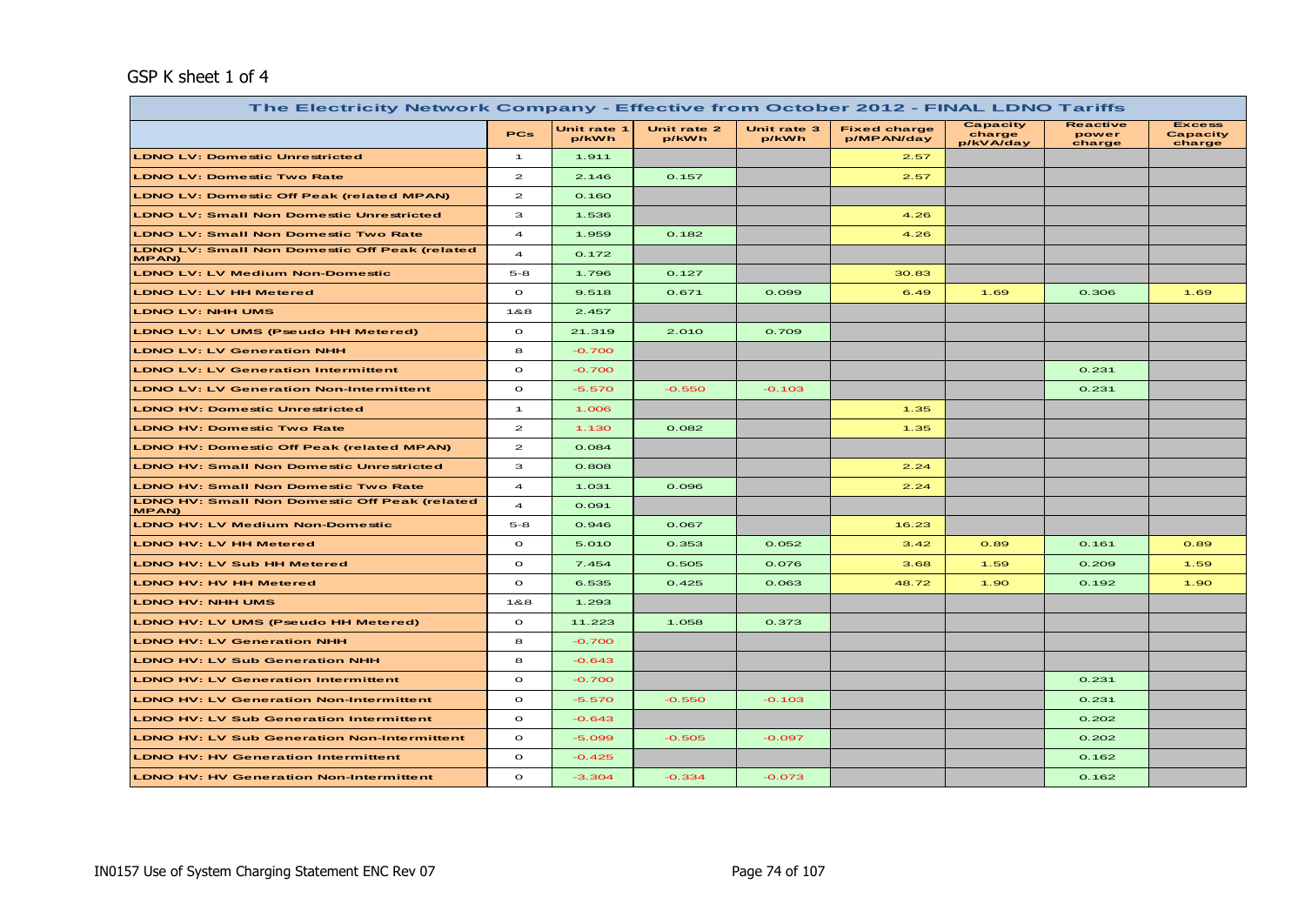GSP K sheet 1 of 4

| The Electricity Network Company - Effective from October 2012 - FINAL LDNO Tariffs | | | | | | | | | |
|---|---|---|---|---|---|---|---|---|---|
| | PCs | Unit rate 1 p/kWh | Unit rate 2 p/kWh | Unit rate 3 p/kWh | Fixed charge p/MPAN/day | Capacity charge p/kVA/day | Reactive power charge | Excess Capacity charge |
| LDNO LV: Domestic Unrestricted | 1 | 1.911 | | | 2.57 | | | |
| LDNO LV: Domestic Two Rate | 2 | 2.146 | 0.157 | | 2.57 | | | |
| LDNO LV: Domestic Off Peak (related MPAN) | 2 | 0.160 | | | | | | |
| LDNO LV: Small Non Domestic Unrestricted | 3 | 1.536 | | | 4.26 | | | |
| LDNO LV: Small Non Domestic Two Rate | 4 | 1.959 | 0.182 | | 4.26 | | | |
| LDNO LV: Small Non Domestic Off Peak (related MPAN) | 4 | 0.172 | | | | | | |
| LDNO LV: LV Medium Non-Domestic | 5-8 | 1.796 | 0.127 | | 30.83 | | | |
| LDNO LV: LV HH Metered | 0 | 9.518 | 0.671 | 0.099 | 6.49 | 1.69 | 0.306 | 1.69 |
| LDNO LV: NHH UMS | 1&8 | 2.457 | | | | | | |
| LDNO LV: LV UMS (Pseudo HH Metered) | 0 | 21.319 | 2.010 | 0.709 | | | | |
| LDNO LV: LV Generation NHH | 8 | -0.700 | | | | | | |
| LDNO LV: LV Generation Intermittent | 0 | -0.700 | | | | | 0.231 | |
| LDNO LV: LV Generation Non-Intermittent | 0 | -5.570 | -0.550 | -0.103 | | | 0.231 | |
| LDNO HV: Domestic Unrestricted | 1 | 1.006 | | | 1.35 | | | |
| LDNO HV: Domestic Two Rate | 2 | 1.130 | 0.082 | | 1.35 | | | |
| LDNO HV: Domestic Off Peak (related MPAN) | 2 | 0.084 | | | | | | |
| LDNO HV: Small Non Domestic Unrestricted | 3 | 0.808 | | | 2.24 | | | |
| LDNO HV: Small Non Domestic Two Rate | 4 | 1.031 | 0.096 | | 2.24 | | | |
| LDNO HV: Small Non Domestic Off Peak (related MPAN) | 4 | 0.091 | | | | | | |
| LDNO HV: LV Medium Non-Domestic | 5-8 | 0.946 | 0.067 | | 16.23 | | | |
| LDNO HV: LV HH Metered | 0 | 5.010 | 0.353 | 0.052 | 3.42 | 0.89 | 0.161 | 0.89 |
| LDNO HV: LV Sub HH Metered | 0 | 7.454 | 0.505 | 0.076 | 3.68 | 1.59 | 0.209 | 1.59 |
| LDNO HV: HV HH Metered | 0 | 6.535 | 0.425 | 0.063 | 48.72 | 1.90 | 0.192 | 1.90 |
| LDNO HV: NHH UMS | 1&8 | 1.293 | | | | | | |
| LDNO HV: LV UMS (Pseudo HH Metered) | 0 | 11.223 | 1.058 | 0.373 | | | | |
| LDNO HV: LV Generation NHH | 8 | -0.700 | | | | | | |
| LDNO HV: LV Sub Generation NHH | 8 | -0.643 | | | | | | |
| LDNO HV: LV Generation Intermittent | 0 | -0.700 | | | | | 0.231 | |
| LDNO HV: LV Generation Non-Intermittent | 0 | -5.570 | -0.550 | -0.103 | | | 0.231 | |
| LDNO HV: LV Sub Generation Intermittent | 0 | -0.643 | | | | | 0.202 | |
| LDNO HV: LV Sub Generation Non-Intermittent | 0 | -5.099 | -0.505 | -0.097 | | | 0.202 | |
| LDNO HV: HV Generation Intermittent | 0 | -0.425 | | | | | 0.162 | |
| LDNO HV: HV Generation Non-Intermittent | 0 | -3.304 | -0.334 | -0.073 | | | 0.162 | |

IN0157 Use of System Charging Statement ENC Rev 07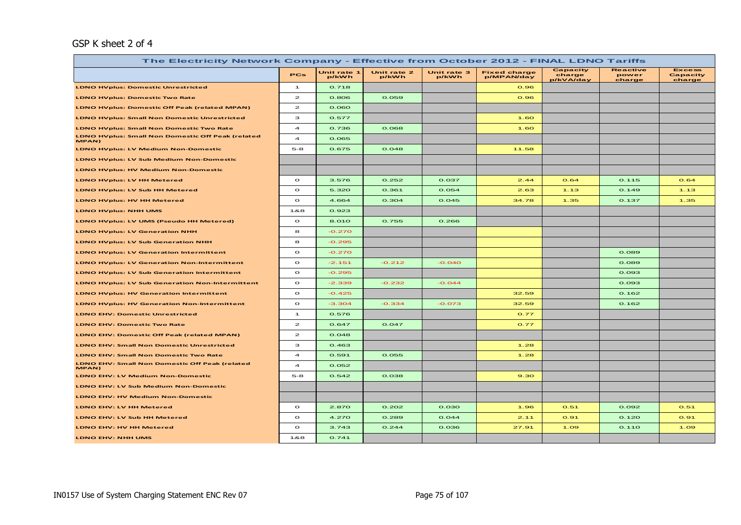GSP K sheet 2 of 4

| The Electricity Network Company - Effective from October 2012 - FINAL LDNO Tariffs | | | | | | | | |
|---|---|---|---|---|---|---|---|---|
| | PCs | Unit rate 1 p/kWh | Unit rate 2 p/kWh | Unit rate 3 p/kWh | Fixed charge p/MPAN/day | Capacity charge p/kVA/day | Reactive power charge | Excess Capacity charge |
| LDNO HVplus: Domestic Unrestricted | 1 | 0.718 | | | 0.96 | | | |
| LDNO HVplus: Domestic Two Rate | 2 | 0.806 | 0.059 | | 0.96 | | | |
| LDNO HVplus: Domestic Off Peak (related MPAN) | 2 | 0.060 | | | | | | |
| LDNO HVplus: Small Non Domestic Unrestricted | 3 | 0.577 | | | 1.60 | | | |
| LDNO HVplus: Small Non Domestic Two Rate | 4 | 0.736 | 0.068 | | 1.60 | | | |
| LDNO HVplus: Small Non Domestic Off Peak (related MPAN) | 4 | 0.065 | | | | | | |
| LDNO HVplus: LV Medium Non-Domestic | 5-8 | 0.675 | 0.048 | | 11.58 | | | |
| LDNO HVplus: LV Sub Medium Non-Domestic | | | | | | | | |
| LDNO HVplus: HV Medium Non-Domestic | | | | | | | | |
| LDNO HVplus: LV HH Metered | 0 | 3.576 | 0.252 | 0.037 | 2.44 | 0.64 | 0.115 | 0.64 |
| LDNO HVplus: LV Sub HH Metered | 0 | 5.320 | 0.361 | 0.054 | 2.63 | 1.13 | 0.149 | 1.13 |
| LDNO HVplus: HV HH Metered | 0 | 4.664 | 0.304 | 0.045 | 34.78 | 1.35 | 0.137 | 1.35 |
| LDNO HVplus: NHH UMS | 1&8 | 0.923 | | | | | | |
| LDNO HVplus: LV UMS (Pseudo HH Metered) | 0 | 8.010 | 0.755 | 0.266 | | | | |
| LDNO HVplus: LV Generation NHH | 8 | -0.270 | | | | | | |
| LDNO HVplus: LV Sub Generation NHH | 8 | -0.295 | | | | | | |
| LDNO HVplus: LV Generation Intermittent | 0 | -0.270 | | | | | 0.089 | |
| LDNO HVplus: LV Generation Non-Intermittent | 0 | -2.151 | -0.212 | -0.040 | | | 0.089 | |
| LDNO HVplus: LV Sub Generation Intermittent | 0 | -0.295 | | | | | 0.093 | |
| LDNO HVplus: LV Sub Generation Non-Intermittent | 0 | -2.339 | -0.232 | -0.044 | | | 0.093 | |
| LDNO HVplus: HV Generation Intermittent | 0 | -0.425 | | | 32.59 | | 0.162 | |
| LDNO HVplus: HV Generation Non-Intermittent | 0 | -3.304 | -0.334 | -0.073 | 32.59 | | 0.162 | |
| LDNO EHV: Domestic Unrestricted | 1 | 0.576 | | | 0.77 | | | |
| LDNO EHV: Domestic Two Rate | 2 | 0.647 | 0.047 | | 0.77 | | | |
| LDNO EHV: Domestic Off Peak (related MPAN) | 2 | 0.048 | | | | | | |
| LDNO EHV: Small Non Domestic Unrestricted | 3 | 0.463 | | | 1.28 | | | |
| LDNO EHV: Small Non Domestic Two Rate | 4 | 0.591 | 0.055 | | 1.28 | | | |
| LDNO EHV: Small Non Domestic Off Peak (related MPAN) | 4 | 0.052 | | | | | | |
| LDNO EHV: LV Medium Non-Domestic | 5-8 | 0.542 | 0.038 | | 9.30 | | | |
| LDNO EHV: LV Sub Medium Non-Domestic | | | | | | | | |
| LDNO EHV: HV Medium Non-Domestic | | | | | | | | |
| LDNO EHV: LV HH Metered | 0 | 2.870 | 0.202 | 0.030 | 1.96 | 0.51 | 0.092 | 0.51 |
| LDNO EHV: LV Sub HH Metered | 0 | 4.270 | 0.289 | 0.044 | 2.11 | 0.91 | 0.120 | 0.91 |
| LDNO EHV: HV HH Metered | 0 | 3.743 | 0.244 | 0.036 | 27.91 | 1.09 | 0.110 | 1.09 |
| LDNO EHV: NHH UMS | 1&8 | 0.741 | | | | | | |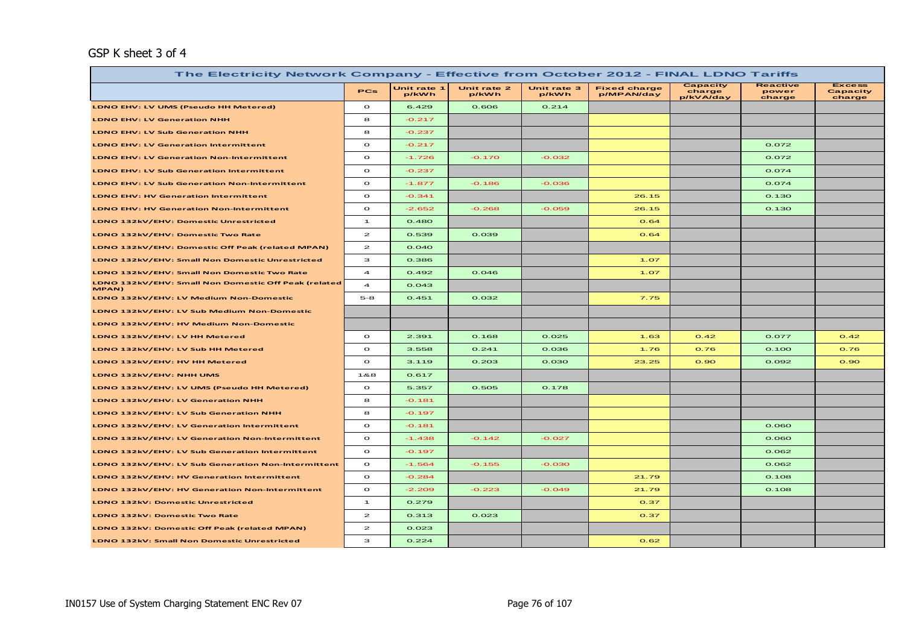GSP K sheet 3 of 4

| The Electricity Network Company - Effective from October 2012 - FINAL LDNO Tariffs | | | | | | | | |
|---|---|---|---|---|---|---|---|---|
| | PCs | Unit rate 1 p/kWh | Unit rate 2 p/kWh | Unit rate 3 p/kWh | Fixed charge p/MPAN/day | Capacity charge p/kVA/day | Reactive power charge | Excess Capacity charge |
| LDNO EHV: LV UMS (Pseudo HH Metered) | 0 | 6.429 | 0.606 | 0.214 | | | | |
| LDNO EHV: LV Generation NHH | 8 | -0.217 | | | | | | |
| LDNO EHV: LV Sub Generation NHH | 8 | -0.237 | | | | | | |
| LDNO EHV: LV Generation Intermittent | 0 | -0.217 | | | | | 0.072 | |
| LDNO EHV: LV Generation Non-Intermittent | 0 | -1.726 | -0.170 | -0.032 | | | 0.072 | |
| LDNO EHV: LV Sub Generation Intermittent | 0 | -0.237 | | | | | 0.074 | |
| LDNO EHV: LV Sub Generation Non-Intermittent | 0 | -1.877 | -0.186 | -0.036 | | | 0.074 | |
| LDNO EHV: HV Generation Intermittent | 0 | -0.341 | | | 26.15 | | 0.130 | |
| LDNO EHV: HV Generation Non-Intermittent | 0 | -2.652 | -0.268 | -0.059 | 26.15 | | 0.130 | |
| LDNO 132kV/EHV: Domestic Unrestricted | 1 | 0.480 | | | 0.64 | | | |
| LDNO 132kV/EHV: Domestic Two Rate | 2 | 0.539 | 0.039 | | 0.64 | | | |
| LDNO 132kV/EHV: Domestic Off Peak (related MPAN) | 2 | 0.040 | | | | | | |
| LDNO 132kV/EHV: Small Non Domestic Unrestricted | 3 | 0.386 | | | 1.07 | | | |
| LDNO 132kV/EHV: Small Non Domestic Two Rate | 4 | 0.492 | 0.046 | | 1.07 | | | |
| LDNO 132kV/EHV: Small Non Domestic Off Peak (related MPAN) | 4 | 0.043 | | | | | | |
| LDNO 132kV/EHV: LV Medium Non-Domestic | 5-8 | 0.451 | 0.032 | | 7.75 | | | |
| LDNO 132kV/EHV: LV Sub Medium Non-Domestic | | | | | | | | |
| LDNO 132kV/EHV: HV Medium Non-Domestic | | | | | | | | |
| LDNO 132kV/EHV: LV HH Metered | 0 | 2.391 | 0.168 | 0.025 | 1.63 | 0.42 | 0.077 | 0.42 |
| LDNO 132kV/EHV: LV Sub HH Metered | 0 | 3.558 | 0.241 | 0.036 | 1.76 | 0.76 | 0.100 | 0.76 |
| LDNO 132kV/EHV: HV HH Metered | 0 | 3.119 | 0.203 | 0.030 | 23.25 | 0.90 | 0.092 | 0.90 |
| LDNO 132kV/EHV: NHH UMS | 1&8 | 0.617 | | | | | | |
| LDNO 132kV/EHV: LV UMS (Pseudo HH Metered) | 0 | 5.357 | 0.505 | 0.178 | | | | |
| LDNO 132kV/EHV: LV Generation NHH | 8 | -0.181 | | | | | | |
| LDNO 132kV/EHV: LV Sub Generation NHH | 8 | -0.197 | | | | | | |
| LDNO 132kV/EHV: LV Generation Intermittent | 0 | -0.181 | | | | | 0.060 | |
| LDNO 132kV/EHV: LV Generation Non-Intermittent | 0 | -1.438 | -0.142 | -0.027 | | | 0.060 | |
| LDNO 132kV/EHV: LV Sub Generation Intermittent | 0 | -0.197 | | | | | 0.062 | |
| LDNO 132kV/EHV: LV Sub Generation Non-Intermittent | 0 | -1.564 | -0.155 | -0.030 | | | 0.062 | |
| LDNO 132kV/EHV: HV Generation Intermittent | 0 | -0.284 | | | 21.79 | | 0.108 | |
| LDNO 132kV/EHV: HV Generation Non-Intermittent | 0 | -2.209 | -0.223 | -0.049 | 21.79 | | 0.108 | |
| LDNO 132kV: Domestic Unrestricted | 1 | 0.279 | | | 0.37 | | | |
| LDNO 132kV: Domestic Two Rate | 2 | 0.313 | 0.023 | | 0.37 | | | |
| LDNO 132kV: Domestic Off Peak (related MPAN) | 2 | 0.023 | | | | | | |
| LDNO 132kV: Small Non Domestic Unrestricted | 3 | 0.224 | | | 0.62 | | | |

IN0157 Use of System Charging Statement ENC Rev 07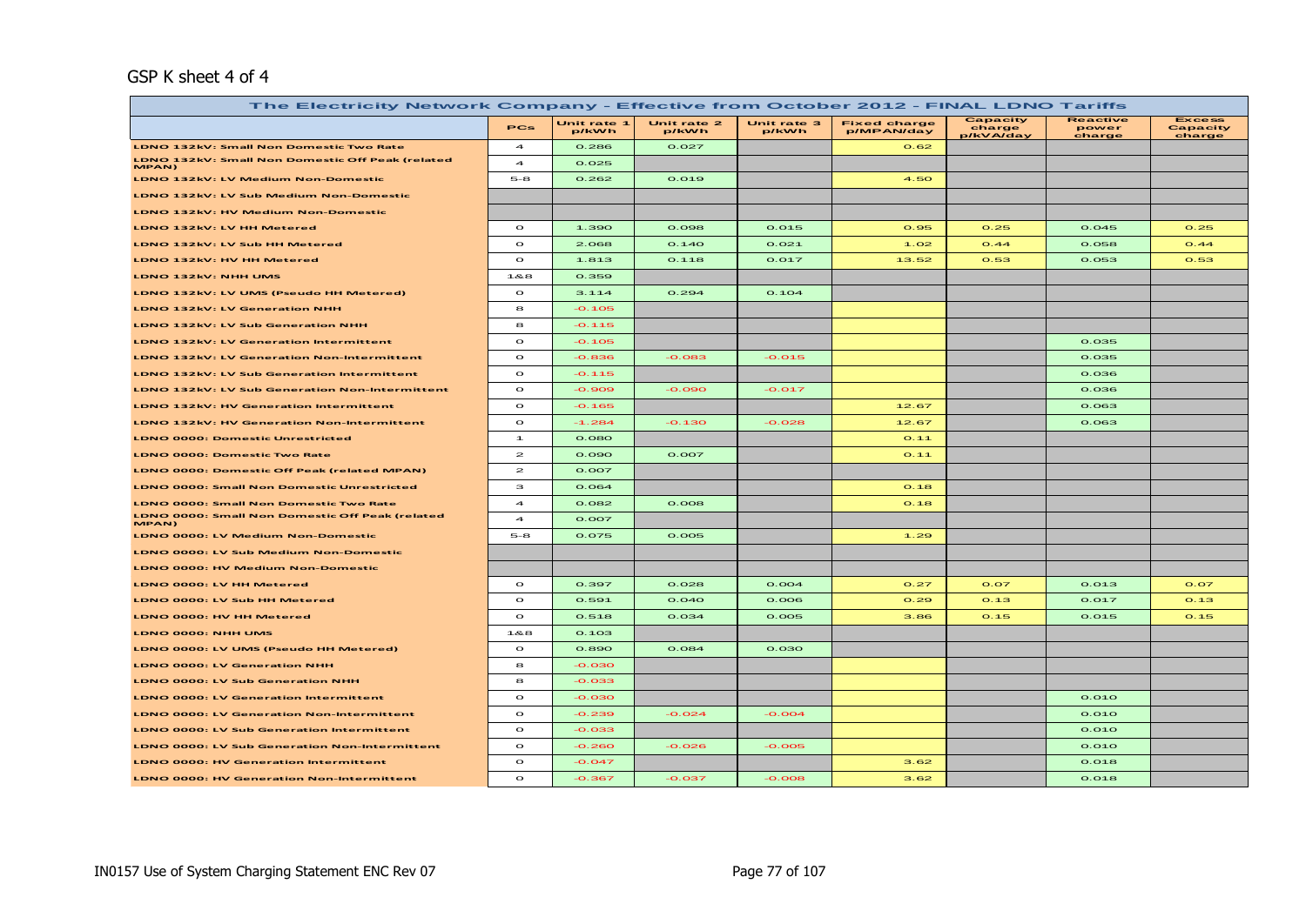GSP K sheet 4 of 4

| The Electricity Network Company - Effective from October 2012 - FINAL LDNO Tariffs | | | | | | | | |
|---|---|---|---|---|---|---|---|---|
| | PCs | Unit rate 1 p/kWh | Unit rate 2 p/kWh | Unit rate 3 p/kWh | Fixed charge p/MPAN/day | Capacity charge p/kVA/day | Reactive power charge | Excess Capacity charge |
| LDNO 132kV: Small Non Domestic Two Rate | 4 | 0.286 | 0.027 | | 0.62 | | | |
| LDNO 132kV: Small Non Domestic Off Peak (related MPAN) | 4 | 0.025 | | | | | | |
| LDNO 132kV: LV Medium Non-Domestic | 5-8 | 0.262 | 0.019 | | 4.50 | | | |
| LDNO 132kV: LV Sub Medium Non-Domestic | | | | | | | | |
| LDNO 132kV: HV Medium Non-Domestic | | | | | | | | |
| LDNO 132kV: LV HH Metered | 0 | 1.390 | 0.098 | 0.015 | 0.95 | 0.25 | 0.045 | 0.25 |
| LDNO 132kV: LV Sub HH Metered | 0 | 2.068 | 0.140 | 0.021 | 1.02 | 0.44 | 0.058 | 0.44 |
| LDNO 132kV: HV HH Metered | 0 | 1.813 | 0.118 | 0.017 | 13.52 | 0.53 | 0.053 | 0.53 |
| LDNO 132kV: NHH UMS | 1&8 | 0.359 | | | | | | |
| LDNO 132kV: LV UMS (Pseudo HH Metered) | 0 | 3.114 | 0.294 | 0.104 | | | | |
| LDNO 132kV: LV Generation NHH | 8 | -0.105 | | | | | | |
| LDNO 132kV: LV Sub Generation NHH | 8 | -0.115 | | | | | | |
| LDNO 132kV: LV Generation Intermittent | 0 | -0.105 | | | | | 0.035 | |
| LDNO 132kV: LV Generation Non-Intermittent | 0 | -0.836 | -0.083 | -0.015 | | | 0.035 | |
| LDNO 132kV: LV Sub Generation Intermittent | 0 | -0.115 | | | | | 0.036 | |
| LDNO 132kV: LV Sub Generation Non-Intermittent | 0 | -0.909 | -0.090 | -0.017 | | | 0.036 | |
| LDNO 132kV: HV Generation Intermittent | 0 | -0.165 | | | 12.67 | | 0.063 | |
| LDNO 132kV: HV Generation Non-Intermittent | 0 | -1.284 | -0.130 | -0.028 | 12.67 | | 0.063 | |
| LDNO 0000: Domestic Unrestricted | 1 | 0.080 | | | 0.11 | | | |
| LDNO 0000: Domestic Two Rate | 2 | 0.090 | 0.007 | | 0.11 | | | |
| LDNO 0000: Domestic Off Peak (related MPAN) | 2 | 0.007 | | | | | | |
| LDNO 0000: Small Non Domestic Unrestricted | 3 | 0.064 | | | 0.18 | | | |
| LDNO 0000: Small Non Domestic Two Rate | 4 | 0.082 | 0.008 | | 0.18 | | | |
| LDNO 0000: Small Non Domestic Off Peak (related MPAN) | 4 | 0.007 | | | | | | |
| LDNO 0000: LV Medium Non-Domestic | 5-8 | 0.075 | 0.005 | | 1.29 | | | |
| LDNO 0000: LV Sub Medium Non-Domestic | | | | | | | | |
| LDNO 0000: HV Medium Non-Domestic | | | | | | | | |
| LDNO 0000: LV HH Metered | 0 | 0.397 | 0.028 | 0.004 | 0.27 | 0.07 | 0.013 | 0.07 |
| LDNO 0000: LV Sub HH Metered | 0 | 0.591 | 0.040 | 0.006 | 0.29 | 0.13 | 0.017 | 0.13 |
| LDNO 0000: HV HH Metered | 0 | 0.518 | 0.034 | 0.005 | 3.86 | 0.15 | 0.015 | 0.15 |
| LDNO 0000: NHH UMS | 1&8 | 0.103 | | | | | | |
| LDNO 0000: LV UMS (Pseudo HH Metered) | 0 | 0.890 | 0.084 | 0.030 | | | | |
| LDNO 0000: LV Generation NHH | 8 | -0.030 | | | | | | |
| LDNO 0000: LV Sub Generation NHH | 8 | -0.033 | | | | | | |
| LDNO 0000: LV Generation Intermittent | 0 | -0.030 | | | | | 0.010 | |
| LDNO 0000: LV Generation Non-Intermittent | 0 | -0.239 | -0.024 | -0.004 | | | 0.010 | |
| LDNO 0000: LV Sub Generation Intermittent | 0 | -0.033 | | | | | 0.010 | |
| LDNO 0000: LV Sub Generation Non-Intermittent | 0 | -0.260 | -0.026 | -0.005 | | | 0.010 | |
| LDNO 0000: HV Generation Intermittent | 0 | -0.047 | | | 3.62 | | 0.018 | |
| LDNO 0000: HV Generation Non-Intermittent | 0 | -0.367 | -0.037 | -0.008 | 3.62 | | 0.018 | |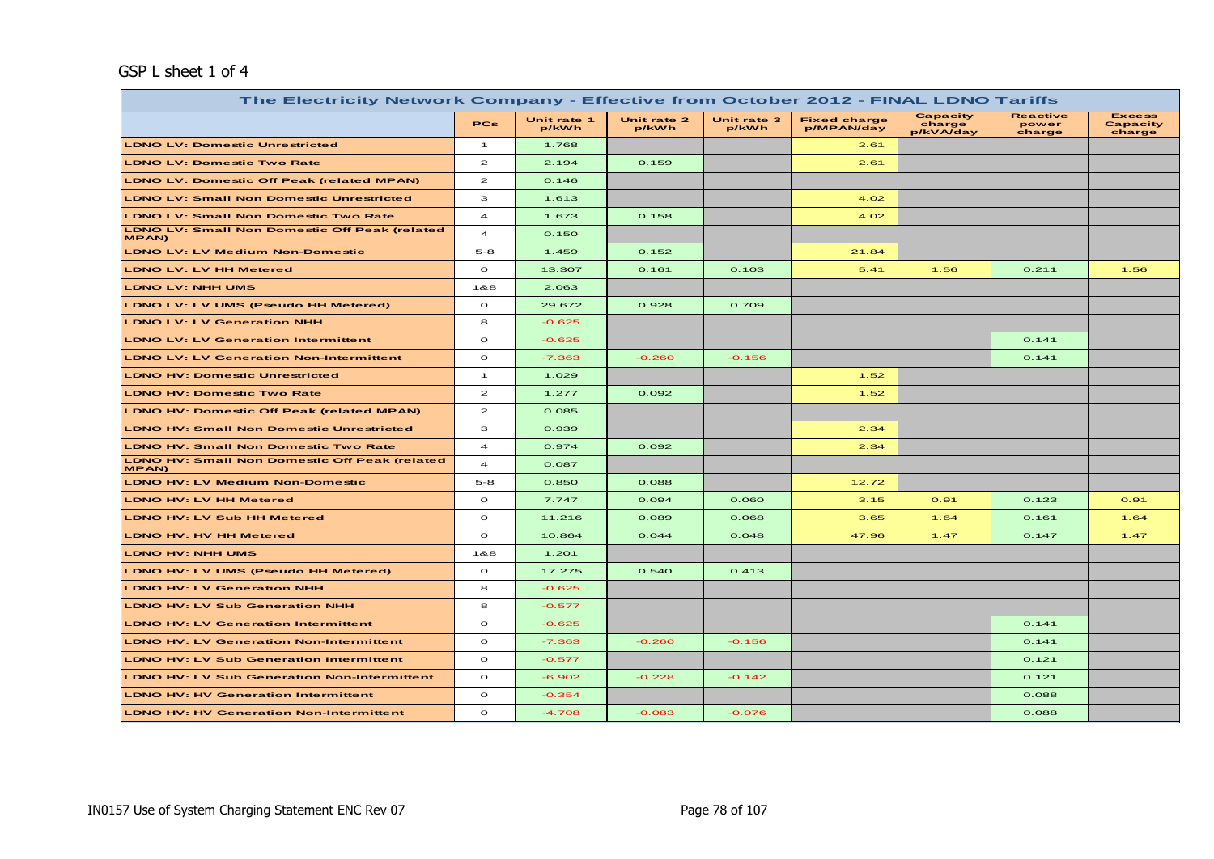GSP L sheet 1 of 4

| The Electricity Network Company - Effective from October 2012 - FINAL LDNO Tariffs | | | | | | | | |
|---|---|---|---|---|---|---|---|---|
| | PCs | Unit rate 1 p/kWh | Unit rate 2 p/kWh | Unit rate 3 p/kWh | Fixed charge p/MPAN/day | Capacity charge p/kVA/day | Reactive power charge | Excess Capacity charge |
| LDNO LV: Domestic Unrestricted | 1 | 1.768 | | | 2.61 | | | |
| LDNO LV: Domestic Two Rate | 2 | 2.194 | 0.159 | | 2.61 | | | |
| LDNO LV: Domestic Off Peak (related MPAN) | 2 | 0.146 | | | | | | |
| LDNO LV: Small Non Domestic Unrestricted | 3 | 1.613 | | | 4.02 | | | |
| LDNO LV: Small Non Domestic Two Rate | 4 | 1.673 | 0.158 | | 4.02 | | | |
| LDNO LV: Small Non Domestic Off Peak (related MPAN) | 4 | 0.150 | | | | | | |
| LDNO LV: LV Medium Non-Domestic | 5-8 | 1.459 | 0.152 | | 21.84 | | | |
| LDNO LV: LV HH Metered | 0 | 13.307 | 0.161 | 0.103 | 5.41 | 1.56 | 0.211 | 1.56 |
| LDNO LV: NHH UMS | 1&8 | 2.063 | | | | | | |
| LDNO LV: LV UMS (Pseudo HH Metered) | 0 | 29.672 | 0.928 | 0.709 | | | | |
| LDNO LV: LV Generation NHH | 8 | -0.625 | | | | | | |
| LDNO LV: LV Generation Intermittent | 0 | -0.625 | | | | | 0.141 | |
| LDNO LV: LV Generation Non-Intermittent | 0 | -7.363 | -0.260 | -0.156 | | | 0.141 | |
| LDNO HV: Domestic Unrestricted | 1 | 1.029 | | | 1.52 | | | |
| LDNO HV: Domestic Two Rate | 2 | 1.277 | 0.092 | | 1.52 | | | |
| LDNO HV: Domestic Off Peak (related MPAN) | 2 | 0.085 | | | | | | |
| LDNO HV: Small Non Domestic Unrestricted | 3 | 0.939 | | | 2.34 | | | |
| LDNO HV: Small Non Domestic Two Rate | 4 | 0.974 | 0.092 | | 2.34 | | | |
| LDNO HV: Small Non Domestic Off Peak (related MPAN) | 4 | 0.087 | | | | | | |
| LDNO HV: LV Medium Non-Domestic | 5-8 | 0.850 | 0.088 | | 12.72 | | | |
| LDNO HV: LV HH Metered | 0 | 7.747 | 0.094 | 0.060 | 3.15 | 0.91 | 0.123 | 0.91 |
| LDNO HV: LV Sub HH Metered | 0 | 11.216 | 0.089 | 0.068 | 3.65 | 1.64 | 0.161 | 1.64 |
| LDNO HV: HV HH Metered | 0 | 10.864 | 0.044 | 0.048 | 47.96 | 1.47 | 0.147 | 1.47 |
| LDNO HV: NHH UMS | 1&8 | 1.201 | | | | | | |
| LDNO HV: LV UMS (Pseudo HH Metered) | 0 | 17.275 | 0.540 | 0.413 | | | | |
| LDNO HV: LV Generation NHH | 8 | -0.625 | | | | | | |
| LDNO HV: LV Sub Generation NHH | 8 | -0.577 | | | | | | |
| LDNO HV: LV Generation Intermittent | 0 | -0.625 | | | | | 0.141 | |
| LDNO HV: LV Generation Non-Intermittent | 0 | -7.363 | -0.260 | -0.156 | | | 0.141 | |
| LDNO HV: LV Sub Generation Intermittent | 0 | -0.577 | | | | | 0.121 | |
| LDNO HV: LV Sub Generation Non-Intermittent | 0 | -6.902 | -0.228 | -0.142 | | | 0.121 | |
| LDNO HV: HV Generation Intermittent | 0 | -0.354 | | | | | 0.088 | |
| LDNO HV: HV Generation Non-Intermittent | 0 | -4.708 | -0.083 | -0.076 | | | 0.088 | |

IN0157 Use of System Charging Statement ENC Rev 07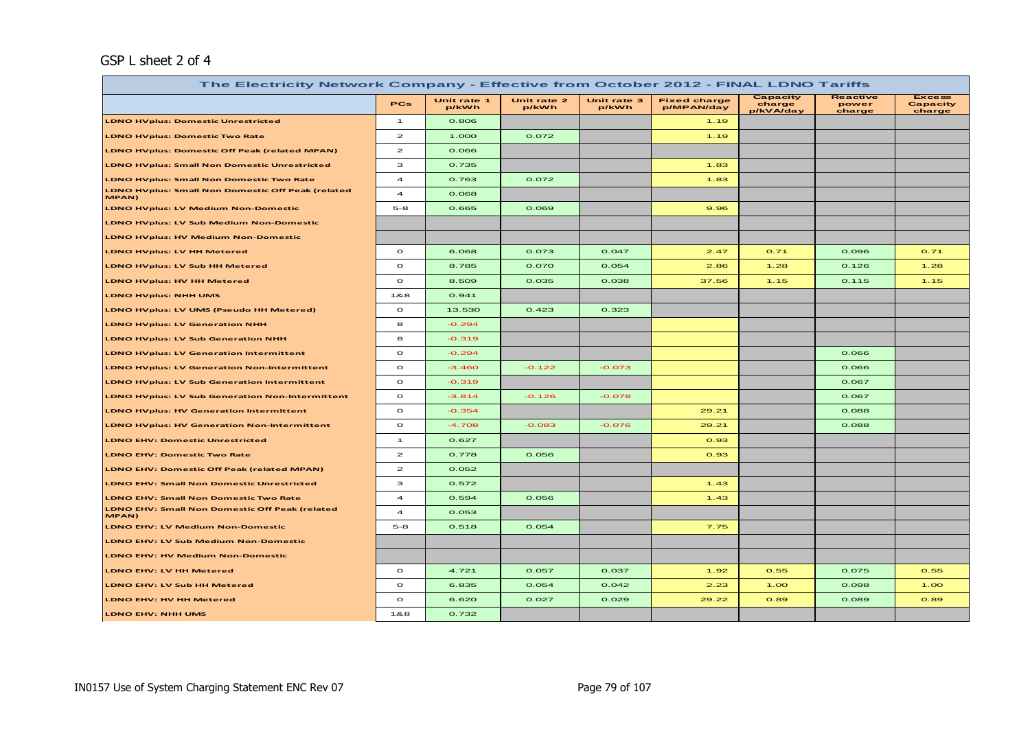GSP L sheet 2 of 4

| The Electricity Network Company - Effective from October 2012 - FINAL LDNO Tariffs | | | | | | | | |
|---|---|---|---|---|---|---|---|---|
| | PCs | Unit rate 1 p/kWh | Unit rate 2 p/kWh | Unit rate 3 p/kWh | Fixed charge p/MPAN/day | Capacity charge p/kVA/day | Reactive power charge | Excess Capacity charge |
| LDNO HVplus: Domestic Unrestricted | 1 | 0.806 | | | 1.19 | | | |
| LDNO HVplus: Domestic Two Rate | 2 | 1.000 | 0.072 | | 1.19 | | | |
| LDNO HVplus: Domestic Off Peak (related MPAN) | 2 | 0.066 | | | | | | |
| LDNO HVplus: Small Non Domestic Unrestricted | 3 | 0.735 | | | 1.83 | | | |
| LDNO HVplus: Small Non Domestic Two Rate | 4 | 0.763 | 0.072 | | 1.83 | | | |
| LDNO HVplus: Small Non Domestic Off Peak (related MPAN) | 4 | 0.068 | | | | | | |
| LDNO HVplus: LV Medium Non-Domestic | 5-8 | 0.665 | 0.069 | | 9.96 | | | |
| LDNO HVplus: LV Sub Medium Non-Domestic | | | | | | | | |
| LDNO HVplus: HV Medium Non-Domestic | | | | | | | | |
| LDNO HVplus: LV HH Metered | 0 | 6.068 | 0.073 | 0.047 | 2.47 | 0.71 | 0.096 | 0.71 |
| LDNO HVplus: LV Sub HH Metered | 0 | 8.785 | 0.070 | 0.054 | 2.86 | 1.28 | 0.126 | 1.28 |
| LDNO HVplus: HV HH Metered | 0 | 8.509 | 0.035 | 0.038 | 37.56 | 1.15 | 0.115 | 1.15 |
| LDNO HVplus: NHH UMS | 1&8 | 0.941 | | | | | | |
| LDNO HVplus: LV UMS (Pseudo HH Metered) | 0 | 13.530 | 0.423 | 0.323 | | | | |
| LDNO HVplus: LV Generation NHH | 8 | -0.294 | | | | | | |
| LDNO HVplus: LV Sub Generation NHH | 8 | -0.319 | | | | | | |
| LDNO HVplus: LV Generation Intermittent | 0 | -0.294 | | | | | 0.066 | |
| LDNO HVplus: LV Generation Non-Intermittent | 0 | -3.460 | -0.122 | -0.073 | | | 0.066 | |
| LDNO HVplus: LV Sub Generation Intermittent | 0 | -0.319 | | | | | 0.067 | |
| LDNO HVplus: LV Sub Generation Non-Intermittent | 0 | -3.814 | -0.126 | -0.078 | | | 0.067 | |
| LDNO HVplus: HV Generation Intermittent | 0 | -0.354 | | | 29.21 | | 0.088 | |
| LDNO HVplus: HV Generation Non-Intermittent | 0 | -4.708 | -0.083 | -0.076 | 29.21 | | 0.088 | |
| LDNO EHV: Domestic Unrestricted | 1 | 0.627 | | | 0.93 | | | |
| LDNO EHV: Domestic Two Rate | 2 | 0.778 | 0.056 | | 0.93 | | | |
| LDNO EHV: Domestic Off Peak (related MPAN) | 2 | 0.052 | | | | | | |
| LDNO EHV: Small Non Domestic Unrestricted | 3 | 0.572 | | | 1.43 | | | |
| LDNO EHV: Small Non Domestic Two Rate | 4 | 0.594 | 0.056 | | 1.43 | | | |
| LDNO EHV: Small Non Domestic Off Peak (related MPAN) | 4 | 0.053 | | | | | | |
| LDNO EHV: LV Medium Non-Domestic | 5-8 | 0.518 | 0.054 | | 7.75 | | | |
| LDNO EHV: LV Sub Medium Non-Domestic | | | | | | | | |
| LDNO EHV: HV Medium Non-Domestic | | | | | | | | |
| LDNO EHV: LV HH Metered | 0 | 4.721 | 0.057 | 0.037 | 1.92 | 0.55 | 0.075 | 0.55 |
| LDNO EHV: LV Sub HH Metered | 0 | 6.835 | 0.054 | 0.042 | 2.23 | 1.00 | 0.098 | 1.00 |
| LDNO EHV: HV HH Metered | 0 | 6.620 | 0.027 | 0.029 | 29.22 | 0.89 | 0.089 | 0.89 |
| LDNO EHV: NHH UMS | 1&8 | 0.732 | | | | | | |

IN0157 Use of System Charging Statement ENC Rev 07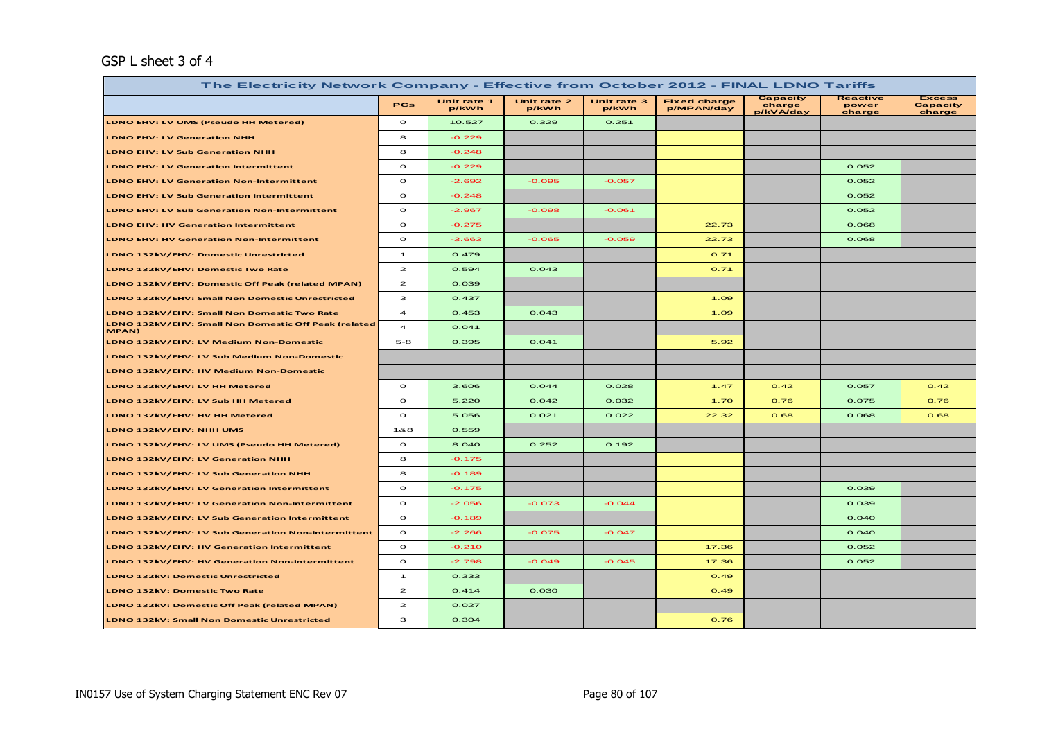GSP L sheet 3 of 4

| The Electricity Network Company - Effective from October 2012 - FINAL LDNO Tariffs | | | | | | | | |
|---|---|---|---|---|---|---|---|---|
| | PCs | Unit rate 1 p/kWh | Unit rate 2 p/kWh | Unit rate 3 p/kWh | Fixed charge p/MPAN/day | Capacity charge p/kVA/day | Reactive power charge | Excess Capacity charge |
| LDNO EHV: LV UMS (Pseudo HH Metered) | 0 | 10.527 | 0.329 | 0.251 | | | | |
| LDNO EHV: LV Generation NHH | 8 | -0.229 | | | | | | |
| LDNO EHV: LV Sub Generation NHH | 8 | -0.248 | | | | | | |
| LDNO EHV: LV Generation Intermittent | 0 | -0.229 | | | | | 0.052 | |
| LDNO EHV: LV Generation Non-Intermittent | 0 | -2.692 | -0.095 | -0.057 | | | 0.052 | |
| LDNO EHV: LV Sub Generation Intermittent | 0 | -0.248 | | | | | 0.052 | |
| LDNO EHV: LV Sub Generation Non-Intermittent | 0 | -2.967 | -0.098 | -0.061 | | | 0.052 | |
| LDNO EHV: HV Generation Intermittent | 0 | -0.275 | | | 22.73 | | 0.068 | |
| LDNO EHV: HV Generation Non-Intermittent | 0 | -3.663 | -0.065 | -0.059 | 22.73 | | 0.068 | |
| LDNO 132kV/EHV: Domestic Unrestricted | 1 | 0.479 | | | 0.71 | | | |
| LDNO 132kV/EHV: Domestic Two Rate | 2 | 0.594 | 0.043 | | 0.71 | | | |
| LDNO 132kV/EHV: Domestic Off Peak (related MPAN) | 2 | 0.039 | | | | | | |
| LDNO 132kV/EHV: Small Non Domestic Unrestricted | 3 | 0.437 | | | 1.09 | | | |
| LDNO 132kV/EHV: Small Non Domestic Two Rate | 4 | 0.453 | 0.043 | | 1.09 | | | |
| LDNO 132kV/EHV: Small Non Domestic Off Peak (related MPAN) | 4 | 0.041 | | | | | | |
| LDNO 132kV/EHV: LV Medium Non-Domestic | 5-8 | 0.395 | 0.041 | | 5.92 | | | |
| LDNO 132kV/EHV: LV Sub Medium Non-Domestic | | | | | | | | |
| LDNO 132kV/EHV: HV Medium Non-Domestic | | | | | | | | |
| LDNO 132kV/EHV: LV HH Metered | 0 | 3.606 | 0.044 | 0.028 | 1.47 | 0.42 | 0.057 | 0.42 |
| LDNO 132kV/EHV: LV Sub HH Metered | 0 | 5.220 | 0.042 | 0.032 | 1.70 | 0.76 | 0.075 | 0.76 |
| LDNO 132kV/EHV: HV HH Metered | 0 | 5.056 | 0.021 | 0.022 | 22.32 | 0.68 | 0.068 | 0.68 |
| LDNO 132kV/EHV: NHH UMS | 1&8 | 0.559 | | | | | | |
| LDNO 132kV/EHV: LV UMS (Pseudo HH Metered) | 0 | 8.040 | 0.252 | 0.192 | | | | |
| LDNO 132kV/EHV: LV Generation NHH | 8 | -0.175 | | | | | | |
| LDNO 132kV/EHV: LV Sub Generation NHH | 8 | -0.189 | | | | | | |
| LDNO 132kV/EHV: LV Generation Intermittent | 0 | -0.175 | | | | | 0.039 | |
| LDNO 132kV/EHV: LV Generation Non-Intermittent | 0 | -2.056 | -0.073 | -0.044 | | | 0.039 | |
| LDNO 132kV/EHV: LV Sub Generation Intermittent | 0 | -0.189 | | | | | 0.040 | |
| LDNO 132kV/EHV: LV Sub Generation Non-Intermittent | 0 | -2.266 | -0.075 | -0.047 | | | 0.040 | |
| LDNO 132kV/EHV: HV Generation Intermittent | 0 | -0.210 | | | 17.36 | | 0.052 | |
| LDNO 132kV/EHV: HV Generation Non-Intermittent | 0 | -2.798 | -0.049 | -0.045 | 17.36 | | 0.052 | |
| LDNO 132kV: Domestic Unrestricted | 1 | 0.333 | | | 0.49 | | | |
| LDNO 132kV: Domestic Two Rate | 2 | 0.414 | 0.030 | | 0.49 | | | |
| LDNO 132kV: Domestic Off Peak (related MPAN) | 2 | 0.027 | | | | | | |
| LDNO 132kV: Small Non Domestic Unrestricted | 3 | 0.304 | | | 0.76 | | | |

IN0157 Use of System Charging Statement ENC Rev 07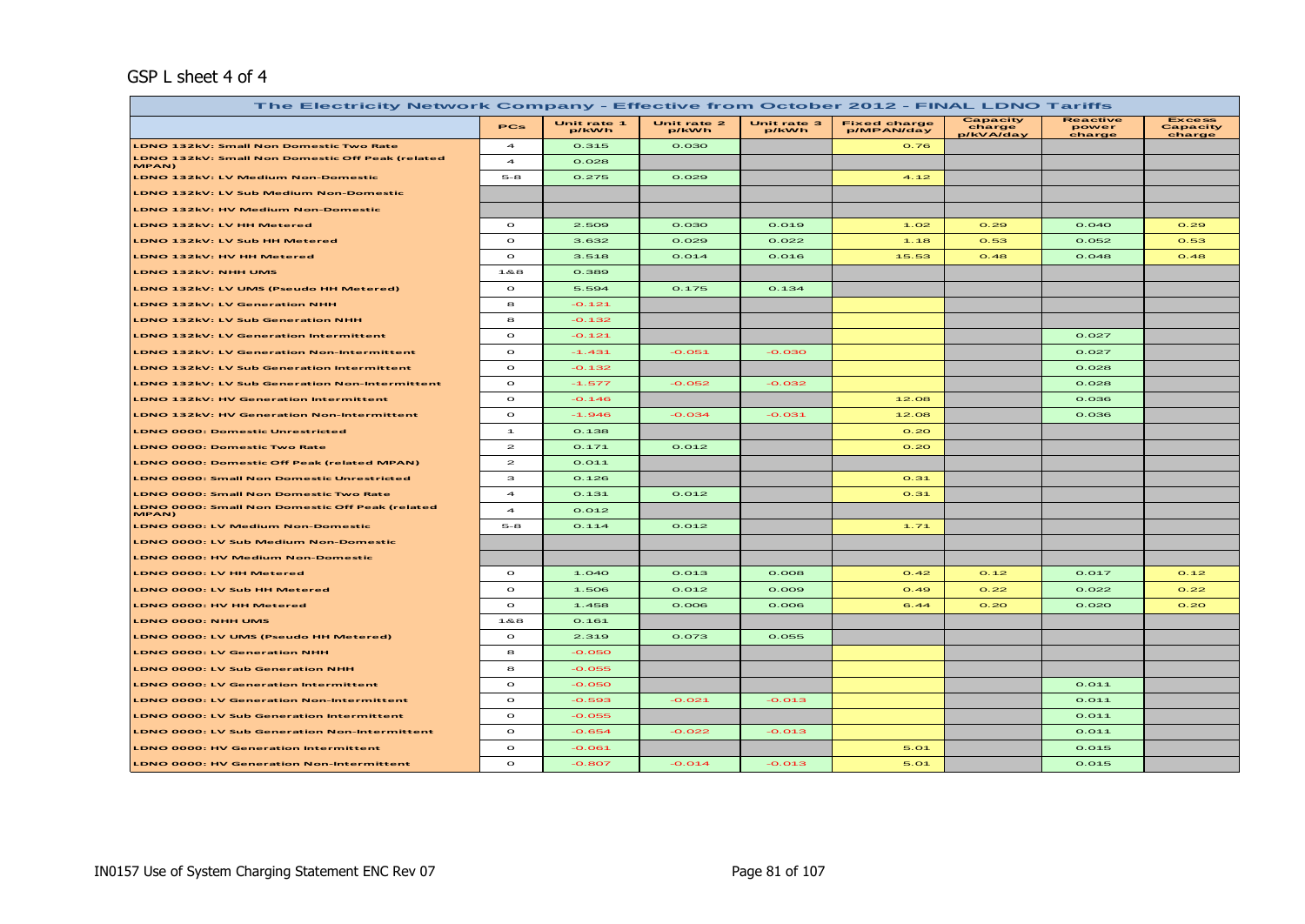GSP L sheet 4 of 4

| The Electricity Network Company - Effective from October 2012 - FINAL LDNO Tariffs | | | | | | | | |
|---|---|---|---|---|---|---|---|---|
| | PCs | Unit rate 1 p/kWh | Unit rate 2 p/kWh | Unit rate 3 p/kWh | Fixed charge p/MPAN/day | Capacity charge p/kVA/day | Reactive power charge | Excess Capacity charge |
| LDNO 132kV: Small Non Domestic Two Rate | 4 | 0.315 | 0.030 | | 0.76 | | | |
| LDNO 132kV: Small Non Domestic Off Peak (related MPAN) | 4 | 0.028 | | | | | | |
| LDNO 132kV: LV Medium Non-Domestic | 5-8 | 0.275 | 0.029 | | 4.12 | | | |
| LDNO 132kV: LV Sub Medium Non-Domestic | | | | | | | | |
| LDNO 132kV: HV Medium Non-Domestic | | | | | | | | |
| LDNO 132kV: LV HH Metered | 0 | 2.509 | 0.030 | 0.019 | 1.02 | 0.29 | 0.040 | 0.29 |
| LDNO 132kV: LV Sub HH Metered | 0 | 3.632 | 0.029 | 0.022 | 1.18 | 0.53 | 0.052 | 0.53 |
| LDNO 132kV: HV HH Metered | 0 | 3.518 | 0.014 | 0.016 | 15.53 | 0.48 | 0.048 | 0.48 |
| LDNO 132kV: NHH UMS | 1&8 | 0.389 | | | | | | |
| LDNO 132kV: LV UMS (Pseudo HH Metered) | 0 | 5.594 | 0.175 | 0.134 | | | | |
| LDNO 132kV: LV Generation NHH | 8 | -0.121 | | | | | | |
| LDNO 132kV: LV Sub Generation NHH | 8 | -0.132 | | | | | | |
| LDNO 132kV: LV Generation Intermittent | 0 | -0.121 | | | | | 0.027 | |
| LDNO 132kV: LV Generation Non-Intermittent | 0 | -1.431 | -0.051 | -0.030 | | | 0.027 | |
| LDNO 132kV: LV Sub Generation Intermittent | 0 | -0.132 | | | | | 0.028 | |
| LDNO 132kV: LV Sub Generation Non-Intermittent | 0 | -1.577 | -0.052 | -0.032 | | | 0.028 | |
| LDNO 132kV: HV Generation Intermittent | 0 | -0.146 | | | 12.08 | | 0.036 | |
| LDNO 132kV: HV Generation Non-Intermittent | 0 | -1.946 | -0.034 | -0.031 | 12.08 | | 0.036 | |
| LDNO 0000: Domestic Unrestricted | 1 | 0.138 | | | 0.20 | | | |
| LDNO 0000: Domestic Two Rate | 2 | 0.171 | 0.012 | | 0.20 | | | |
| LDNO 0000: Domestic Off Peak (related MPAN) | 2 | 0.011 | | | | | | |
| LDNO 0000: Small Non Domestic Unrestricted | 3 | 0.126 | | | 0.31 | | | |
| LDNO 0000: Small Non Domestic Two Rate | 4 | 0.131 | 0.012 | | 0.31 | | | |
| LDNO 0000: Small Non Domestic Off Peak (related MPAN) | 4 | 0.012 | | | | | | |
| LDNO 0000: LV Medium Non-Domestic | 5-8 | 0.114 | 0.012 | | 1.71 | | | |
| LDNO 0000: LV Sub Medium Non-Domestic | | | | | | | | |
| LDNO 0000: HV Medium Non-Domestic | | | | | | | | |
| LDNO 0000: LV HH Metered | 0 | 1.040 | 0.013 | 0.008 | 0.42 | 0.12 | 0.017 | 0.12 |
| LDNO 0000: LV Sub HH Metered | 0 | 1.506 | 0.012 | 0.009 | 0.49 | 0.22 | 0.022 | 0.22 |
| LDNO 0000: HV HH Metered | 0 | 1.458 | 0.006 | 0.006 | 6.44 | 0.20 | 0.020 | 0.20 |
| LDNO 0000: NHH UMS | 1&8 | 0.161 | | | | | | |
| LDNO 0000: LV UMS (Pseudo HH Metered) | 0 | 2.319 | 0.073 | 0.055 | | | | |
| LDNO 0000: LV Generation NHH | 8 | -0.050 | | | | | | |
| LDNO 0000: LV Sub Generation NHH | 8 | -0.055 | | | | | | |
| LDNO 0000: LV Generation Intermittent | 0 | -0.050 | | | | | 0.011 | |
| LDNO 0000: LV Generation Non-Intermittent | 0 | -0.593 | -0.021 | -0.013 | | | 0.011 | |
| LDNO 0000: LV Sub Generation Intermittent | 0 | -0.055 | | | | | 0.011 | |
| LDNO 0000: LV Sub Generation Non-Intermittent | 0 | -0.654 | -0.022 | -0.013 | | | 0.011 | |
| LDNO 0000: HV Generation Intermittent | 0 | -0.061 | | | 5.01 | | 0.015 | |
| LDNO 0000: HV Generation Non-Intermittent | 0 | -0.807 | -0.014 | -0.013 | 5.01 | | 0.015 | |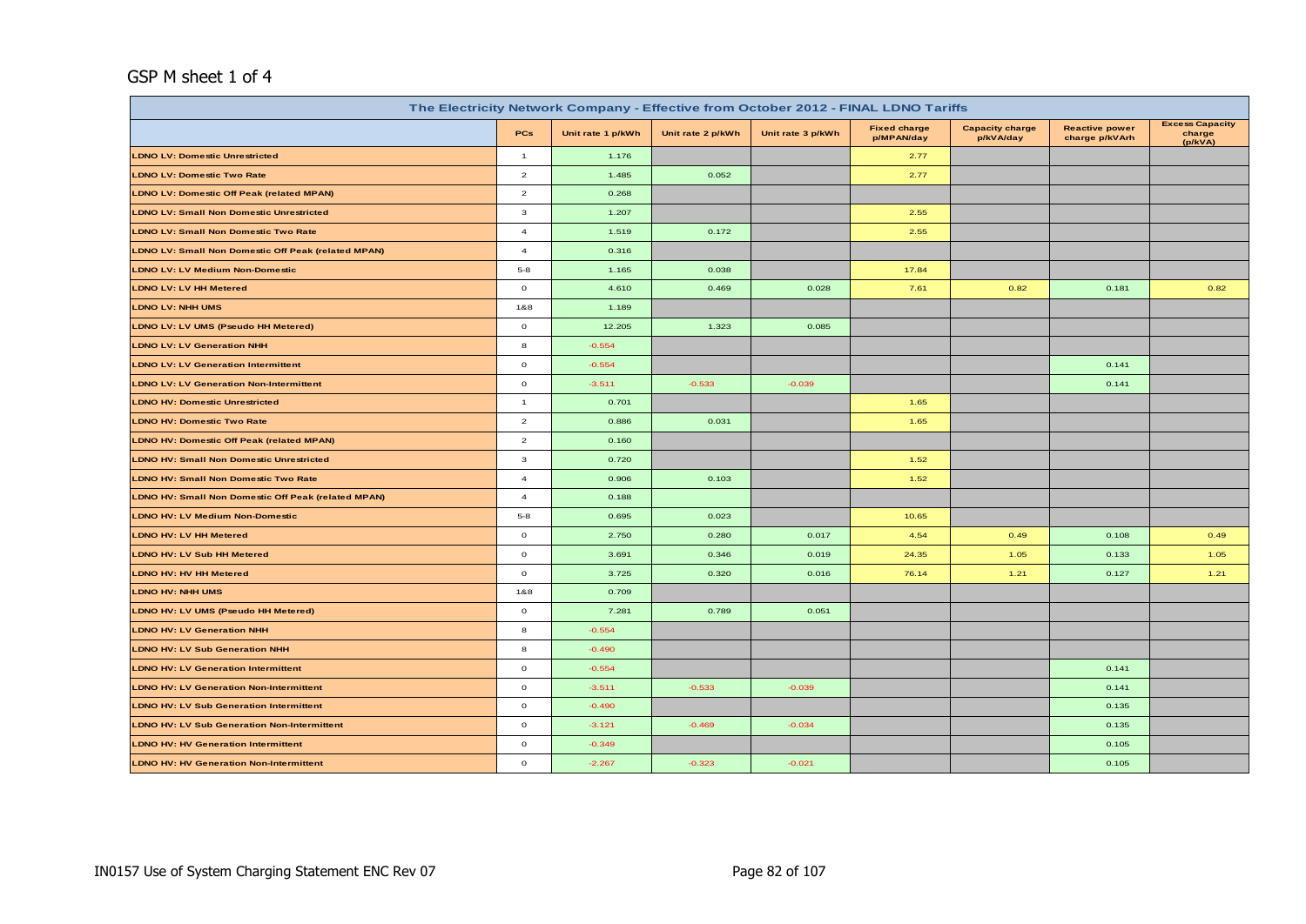## GSP M sheet 1 of 4

| The Electricity Network Company - Effective from October 2012 - FINAL LDNO Tariffs | | | | | | | | |
|---|---|---|---|---|---|---|---|---|
| | PCs | Unit rate 1 p/kWh | Unit rate 2 p/kWh | Unit rate 3 p/kWh | Fixed charge p/MPAN/day | Capacity charge p/kVA/day | Reactive power charge p/kVArh | Excess Capacity charge (p/kVA) |
| LDNO LV: Domestic Unrestricted | 1 | 1.176 | | | 2.77 | | | |
| LDNO LV: Domestic Two Rate | 2 | 1.485 | 0.052 | | 2.77 | | | |
| LDNO LV: Domestic Off Peak (related MPAN) | 2 | 0.268 | | | | | | |
| LDNO LV: Small Non Domestic Unrestricted | 3 | 1.207 | | | 2.55 | | | |
| LDNO LV: Small Non Domestic Two Rate | 4 | 1.519 | 0.172 | | 2.55 | | | |
| LDNO LV: Small Non Domestic Off Peak (related MPAN) | 4 | 0.316 | | | | | | |
| LDNO LV: LV Medium Non-Domestic | 5-8 | 1.165 | 0.038 | | 17.84 | | | |
| LDNO LV: LV HH Metered | 0 | 4.610 | 0.469 | 0.028 | 7.61 | 0.82 | 0.181 | 0.82 |
| LDNO LV: NHH UMS | 1&8 | 1.189 | | | | | | |
| LDNO LV: LV UMS (Pseudo HH Metered) | 0 | 12.205 | 1.323 | 0.085 | | | | |
| LDNO LV: LV Generation NHH | 8 | -0.554 | | | | | | |
| LDNO LV: LV Generation Intermittent | 0 | -0.554 | | | | | 0.141 | |
| LDNO LV: LV Generation Non-Intermittent | 0 | -3.511 | -0.533 | -0.039 | | | 0.141 | |
| LDNO HV: Domestic Unrestricted | 1 | 0.701 | | | 1.65 | | | |
| LDNO HV: Domestic Two Rate | 2 | 0.886 | 0.031 | | 1.65 | | | |
| LDNO HV: Domestic Off Peak (related MPAN) | 2 | 0.160 | | | | | | |
| LDNO HV: Small Non Domestic Unrestricted | 3 | 0.720 | | | 1.52 | | | |
| LDNO HV: Small Non Domestic Two Rate | 4 | 0.906 | 0.103 | | 1.52 | | | |
| LDNO HV: Small Non Domestic Off Peak (related MPAN) | 4 | 0.188 | | | | | | |
| LDNO HV: LV Medium Non-Domestic | 5-8 | 0.695 | 0.023 | | 10.65 | | | |
| LDNO HV: LV HH Metered | 0 | 2.750 | 0.280 | 0.017 | 4.54 | 0.49 | 0.108 | 0.49 |
| LDNO HV: LV Sub HH Metered | 0 | 3.691 | 0.346 | 0.019 | 24.35 | 1.05 | 0.133 | 1.05 |
| LDNO HV: HV HH Metered | 0 | 3.725 | 0.320 | 0.016 | 76.14 | 1.21 | 0.127 | 1.21 |
| LDNO HV: NHH UMS | 1&8 | 0.709 | | | | | | |
| LDNO HV: LV UMS (Pseudo HH Metered) | 0 | 7.281 | 0.789 | 0.051 | | | | |
| LDNO HV: LV Generation NHH | 8 | -0.554 | | | | | | |
| LDNO HV: LV Sub Generation NHH | 8 | -0.490 | | | | | | |
| LDNO HV: LV Generation Intermittent | 0 | -0.554 | | | | | 0.141 | |
| LDNO HV: LV Generation Non-Intermittent | 0 | -3.511 | -0.533 | -0.039 | | | 0.141 | |
| LDNO HV: LV Sub Generation Intermittent | 0 | -0.490 | | | | | 0.135 | |
| LDNO HV: LV Sub Generation Non-Intermittent | 0 | -3.121 | -0.469 | -0.034 | | | 0.135 | |
| LDNO HV: HV Generation Intermittent | 0 | -0.349 | | | | | 0.105 | |
| LDNO HV: HV Generation Non-Intermittent | 0 | -2.267 | -0.323 | -0.021 | | | 0.105 | |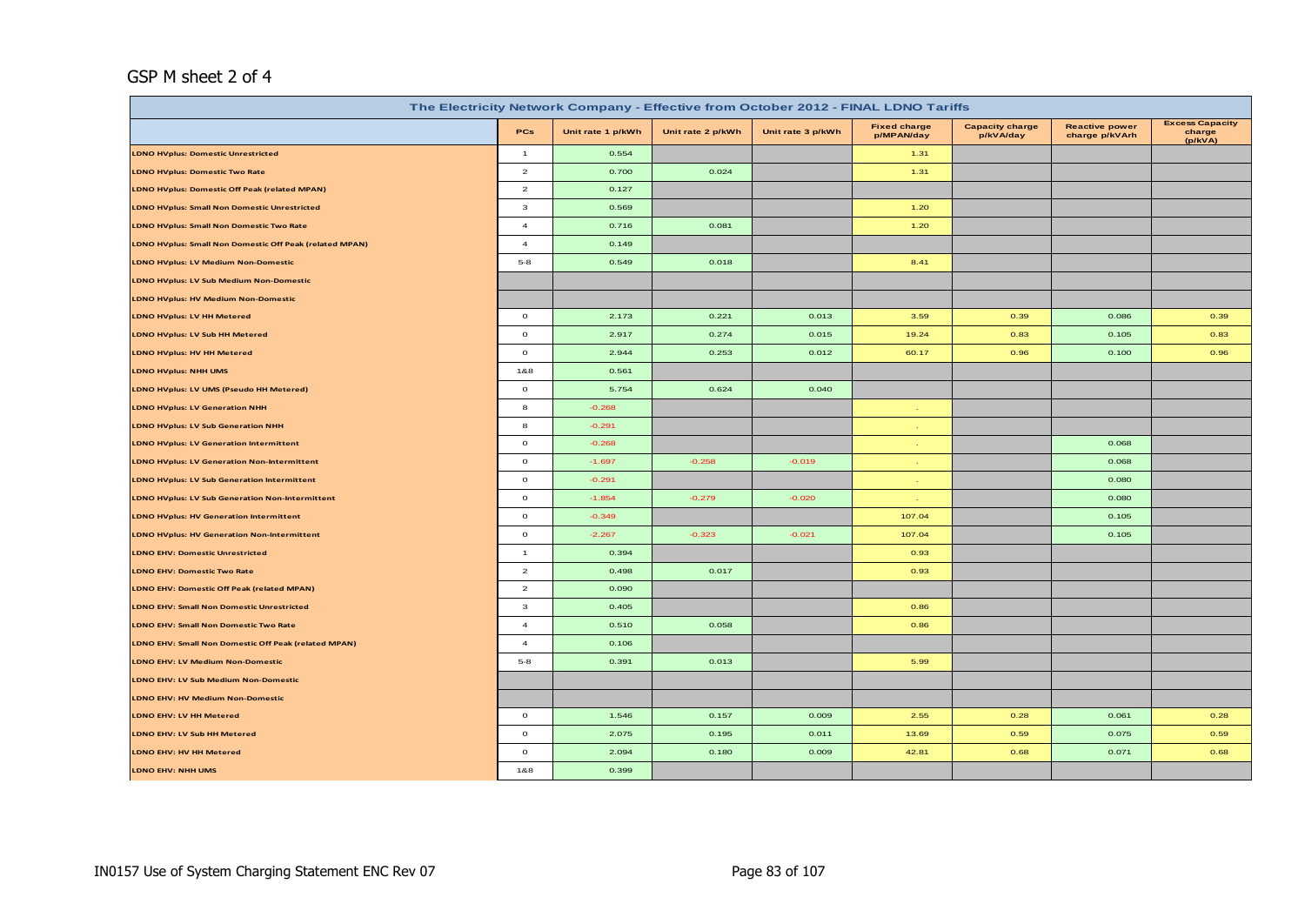GSP M sheet 2 of 4

| The Electricity Network Company - Effective from October 2012 - FINAL LDNO Tariffs | | | | | | | | |
|---|---|---|---|---|---|---|---|---|
| | PCs | Unit rate 1 p/kWh | Unit rate 2 p/kWh | Unit rate 3 p/kWh | Fixed charge p/MPAN/day | Capacity charge p/kVA/day | Reactive power charge p/kVArh | Excess Capacity charge (p/kVA) |
| LDNO HVplus: Domestic Unrestricted | 1 | 0.554 | | | 1.31 | | | |
| LDNO HVplus: Domestic Two Rate | 2 | 0.700 | 0.024 | | 1.31 | | | |
| LDNO HVplus: Domestic Off Peak (related MPAN) | 2 | 0.127 | | | | | | |
| LDNO HVplus: Small Non Domestic Unrestricted | 3 | 0.569 | | | 1.20 | | | |
| LDNO HVplus: Small Non Domestic Two Rate | 4 | 0.716 | 0.081 | | 1.20 | | | |
| LDNO HVplus: Small Non Domestic Off Peak (related MPAN) | 4 | 0.149 | | | | | | |
| LDNO HVplus: LV Medium Non-Domestic | 5-8 | 0.549 | 0.018 | | 8.41 | | | |
| LDNO HVplus: LV Sub Medium Non-Domestic | | | | | | | | |
| LDNO HVplus: HV Medium Non-Domestic | | | | | | | | |
| LDNO HVplus: LV HH Metered | 0 | 2.173 | 0.221 | 0.013 | 3.59 | 0.39 | 0.086 | 0.39 |
| LDNO HVplus: LV Sub HH Metered | 0 | 2.917 | 0.274 | 0.015 | 19.24 | 0.83 | 0.105 | 0.83 |
| LDNO HVplus: HV HH Metered | 0 | 2.944 | 0.253 | 0.012 | 60.17 | 0.96 | 0.100 | 0.96 |
| LDNO HVplus: NHH UMS | 1&8 | 0.561 | | | | | | |
| LDNO HVplus: LV UMS (Pseudo HH Metered) | 0 | 5.754 | 0.624 | 0.040 | | | | |
| LDNO HVplus: LV Generation NHH | 8 | -0.268 | | | - | | | |
| LDNO HVplus: LV Sub Generation NHH | 8 | -0.291 | | | - | | | |
| LDNO HVplus: LV Generation Intermittent | 0 | -0.268 | | | - | | 0.068 | |
| LDNO HVplus: LV Generation Non-Intermittent | 0 | -1.697 | -0.258 | -0.019 | - | | 0.068 | |
| LDNO HVplus: LV Sub Generation Intermittent | 0 | -0.291 | | | - | | 0.080 | |
| LDNO HVplus: LV Sub Generation Non-Intermittent | 0 | -1.854 | -0.279 | -0.020 | - | | 0.080 | |
| LDNO HVplus: HV Generation Intermittent | 0 | -0.349 | | | 107.04 | | 0.105 | |
| LDNO HVplus: HV Generation Non-Intermittent | 0 | -2.267 | -0.323 | -0.021 | 107.04 | | 0.105 | |
| LDNO EHV: Domestic Unrestricted | 1 | 0.394 | | | 0.93 | | | |
| LDNO EHV: Domestic Two Rate | 2 | 0.498 | 0.017 | | 0.93 | | | |
| LDNO EHV: Domestic Off Peak (related MPAN) | 2 | 0.090 | | | | | | |
| LDNO EHV: Small Non Domestic Unrestricted | 3 | 0.405 | | | 0.86 | | | |
| LDNO EHV: Small Non Domestic Two Rate | 4 | 0.510 | 0.058 | | 0.86 | | | |
| LDNO EHV: Small Non Domestic Off Peak (related MPAN) | 4 | 0.106 | | | | | | |
| LDNO EHV: LV Medium Non-Domestic | 5-8 | 0.391 | 0.013 | | 5.99 | | | |
| LDNO EHV: LV Sub Medium Non-Domestic | | | | | | | | |
| LDNO EHV: HV Medium Non-Domestic | | | | | | | | |
| LDNO EHV: LV HH Metered | 0 | 1.546 | 0.157 | 0.009 | 2.55 | 0.28 | 0.061 | 0.28 |
| LDNO EHV: LV Sub HH Metered | 0 | 2.075 | 0.195 | 0.011 | 13.69 | 0.59 | 0.075 | 0.59 |
| LDNO EHV: HV HH Metered | 0 | 2.094 | 0.180 | 0.009 | 42.81 | 0.68 | 0.071 | 0.68 |
| LDNO EHV: NHH UMS | 1&8 | 0.399 | | | | | | |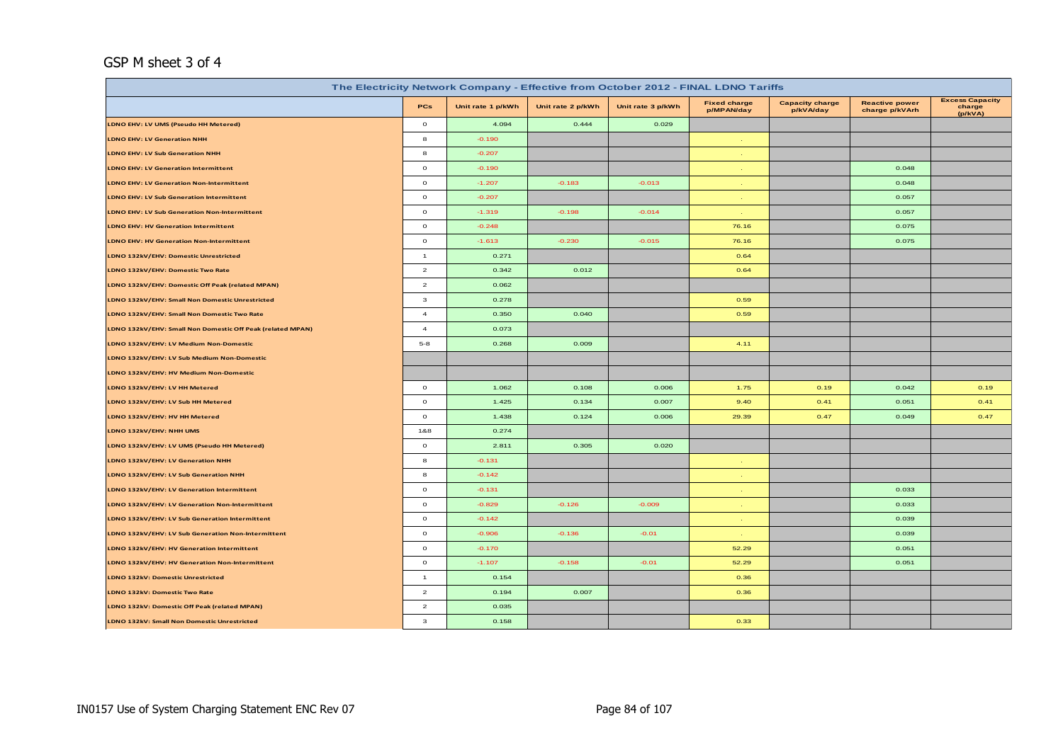## GSP M sheet 3 of 4

| The Electricity Network Company - Effective from October 2012 - FINAL LDNO Tariffs | | | | | | | | |
|---|---|---|---|---|---|---|---|---|
| | PCs | Unit rate 1 p/kWh | Unit rate 2 p/kWh | Unit rate 3 p/kWh | Fixed charge p/MPAN/day | Capacity charge p/kVA/day | Reactive power charge p/kVArh | Excess Capacity charge (p/kVA) |
| LDNO EHV: LV UMS (Pseudo HH Metered) | 0 | 4.094 | 0.444 | 0.029 | | | | |
| LDNO EHV: LV Generation NHH | 8 | -0.190 | | | . | | | |
| LDNO EHV: LV Sub Generation NHH | 8 | -0.207 | | | . | | | |
| LDNO EHV: LV Generation Intermittent | 0 | -0.190 | | | . | | 0.048 | |
| LDNO EHV: LV Generation Non-Intermittent | 0 | -1.207 | -0.183 | -0.013 | . | | 0.048 | |
| LDNO EHV: LV Sub Generation Intermittent | 0 | -0.207 | | | . | | 0.057 | |
| LDNO EHV: LV Sub Generation Non-Intermittent | 0 | -1.319 | -0.198 | -0.014 | . | | 0.057 | |
| LDNO EHV: HV Generation Intermittent | 0 | -0.248 | | | 76.16 | | 0.075 | |
| LDNO EHV: HV Generation Non-Intermittent | 0 | -1.613 | -0.230 | -0.015 | 76.16 | | 0.075 | |
| LDNO 132kV/EHV: Domestic Unrestricted | 1 | 0.271 | | | 0.64 | | | |
| LDNO 132kV/EHV: Domestic Two Rate | 2 | 0.342 | 0.012 | | 0.64 | | | |
| LDNO 132kV/EHV: Domestic Off Peak (related MPAN) | 2 | 0.062 | | | | | | |
| LDNO 132kV/EHV: Small Non Domestic Unrestricted | 3 | 0.278 | | | 0.59 | | | |
| LDNO 132kV/EHV: Small Non Domestic Two Rate | 4 | 0.350 | 0.040 | | 0.59 | | | |
| LDNO 132kV/EHV: Small Non Domestic Off Peak (related MPAN) | 4 | 0.073 | | | | | | |
| LDNO 132kV/EHV: LV Medium Non-Domestic | 5-8 | 0.268 | 0.009 | | 4.11 | | | |
| LDNO 132kV/EHV: LV Sub Medium Non-Domestic | | | | | | | | |
| LDNO 132kV/EHV: HV Medium Non-Domestic | | | | | | | | |
| LDNO 132kV/EHV: LV HH Metered | 0 | 1.062 | 0.108 | 0.006 | 1.75 | 0.19 | 0.042 | 0.19 |
| LDNO 132kV/EHV: LV Sub HH Metered | 0 | 1.425 | 0.134 | 0.007 | 9.40 | 0.41 | 0.051 | 0.41 |
| LDNO 132kV/EHV: HV HH Metered | 0 | 1.438 | 0.124 | 0.006 | 29.39 | 0.47 | 0.049 | 0.47 |
| LDNO 132kV/EHV: NHH UMS | 1&8 | 0.274 | | | | | | |
| LDNO 132kV/EHV: LV UMS (Pseudo HH Metered) | 0 | 2.811 | 0.305 | 0.020 | | | | |
| LDNO 132kV/EHV: LV Generation NHH | 8 | -0.131 | | | . | | | |
| LDNO 132kV/EHV: LV Sub Generation NHH | 8 | -0.142 | | | . | | | |
| LDNO 132kV/EHV: LV Generation Intermittent | 0 | -0.131 | | | . | | 0.033 | |
| LDNO 132kV/EHV: LV Generation Non-Intermittent | 0 | -0.829 | -0.126 | -0.009 | . | | 0.033 | |
| LDNO 132kV/EHV: LV Sub Generation Intermittent | 0 | -0.142 | | | . | | 0.039 | |
| LDNO 132kV/EHV: LV Sub Generation Non-Intermittent | 0 | -0.906 | -0.136 | -0.01 | . | | 0.039 | |
| LDNO 132kV/EHV: HV Generation Intermittent | 0 | -0.170 | | | 52.29 | | 0.051 | |
| LDNO 132kV/EHV: HV Generation Non-Intermittent | 0 | -1.107 | -0.158 | -0.01 | 52.29 | | 0.051 | |
| LDNO 132kV: Domestic Unrestricted | 1 | 0.154 | | | 0.36 | | | |
| LDNO 132kV: Domestic Two Rate | 2 | 0.194 | 0.007 | | 0.36 | | | |
| LDNO 132kV: Domestic Off Peak (related MPAN) | 2 | 0.035 | | | | | | |
| LDNO 132kV: Small Non Domestic Unrestricted | 3 | 0.158 | | | 0.33 | | | |

IN0157 Use of System Charging Statement ENC Rev 07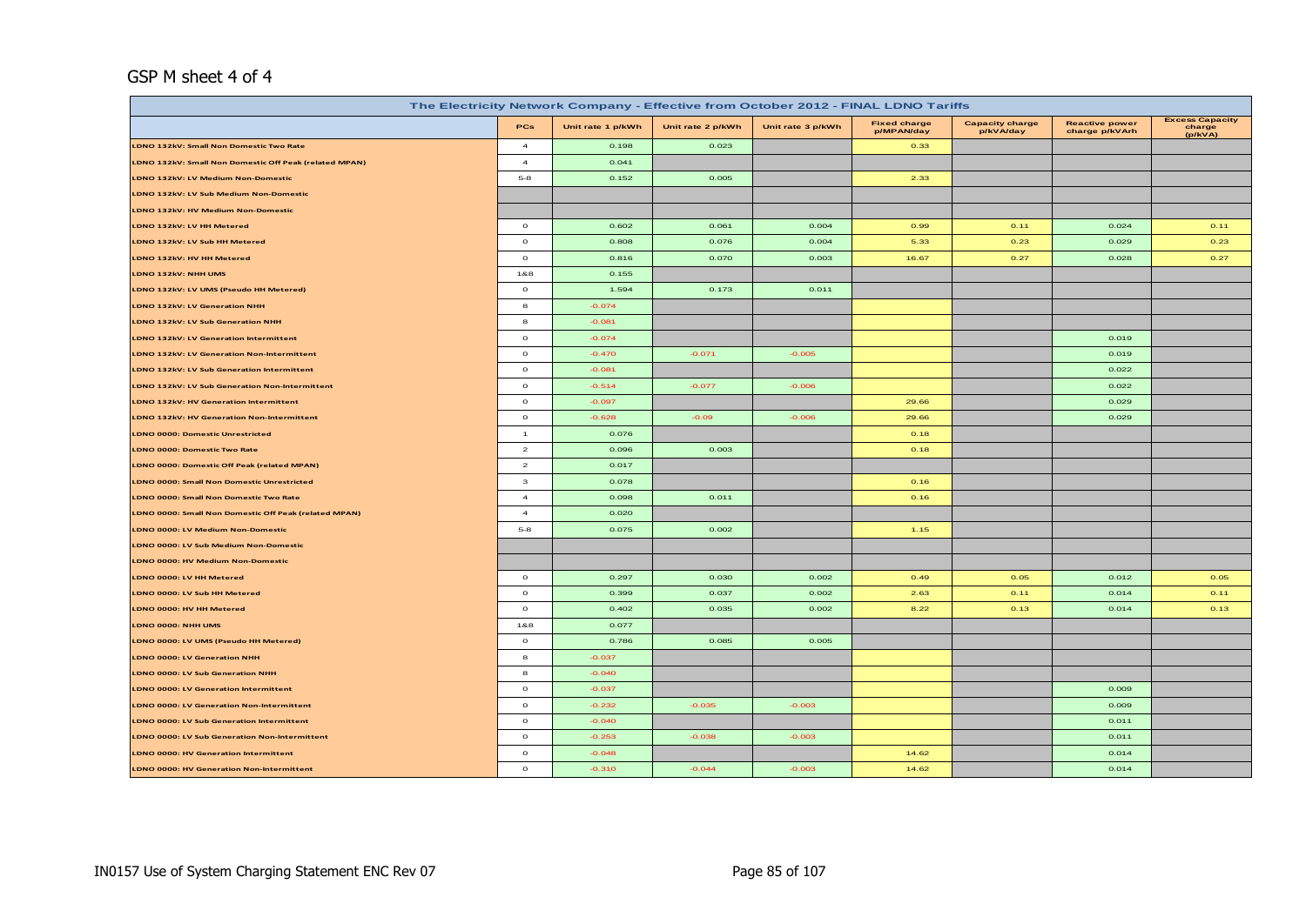## GSP M sheet 4 of 4

| The Electricity Network Company - Effective from October 2012 - FINAL LDNO Tariffs | | | | | | | | |
|---|---|---|---|---|---|---|---|---|
| | PCs | Unit rate 1 p/kWh | Unit rate 2 p/kWh | Unit rate 3 p/kWh | Fixed charge p/MPAN/day | Capacity charge p/kVA/day | Reactive power charge p/kVArh | Excess Capacity charge (p/kVA) |
| LDNO 132kV: Small Non Domestic Two Rate | 4 | 0.198 | 0.023 | | 0.33 | | | |
| LDNO 132kV: Small Non Domestic Off Peak (related MPAN) | 4 | 0.041 | | | | | | |
| LDNO 132kV: LV Medium Non-Domestic | 5-8 | 0.152 | 0.005 | | 2.33 | | | |
| LDNO 132kV: LV Sub Medium Non-Domestic | | | | | | | | |
| LDNO 132kV: HV Medium Non-Domestic | | | | | | | | |
| LDNO 132kV: LV HH Metered | 0 | 0.602 | 0.061 | 0.004 | 0.99 | 0.11 | 0.024 | 0.11 |
| LDNO 132kV: LV Sub HH Metered | 0 | 0.808 | 0.076 | 0.004 | 5.33 | 0.23 | 0.029 | 0.23 |
| LDNO 132kV: HV HH Metered | 0 | 0.816 | 0.070 | 0.003 | 16.67 | 0.27 | 0.028 | 0.27 |
| LDNO 132kV: NHH UMS | 1&8 | 0.155 | | | | | | |
| LDNO 132kV: LV UMS (Pseudo HH Metered) | 0 | 1.594 | 0.173 | 0.011 | | | | |
| LDNO 132kV: LV Generation NHH | 8 | -0.074 | | | | | | |
| LDNO 132kV: LV Sub Generation NHH | 8 | -0.081 | | | | | | |
| LDNO 132kV: LV Generation Intermittent | 0 | -0.074 | | | | | 0.019 | |
| LDNO 132kV: LV Generation Non-Intermittent | 0 | -0.470 | -0.071 | -0.005 | | | 0.019 | |
| LDNO 132kV: LV Sub Generation Intermittent | 0 | -0.081 | | | | | 0.022 | |
| LDNO 132kV: LV Sub Generation Non-Intermittent | 0 | -0.514 | -0.077 | -0.006 | | | 0.022 | |
| LDNO 132kV: HV Generation Intermittent | 0 | -0.097 | | | 29.66 | | 0.029 | |
| LDNO 132kV: HV Generation Non-Intermittent | 0 | -0.628 | -0.09 | -0.006 | 29.66 | | 0.029 | |
| LDNO 0000: Domestic Unrestricted | 1 | 0.076 | | | 0.18 | | | |
| LDNO 0000: Domestic Two Rate | 2 | 0.096 | 0.003 | | 0.18 | | | |
| LDNO 0000: Domestic Off Peak (related MPAN) | 2 | 0.017 | | | | | | |
| LDNO 0000: Small Non Domestic Unrestricted | 3 | 0.078 | | | 0.16 | | | |
| LDNO 0000: Small Non Domestic Two Rate | 4 | 0.098 | 0.011 | | 0.16 | | | |
| LDNO 0000: Small Non Domestic Off Peak (related MPAN) | 4 | 0.020 | | | | | | |
| LDNO 0000: LV Medium Non-Domestic | 5-8 | 0.075 | 0.002 | | 1.15 | | | |
| LDNO 0000: LV Sub Medium Non-Domestic | | | | | | | | |
| LDNO 0000: HV Medium Non-Domestic | | | | | | | | |
| LDNO 0000: LV HH Metered | 0 | 0.297 | 0.030 | 0.002 | 0.49 | 0.05 | 0.012 | 0.05 |
| LDNO 0000: LV Sub HH Metered | 0 | 0.399 | 0.037 | 0.002 | 2.63 | 0.11 | 0.014 | 0.11 |
| LDNO 0000: HV HH Metered | 0 | 0.402 | 0.035 | 0.002 | 8.22 | 0.13 | 0.014 | 0.13 |
| LDNO 0000: NHH UMS | 1&8 | 0.077 | | | | | | |
| LDNO 0000: LV UMS (Pseudo HH Metered) | 0 | 0.786 | 0.085 | 0.005 | | | | |
| LDNO 0000: LV Generation NHH | 8 | -0.037 | | | | | | |
| LDNO 0000: LV Sub Generation NHH | 8 | -0.040 | | | | | | |
| LDNO 0000: LV Generation Intermittent | 0 | -0.037 | | | | | 0.009 | |
| LDNO 0000: LV Generation Non-Intermittent | 0 | -0.232 | -0.035 | -0.003 | | | 0.009 | |
| LDNO 0000: LV Sub Generation Intermittent | 0 | -0.040 | | | | | 0.011 | |
| LDNO 0000: LV Sub Generation Non-Intermittent | 0 | -0.253 | -0.038 | -0.003 | | | 0.011 | |
| LDNO 0000: HV Generation Intermittent | 0 | -0.048 | | | 14.62 | | 0.014 | |
| LDNO 0000: HV Generation Non-Intermittent | 0 | -0.310 | -0.044 | -0.003 | 14.62 | | 0.014 | |

IN0157 Use of System Charging Statement ENC Rev 07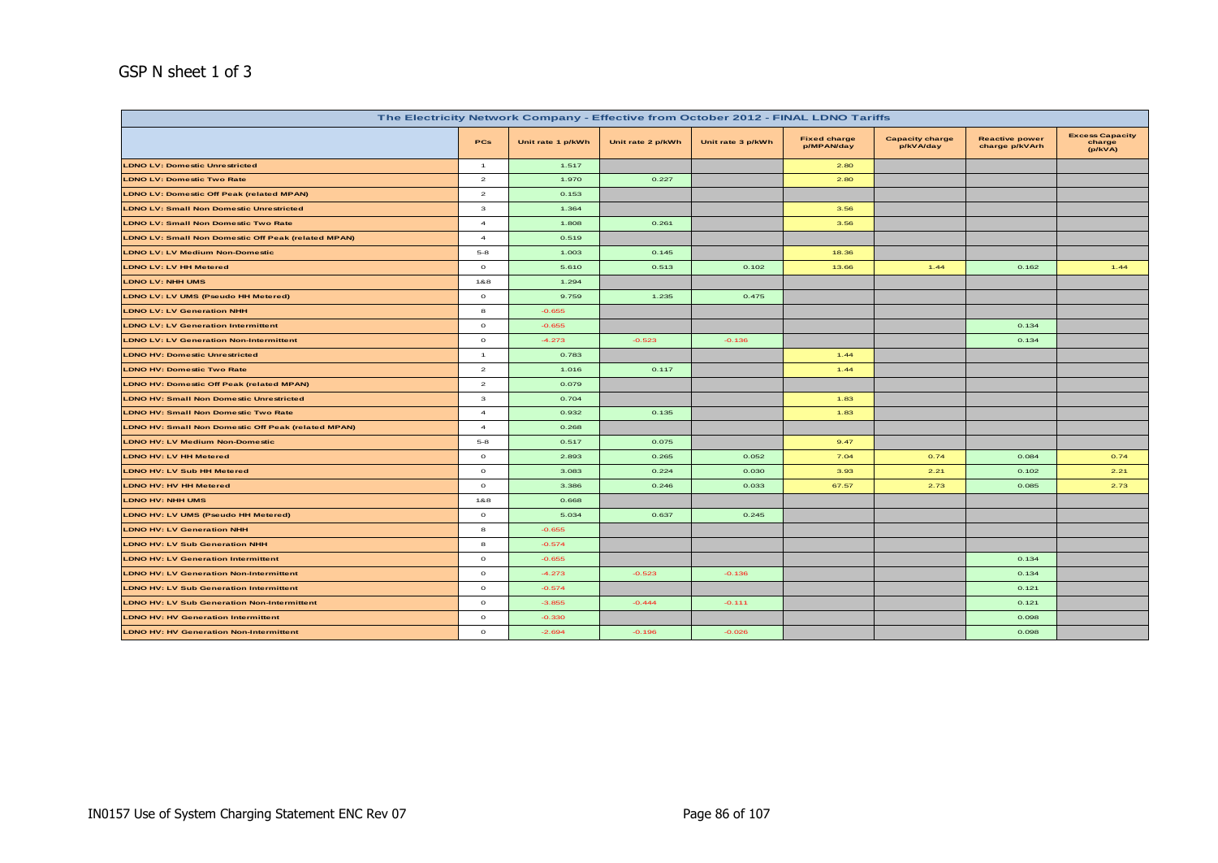GSP N sheet 1 of 3

| The Electricity Network Company - Effective from October 2012 - FINAL LDNO Tariffs | | | | | | | | |
|---|---|---|---|---|---|---|---|---|
| | PCs | Unit rate 1 p/kWh | Unit rate 2 p/kWh | Unit rate 3 p/kWh | Fixed charge p/MPAN/day | Capacity charge p/kVA/day | Reactive power charge p/kVArh | Excess Capacity charge (p/kVA) |
| LDNO LV: Domestic Unrestricted | 1 | 1.517 | | | 2.80 | | | |
| LDNO LV: Domestic Two Rate | 2 | 1.970 | 0.227 | | 2.80 | | | |
| LDNO LV: Domestic Off Peak (related MPAN) | 2 | 0.153 | | | | | | |
| LDNO LV: Small Non Domestic Unrestricted | 3 | 1.364 | | | 3.56 | | | |
| LDNO LV: Small Non Domestic Two Rate | 4 | 1.808 | 0.261 | | 3.56 | | | |
| LDNO LV: Small Non Domestic Off Peak (related MPAN) | 4 | 0.519 | | | | | | |
| LDNO LV: LV Medium Non-Domestic | 5-8 | 1.003 | 0.145 | | 18.36 | | | |
| LDNO LV: LV HH Metered | 0 | 5.610 | 0.513 | 0.102 | 13.66 | 1.44 | 0.162 | 1.44 |
| LDNO LV: NHH UMS | 1&8 | 1.294 | | | | | | |
| LDNO LV: LV UMS (Pseudo HH Metered) | 0 | 9.759 | 1.235 | 0.475 | | | | |
| LDNO LV: LV Generation NHH | 8 | -0.655 | | | | | | |
| LDNO LV: LV Generation Intermittent | 0 | -0.655 | | | | | 0.134 | |
| LDNO LV: LV Generation Non-Intermittent | 0 | -4.273 | -0.523 | -0.136 | | | 0.134 | |
| LDNO HV: Domestic Unrestricted | 1 | 0.783 | | | 1.44 | | | |
| LDNO HV: Domestic Two Rate | 2 | 1.016 | 0.117 | | 1.44 | | | |
| LDNO HV: Domestic Off Peak (related MPAN) | 2 | 0.079 | | | | | | |
| LDNO HV: Small Non Domestic Unrestricted | 3 | 0.704 | | | 1.83 | | | |
| LDNO HV: Small Non Domestic Two Rate | 4 | 0.932 | 0.135 | | 1.83 | | | |
| LDNO HV: Small Non Domestic Off Peak (related MPAN) | 4 | 0.268 | | | | | | |
| LDNO HV: LV Medium Non-Domestic | 5-8 | 0.517 | 0.075 | | 9.47 | | | |
| LDNO HV: LV HH Metered | 0 | 2.893 | 0.265 | 0.052 | 7.04 | 0.74 | 0.084 | 0.74 |
| LDNO HV: LV Sub HH Metered | 0 | 3.083 | 0.224 | 0.030 | 3.93 | 2.21 | 0.102 | 2.21 |
| LDNO HV: HV HH Metered | 0 | 3.386 | 0.246 | 0.033 | 67.57 | 2.73 | 0.085 | 2.73 |
| LDNO HV: NHH UMS | 1&8 | 0.668 | | | | | | |
| LDNO HV: LV UMS (Pseudo HH Metered) | 0 | 5.034 | 0.637 | 0.245 | | | | |
| LDNO HV: LV Generation NHH | 8 | -0.655 | | | | | | |
| LDNO HV: LV Sub Generation NHH | 8 | -0.574 | | | | | | |
| LDNO HV: LV Generation Intermittent | 0 | -0.655 | | | | | 0.134 | |
| LDNO HV: LV Generation Non-Intermittent | 0 | -4.273 | -0.523 | -0.136 | | | 0.134 | |
| LDNO HV: LV Sub Generation Intermittent | 0 | -0.574 | | | | | 0.121 | |
| LDNO HV: LV Sub Generation Non-Intermittent | 0 | -3.855 | -0.444 | -0.111 | | | 0.121 | |
| LDNO HV: HV Generation Intermittent | 0 | -0.330 | | | | | 0.098 | |
| LDNO HV: HV Generation Non-Intermittent | 0 | -2.694 | -0.196 | -0.026 | | | 0.098 | |

IN0157 Use of System Charging Statement ENC Rev 07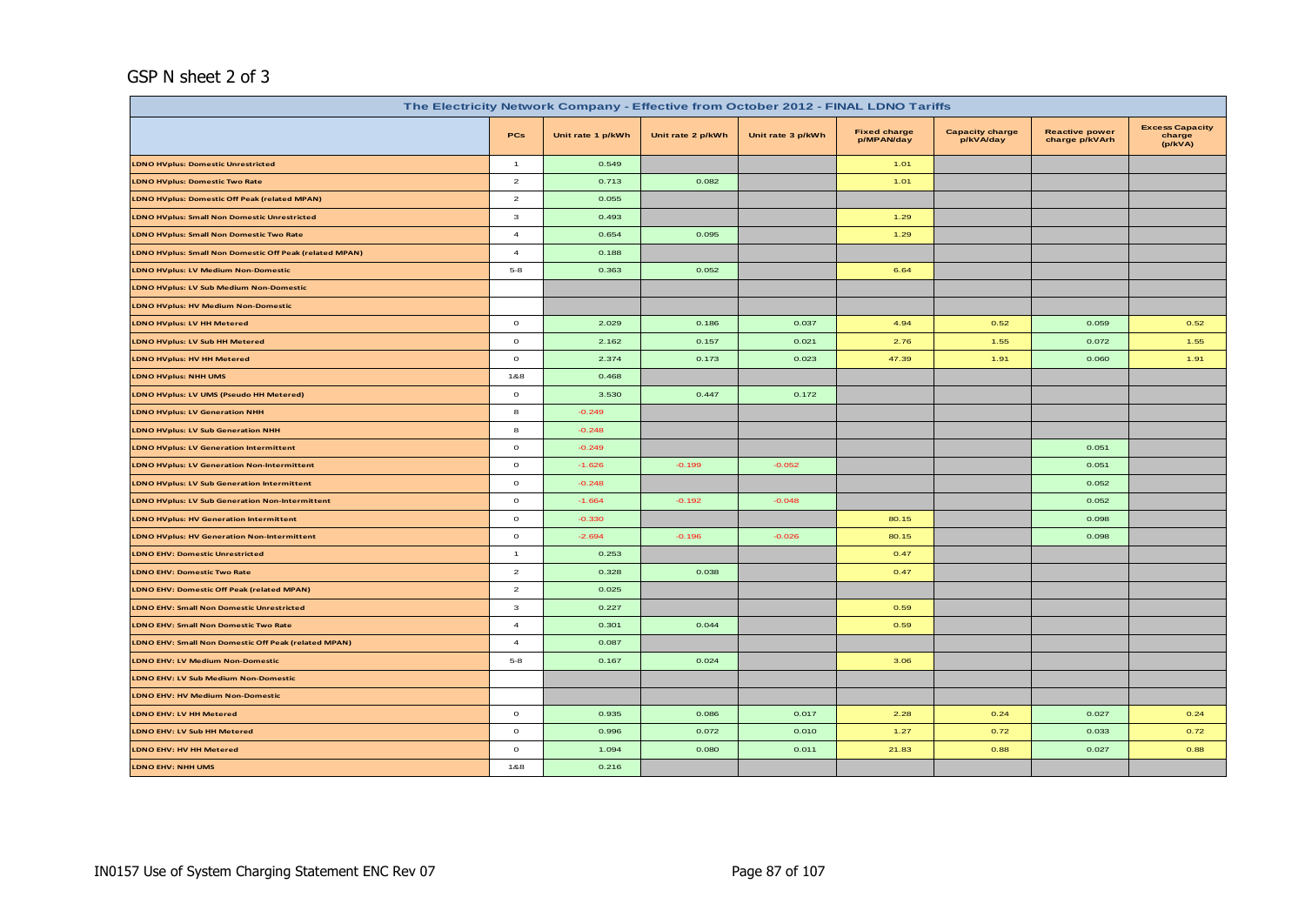GSP N sheet 2 of 3

| The Electricity Network Company - Effective from October 2012 - FINAL LDNO Tariffs | | | | | | | | |
|---|---|---|---|---|---|---|---|---|
| | PCs | Unit rate 1 p/kWh | Unit rate 2 p/kWh | Unit rate 3 p/kWh | Fixed charge p/MPAN/day | Capacity charge p/kVA/day | Reactive power charge p/kVArh | Excess Capacity charge (p/kVA) |
| LDNO HVplus: Domestic Unrestricted | 1 | 0.549 | | | 1.01 | | | |
| LDNO HVplus: Domestic Two Rate | 2 | 0.713 | 0.082 | | 1.01 | | | |
| LDNO HVplus: Domestic Off Peak (related MPAN) | 2 | 0.055 | | | | | | |
| LDNO HVplus: Small Non Domestic Unrestricted | 3 | 0.493 | | | 1.29 | | | |
| LDNO HVplus: Small Non Domestic Two Rate | 4 | 0.654 | 0.095 | | 1.29 | | | |
| LDNO HVplus: Small Non Domestic Off Peak (related MPAN) | 4 | 0.188 | | | | | | |
| LDNO HVplus: LV Medium Non-Domestic | 5-8 | 0.363 | 0.052 | | 6.64 | | | |
| LDNO HVplus: LV Sub Medium Non-Domestic | | | | | | | | |
| LDNO HVplus: HV Medium Non-Domestic | | | | | | | | |
| LDNO HVplus: LV HH Metered | 0 | 2.029 | 0.186 | 0.037 | 4.94 | 0.52 | 0.059 | 0.52 |
| LDNO HVplus: LV Sub HH Metered | 0 | 2.162 | 0.157 | 0.021 | 2.76 | 1.55 | 0.072 | 1.55 |
| LDNO HVplus: HV HH Metered | 0 | 2.374 | 0.173 | 0.023 | 47.39 | 1.91 | 0.060 | 1.91 |
| LDNO HVplus: NHH UMS | 1&8 | 0.468 | | | | | | |
| LDNO HVplus: LV UMS (Pseudo HH Metered) | 0 | 3.530 | 0.447 | 0.172 | | | | |
| LDNO HVplus: LV Generation NHH | 8 | -0.249 | | | | | | |
| LDNO HVplus: LV Sub Generation NHH | 8 | -0.248 | | | | | | |
| LDNO HVplus: LV Generation Intermittent | 0 | -0.249 | | | | | 0.051 | |
| LDNO HVplus: LV Generation Non-Intermittent | 0 | -1.626 | -0.199 | -0.052 | | | 0.051 | |
| LDNO HVplus: LV Sub Generation Intermittent | 0 | -0.248 | | | | | 0.052 | |
| LDNO HVplus: LV Sub Generation Non-Intermittent | 0 | -1.664 | -0.192 | -0.048 | | | 0.052 | |
| LDNO HVplus: HV Generation Intermittent | 0 | -0.330 | | | 80.15 | | 0.098 | |
| LDNO HVplus: HV Generation Non-Intermittent | 0 | -2.694 | -0.196 | -0.026 | 80.15 | | 0.098 | |
| LDNO EHV: Domestic Unrestricted | 1 | 0.253 | | | 0.47 | | | |
| LDNO EHV: Domestic Two Rate | 2 | 0.328 | 0.038 | | 0.47 | | | |
| LDNO EHV: Domestic Off Peak (related MPAN) | 2 | 0.025 | | | | | | |
| LDNO EHV: Small Non Domestic Unrestricted | 3 | 0.227 | | | 0.59 | | | |
| LDNO EHV: Small Non Domestic Two Rate | 4 | 0.301 | 0.044 | | 0.59 | | | |
| LDNO EHV: Small Non Domestic Off Peak (related MPAN) | 4 | 0.087 | | | | | | |
| LDNO EHV: LV Medium Non-Domestic | 5-8 | 0.167 | 0.024 | | 3.06 | | | |
| LDNO EHV: LV Sub Medium Non-Domestic | | | | | | | | |
| LDNO EHV: HV Medium Non-Domestic | | | | | | | | |
| LDNO EHV: LV HH Metered | 0 | 0.935 | 0.086 | 0.017 | 2.28 | 0.24 | 0.027 | 0.24 |
| LDNO EHV: LV Sub HH Metered | 0 | 0.996 | 0.072 | 0.010 | 1.27 | 0.72 | 0.033 | 0.72 |
| LDNO EHV: HV HH Metered | 0 | 1.094 | 0.080 | 0.011 | 21.83 | 0.88 | 0.027 | 0.88 |
| LDNO EHV: NHH UMS | 1&8 | 0.216 | | | | | | |

IN0157 Use of System Charging Statement ENC Rev 07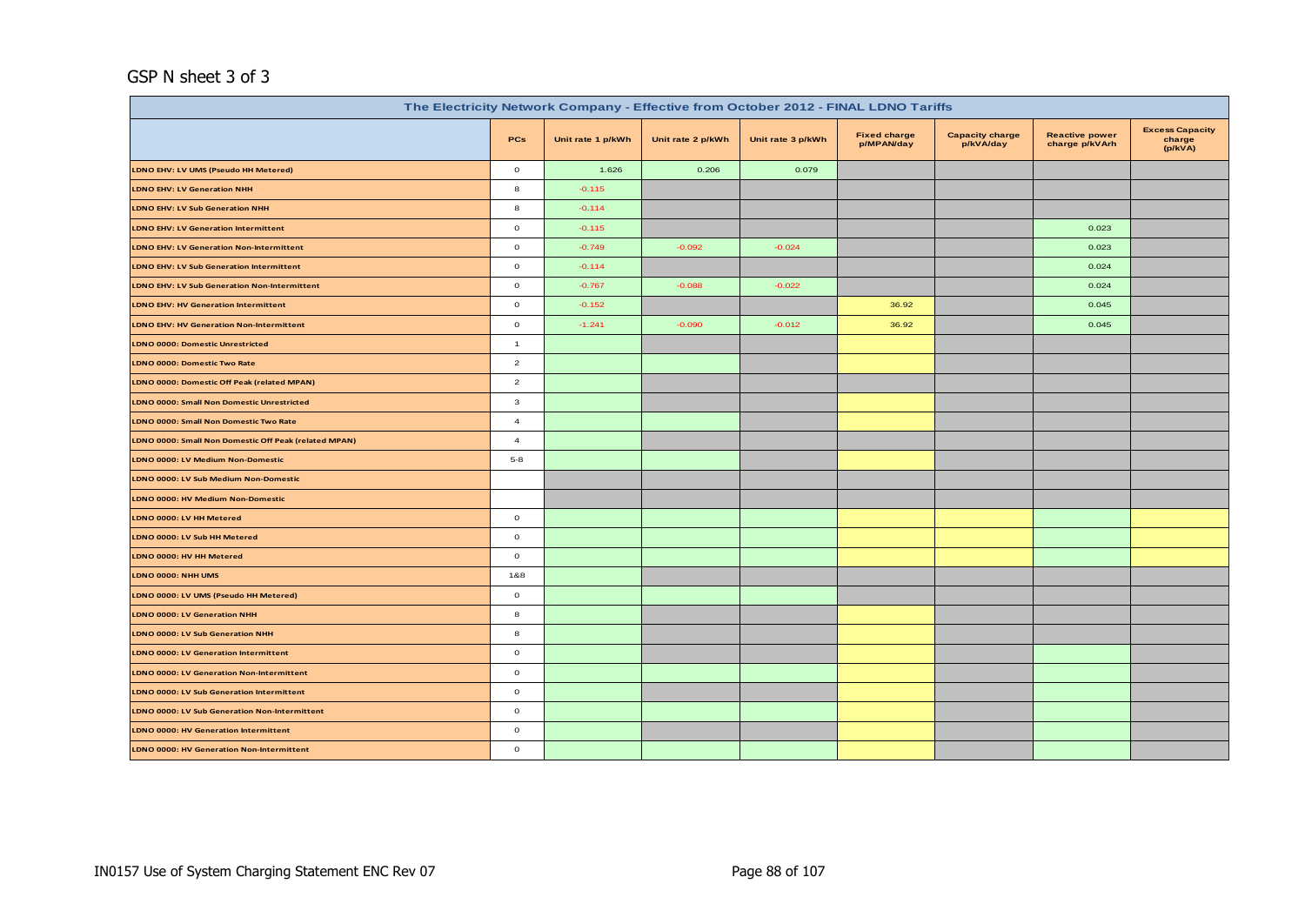GSP N sheet 3 of 3

| The Electricity Network Company - Effective from October 2012 - FINAL LDNO Tariffs | | | | | | | | |
|---|---|---|---|---|---|---|---|---|
| | PCs | Unit rate 1 p/kWh | Unit rate 2 p/kWh | Unit rate 3 p/kWh | Fixed charge p/MPAN/day | Capacity charge p/kVA/day | Reactive power charge p/kVArh | Excess Capacity charge (p/kVA) |
| LDNO EHV: LV UMS (Pseudo HH Metered) | 0 | 1.626 | 0.206 | 0.079 | | | | |
| LDNO EHV: LV Generation NHH | 8 | -0.115 | | | | | | |
| LDNO EHV: LV Sub Generation NHH | 8 | -0.114 | | | | | | |
| LDNO EHV: LV Generation Intermittent | 0 | -0.115 | | | | | 0.023 | |
| LDNO EHV: LV Generation Non-Intermittent | 0 | -0.749 | -0.092 | -0.024 | | | 0.023 | |
| LDNO EHV: LV Sub Generation Intermittent | 0 | -0.114 | | | | | 0.024 | |
| LDNO EHV: LV Sub Generation Non-Intermittent | 0 | -0.767 | -0.088 | -0.022 | | | 0.024 | |
| LDNO EHV: HV Generation Intermittent | 0 | -0.152 | | | 36.92 | | 0.045 | |
| LDNO EHV: HV Generation Non-Intermittent | 0 | -1.241 | -0.090 | -0.012 | 36.92 | | 0.045 | |
| LDNO 0000: Domestic Unrestricted | 1 | | | | | | | |
| LDNO 0000: Domestic Two Rate | 2 | | | | | | | |
| LDNO 0000: Domestic Off Peak (related MPAN) | 2 | | | | | | | |
| LDNO 0000: Small Non Domestic Unrestricted | 3 | | | | | | | |
| LDNO 0000: Small Non Domestic Two Rate | 4 | | | | | | | |
| LDNO 0000: Small Non Domestic Off Peak (related MPAN) | 4 | | | | | | | |
| LDNO 0000: LV Medium Non-Domestic | 5-8 | | | | | | | |
| LDNO 0000: LV Sub Medium Non-Domestic | | | | | | | | |
| LDNO 0000: HV Medium Non-Domestic | | | | | | | | |
| LDNO 0000: LV HH Metered | 0 | | | | | | | |
| LDNO 0000: LV Sub HH Metered | 0 | | | | | | | |
| LDNO 0000: HV HH Metered | 0 | | | | | | | |
| LDNO 0000: NHH UMS | 1&8 | | | | | | | |
| LDNO 0000: LV UMS (Pseudo HH Metered) | 0 | | | | | | | |
| LDNO 0000: LV Generation NHH | 8 | | | | | | | |
| LDNO 0000: LV Sub Generation NHH | 8 | | | | | | | |
| LDNO 0000: LV Generation Intermittent | 0 | | | | | | | |
| LDNO 0000: LV Generation Non-Intermittent | 0 | | | | | | | |
| LDNO 0000: LV Sub Generation Intermittent | 0 | | | | | | | |
| LDNO 0000: LV Sub Generation Non-Intermittent | 0 | | | | | | | |
| LDNO 0000: HV Generation Intermittent | 0 | | | | | | | |
| LDNO 0000: HV Generation Non-Intermittent | 0 | | | | | | | |

IN0157 Use of System Charging Statement ENC Rev 07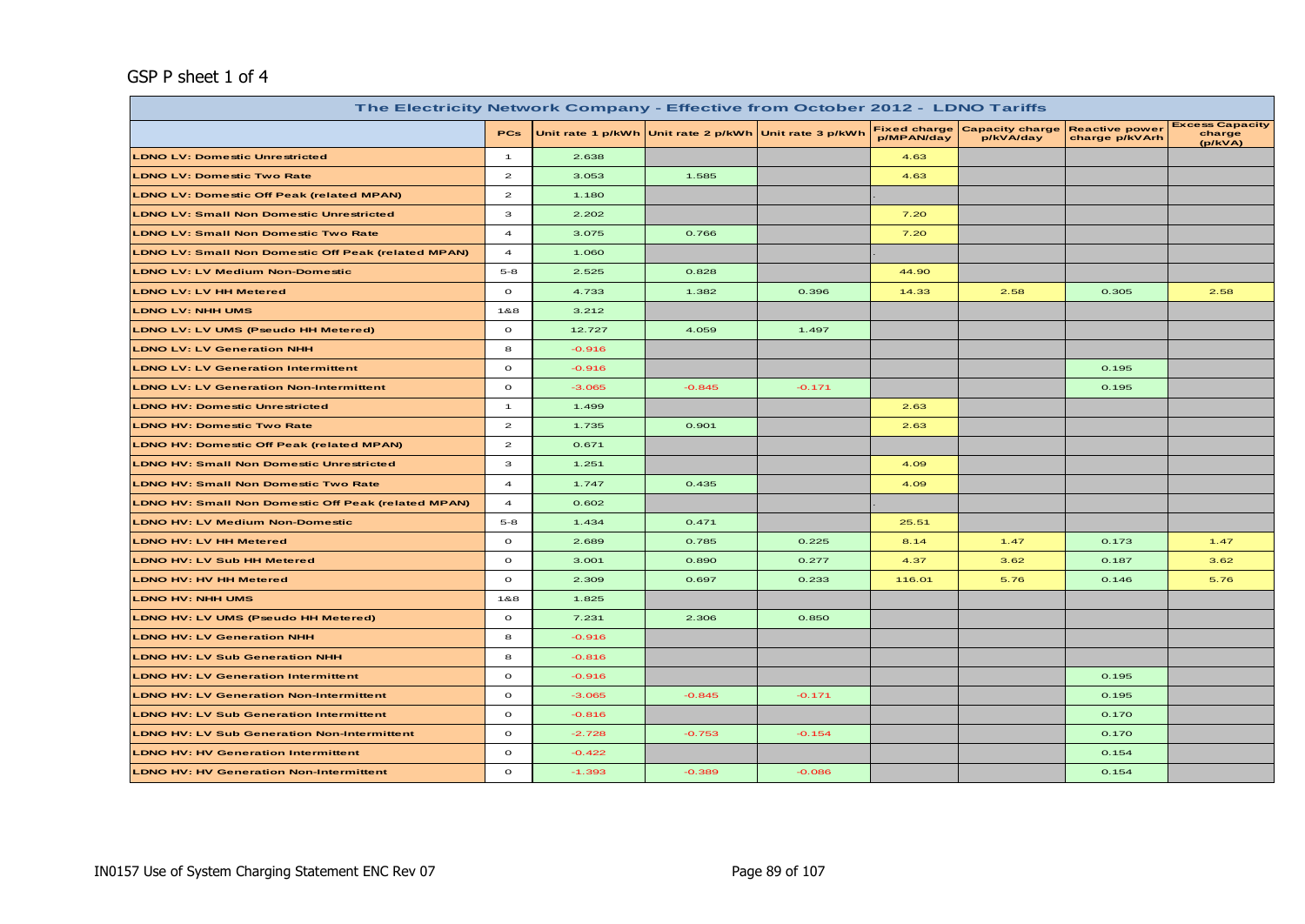GSP P sheet 1 of 4

| The Electricity Network Company - Effective from October 2012 - LDNO Tariffs | | | | | | | | |
|---|---|---|---|---|---|---|---|---|
| | PCs | Unit rate 1 p/kWh | Unit rate 2 p/kWh | Unit rate 3 p/kWh | Fixed charge p/MPAN/day | Capacity charge p/kVA/day | Reactive power charge p/kVArh | Excess Capacity charge (p/kVA) |
| LDNO LV: Domestic Unrestricted | 1 | 2.638 | | | 4.63 | | | |
| LDNO LV: Domestic Two Rate | 2 | 3.053 | 1.585 | | 4.63 | | | |
| LDNO LV: Domestic Off Peak (related MPAN) | 2 | 1.180 | | | . | | | |
| LDNO LV: Small Non Domestic Unrestricted | 3 | 2.202 | | | 7.20 | | | |
| LDNO LV: Small Non Domestic Two Rate | 4 | 3.075 | 0.766 | | 7.20 | | | |
| LDNO LV: Small Non Domestic Off Peak (related MPAN) | 4 | 1.060 | | | . | | | |
| LDNO LV: LV Medium Non-Domestic | 5-8 | 2.525 | 0.828 | | 44.90 | | | |
| LDNO LV: LV HH Metered | 0 | 4.733 | 1.382 | 0.396 | 14.33 | 2.58 | 0.305 | 2.58 |
| LDNO LV: NHH UMS | 1&8 | 3.212 | | | | | | |
| LDNO LV: LV UMS (Pseudo HH Metered) | 0 | 12.727 | 4.059 | 1.497 | | | | |
| LDNO LV: LV Generation NHH | 8 | -0.916 | | | | | | |
| LDNO LV: LV Generation Intermittent | 0 | -0.916 | | | | | 0.195 | |
| LDNO LV: LV Generation Non-Intermittent | 0 | -3.065 | -0.845 | -0.171 | | | 0.195 | |
| LDNO HV: Domestic Unrestricted | 1 | 1.499 | | | 2.63 | | | |
| LDNO HV: Domestic Two Rate | 2 | 1.735 | 0.901 | | 2.63 | | | |
| LDNO HV: Domestic Off Peak (related MPAN) | 2 | 0.671 | | | | | | |
| LDNO HV: Small Non Domestic Unrestricted | 3 | 1.251 | | | 4.09 | | | |
| LDNO HV: Small Non Domestic Two Rate | 4 | 1.747 | 0.435 | | 4.09 | | | |
| LDNO HV: Small Non Domestic Off Peak (related MPAN) | 4 | 0.602 | | | . | | | |
| LDNO HV: LV Medium Non-Domestic | 5-8 | 1.434 | 0.471 | | 25.51 | | | |
| LDNO HV: LV HH Metered | 0 | 2.689 | 0.785 | 0.225 | 8.14 | 1.47 | 0.173 | 1.47 |
| LDNO HV: LV Sub HH Metered | 0 | 3.001 | 0.890 | 0.277 | 4.37 | 3.62 | 0.187 | 3.62 |
| LDNO HV: HV HH Metered | 0 | 2.309 | 0.697 | 0.233 | 116.01 | 5.76 | 0.146 | 5.76 |
| LDNO HV: NHH UMS | 1&8 | 1.825 | | | | | | |
| LDNO HV: LV UMS (Pseudo HH Metered) | 0 | 7.231 | 2.306 | 0.850 | | | | |
| LDNO HV: LV Generation NHH | 8 | -0.916 | | | | | | |
| LDNO HV: LV Sub Generation NHH | 8 | -0.816 | | | | | | |
| LDNO HV: LV Generation Intermittent | 0 | -0.916 | | | | | 0.195 | |
| LDNO HV: LV Generation Non-Intermittent | 0 | -3.065 | -0.845 | -0.171 | | | 0.195 | |
| LDNO HV: LV Sub Generation Intermittent | 0 | -0.816 | | | | | 0.170 | |
| LDNO HV: LV Sub Generation Non-Intermittent | 0 | -2.728 | -0.753 | -0.154 | | | 0.170 | |
| LDNO HV: HV Generation Intermittent | 0 | -0.422 | | | | | 0.154 | |
| LDNO HV: HV Generation Non-Intermittent | 0 | -1.393 | -0.389 | -0.086 | | | 0.154 | |

IN0157 Use of System Charging Statement ENC Rev 07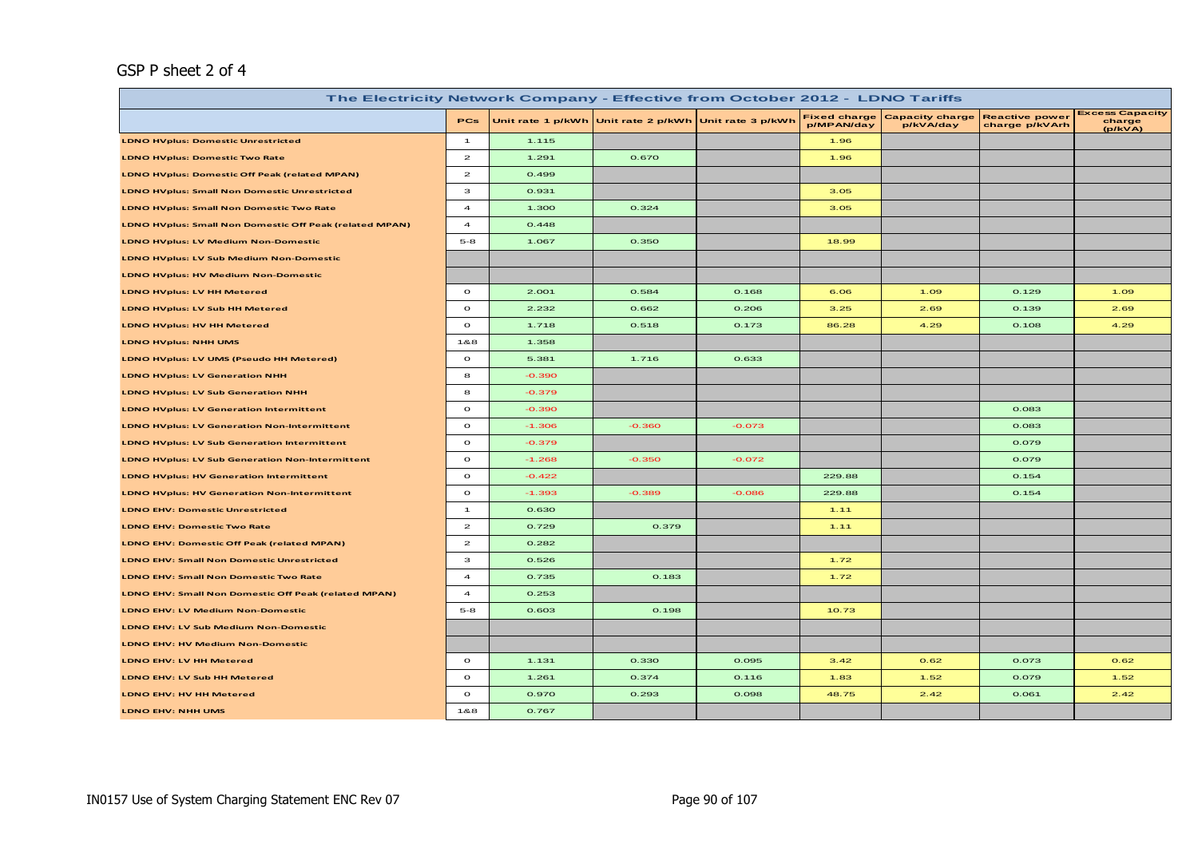GSP P sheet 2 of 4

| The Electricity Network Company - Effective from October 2012 - LDNO Tariffs | | | | | | | | | |
|---|---|---|---|---|---|---|---|---|---|
| | PCs | Unit rate 1 p/kWh | Unit rate 2 p/kWh | Unit rate 3 p/kWh | Fixed charge p/MPAN/day | Capacity charge p/kVA/day | Reactive power charge p/kVArh | Excess Capacity charge (p/kVA) |
| LDNO HVplus: Domestic Unrestricted | 1 | 1.115 | | | 1.96 | | | |
| LDNO HVplus: Domestic Two Rate | 2 | 1.291 | 0.670 | | 1.96 | | | |
| LDNO HVplus: Domestic Off Peak (related MPAN) | 2 | 0.499 | | | | | | |
| LDNO HVplus: Small Non Domestic Unrestricted | 3 | 0.931 | | | 3.05 | | | |
| LDNO HVplus: Small Non Domestic Two Rate | 4 | 1.300 | 0.324 | | 3.05 | | | |
| LDNO HVplus: Small Non Domestic Off Peak (related MPAN) | 4 | 0.448 | | | | | | |
| LDNO HVplus: LV Medium Non-Domestic | 5-8 | 1.067 | 0.350 | | 18.99 | | | |
| LDNO HVplus: LV Sub Medium Non-Domestic | | | | | | | | |
| LDNO HVplus: HV Medium Non-Domestic | | | | | | | | |
| LDNO HVplus: LV HH Metered | 0 | 2.001 | 0.584 | 0.168 | 6.06 | 1.09 | 0.129 | 1.09 |
| LDNO HVplus: LV Sub HH Metered | 0 | 2.232 | 0.662 | 0.206 | 3.25 | 2.69 | 0.139 | 2.69 |
| LDNO HVplus: HV HH Metered | 0 | 1.718 | 0.518 | 0.173 | 86.28 | 4.29 | 0.108 | 4.29 |
| LDNO HVplus: NHH UMS | 1&8 | 1.358 | | | | | | |
| LDNO HVplus: LV UMS (Pseudo HH Metered) | 0 | 5.381 | 1.716 | 0.633 | | | | |
| LDNO HVplus: LV Generation NHH | 8 | -0.390 | | | | | | |
| LDNO HVplus: LV Sub Generation NHH | 8 | -0.379 | | | | | | |
| LDNO HVplus: LV Generation Intermittent | 0 | -0.390 | | | | | 0.083 | |
| LDNO HVplus: LV Generation Non-Intermittent | 0 | -1.306 | -0.360 | -0.073 | | | 0.083 | |
| LDNO HVplus: LV Sub Generation Intermittent | 0 | -0.379 | | | | | 0.079 | |
| LDNO HVplus: LV Sub Generation Non-Intermittent | 0 | -1.268 | -0.350 | -0.072 | | | 0.079 | |
| LDNO HVplus: HV Generation Intermittent | 0 | -0.422 | | | 229.88 | | 0.154 | |
| LDNO HVplus: HV Generation Non-Intermittent | 0 | -1.393 | -0.389 | -0.086 | 229.88 | | 0.154 | |
| LDNO EHV: Domestic Unrestricted | 1 | 0.630 | | | 1.11 | | | |
| LDNO EHV: Domestic Two Rate | 2 | 0.729 | 0.379 | | 1.11 | | | |
| LDNO EHV: Domestic Off Peak (related MPAN) | 2 | 0.282 | | | | | | |
| LDNO EHV: Small Non Domestic Unrestricted | 3 | 0.526 | | | 1.72 | | | |
| LDNO EHV: Small Non Domestic Two Rate | 4 | 0.735 | 0.183 | | 1.72 | | | |
| LDNO EHV: Small Non Domestic Off Peak (related MPAN) | 4 | 0.253 | | | | | | |
| LDNO EHV: LV Medium Non-Domestic | 5-8 | 0.603 | 0.198 | | 10.73 | | | |
| LDNO EHV: LV Sub Medium Non-Domestic | | | | | | | | |
| LDNO EHV: HV Medium Non-Domestic | | | | | | | | |
| LDNO EHV: LV HH Metered | 0 | 1.131 | 0.330 | 0.095 | 3.42 | 0.62 | 0.073 | 0.62 |
| LDNO EHV: LV Sub HH Metered | 0 | 1.261 | 0.374 | 0.116 | 1.83 | 1.52 | 0.079 | 1.52 |
| LDNO EHV: HV HH Metered | 0 | 0.970 | 0.293 | 0.098 | 48.75 | 2.42 | 0.061 | 2.42 |
| LDNO EHV: NHH UMS | 1&8 | 0.767 | | | | | | |

IN0157 Use of System Charging Statement ENC Rev 07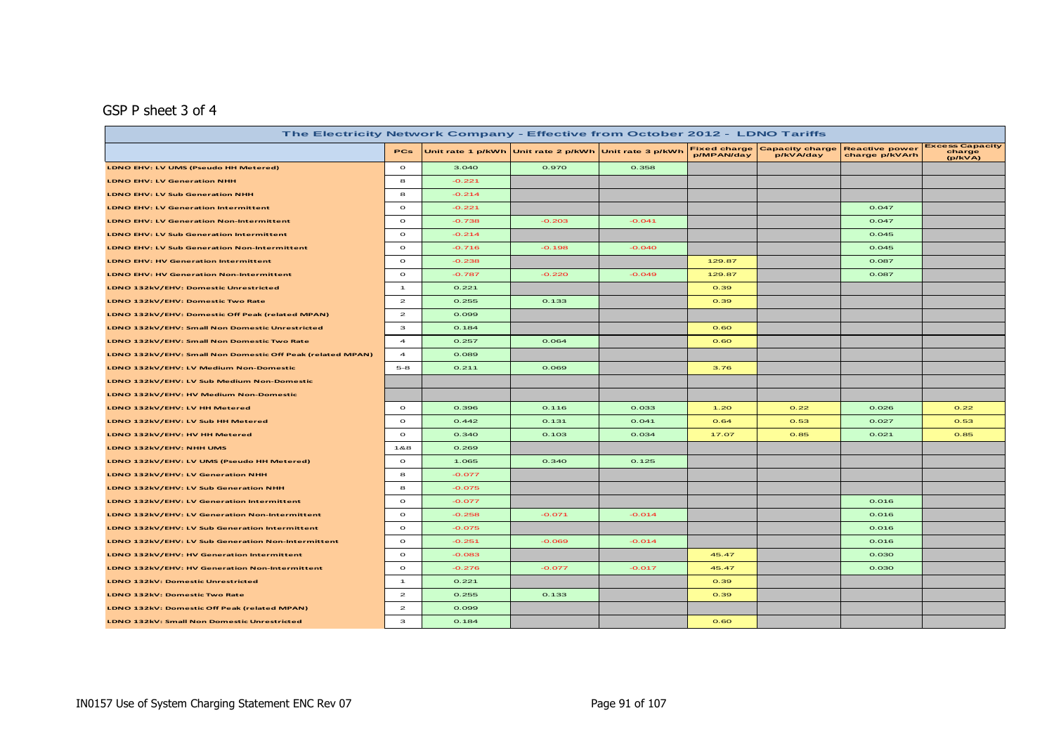GSP P sheet 3 of 4

| The Electricity Network Company - Effective from October 2012 - LDNO Tariffs | | | | | | | | |
|---|---|---|---|---|---|---|---|---|
| | PCs | Unit rate 1 p/kWh | Unit rate 2 p/kWh | Unit rate 3 p/kWh | Fixed charge p/MPAN/day | Capacity charge p/kVA/day | Reactive power charge p/kVArh | Excess Capacity charge (p/kVA) |
| LDNO EHV: LV UMS (Pseudo HH Metered) | 0 | 3.040 | 0.970 | 0.358 | | | | |
| LDNO EHV: LV Generation NHH | 8 | -0.221 | | | | | | |
| LDNO EHV: LV Sub Generation NHH | 8 | -0.214 | | | | | | |
| LDNO EHV: LV Generation Intermittent | 0 | -0.221 | | | | | 0.047 | |
| LDNO EHV: LV Generation Non-Intermittent | 0 | -0.738 | -0.203 | -0.041 | | | 0.047 | |
| LDNO EHV: LV Sub Generation Intermittent | 0 | -0.214 | | | | | 0.045 | |
| LDNO EHV: LV Sub Generation Non-Intermittent | 0 | -0.716 | -0.198 | -0.040 | | | 0.045 | |
| LDNO EHV: HV Generation Intermittent | 0 | -0.238 | | | 129.87 | | 0.087 | |
| LDNO EHV: HV Generation Non-Intermittent | 0 | -0.787 | -0.220 | -0.049 | 129.87 | | 0.087 | |
| LDNO 132kV/EHV: Domestic Unrestricted | 1 | 0.221 | | | 0.39 | | | |
| LDNO 132kV/EHV: Domestic Two Rate | 2 | 0.255 | 0.133 | | 0.39 | | | |
| LDNO 132kV/EHV: Domestic Off Peak (related MPAN) | 2 | 0.099 | | | | | | |
| LDNO 132kV/EHV: Small Non Domestic Unrestricted | 3 | 0.184 | | | 0.60 | | | |
| LDNO 132kV/EHV: Small Non Domestic Two Rate | 4 | 0.257 | 0.064 | | 0.60 | | | |
| LDNO 132kV/EHV: Small Non Domestic Off Peak (related MPAN) | 4 | 0.089 | | | | | | |
| LDNO 132kV/EHV: LV Medium Non-Domestic | 5-8 | 0.211 | 0.069 | | 3.76 | | | |
| LDNO 132kV/EHV: LV Sub Medium Non-Domestic | | | | | | | | |
| LDNO 132kV/EHV: HV Medium Non-Domestic | | | | | | | | |
| LDNO 132kV/EHV: LV HH Metered | 0 | 0.396 | 0.116 | 0.033 | 1.20 | 0.22 | 0.026 | 0.22 |
| LDNO 132kV/EHV: LV Sub HH Metered | 0 | 0.442 | 0.131 | 0.041 | 0.64 | 0.53 | 0.027 | 0.53 |
| LDNO 132kV/EHV: HV HH Metered | 0 | 0.340 | 0.103 | 0.034 | 17.07 | 0.85 | 0.021 | 0.85 |
| LDNO 132kV/EHV: NHH UMS | 1&8 | 0.269 | | | | | | |
| LDNO 132kV/EHV: LV UMS (Pseudo HH Metered) | 0 | 1.065 | 0.340 | 0.125 | | | | |
| LDNO 132kV/EHV: LV Generation NHH | 8 | -0.077 | | | | | | |
| LDNO 132kV/EHV: LV Sub Generation NHH | 8 | -0.075 | | | | | | |
| LDNO 132kV/EHV: LV Generation Intermittent | 0 | -0.077 | | | | | 0.016 | |
| LDNO 132kV/EHV: LV Generation Non-Intermittent | 0 | -0.258 | -0.071 | -0.014 | | | 0.016 | |
| LDNO 132kV/EHV: LV Sub Generation Intermittent | 0 | -0.075 | | | | | 0.016 | |
| LDNO 132kV/EHV: LV Sub Generation Non-Intermittent | 0 | -0.251 | -0.069 | -0.014 | | | 0.016 | |
| LDNO 132kV/EHV: HV Generation Intermittent | 0 | -0.083 | | | 45.47 | | 0.030 | |
| LDNO 132kV/EHV: HV Generation Non-Intermittent | 0 | -0.276 | -0.077 | -0.017 | 45.47 | | 0.030 | |
| LDNO 132kV: Domestic Unrestricted | 1 | 0.221 | | | 0.39 | | | |
| LDNO 132kV: Domestic Two Rate | 2 | 0.255 | 0.133 | | 0.39 | | | |
| LDNO 132kV: Domestic Off Peak (related MPAN) | 2 | 0.099 | | | | | | |
| LDNO 132kV: Small Non Domestic Unrestricted | 3 | 0.184 | | | 0.60 | | | |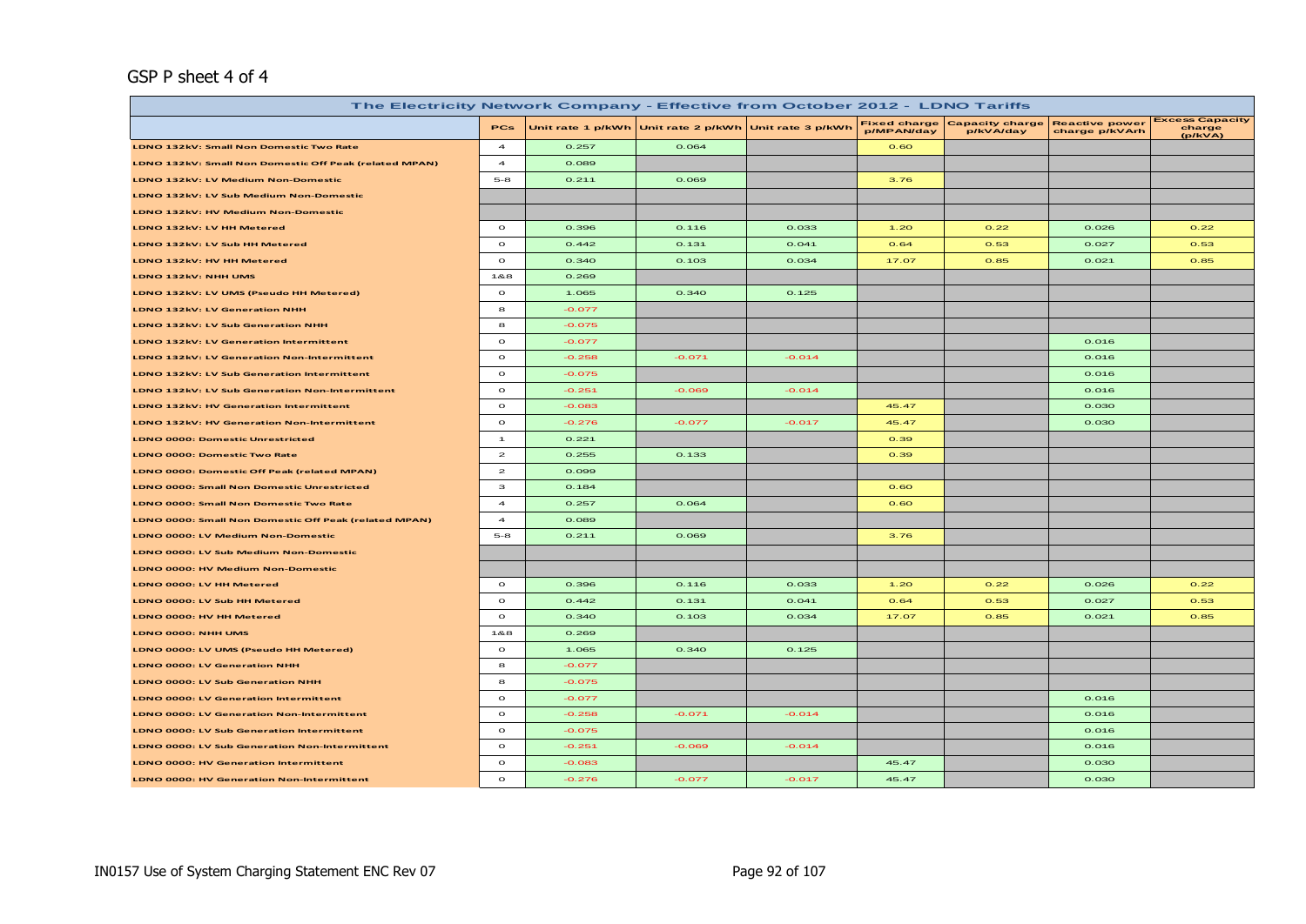GSP P sheet 4 of 4

| The Electricity Network Company - Effective from October 2012 - LDNO Tariffs | | | | | | | | |
|---|---|---|---|---|---|---|---|---|
| | PCs | Unit rate 1 p/kWh | Unit rate 2 p/kWh | Unit rate 3 p/kWh | Fixed charge p/MPAN/day | Capacity charge p/kVA/day | Reactive power charge p/kVArh | Excess Capacity charge (p/kVA) |
| LDNO 132kV: Small Non Domestic Two Rate | 4 | 0.257 | 0.064 | | 0.60 | | | |
| LDNO 132kV: Small Non Domestic Off Peak (related MPAN) | 4 | 0.089 | | | | | | |
| LDNO 132kV: LV Medium Non-Domestic | 5-8 | 0.211 | 0.069 | | 3.76 | | | |
| LDNO 132kV: LV Sub Medium Non-Domestic | | | | | | | | |
| LDNO 132kV: HV Medium Non-Domestic | | | | | | | | |
| LDNO 132kV: LV HH Metered | 0 | 0.396 | 0.116 | 0.033 | 1.20 | 0.22 | 0.026 | 0.22 |
| LDNO 132kV: LV Sub HH Metered | 0 | 0.442 | 0.131 | 0.041 | 0.64 | 0.53 | 0.027 | 0.53 |
| LDNO 132kV: HV HH Metered | 0 | 0.340 | 0.103 | 0.034 | 17.07 | 0.85 | 0.021 | 0.85 |
| LDNO 132kV: NHH UMS | 1&8 | 0.269 | | | | | | |
| LDNO 132kV: LV UMS (Pseudo HH Metered) | 0 | 1.065 | 0.340 | 0.125 | | | | |
| LDNO 132kV: LV Generation NHH | 8 | -0.077 | | | | | | |
| LDNO 132kV: LV Sub Generation NHH | 8 | -0.075 | | | | | | |
| LDNO 132kV: LV Generation Intermittent | 0 | -0.077 | | | | | 0.016 | |
| LDNO 132kV: LV Generation Non-Intermittent | 0 | -0.258 | -0.071 | -0.014 | | | 0.016 | |
| LDNO 132kV: LV Sub Generation Intermittent | 0 | -0.075 | | | | | 0.016 | |
| LDNO 132kV: LV Sub Generation Non-Intermittent | 0 | -0.251 | -0.069 | -0.014 | | | 0.016 | |
| LDNO 132kV: HV Generation Intermittent | 0 | -0.083 | | | 45.47 | | 0.030 | |
| LDNO 132kV: HV Generation Non-Intermittent | 0 | -0.276 | -0.077 | -0.017 | 45.47 | | 0.030 | |
| LDNO 0000: Domestic Unrestricted | 1 | 0.221 | | | 0.39 | | | |
| LDNO 0000: Domestic Two Rate | 2 | 0.255 | 0.133 | | 0.39 | | | |
| LDNO 0000: Domestic Off Peak (related MPAN) | 2 | 0.099 | | | | | | |
| LDNO 0000: Small Non Domestic Unrestricted | 3 | 0.184 | | | 0.60 | | | |
| LDNO 0000: Small Non Domestic Two Rate | 4 | 0.257 | 0.064 | | 0.60 | | | |
| LDNO 0000: Small Non Domestic Off Peak (related MPAN) | 4 | 0.089 | | | | | | |
| LDNO 0000: LV Medium Non-Domestic | 5-8 | 0.211 | 0.069 | | 3.76 | | | |
| LDNO 0000: LV Sub Medium Non-Domestic | | | | | | | | |
| LDNO 0000: HV Medium Non-Domestic | | | | | | | | |
| LDNO 0000: LV HH Metered | 0 | 0.396 | 0.116 | 0.033 | 1.20 | 0.22 | 0.026 | 0.22 |
| LDNO 0000: LV Sub HH Metered | 0 | 0.442 | 0.131 | 0.041 | 0.64 | 0.53 | 0.027 | 0.53 |
| LDNO 0000: HV HH Metered | 0 | 0.340 | 0.103 | 0.034 | 17.07 | 0.85 | 0.021 | 0.85 |
| LDNO 0000: NHH UMS | 1&8 | 0.269 | | | | | | |
| LDNO 0000: LV UMS (Pseudo HH Metered) | 0 | 1.065 | 0.340 | 0.125 | | | | |
| LDNO 0000: LV Generation NHH | 8 | -0.077 | | | | | | |
| LDNO 0000: LV Sub Generation NHH | 8 | -0.075 | | | | | | |
| LDNO 0000: LV Generation Intermittent | 0 | -0.077 | | | | | 0.016 | |
| LDNO 0000: LV Generation Non-Intermittent | 0 | -0.258 | -0.071 | -0.014 | | | 0.016 | |
| LDNO 0000: LV Sub Generation Intermittent | 0 | -0.075 | | | | | 0.016 | |
| LDNO 0000: LV Sub Generation Non-Intermittent | 0 | -0.251 | -0.069 | -0.014 | | | 0.016 | |
| LDNO 0000: HV Generation Intermittent | 0 | -0.083 | | | 45.47 | | 0.030 | |
| LDNO 0000: HV Generation Non-Intermittent | 0 | -0.276 | -0.077 | -0.017 | 45.47 | | 0.030 | |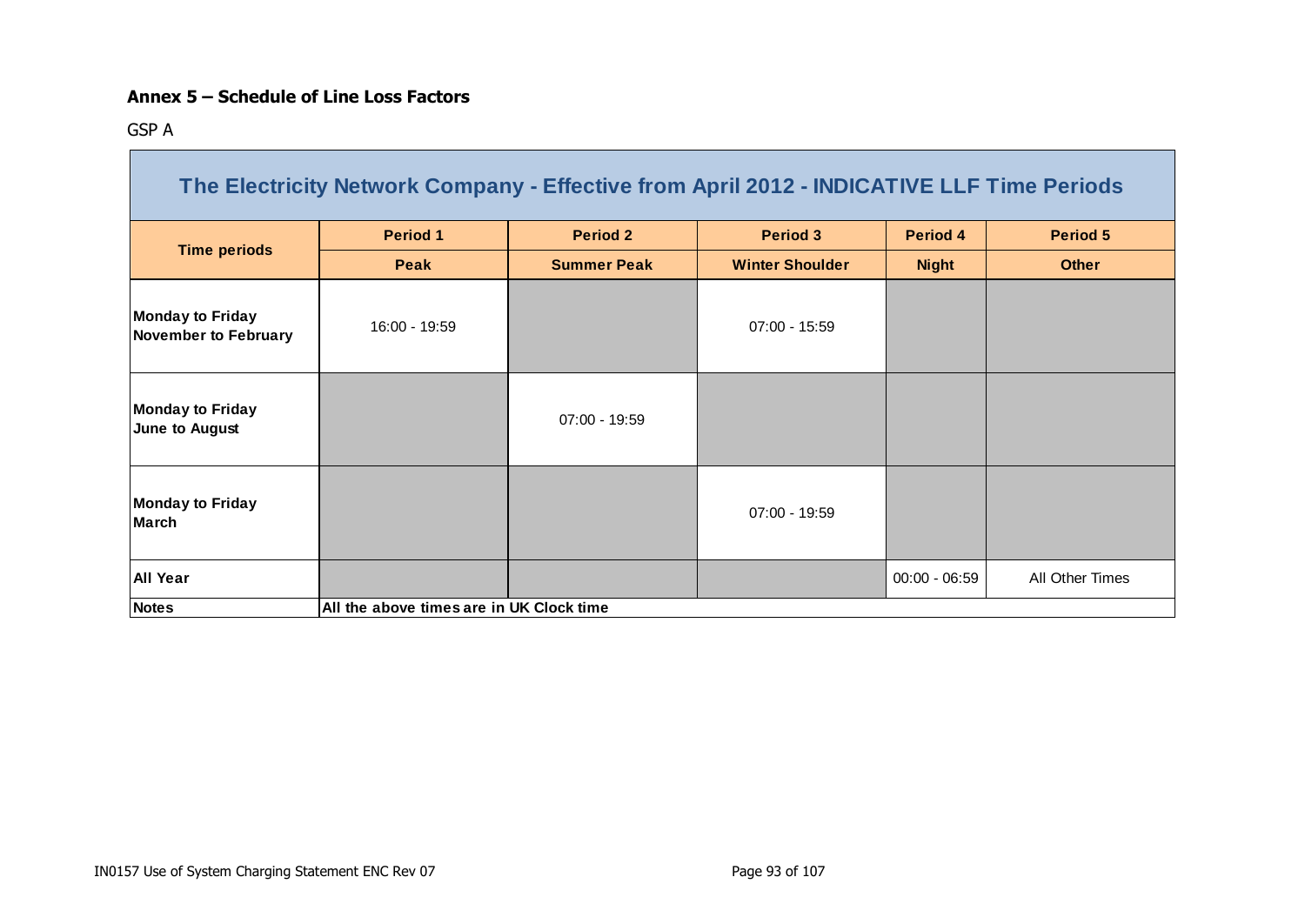**Annex 5 – Schedule of Line Loss Factors**

GSP A

| The Electricity Network Company - Effective from April 2012 - INDICATIVE LLF Time Periods | | | | | |
|---|---|---|---|---|---|
| **Time periods** | **Period 1** | **Period 2** | **Period 3** | **Period 4** | **Period 5** |
| | **Peak** | **Summer Peak** | **Winter Shoulder** | **Night** | **Other** |
| **Monday to Friday November to February** | 16:00 - 19:59 | | 07:00 - 15:59 | | |
| **Monday to Friday June to August** | | 07:00 - 19:59 | | | |
| **Monday to Friday March** | | | 07:00 - 19:59 | | |
| **All Year** | | | | 00:00 - 06:59 | All Other Times |
| **Notes** | **All the above times are in UK Clock time** | | | | |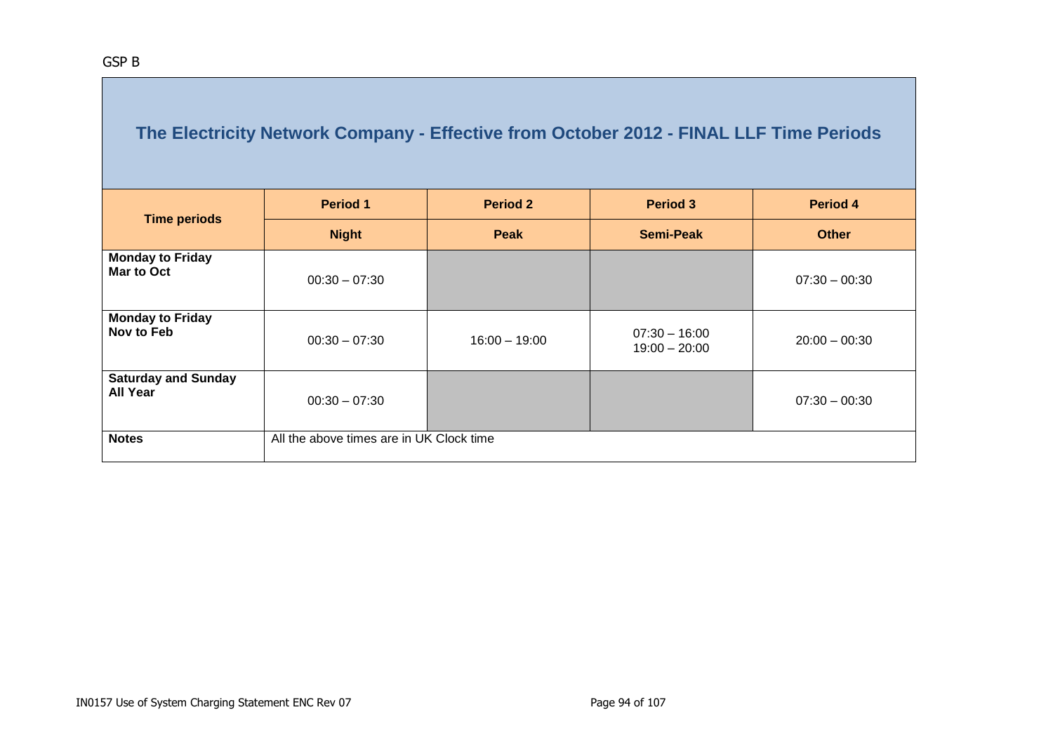GSP B

## The Electricity Network Company - Effective from October 2012 - FINAL LLF Time Periods

| Time periods | Period 1 | Period 2 | Period 3 | Period 4 |
|---|---|---|---|---|
| | **Night** | **Peak** | **Semi-Peak** | **Other** |
| **Monday to Friday Mar to Oct** | 00:30 – 07:30 | | | 07:30 – 00:30 |
| **Monday to Friday Nov to Feb** | 00:30 – 07:30 | 16:00 – 19:00 | 07:30 – 16:00<br>19:00 – 20:00 | 20:00 – 00:30 |
| **Saturday and Sunday All Year** | 00:30 – 07:30 | | | 07:30 – 00:30 |
| **Notes** | All the above times are in UK Clock time | | | |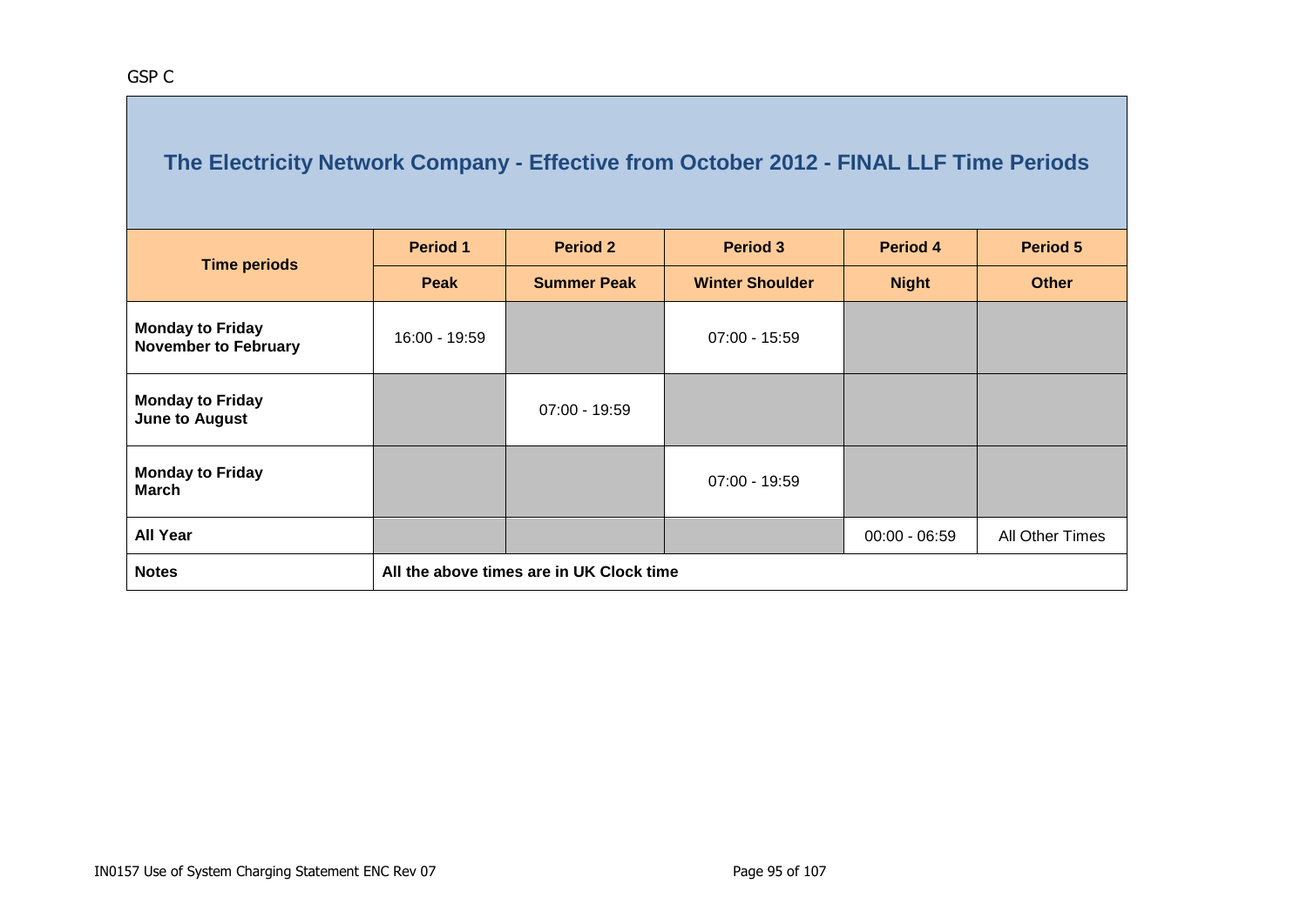GSP C

## The Electricity Network Company - Effective from October 2012 - FINAL LLF Time Periods

| Time periods | Period 1 | Period 2 | Period 3 | Period 4 | Period 5 |
|---|---|---|---|---|---|
| | **Peak** | **Summer Peak** | **Winter Shoulder** | **Night** | **Other** |
| **Monday to Friday November to February** | 16:00 - 19:59 | | 07:00 - 15:59 | | |
| **Monday to Friday June to August** | | 07:00 - 19:59 | | | |
| **Monday to Friday March** | | | 07:00 - 19:59 | | |
| **All Year** | | | | 00:00 - 06:59 | All Other Times |
| **Notes** | **All the above times are in UK Clock time** | | | | |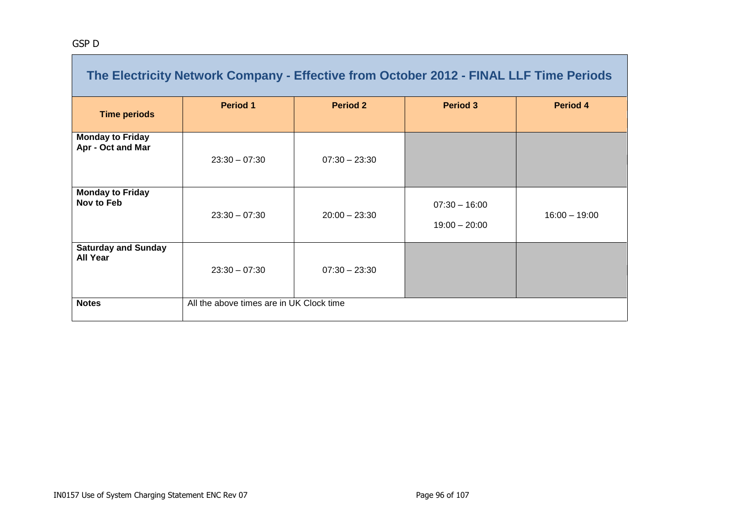GSP D

| The Electricity Network Company - Effective from October 2012 - FINAL LLF Time Periods | | | | |
|---|---|---|---|---|
| **Time periods** | **Period 1** | **Period 2** | **Period 3** | **Period 4** |
| **Monday to Friday Apr - Oct and Mar** | 23:30 – 07:30 | 07:30 – 23:30 | | |
| **Monday to Friday Nov to Feb** | 23:30 – 07:30 | 20:00 – 23:30 | 07:30 – 16:00<br>19:00 – 20:00 | 16:00 – 19:00 |
| **Saturday and Sunday All Year** | 23:30 – 07:30 | 07:30 – 23:30 | | |
| **Notes** | All the above times are in UK Clock time | | | |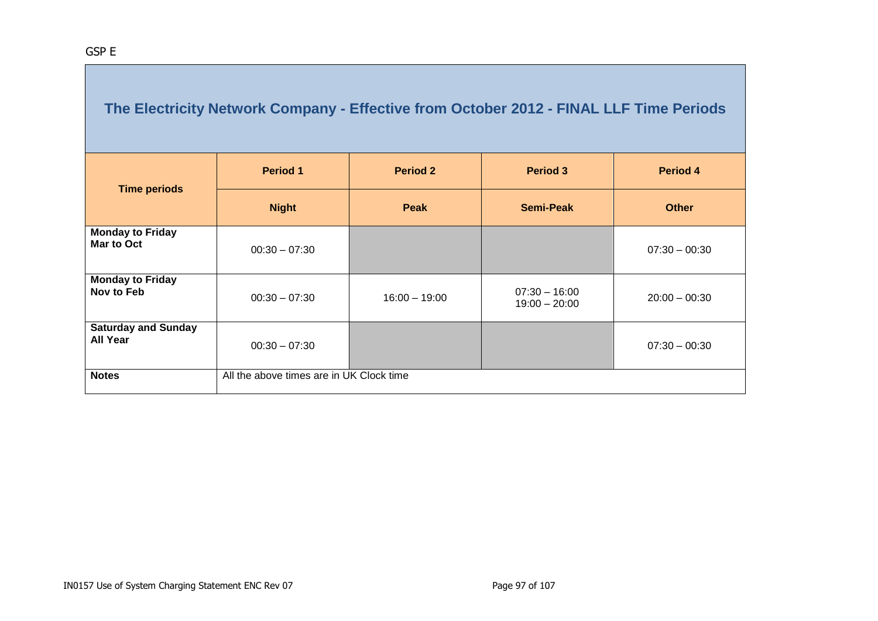GSP E

| The Electricity Network Company - Effective from October 2012 - FINAL LLF Time Periods | | | | |
|---|---|---|---|---|
| **Time periods** | **Period 1** | **Period 2** | **Period 3** | **Period 4** |
| | **Night** | **Peak** | **Semi-Peak** | **Other** |
| **Monday to Friday Mar to Oct** | 00:30 – 07:30 | | | 07:30 – 00:30 |
| **Monday to Friday Nov to Feb** | 00:30 – 07:30 | 16:00 – 19:00 | 07:30 – 16:00<br>19:00 – 20:00 | 20:00 – 00:30 |
| **Saturday and Sunday All Year** | 00:30 – 07:30 | | | 07:30 – 00:30 |
| **Notes** | All the above times are in UK Clock time | | | |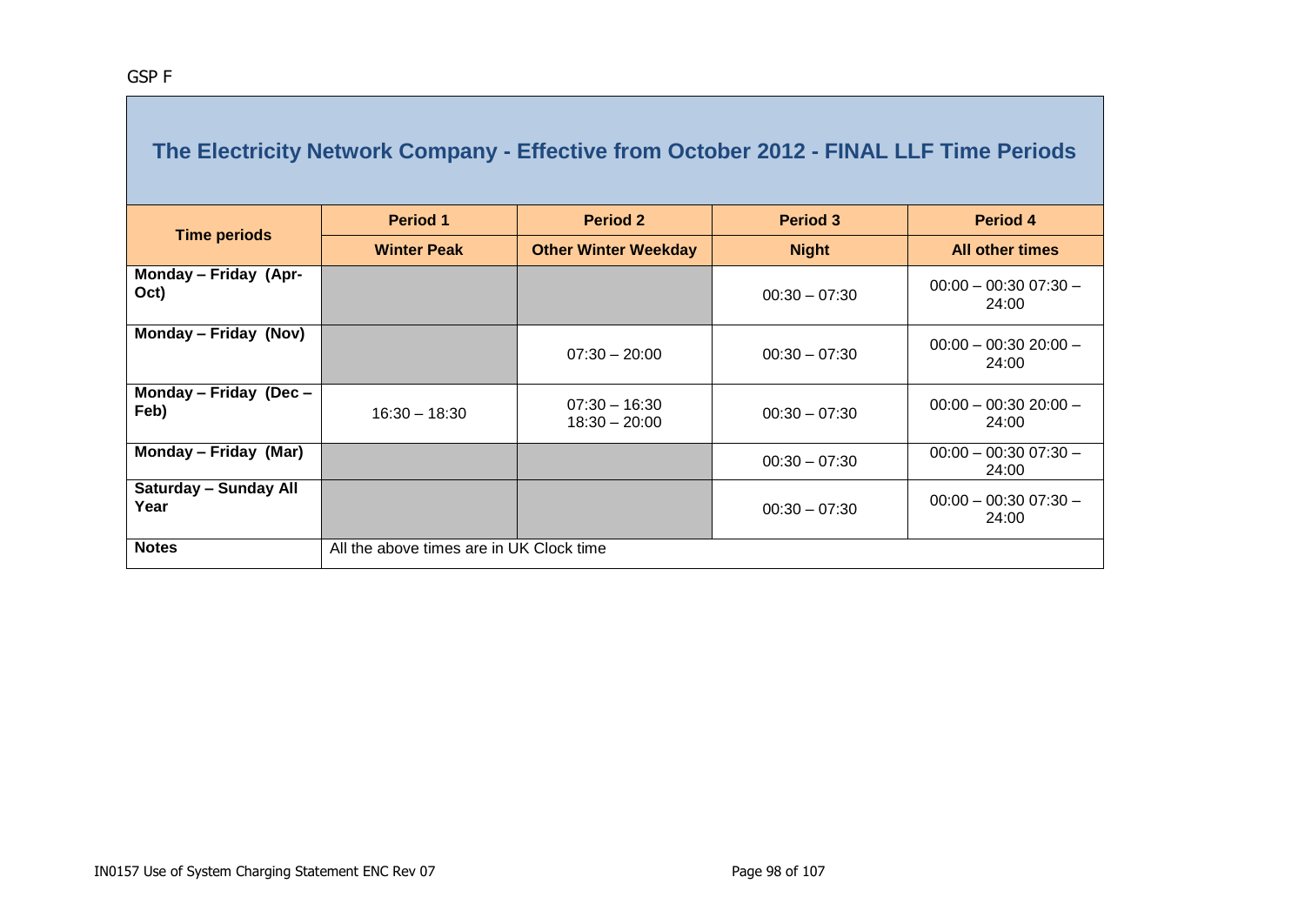GSP F

## The Electricity Network Company - Effective from October 2012 - FINAL LLF Time Periods

| Time periods | Period 1 | Period 2 | Period 3 | Period 4 |
|---|---|---|---|---|
| | **Winter Peak** | **Other Winter Weekday** | **Night** | **All other times** |
| **Monday – Friday (Apr-Oct)** | | | 00:30 – 07:30 | 00:00 – 00:30 07:30 – 24:00 |
| **Monday – Friday (Nov)** | | 07:30 – 20:00 | 00:30 – 07:30 | 00:00 – 00:30 20:00 – 24:00 |
| **Monday – Friday (Dec – Feb)** | 16:30 – 18:30 | 07:30 – 16:30 18:30 – 20:00 | 00:30 – 07:30 | 00:00 – 00:30 20:00 – 24:00 |
| **Monday – Friday (Mar)** | | | 00:30 – 07:30 | 00:00 – 00:30 07:30 – 24:00 |
| **Saturday – Sunday All Year** | | | 00:30 – 07:30 | 00:00 – 00:30 07:30 – 24:00 |
| **Notes** | All the above times are in UK Clock time | | | |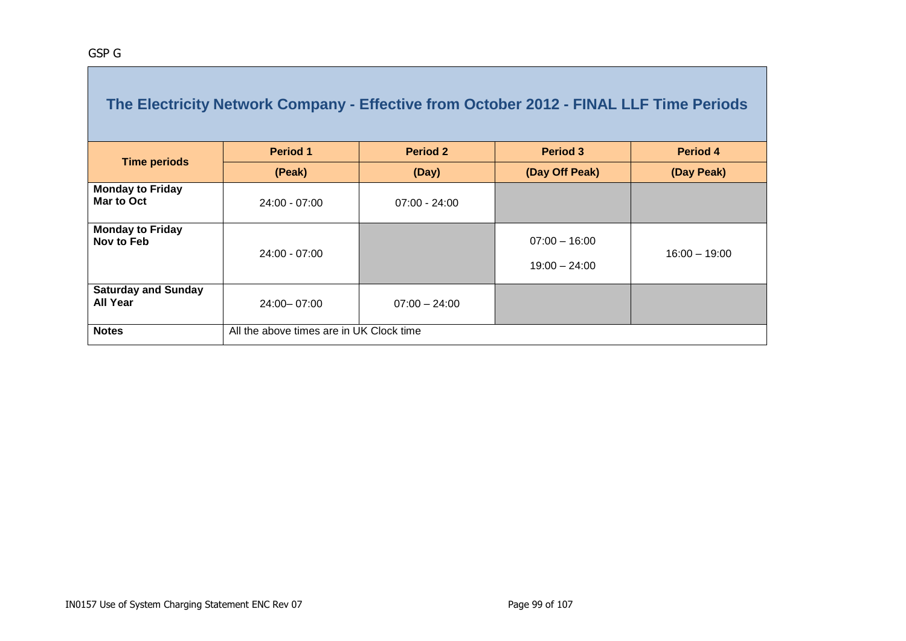GSP G

| The Electricity Network Company - Effective from October 2012 - FINAL LLF Time Periods | | | | |
|---|---|---|---|---|
| **Time periods** | **Period 1** | **Period 2** | **Period 3** | **Period 4** |
| | **(Peak)** | **(Day)** | **(Day Off Peak)** | **(Day Peak)** |
| **Monday to Friday Mar to Oct** | 24:00 - 07:00 | 07:00 - 24:00 | | |
| **Monday to Friday Nov to Feb** | 24:00 - 07:00 | | 07:00 – 16:00<br>19:00 – 24:00 | 16:00 – 19:00 |
| **Saturday and Sunday All Year** | 24:00– 07:00 | 07:00 – 24:00 | | |
| **Notes** | All the above times are in UK Clock time | | | |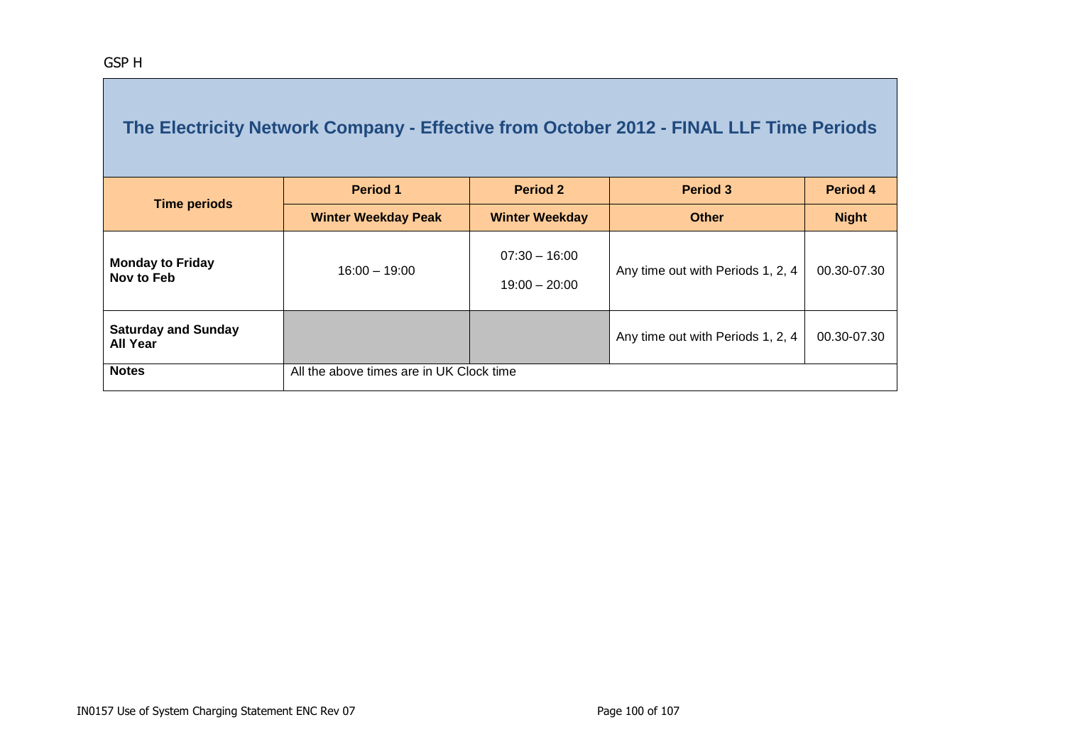GSP H

## The Electricity Network Company - Effective from October 2012 - FINAL LLF Time Periods

| Time periods | Period 1 | Period 2 | Period 3 | Period 4 |
|---|---|---|---|---|
| | **Winter Weekday Peak** | **Winter Weekday** | **Other** | **Night** |
| **Monday to Friday Nov to Feb** | 16:00 – 19:00 | 07:30 – 16:00<br>19:00 – 20:00 | Any time out with Periods 1, 2, 4 | 00.30-07.30 |
| **Saturday and Sunday All Year** | | | Any time out with Periods 1, 2, 4 | 00.30-07.30 |
| **Notes** | All the above times are in UK Clock time | | | |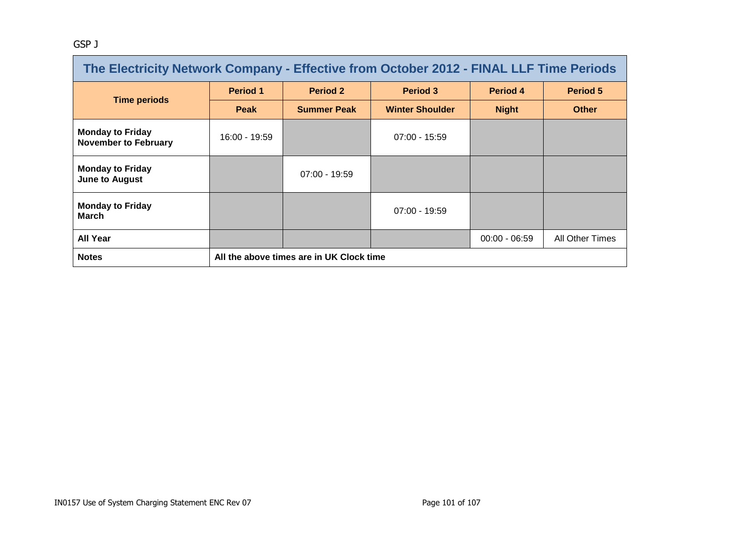GSP J

| The Electricity Network Company - Effective from October 2012 - FINAL LLF Time Periods | | | | | |
|---|---|---|---|---|---|
| **Time periods** | **Period 1** | **Period 2** | **Period 3** | **Period 4** | **Period 5** |
| | **Peak** | **Summer Peak** | **Winter Shoulder** | **Night** | **Other** |
| **Monday to Friday November to February** | 16:00 - 19:59 | | 07:00 - 15:59 | | |
| **Monday to Friday June to August** | | 07:00 - 19:59 | | | |
| **Monday to Friday March** | | | 07:00 - 19:59 | | |
| **All Year** | | | | 00:00 - 06:59 | All Other Times |
| **Notes** | **All the above times are in UK Clock time** | | | | |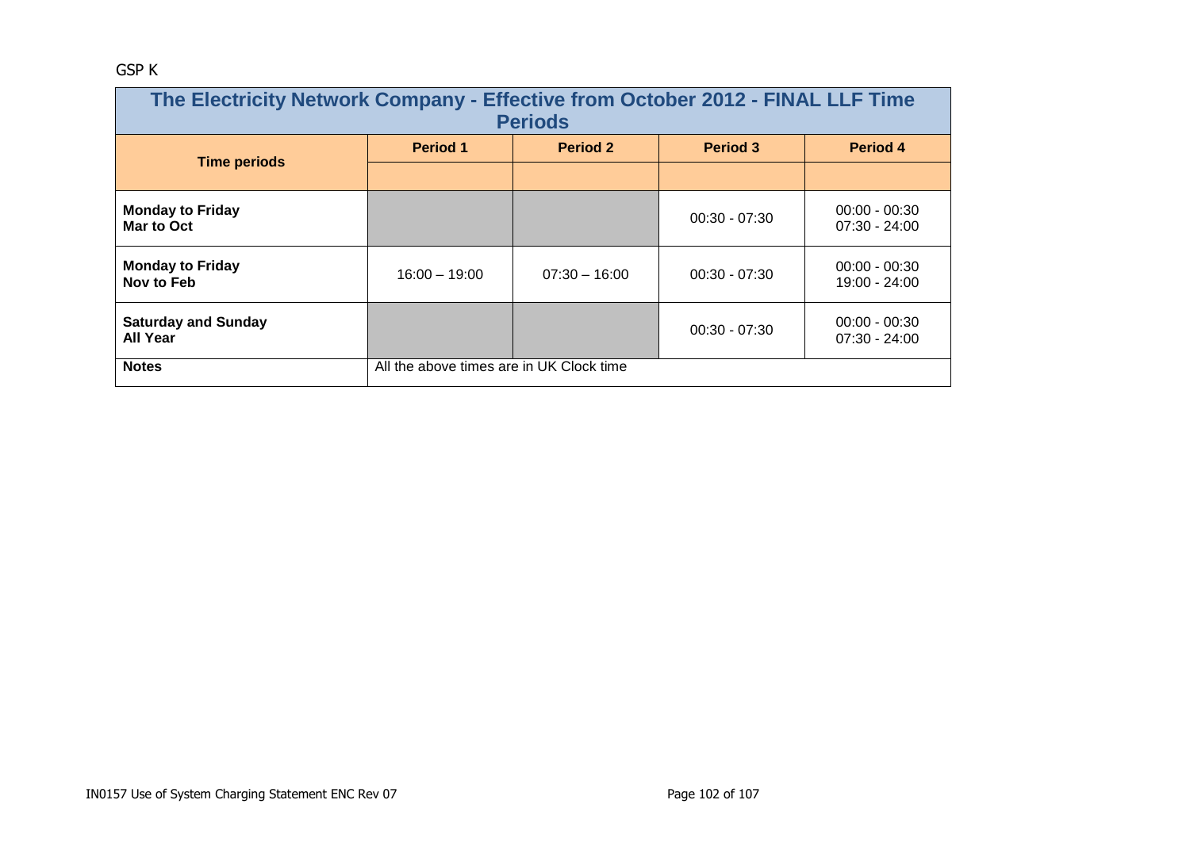GSP K

| The Electricity Network Company - Effective from October 2012 - FINAL LLF Time Periods | | | | |
|---|---|---|---|---|
| **Time periods** | **Period 1** | **Period 2** | **Period 3** | **Period 4** |
| **Monday to Friday**<br>**Mar to Oct** | | | 00:30 - 07:30 | 00:00 - 00:30<br>07:30 - 24:00 |
| **Monday to Friday**<br>**Nov to Feb** | 16:00 – 19:00 | 07:30 – 16:00 | 00:30 - 07:30 | 00:00 - 00:30<br>19:00 - 24:00 |
| **Saturday and Sunday**<br>**All Year** | | | 00:30 - 07:30 | 00:00 - 00:30<br>07:30 - 24:00 |
| **Notes** | All the above times are in UK Clock time | | | |

IN0157 Use of System Charging Statement ENC Rev 07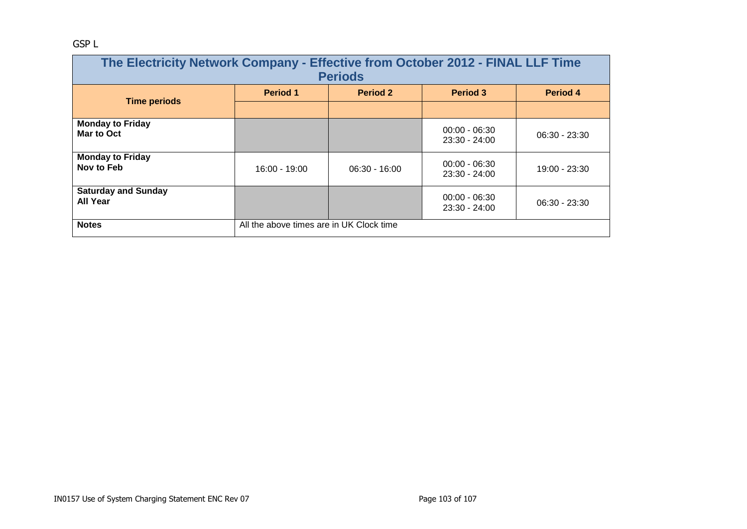GSP L

| The Electricity Network Company - Effective from October 2012 - FINAL LLF Time Periods | | | | |
|---|---|---|---|---|
| **Time periods** | **Period 1** | **Period 2** | **Period 3** | **Period 4** |
| **Monday to Friday Mar to Oct** | | | 00:00 - 06:30 23:30 - 24:00 | 06:30 - 23:30 |
| **Monday to Friday Nov to Feb** | 16:00 - 19:00 | 06:30 - 16:00 | 00:00 - 06:30 23:30 - 24:00 | 19:00 - 23:30 |
| **Saturday and Sunday All Year** | | | 00:00 - 06:30 23:30 - 24:00 | 06:30 - 23:30 |
| **Notes** | All the above times are in UK Clock time | | | |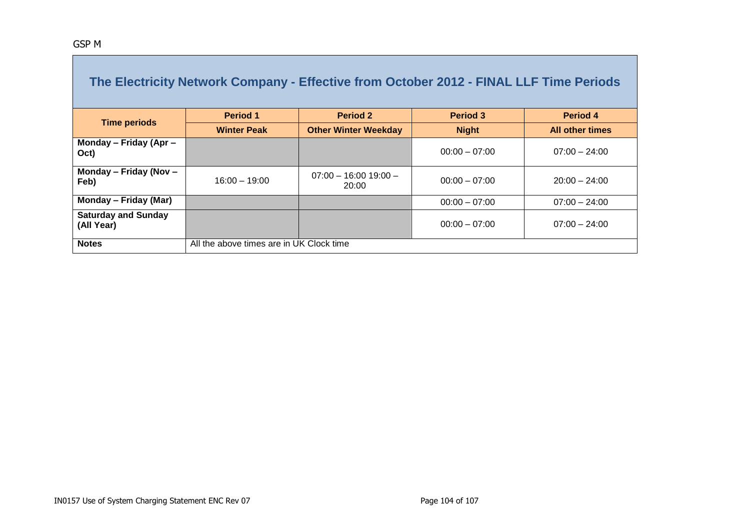GSP M

| The Electricity Network Company - Effective from October 2012 - FINAL LLF Time Periods | | | | |
|---|---|---|---|---|
| **Time periods** | **Period 1** | **Period 2** | **Period 3** | **Period 4** |
| | **Winter Peak** | **Other Winter Weekday** | **Night** | **All other times** |
| **Monday – Friday (Apr – Oct)** | | | 00:00 – 07:00 | 07:00 – 24:00 |
| **Monday – Friday (Nov – Feb)** | 16:00 – 19:00 | 07:00 – 16:00 19:00 – 20:00 | 00:00 – 07:00 | 20:00 – 24:00 |
| **Monday – Friday (Mar)** | | | 00:00 – 07:00 | 07:00 – 24:00 |
| **Saturday and Sunday (All Year)** | | | 00:00 – 07:00 | 07:00 – 24:00 |
| **Notes** | All the above times are in UK Clock time | | | |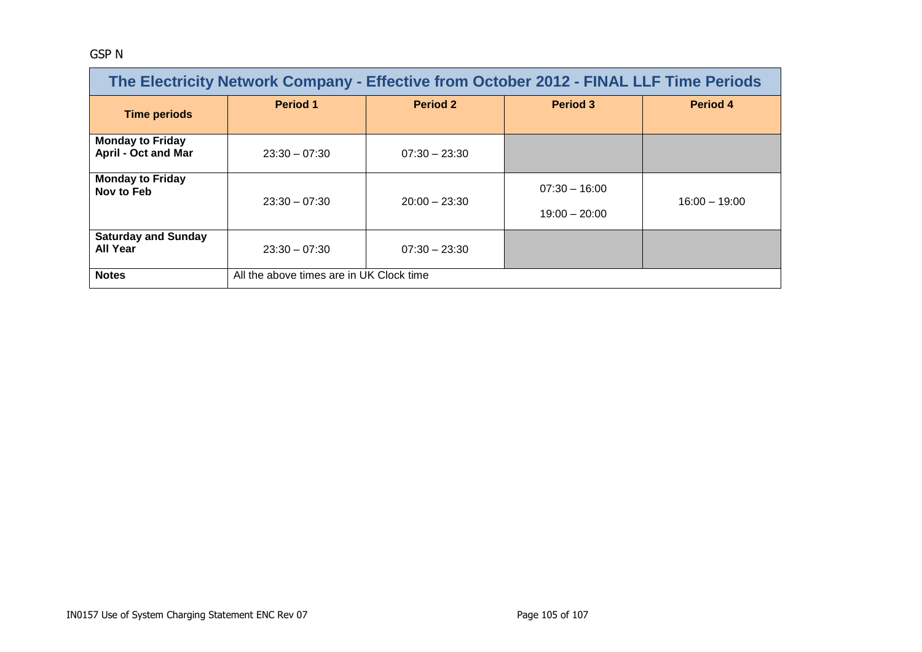GSP N

| The Electricity Network Company - Effective from October 2012 - FINAL LLF Time Periods | | | | |
|---|---|---|---|---|
| **Time periods** | **Period 1** | **Period 2** | **Period 3** | **Period 4** |
| **Monday to Friday April - Oct and Mar** | 23:30 – 07:30 | 07:30 – 23:30 | | |
| **Monday to Friday Nov to Feb** | 23:30 – 07:30 | 20:00 – 23:30 | 07:30 – 16:00<br>19:00 – 20:00 | 16:00 – 19:00 |
| **Saturday and Sunday All Year** | 23:30 – 07:30 | 07:30 – 23:30 | | |
| **Notes** | All the above times are in UK Clock time | | | |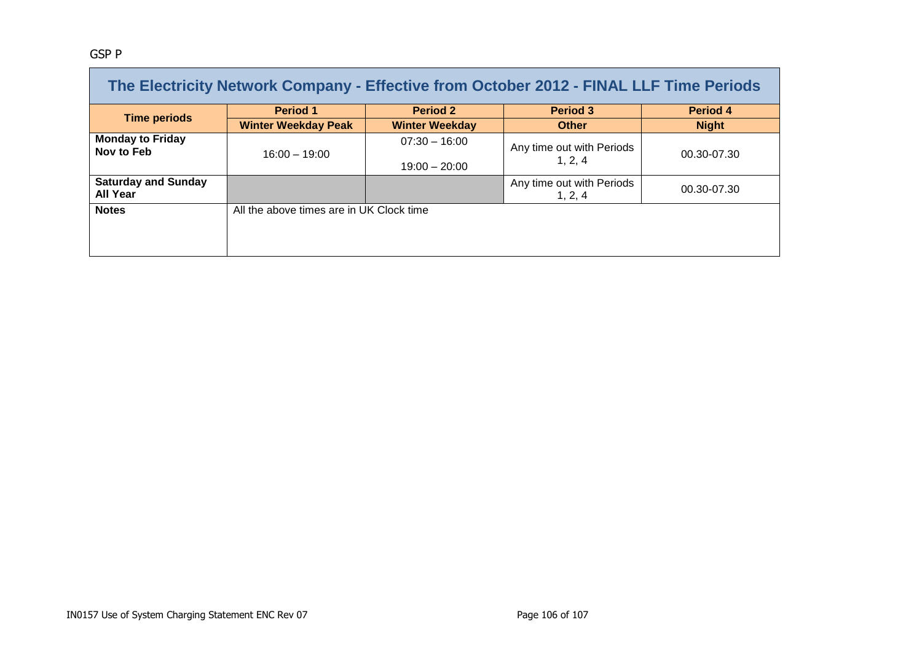GSP P

| The Electricity Network Company - Effective from October 2012 - FINAL LLF Time Periods | | | | |
|---|---|---|---|---|
| **Time periods** | **Period 1** | **Period 2** | **Period 3** | **Period 4** |
| | **Winter Weekday Peak** | **Winter Weekday** | **Other** | **Night** |
| **Monday to Friday Nov to Feb** | 16:00 – 19:00 | 07:30 – 16:00<br>19:00 – 20:00 | Any time out with Periods 1, 2, 4 | 00.30-07.30 |
| **Saturday and Sunday All Year** | | | Any time out with Periods 1, 2, 4 | 00.30-07.30 |
| **Notes** | All the above times are in UK Clock time | | | |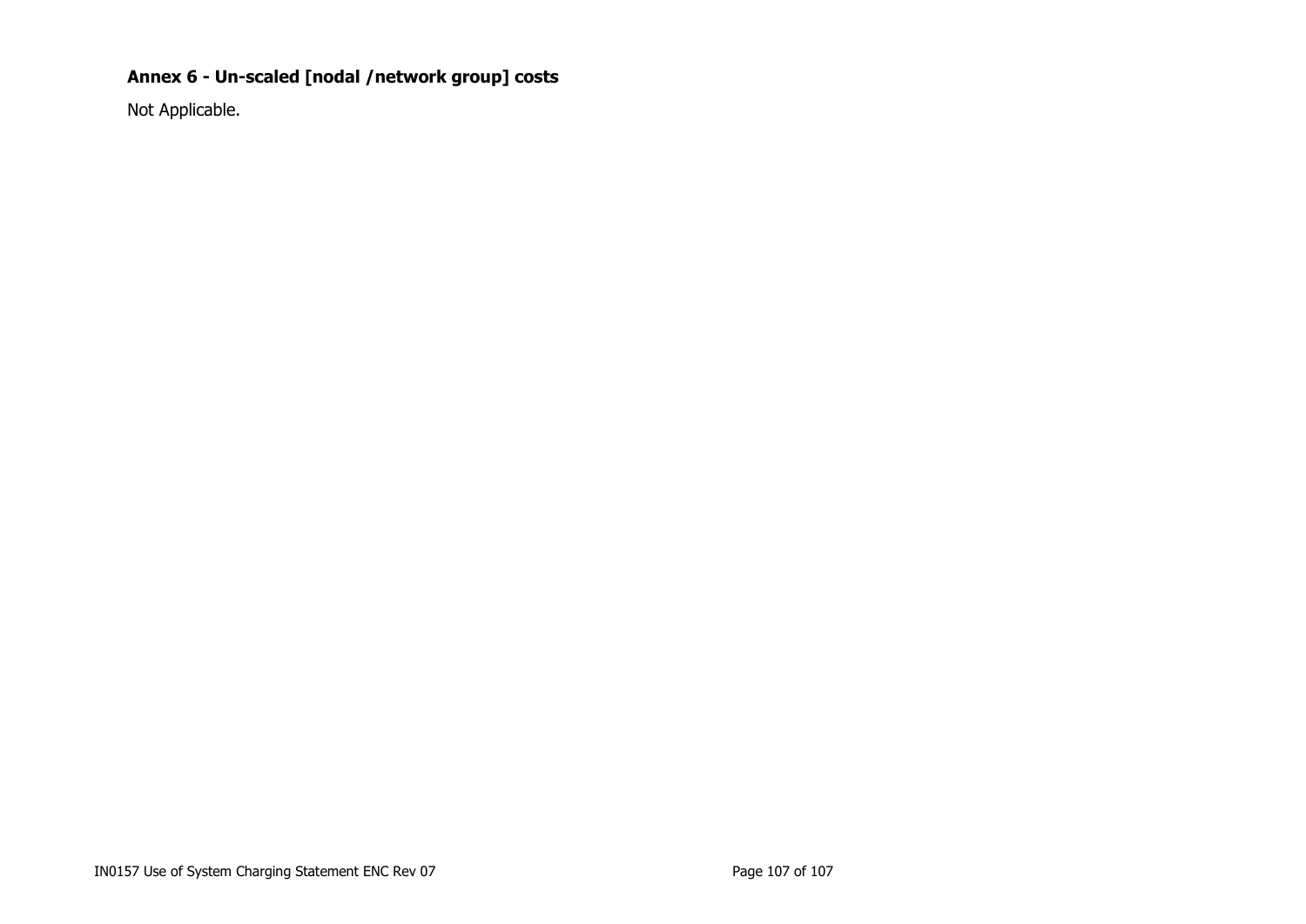**Annex 6 - Un-scaled [nodal /network group] costs**

Not Applicable.